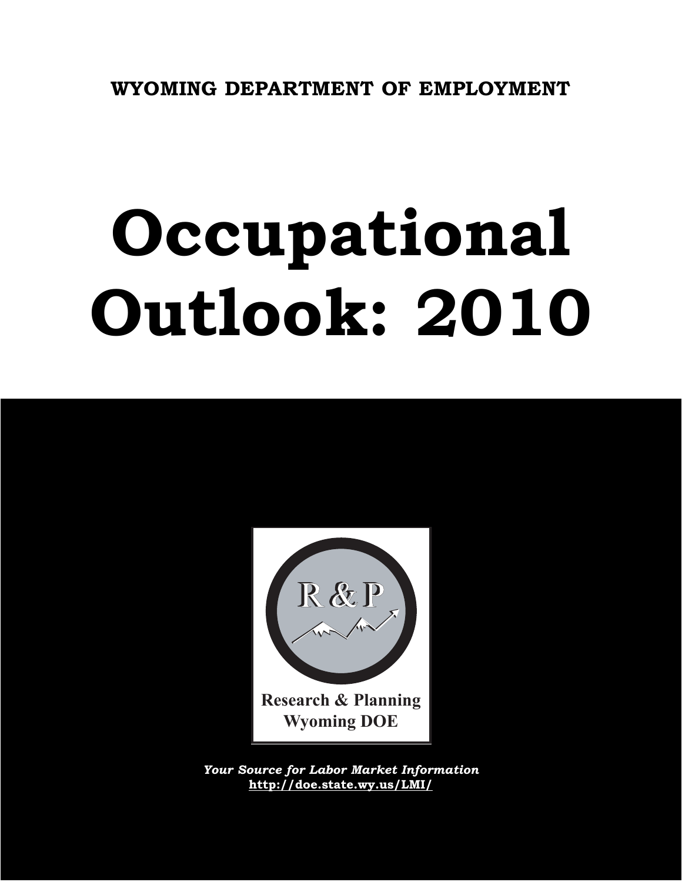**WYOMING DEPARTMENT OF EMPLOYMENT**

# Occupational Outlook: 2010

R & P

Research & Planning
Wyoming DOE

***Your Source for Labor Market Information***
**http://doe.state.wy.us/LMI/**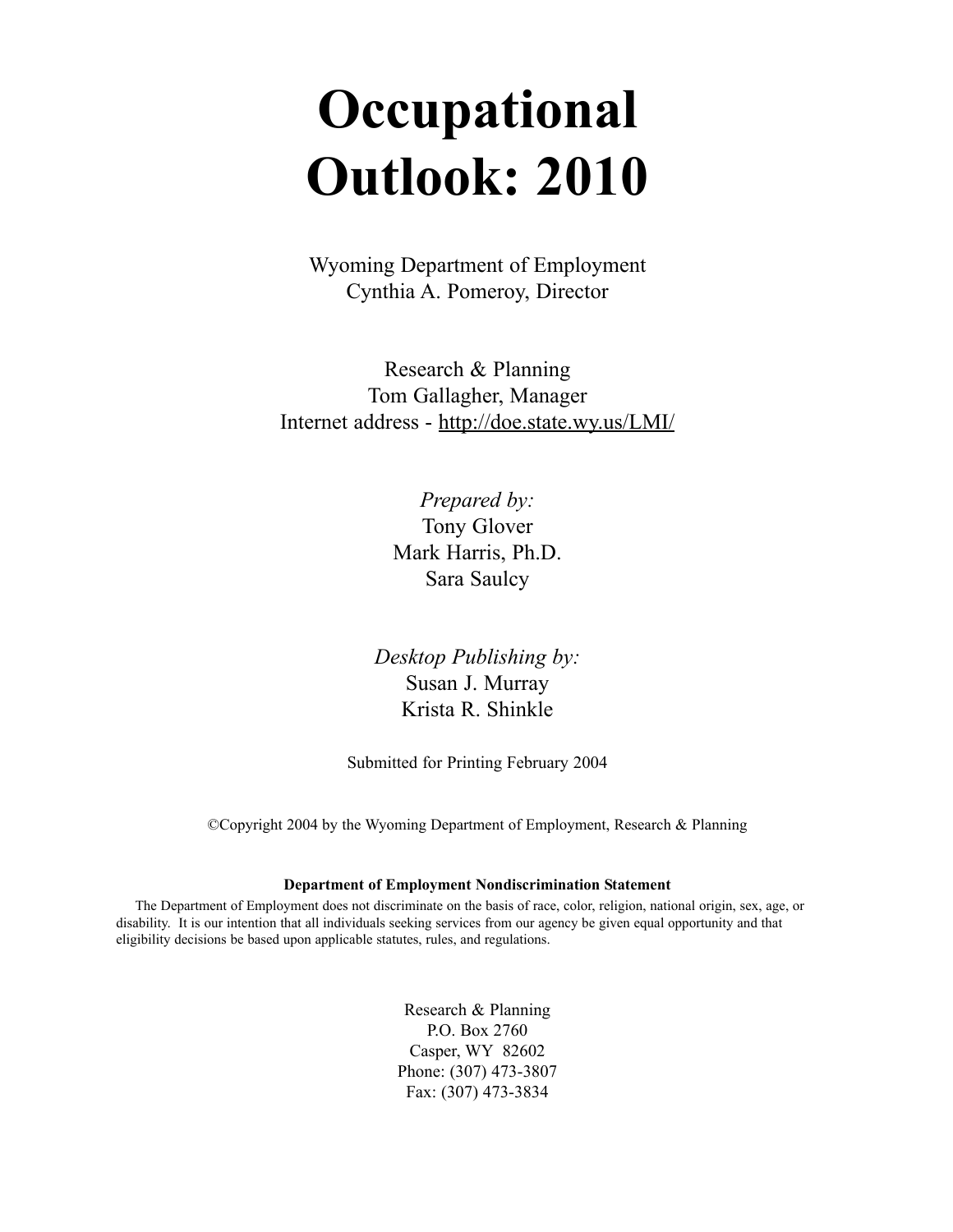# Occupational Outlook: 2010

Wyoming Department of Employment
Cynthia A. Pomeroy, Director

Research & Planning
Tom Gallagher, Manager
Internet address - http://doe.state.wy.us/LMI/

*Prepared by:*
Tony Glover
Mark Harris, Ph.D.
Sara Saulcy

*Desktop Publishing by:*
Susan J. Murray
Krista R. Shinkle

Submitted for Printing February 2004

©Copyright 2004 by the Wyoming Department of Employment, Research & Planning

**Department of Employment Nondiscrimination Statement**

The Department of Employment does not discriminate on the basis of race, color, religion, national origin, sex, age, or disability. It is our intention that all individuals seeking services from our agency be given equal opportunity and that eligibility decisions be based upon applicable statutes, rules, and regulations.

Research & Planning
P.O. Box 2760
Casper, WY 82602
Phone: (307) 473-3807
Fax: (307) 473-3834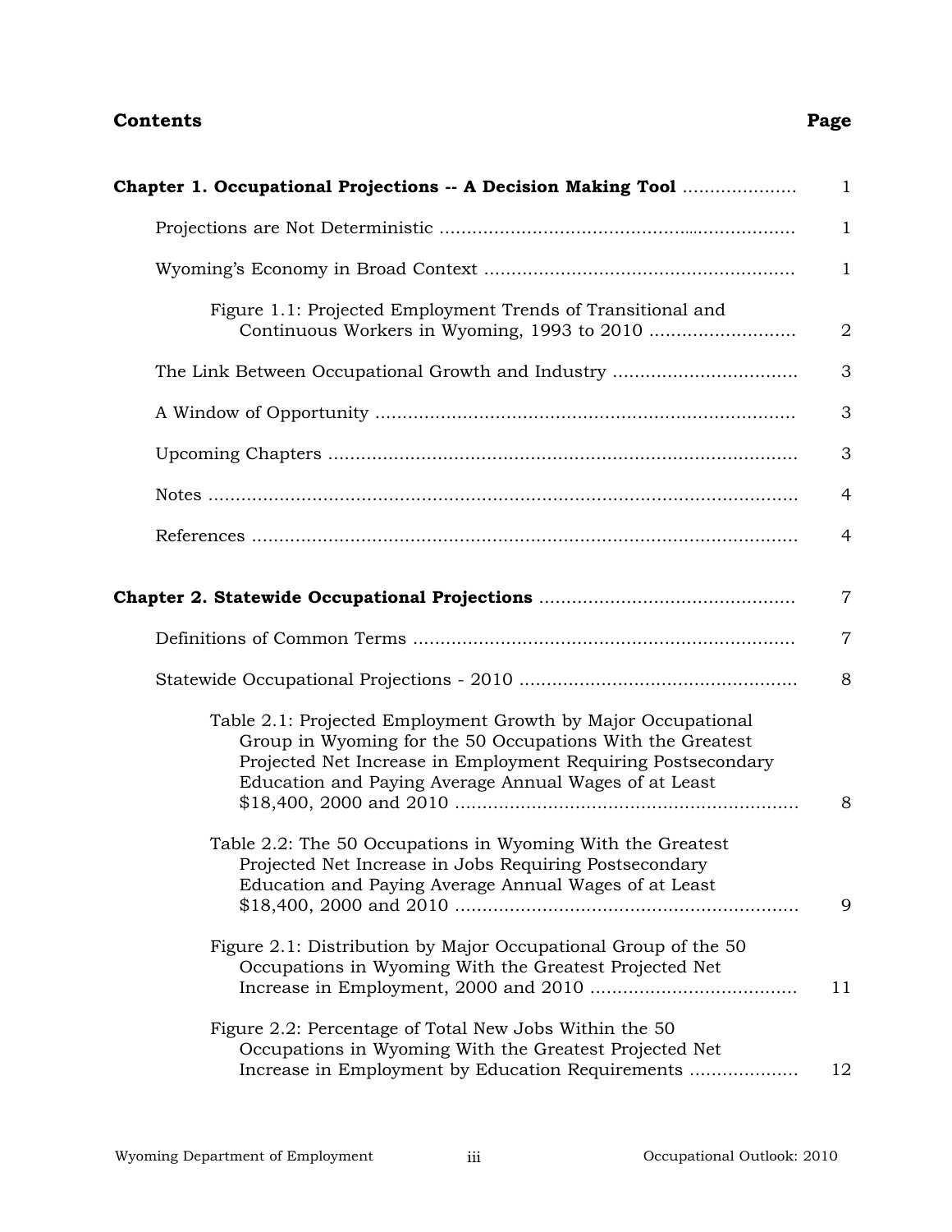**Contents** **Page**

| | |
|---|---|
| **Chapter 1. Occupational Projections -- A Decision Making Tool** | 1 |
| Projections are Not Deterministic | 1 |
| Wyoming's Economy in Broad Context | 1 |
| Figure 1.1: Projected Employment Trends of Transitional and Continuous Workers in Wyoming, 1993 to 2010 | 2 |
| The Link Between Occupational Growth and Industry | 3 |
| A Window of Opportunity | 3 |
| Upcoming Chapters | 3 |
| Notes | 4 |
| References | 4 |
| **Chapter 2. Statewide Occupational Projections** | 7 |
| Definitions of Common Terms | 7 |
| Statewide Occupational Projections - 2010 | 8 |
| Table 2.1: Projected Employment Growth by Major Occupational Group in Wyoming for the 50 Occupations With the Greatest Projected Net Increase in Employment Requiring Postsecondary Education and Paying Average Annual Wages of at Least $18,400, 2000 and 2010 | 8 |
| Table 2.2: The 50 Occupations in Wyoming With the Greatest Projected Net Increase in Jobs Requiring Postsecondary Education and Paying Average Annual Wages of at Least $18,400, 2000 and 2010 | 9 |
| Figure 2.1: Distribution by Major Occupational Group of the 50 Occupations in Wyoming With the Greatest Projected Net Increase in Employment, 2000 and 2010 | 11 |
| Figure 2.2: Percentage of Total New Jobs Within the 50 Occupations in Wyoming With the Greatest Projected Net Increase in Employment by Education Requirements | 12 |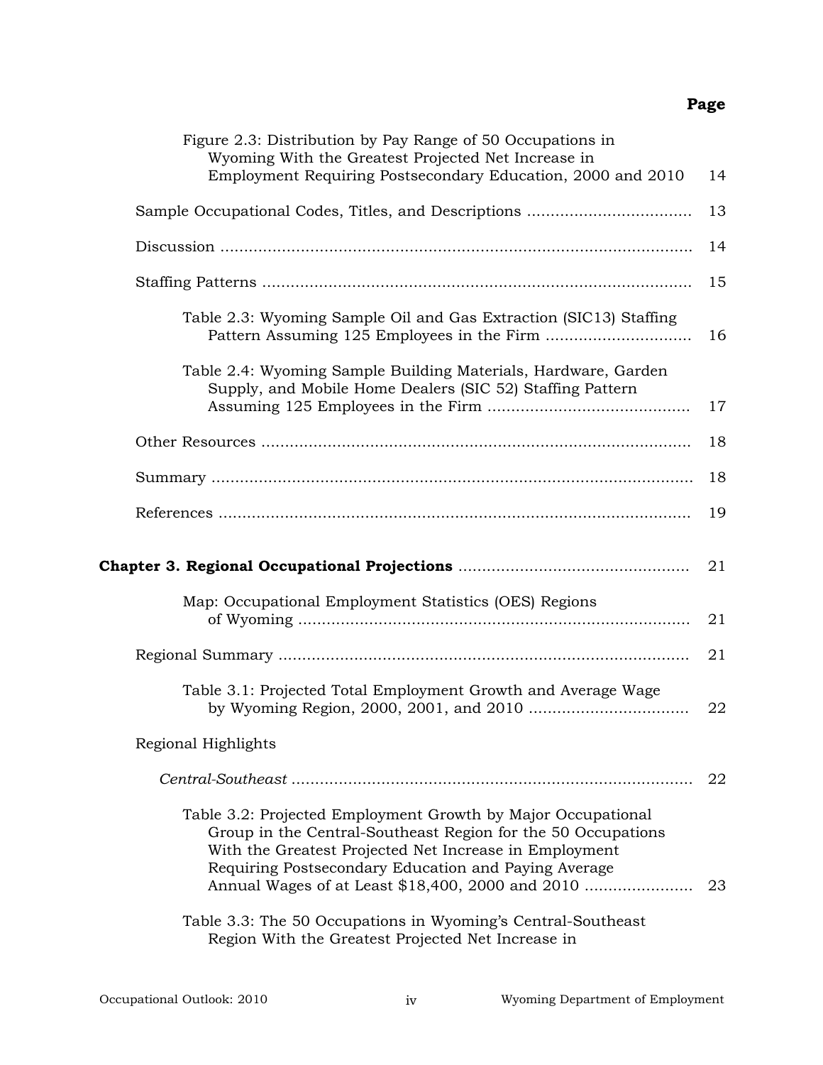**Page**

Figure 2.3: Distribution by Pay Range of 50 Occupations in Wyoming With the Greatest Projected Net Increase in Employment Requiring Postsecondary Education, 2000 and 2010 .... 14

Sample Occupational Codes, Titles, and Descriptions .... 13

Discussion .... 14

Staffing Patterns .... 15

Table 2.3: Wyoming Sample Oil and Gas Extraction (SIC13) Staffing Pattern Assuming 125 Employees in the Firm .... 16

Table 2.4: Wyoming Sample Building Materials, Hardware, Garden Supply, and Mobile Home Dealers (SIC 52) Staffing Pattern Assuming 125 Employees in the Firm .... 17

Other Resources .... 18

Summary .... 18

References .... 19

**Chapter 3. Regional Occupational Projections** .... 21

Map: Occupational Employment Statistics (OES) Regions of Wyoming .... 21

Regional Summary .... 21

Table 3.1: Projected Total Employment Growth and Average Wage by Wyoming Region, 2000, 2001, and 2010 .... 22

Regional Highlights

*Central-Southeast* .... 22

Table 3.2: Projected Employment Growth by Major Occupational Group in the Central-Southeast Region for the 50 Occupations With the Greatest Projected Net Increase in Employment Requiring Postsecondary Education and Paying Average Annual Wages of at Least $18,400, 2000 and 2010 .... 23

Table 3.3: The 50 Occupations in Wyoming's Central-Southeast Region With the Greatest Projected Net Increase in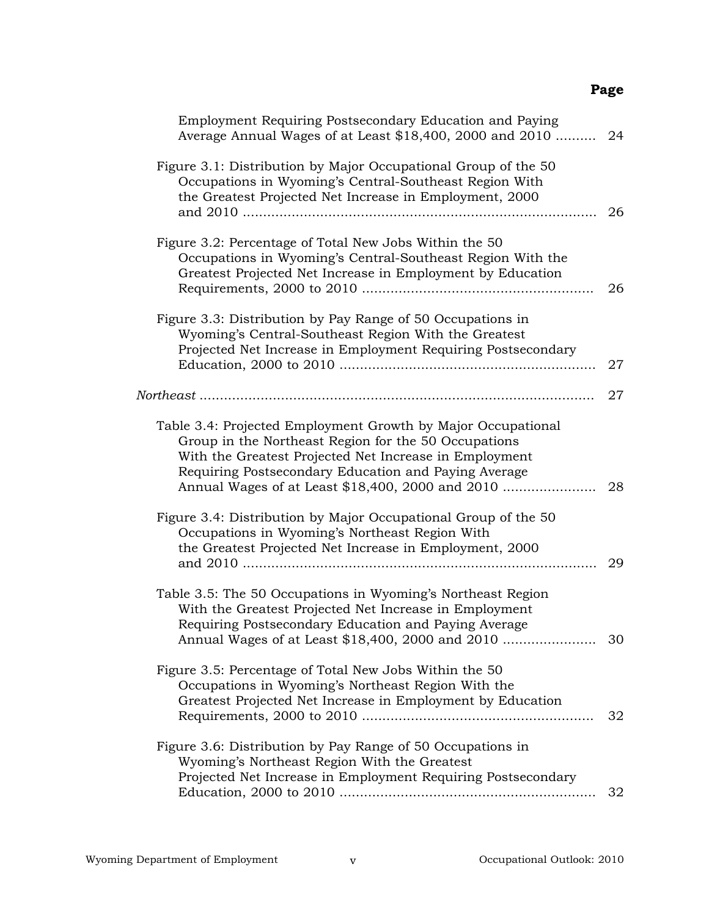**Page**

Employment Requiring Postsecondary Education and Paying Average Annual Wages of at Least $18,400, 2000 and 2010 .......... 24

Figure 3.1: Distribution by Major Occupational Group of the 50 Occupations in Wyoming's Central-Southeast Region With the Greatest Projected Net Increase in Employment, 2000 and 2010 ........................................................................................ 26

Figure 3.2: Percentage of Total New Jobs Within the 50 Occupations in Wyoming's Central-Southeast Region With the Greatest Projected Net Increase in Employment by Education Requirements, 2000 to 2010 ........................................................ 26

Figure 3.3: Distribution by Pay Range of 50 Occupations in Wyoming's Central-Southeast Region With the Greatest Projected Net Increase in Employment Requiring Postsecondary Education, 2000 to 2010 ............................................................... 27

*Northeast* ................................................................................................ 27

Table 3.4: Projected Employment Growth by Major Occupational Group in the Northeast Region for the 50 Occupations With the Greatest Projected Net Increase in Employment Requiring Postsecondary Education and Paying Average Annual Wages of at Least $18,400, 2000 and 2010 ....................... 28

Figure 3.4: Distribution by Major Occupational Group of the 50 Occupations in Wyoming's Northeast Region With the Greatest Projected Net Increase in Employment, 2000 and 2010 ........................................................................................ 29

Table 3.5: The 50 Occupations in Wyoming's Northeast Region With the Greatest Projected Net Increase in Employment Requiring Postsecondary Education and Paying Average Annual Wages of at Least $18,400, 2000 and 2010 ....................... 30

Figure 3.5: Percentage of Total New Jobs Within the 50 Occupations in Wyoming's Northeast Region With the Greatest Projected Net Increase in Employment by Education Requirements, 2000 to 2010 ........................................................ 32

Figure 3.6: Distribution by Pay Range of 50 Occupations in Wyoming's Northeast Region With the Greatest Projected Net Increase in Employment Requiring Postsecondary Education, 2000 to 2010 ............................................................... 32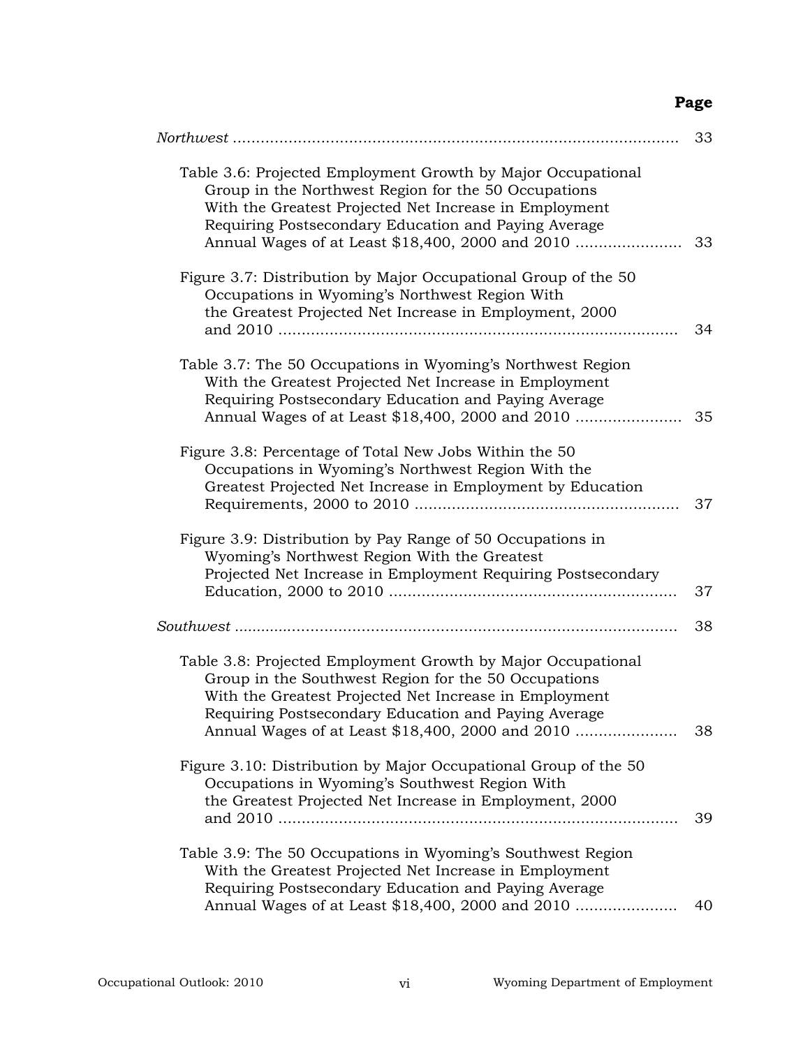| | Page |
|---|---|
| *Northwest* | 33 |
| Table 3.6: Projected Employment Growth by Major Occupational Group in the Northwest Region for the 50 Occupations With the Greatest Projected Net Increase in Employment Requiring Postsecondary Education and Paying Average Annual Wages of at Least $18,400, 2000 and 2010 | 33 |
| Figure 3.7: Distribution by Major Occupational Group of the 50 Occupations in Wyoming's Northwest Region With the Greatest Projected Net Increase in Employment, 2000 and 2010 | 34 |
| Table 3.7: The 50 Occupations in Wyoming's Northwest Region With the Greatest Projected Net Increase in Employment Requiring Postsecondary Education and Paying Average Annual Wages of at Least $18,400, 2000 and 2010 | 35 |
| Figure 3.8: Percentage of Total New Jobs Within the 50 Occupations in Wyoming's Northwest Region With the Greatest Projected Net Increase in Employment by Education Requirements, 2000 to 2010 | 37 |
| Figure 3.9: Distribution by Pay Range of 50 Occupations in Wyoming's Northwest Region With the Greatest Projected Net Increase in Employment Requiring Postsecondary Education, 2000 to 2010 | 37 |
| *Southwest* | 38 |
| Table 3.8: Projected Employment Growth by Major Occupational Group in the Southwest Region for the 50 Occupations With the Greatest Projected Net Increase in Employment Requiring Postsecondary Education and Paying Average Annual Wages of at Least $18,400, 2000 and 2010 | 38 |
| Figure 3.10: Distribution by Major Occupational Group of the 50 Occupations in Wyoming's Southwest Region With the Greatest Projected Net Increase in Employment, 2000 and 2010 | 39 |
| Table 3.9: The 50 Occupations in Wyoming's Southwest Region With the Greatest Projected Net Increase in Employment Requiring Postsecondary Education and Paying Average Annual Wages of at Least $18,400, 2000 and 2010 | 40 |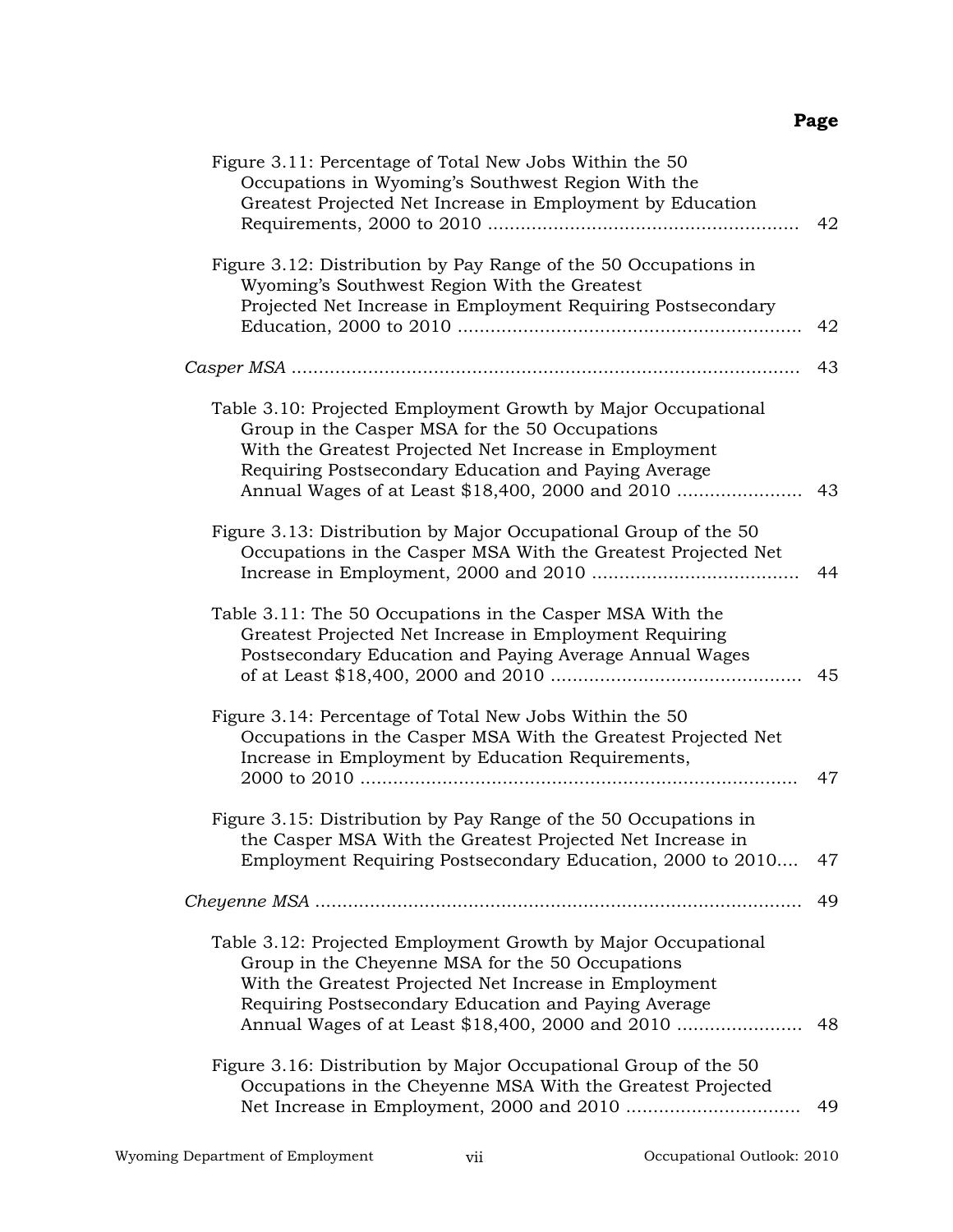**Page**

Figure 3.11: Percentage of Total New Jobs Within the 50 Occupations in Wyoming's Southwest Region With the Greatest Projected Net Increase in Employment by Education Requirements, 2000 to 2010 ........................................................ 42

Figure 3.12: Distribution by Pay Range of the 50 Occupations in Wyoming's Southwest Region With the Greatest Projected Net Increase in Employment Requiring Postsecondary Education, 2000 to 2010 .............................................................. 42

*Casper MSA* .......................................................................................... 43

Table 3.10: Projected Employment Growth by Major Occupational Group in the Casper MSA for the 50 Occupations With the Greatest Projected Net Increase in Employment Requiring Postsecondary Education and Paying Average Annual Wages of at Least $18,400, 2000 and 2010 ....................... 43

Figure 3.13: Distribution by Major Occupational Group of the 50 Occupations in the Casper MSA With the Greatest Projected Net Increase in Employment, 2000 and 2010 ..................................... 44

Table 3.11: The 50 Occupations in the Casper MSA With the Greatest Projected Net Increase in Employment Requiring Postsecondary Education and Paying Average Annual Wages of at Least $18,400, 2000 and 2010 ............................................. 45

Figure 3.14: Percentage of Total New Jobs Within the 50 Occupations in the Casper MSA With the Greatest Projected Net Increase in Employment by Education Requirements, 2000 to 2010 ................................................................................ 47

Figure 3.15: Distribution by Pay Range of the 50 Occupations in the Casper MSA With the Greatest Projected Net Increase in Employment Requiring Postsecondary Education, 2000 to 2010.... 47

*Cheyenne MSA* ...................................................................................... 49

Table 3.12: Projected Employment Growth by Major Occupational Group in the Cheyenne MSA for the 50 Occupations With the Greatest Projected Net Increase in Employment Requiring Postsecondary Education and Paying Average Annual Wages of at Least $18,400, 2000 and 2010 ....................... 48

Figure 3.16: Distribution by Major Occupational Group of the 50 Occupations in the Cheyenne MSA With the Greatest Projected Net Increase in Employment, 2000 and 2010 ................................ 49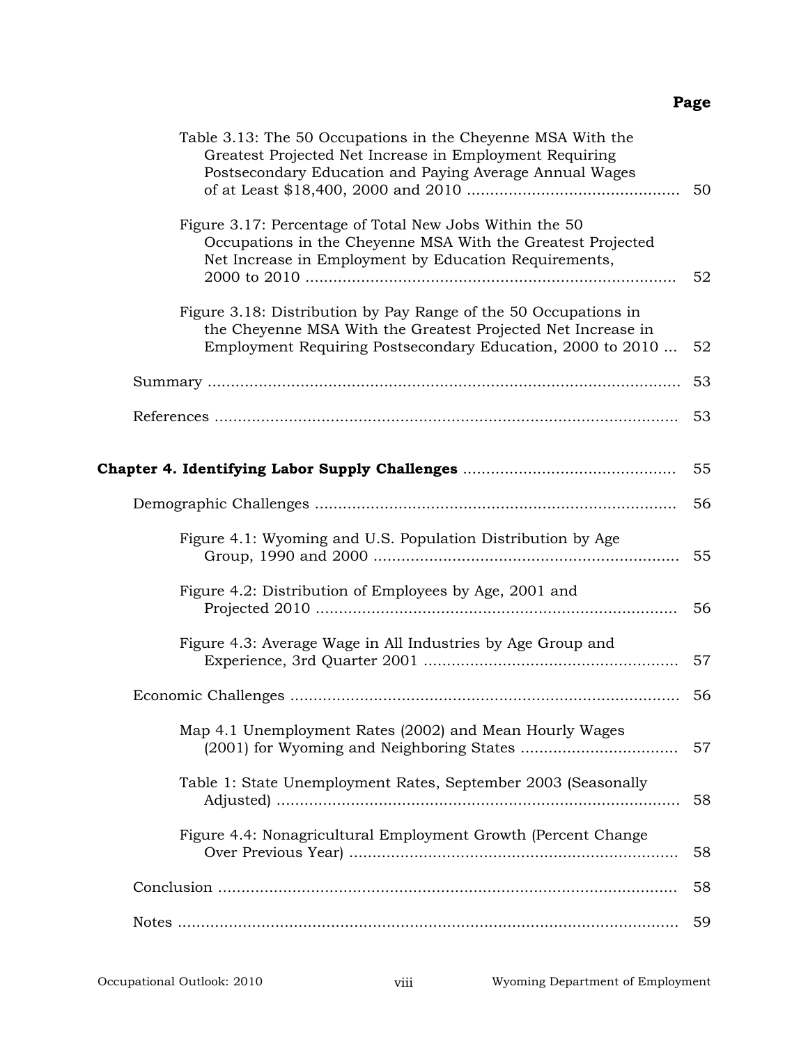**Page**

Table 3.13: The 50 Occupations in the Cheyenne MSA With the Greatest Projected Net Increase in Employment Requiring Postsecondary Education and Paying Average Annual Wages of at Least $18,400, 2000 and 2010 ............................................. 50

Figure 3.17: Percentage of Total New Jobs Within the 50 Occupations in the Cheyenne MSA With the Greatest Projected Net Increase in Employment by Education Requirements, 2000 to 2010 ............................................................................. 52

Figure 3.18: Distribution by Pay Range of the 50 Occupations in the Cheyenne MSA With the Greatest Projected Net Increase in Employment Requiring Postsecondary Education, 2000 to 2010 ... 52

Summary ..................................................................................... 53

References .................................................................................... 53

**Chapter 4. Identifying Labor Supply Challenges** ............................................. 55

Demographic Challenges ............................................................................. 56

Figure 4.1: Wyoming and U.S. Population Distribution by Age Group, 1990 and 2000 .................................................................. 55

Figure 4.2: Distribution of Employees by Age, 2001 and Projected 2010 ............................................................................. 56

Figure 4.3: Average Wage in All Industries by Age Group and Experience, 3rd Quarter 2001 ...................................................... 57

Economic Challenges ................................................................................... 56

Map 4.1 Unemployment Rates (2002) and Mean Hourly Wages (2001) for Wyoming and Neighboring States ................................. 57

Table 1: State Unemployment Rates, September 2003 (Seasonally Adjusted) ....................................................................................... 58

Figure 4.4: Nonagricultural Employment Growth (Percent Change Over Previous Year) ....................................................................... 58

Conclusion ................................................................................................. 58

Notes .......................................................................................................... 59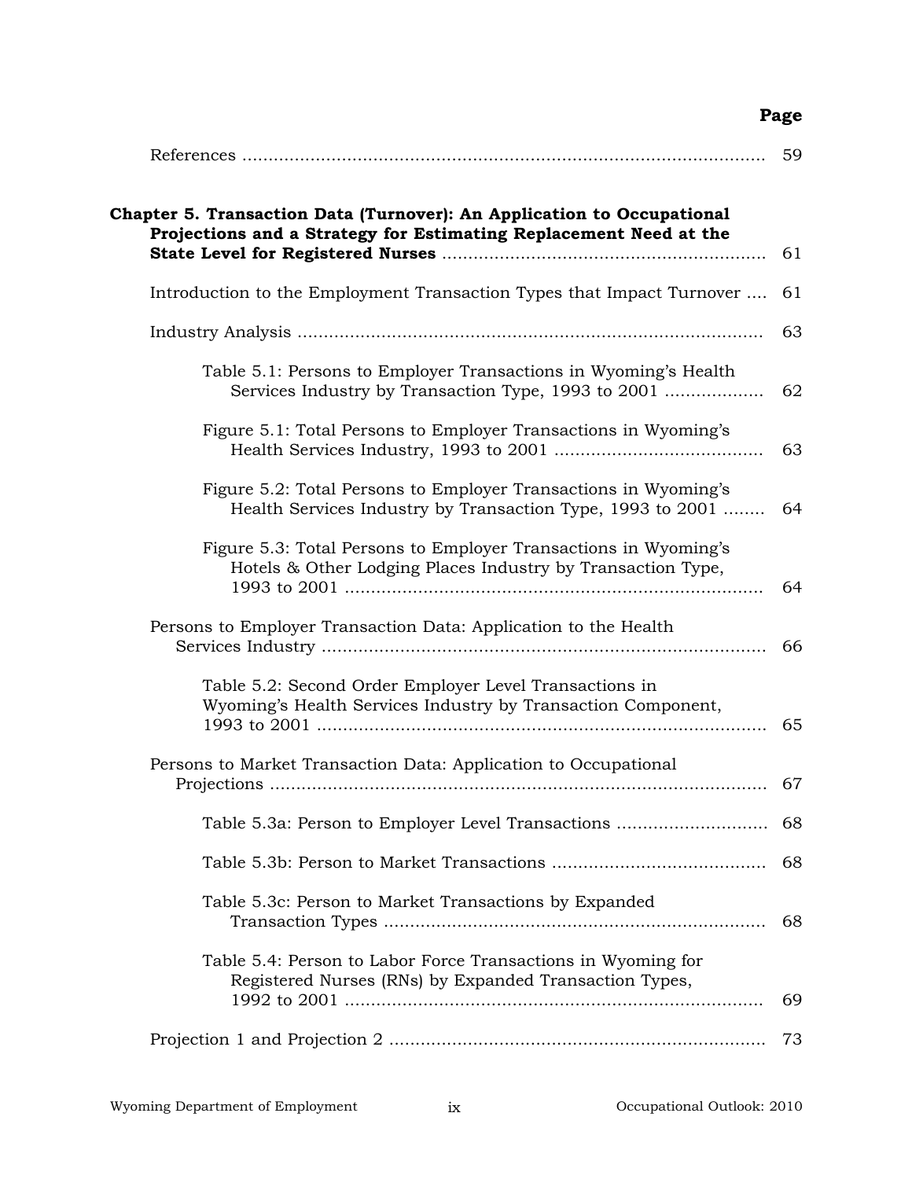| | Page |
|---|---|
| References | 59 |
| **Chapter 5. Transaction Data (Turnover): An Application to Occupational Projections and a Strategy for Estimating Replacement Need at the State Level for Registered Nurses** | 61 |
| Introduction to the Employment Transaction Types that Impact Turnover | 61 |
| Industry Analysis | 63 |
| Table 5.1: Persons to Employer Transactions in Wyoming's Health Services Industry by Transaction Type, 1993 to 2001 | 62 |
| Figure 5.1: Total Persons to Employer Transactions in Wyoming's Health Services Industry, 1993 to 2001 | 63 |
| Figure 5.2: Total Persons to Employer Transactions in Wyoming's Health Services Industry by Transaction Type, 1993 to 2001 | 64 |
| Figure 5.3: Total Persons to Employer Transactions in Wyoming's Hotels & Other Lodging Places Industry by Transaction Type, 1993 to 2001 | 64 |
| Persons to Employer Transaction Data: Application to the Health Services Industry | 66 |
| Table 5.2: Second Order Employer Level Transactions in Wyoming's Health Services Industry by Transaction Component, 1993 to 2001 | 65 |
| Persons to Market Transaction Data: Application to Occupational Projections | 67 |
| Table 5.3a: Person to Employer Level Transactions | 68 |
| Table 5.3b: Person to Market Transactions | 68 |
| Table 5.3c: Person to Market Transactions by Expanded Transaction Types | 68 |
| Table 5.4: Person to Labor Force Transactions in Wyoming for Registered Nurses (RNs) by Expanded Transaction Types, 1992 to 2001 | 69 |
| Projection 1 and Projection 2 | 73 |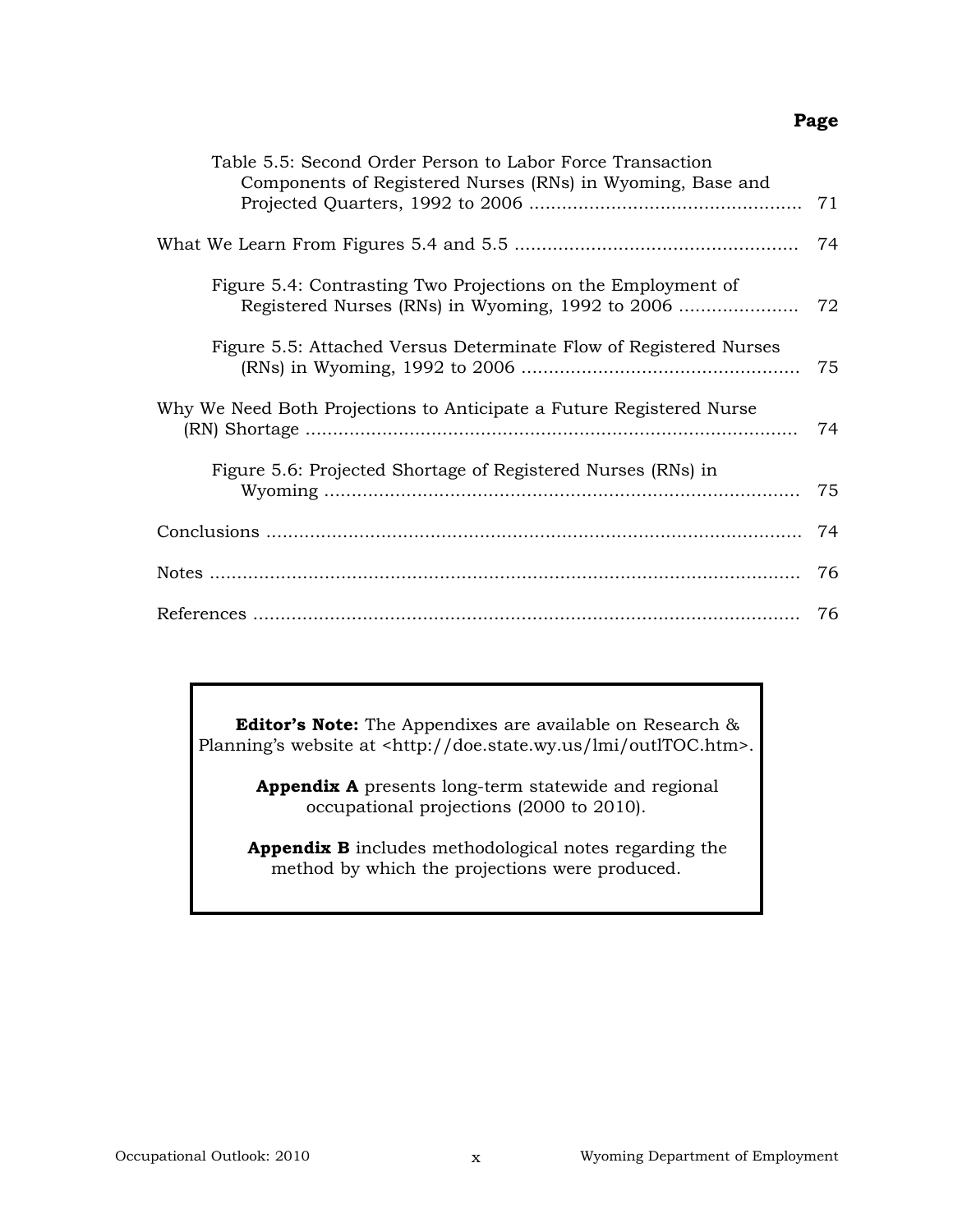**Page**

Table 5.5: Second Order Person to Labor Force Transaction Components of Registered Nurses (RNs) in Wyoming, Base and Projected Quarters, 1992 to 2006 .......... 71

What We Learn From Figures 5.4 and 5.5 .......... 74

Figure 5.4: Contrasting Two Projections on the Employment of Registered Nurses (RNs) in Wyoming, 1992 to 2006 .......... 72

Figure 5.5: Attached Versus Determinate Flow of Registered Nurses (RNs) in Wyoming, 1992 to 2006 .......... 75

Why We Need Both Projections to Anticipate a Future Registered Nurse (RN) Shortage .......... 74

Figure 5.6: Projected Shortage of Registered Nurses (RNs) in Wyoming .......... 75

Conclusions .......... 74

Notes .......... 76

References .......... 76

**Editor's Note:** The Appendixes are available on Research & Planning's website at <http://doe.state.wy.us/lmi/outlTOC.htm>.

**Appendix A** presents long-term statewide and regional occupational projections (2000 to 2010).

**Appendix B** includes methodological notes regarding the method by which the projections were produced.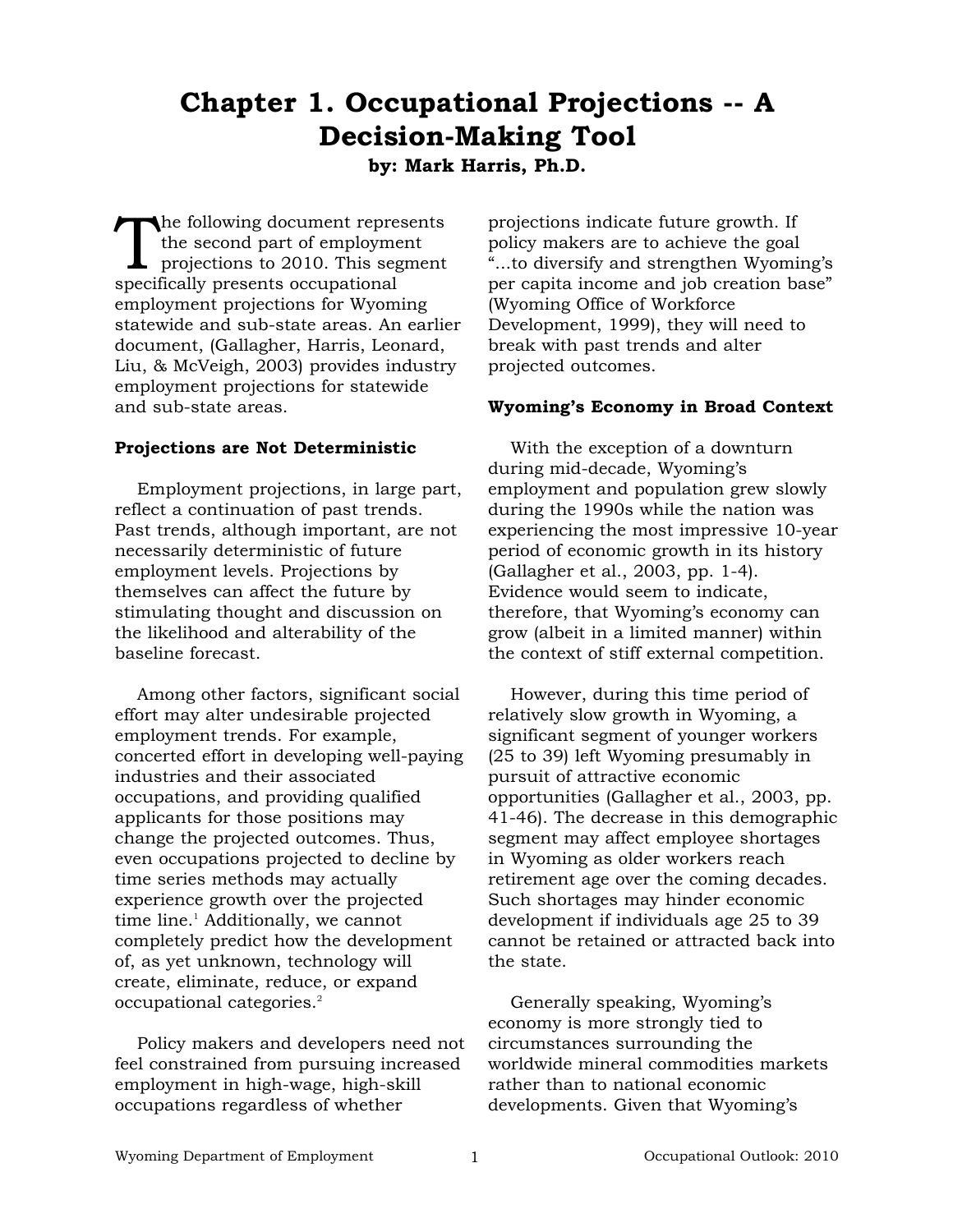# Chapter 1. Occupational Projections -- A Decision-Making Tool

**by: Mark Harris, Ph.D.**

The following document represents the second part of employment projections to 2010. This segment specifically presents occupational employment projections for Wyoming statewide and sub-state areas. An earlier document, (Gallagher, Harris, Leonard, Liu, & McVeigh, 2003) provides industry employment projections for statewide and sub-state areas.

### Projections are Not Deterministic

Employment projections, in large part, reflect a continuation of past trends. Past trends, although important, are not necessarily deterministic of future employment levels. Projections by themselves can affect the future by stimulating thought and discussion on the likelihood and alterability of the baseline forecast.

Among other factors, significant social effort may alter undesirable projected employment trends. For example, concerted effort in developing well-paying industries and their associated occupations, and providing qualified applicants for those positions may change the projected outcomes. Thus, even occupations projected to decline by time series methods may actually experience growth over the projected time line.[1] Additionally, we cannot completely predict how the development of, as yet unknown, technology will create, eliminate, reduce, or expand occupational categories.[2]

Policy makers and developers need not feel constrained from pursuing increased employment in high-wage, high-skill occupations regardless of whether projections indicate future growth. If policy makers are to achieve the goal "...to diversify and strengthen Wyoming's per capita income and job creation base" (Wyoming Office of Workforce Development, 1999), they will need to break with past trends and alter projected outcomes.

### Wyoming's Economy in Broad Context

With the exception of a downturn during mid-decade, Wyoming's employment and population grew slowly during the 1990s while the nation was experiencing the most impressive 10-year period of economic growth in its history (Gallagher et al., 2003, pp. 1-4). Evidence would seem to indicate, therefore, that Wyoming's economy can grow (albeit in a limited manner) within the context of stiff external competition.

However, during this time period of relatively slow growth in Wyoming, a significant segment of younger workers (25 to 39) left Wyoming presumably in pursuit of attractive economic opportunities (Gallagher et al., 2003, pp. 41-46). The decrease in this demographic segment may affect employee shortages in Wyoming as older workers reach retirement age over the coming decades. Such shortages may hinder economic development if individuals age 25 to 39 cannot be retained or attracted back into the state.

Generally speaking, Wyoming's economy is more strongly tied to circumstances surrounding the worldwide mineral commodities markets rather than to national economic developments. Given that Wyoming's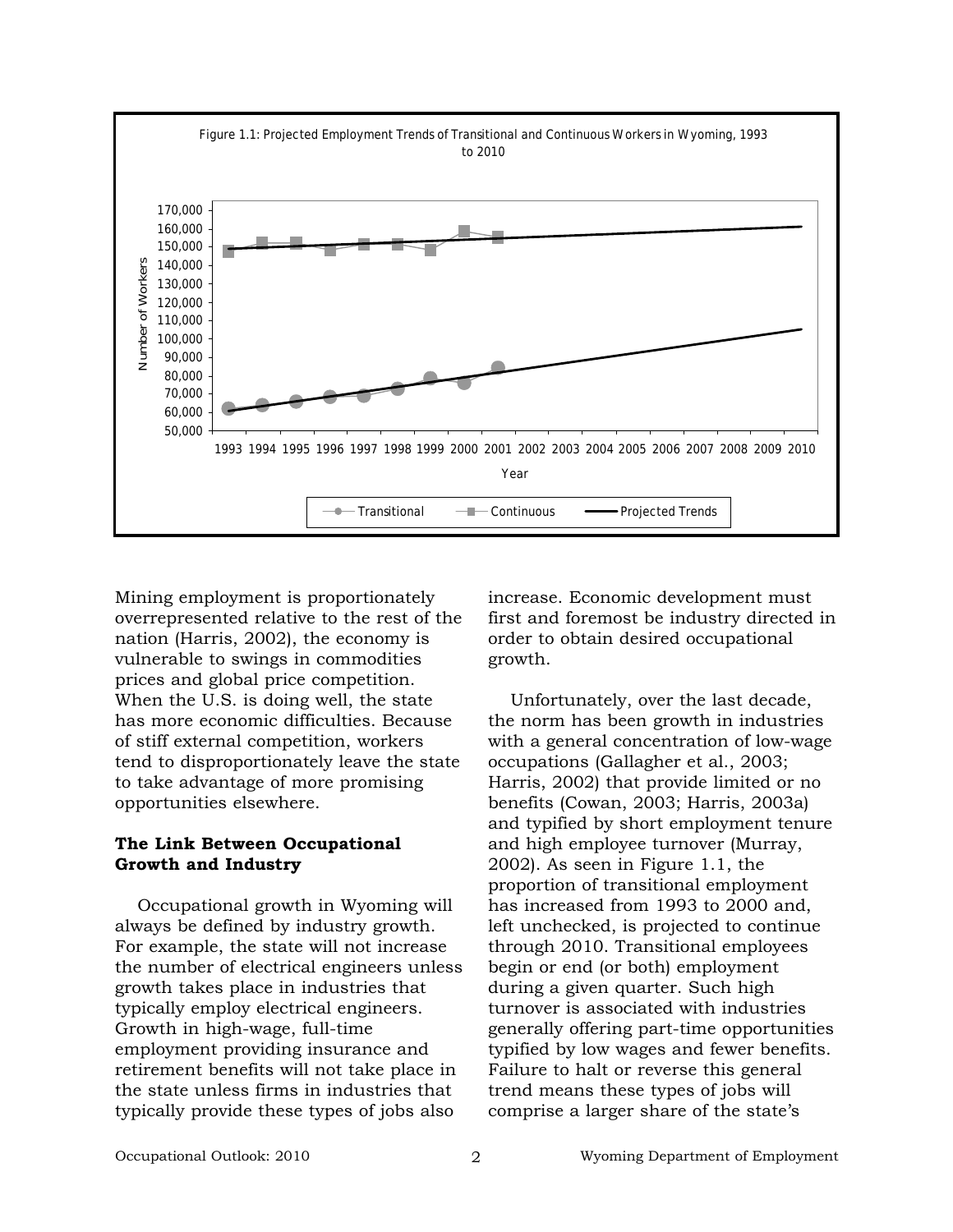Figure 1.1: Projected Employment Trends of Transitional and Continuous Workers in Wyoming, 1993 to 2010

Mining employment is proportionately overrepresented relative to the rest of the nation (Harris, 2002), the economy is vulnerable to swings in commodities prices and global price competition. When the U.S. is doing well, the state has more economic difficulties. Because of stiff external competition, workers tend to disproportionately leave the state to take advantage of more promising opportunities elsewhere.

**The Link Between Occupational Growth and Industry**

Occupational growth in Wyoming will always be defined by industry growth. For example, the state will not increase the number of electrical engineers unless growth takes place in industries that typically employ electrical engineers. Growth in high-wage, full-time employment providing insurance and retirement benefits will not take place in the state unless firms in industries that typically provide these types of jobs also increase. Economic development must first and foremost be industry directed in order to obtain desired occupational growth.

Unfortunately, over the last decade, the norm has been growth in industries with a general concentration of low-wage occupations (Gallagher et al., 2003; Harris, 2002) that provide limited or no benefits (Cowan, 2003; Harris, 2003a) and typified by short employment tenure and high employee turnover (Murray, 2002). As seen in Figure 1.1, the proportion of transitional employment has increased from 1993 to 2000 and, left unchecked, is projected to continue through 2010. Transitional employees begin or end (or both) employment during a given quarter. Such high turnover is associated with industries generally offering part-time opportunities typified by low wages and fewer benefits. Failure to halt or reverse this general trend means these types of jobs will comprise a larger share of the state's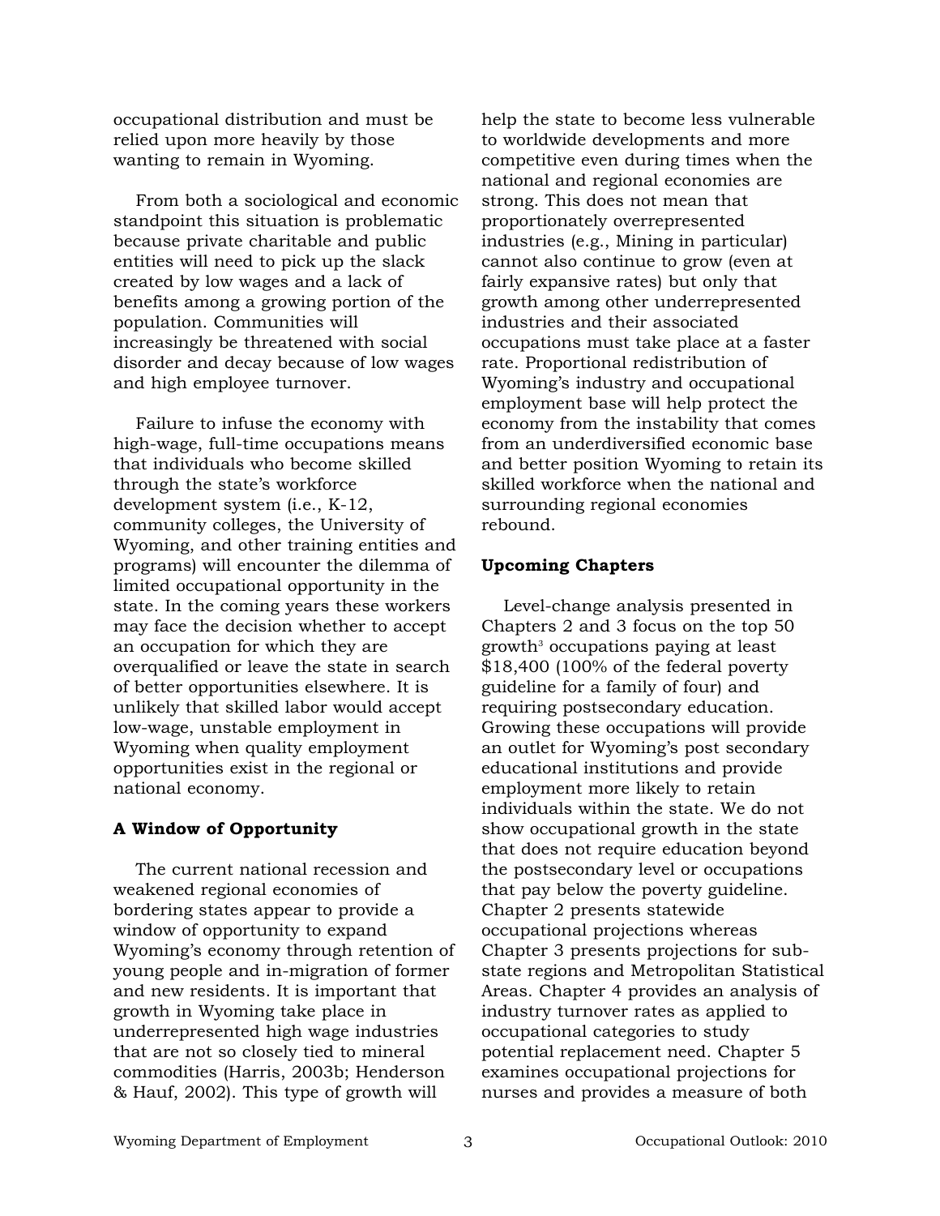occupational distribution and must be relied upon more heavily by those wanting to remain in Wyoming.

From both a sociological and economic standpoint this situation is problematic because private charitable and public entities will need to pick up the slack created by low wages and a lack of benefits among a growing portion of the population. Communities will increasingly be threatened with social disorder and decay because of low wages and high employee turnover.

Failure to infuse the economy with high-wage, full-time occupations means that individuals who become skilled through the state's workforce development system (i.e., K-12, community colleges, the University of Wyoming, and other training entities and programs) will encounter the dilemma of limited occupational opportunity in the state. In the coming years these workers may face the decision whether to accept an occupation for which they are overqualified or leave the state in search of better opportunities elsewhere. It is unlikely that skilled labor would accept low-wage, unstable employment in Wyoming when quality employment opportunities exist in the regional or national economy.

## A Window of Opportunity

The current national recession and weakened regional economies of bordering states appear to provide a window of opportunity to expand Wyoming's economy through retention of young people and in-migration of former and new residents. It is important that growth in Wyoming take place in underrepresented high wage industries that are not so closely tied to mineral commodities (Harris, 2003b; Henderson & Hauf, 2002). This type of growth will help the state to become less vulnerable to worldwide developments and more competitive even during times when the national and regional economies are strong. This does not mean that proportionately overrepresented industries (e.g., Mining in particular) cannot also continue to grow (even at fairly expansive rates) but only that growth among other underrepresented industries and their associated occupations must take place at a faster rate. Proportional redistribution of Wyoming's industry and occupational employment base will help protect the economy from the instability that comes from an underdiversified economic base and better position Wyoming to retain its skilled workforce when the national and surrounding regional economies rebound.

## Upcoming Chapters

Level-change analysis presented in Chapters 2 and 3 focus on the top 50 growth[3] occupations paying at least $18,400 (100% of the federal poverty guideline for a family of four) and requiring postsecondary education. Growing these occupations will provide an outlet for Wyoming's post secondary educational institutions and provide employment more likely to retain individuals within the state. We do not show occupational growth in the state that does not require education beyond the postsecondary level or occupations that pay below the poverty guideline. Chapter 2 presents statewide occupational projections whereas Chapter 3 presents projections for sub-state regions and Metropolitan Statistical Areas. Chapter 4 provides an analysis of industry turnover rates as applied to occupational categories to study potential replacement need. Chapter 5 examines occupational projections for nurses and provides a measure of both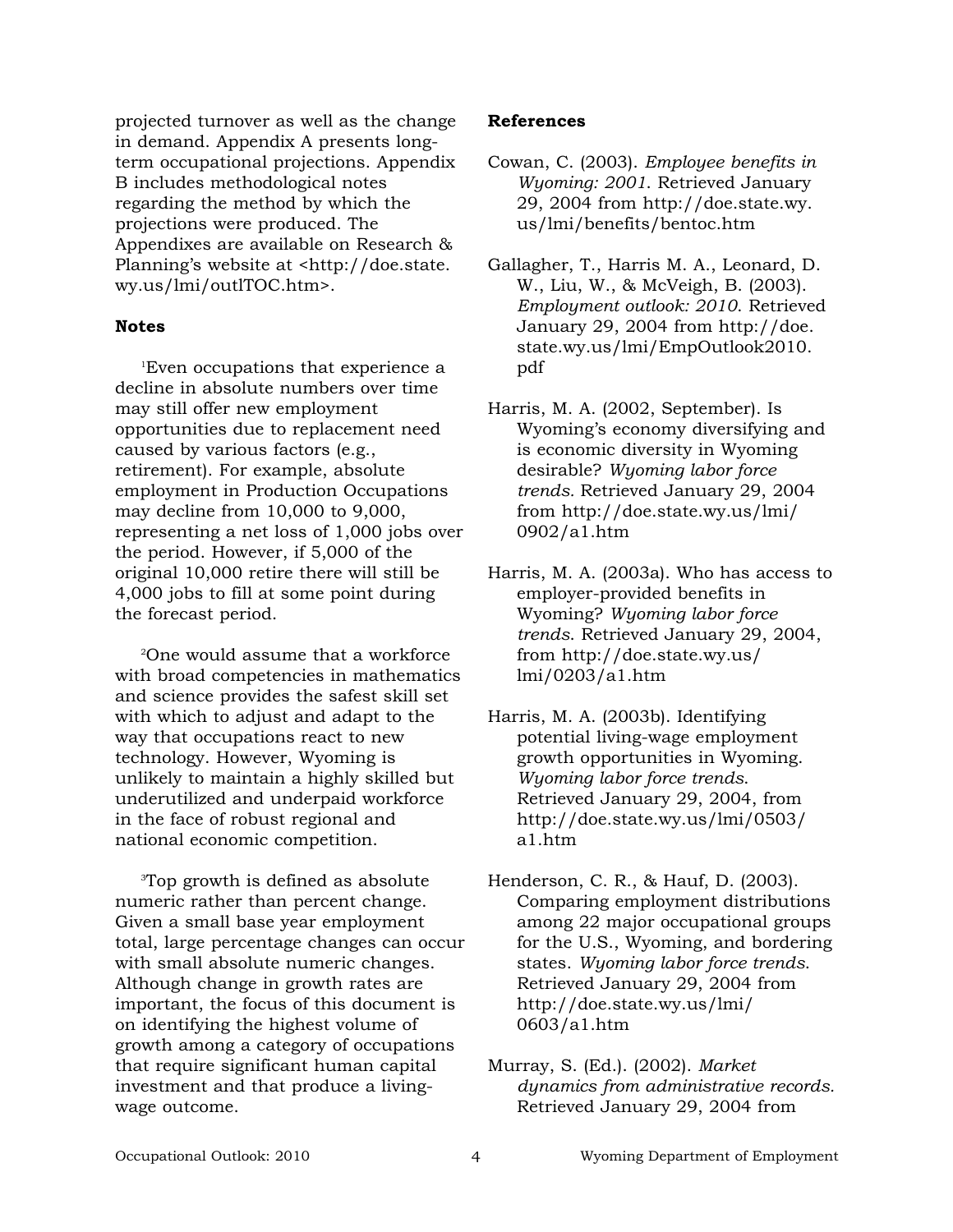projected turnover as well as the change in demand. Appendix A presents long-term occupational projections. Appendix B includes methodological notes regarding the method by which the projections were produced. The Appendixes are available on Research & Planning's website at <http://doe.state.wy.us/lmi/outlTOC.htm>.

**Notes**

[1]Even occupations that experience a decline in absolute numbers over time may still offer new employment opportunities due to replacement need caused by various factors (e.g., retirement). For example, absolute employment in Production Occupations may decline from 10,000 to 9,000, representing a net loss of 1,000 jobs over the period. However, if 5,000 of the original 10,000 retire there will still be 4,000 jobs to fill at some point during the forecast period.

[2]One would assume that a workforce with broad competencies in mathematics and science provides the safest skill set with which to adjust and adapt to the way that occupations react to new technology. However, Wyoming is unlikely to maintain a highly skilled but underutilized and underpaid workforce in the face of robust regional and national economic competition.

[3]Top growth is defined as absolute numeric rather than percent change. Given a small base year employment total, large percentage changes can occur with small absolute numeric changes. Although change in growth rates are important, the focus of this document is on identifying the highest volume of growth among a category of occupations that require significant human capital investment and that produce a living-wage outcome.

**References**

Cowan, C. (2003). *Employee benefits in Wyoming: 2001*. Retrieved January 29, 2004 from http://doe.state.wy.us/lmi/benefits/bentoc.htm

Gallagher, T., Harris M. A., Leonard, D. W., Liu, W., & McVeigh, B. (2003). *Employment outlook: 2010*. Retrieved January 29, 2004 from http://doe.state.wy.us/lmi/EmpOutlook2010.pdf

Harris, M. A. (2002, September). Is Wyoming's economy diversifying and is economic diversity in Wyoming desirable? *Wyoming labor force trends*. Retrieved January 29, 2004 from http://doe.state.wy.us/lmi/0902/a1.htm

Harris, M. A. (2003a). Who has access to employer-provided benefits in Wyoming? *Wyoming labor force trends*. Retrieved January 29, 2004, from http://doe.state.wy.us/lmi/0203/a1.htm

Harris, M. A. (2003b). Identifying potential living-wage employment growth opportunities in Wyoming. *Wyoming labor force trends*. Retrieved January 29, 2004, from http://doe.state.wy.us/lmi/0503/a1.htm

Henderson, C. R., & Hauf, D. (2003). Comparing employment distributions among 22 major occupational groups for the U.S., Wyoming, and bordering states. *Wyoming labor force trends*. Retrieved January 29, 2004 from http://doe.state.wy.us/lmi/0603/a1.htm

Murray, S. (Ed.). (2002). *Market dynamics from administrative records.* Retrieved January 29, 2004 from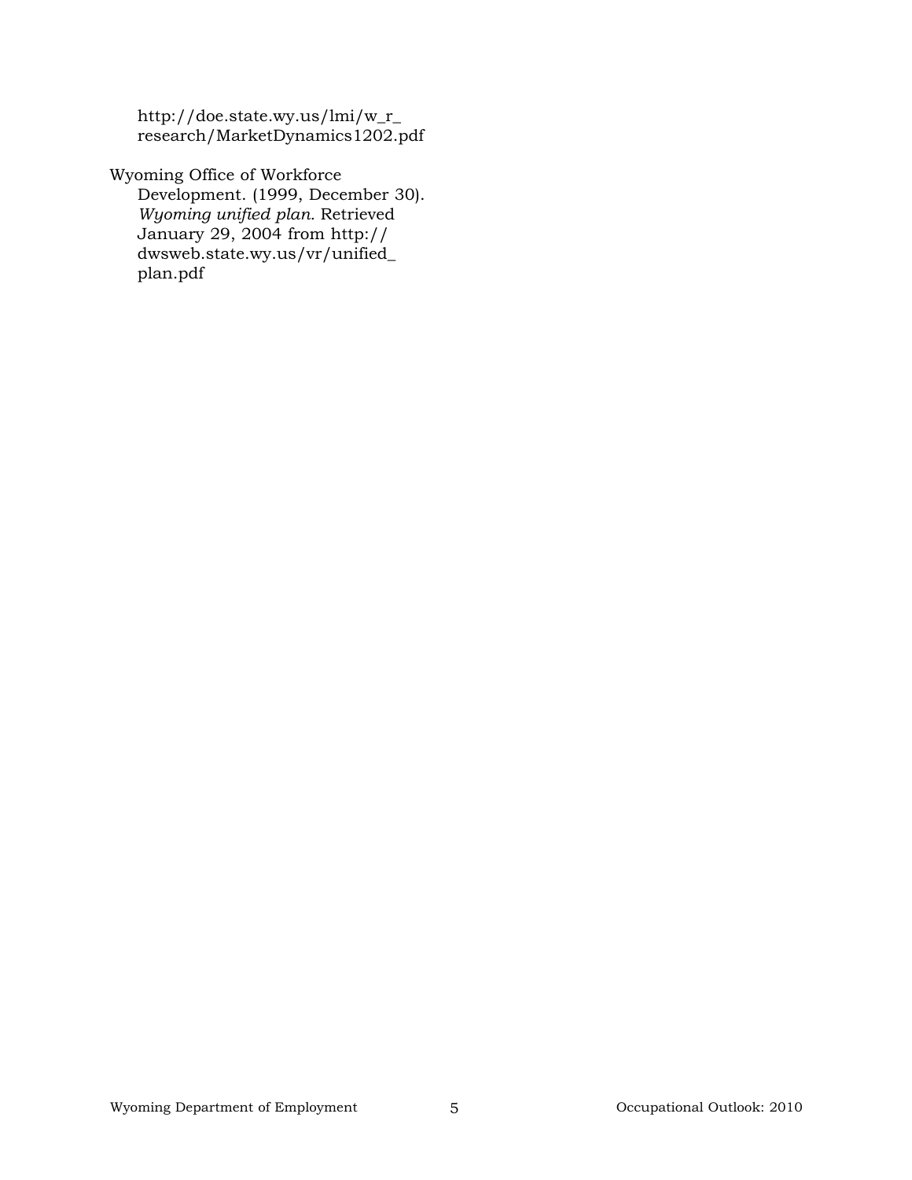http://doe.state.wy.us/lmi/w_r_research/MarketDynamics1202.pdf

Wyoming Office of Workforce Development. (1999, December 30). *Wyoming unified plan.* Retrieved January 29, 2004 from http://dwsweb.state.wy.us/vr/unified_plan.pdf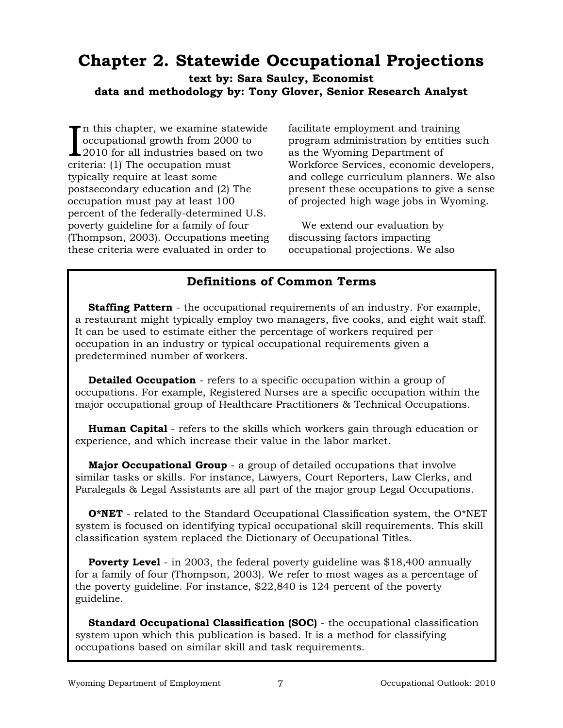# Chapter 2. Statewide Occupational Projections

**text by: Sara Saulcy, Economist**
**data and methodology by: Tony Glover, Senior Research Analyst**

In this chapter, we examine statewide occupational growth from 2000 to 2010 for all industries based on two criteria: (1) The occupation must typically require at least some postsecondary education and (2) The occupation must pay at least 100 percent of the federally-determined U.S. poverty guideline for a family of four (Thompson, 2003). Occupations meeting these criteria were evaluated in order to facilitate employment and training program administration by entities such as the Wyoming Department of Workforce Services, economic developers, and college curriculum planners. We also present these occupations to give a sense of projected high wage jobs in Wyoming.

We extend our evaluation by discussing factors impacting occupational projections. We also

## Definitions of Common Terms

**Staffing Pattern** - the occupational requirements of an industry. For example, a restaurant might typically employ two managers, five cooks, and eight wait staff. It can be used to estimate either the percentage of workers required per occupation in an industry or typical occupational requirements given a predetermined number of workers.

**Detailed Occupation** - refers to a specific occupation within a group of occupations. For example, Registered Nurses are a specific occupation within the major occupational group of Healthcare Practitioners & Technical Occupations.

**Human Capital** - refers to the skills which workers gain through education or experience, and which increase their value in the labor market.

**Major Occupational Group** - a group of detailed occupations that involve similar tasks or skills. For instance, Lawyers, Court Reporters, Law Clerks, and Paralegals & Legal Assistants are all part of the major group Legal Occupations.

**O*NET** - related to the Standard Occupational Classification system, the O*NET system is focused on identifying typical occupational skill requirements. This skill classification system replaced the Dictionary of Occupational Titles.

**Poverty Level** - in 2003, the federal poverty guideline was $18,400 annually for a family of four (Thompson, 2003). We refer to most wages as a percentage of the poverty guideline. For instance, $22,840 is 124 percent of the poverty guideline.

**Standard Occupational Classification (SOC)** - the occupational classification system upon which this publication is based. It is a method for classifying occupations based on similar skill and task requirements.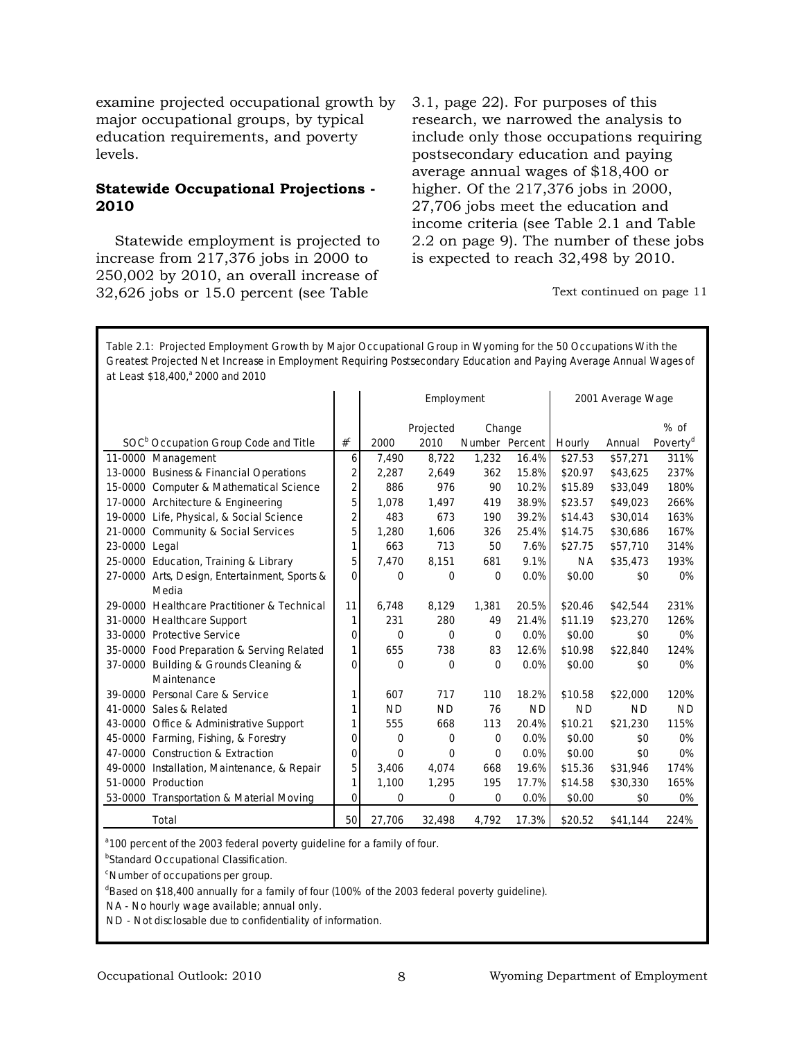examine projected occupational growth by major occupational groups, by typical education requirements, and poverty levels.

### Statewide Occupational Projections - 2010

Statewide employment is projected to increase from 217,376 jobs in 2000 to 250,002 by 2010, an overall increase of 32,626 jobs or 15.0 percent (see Table 3.1, page 22). For purposes of this research, we narrowed the analysis to include only those occupations requiring postsecondary education and paying average annual wages of $18,400 or higher. Of the 217,376 jobs in 2000, 27,706 jobs meet the education and income criteria (see Table 2.1 and Table 2.2 on page 9). The number of these jobs is expected to reach 32,498 by 2010.

Text continued on page 11

Table 2.1: Projected Employment Growth by Major Occupational Group in Wyoming for the 50 Occupations With the Greatest Projected Net Increase in Employment Requiring Postsecondary Education and Paying Average Annual Wages of at Least $18,400,[a] 2000 and 2010

| SOC[b] Occupation Group Code and Title | #[c] | Employment | | | | 2001 Average Wage | | |
|---|---|---|---|---|---|---|---|---|
| | | 2000 | Projected 2010 | Change Number | Change Percent | Hourly | Annual | % of Poverty[d] |
| 11-0000 Management | 6 | 7,490 | 8,722 | 1,232 | 16.4% | $27.53 | $57,271 | 311% |
| 13-0000 Business & Financial Operations | 2 | 2,287 | 2,649 | 362 | 15.8% | $20.97 | $43,625 | 237% |
| 15-0000 Computer & Mathematical Science | 2 | 886 | 976 | 90 | 10.2% | $15.89 | $33,049 | 180% |
| 17-0000 Architecture & Engineering | 5 | 1,078 | 1,497 | 419 | 38.9% | $23.57 | $49,023 | 266% |
| 19-0000 Life, Physical, & Social Science | 2 | 483 | 673 | 190 | 39.2% | $14.43 | $30,014 | 163% |
| 21-0000 Community & Social Services | 5 | 1,280 | 1,606 | 326 | 25.4% | $14.75 | $30,686 | 167% |
| 23-0000 Legal | 1 | 663 | 713 | 50 | 7.6% | $27.75 | $57,710 | 314% |
| 25-0000 Education, Training & Library | 5 | 7,470 | 8,151 | 681 | 9.1% | NA | $35,473 | 193% |
| 27-0000 Arts, Design, Entertainment, Sports & Media | 0 | 0 | 0 | 0 | 0.0% | $0.00 | $0 | 0% |
| 29-0000 Healthcare Practitioner & Technical | 11 | 6,748 | 8,129 | 1,381 | 20.5% | $20.46 | $42,544 | 231% |
| 31-0000 Healthcare Support | 1 | 231 | 280 | 49 | 21.4% | $11.19 | $23,270 | 126% |
| 33-0000 Protective Service | 0 | 0 | 0 | 0 | 0.0% | $0.00 | $0 | 0% |
| 35-0000 Food Preparation & Serving Related | 1 | 655 | 738 | 83 | 12.6% | $10.98 | $22,840 | 124% |
| 37-0000 Building & Grounds Cleaning & Maintenance | 0 | 0 | 0 | 0 | 0.0% | $0.00 | $0 | 0% |
| 39-0000 Personal Care & Service | 1 | 607 | 717 | 110 | 18.2% | $10.58 | $22,000 | 120% |
| 41-0000 Sales & Related | 1 | ND | ND | 76 | ND | ND | ND | ND |
| 43-0000 Office & Administrative Support | 1 | 555 | 668 | 113 | 20.4% | $10.21 | $21,230 | 115% |
| 45-0000 Farming, Fishing, & Forestry | 0 | 0 | 0 | 0 | 0.0% | $0.00 | $0 | 0% |
| 47-0000 Construction & Extraction | 0 | 0 | 0 | 0 | 0.0% | $0.00 | $0 | 0% |
| 49-0000 Installation, Maintenance, & Repair | 5 | 3,406 | 4,074 | 668 | 19.6% | $15.36 | $31,946 | 174% |
| 51-0000 Production | 1 | 1,100 | 1,295 | 195 | 17.7% | $14.58 | $30,330 | 165% |
| 53-0000 Transportation & Material Moving | 0 | 0 | 0 | 0 | 0.0% | $0.00 | $0 | 0% |
| Total | 50 | 27,706 | 32,498 | 4,792 | 17.3% | $20.52 | $41,144 | 224% |

[a]100 percent of the 2003 federal poverty guideline for a family of four.

[b]Standard Occupational Classification.

[c]Number of occupations per group.

[d]Based on $18,400 annually for a family of four (100% of the 2003 federal poverty guideline).

NA - No hourly wage available; annual only.

ND - Not disclosable due to confidentiality of information.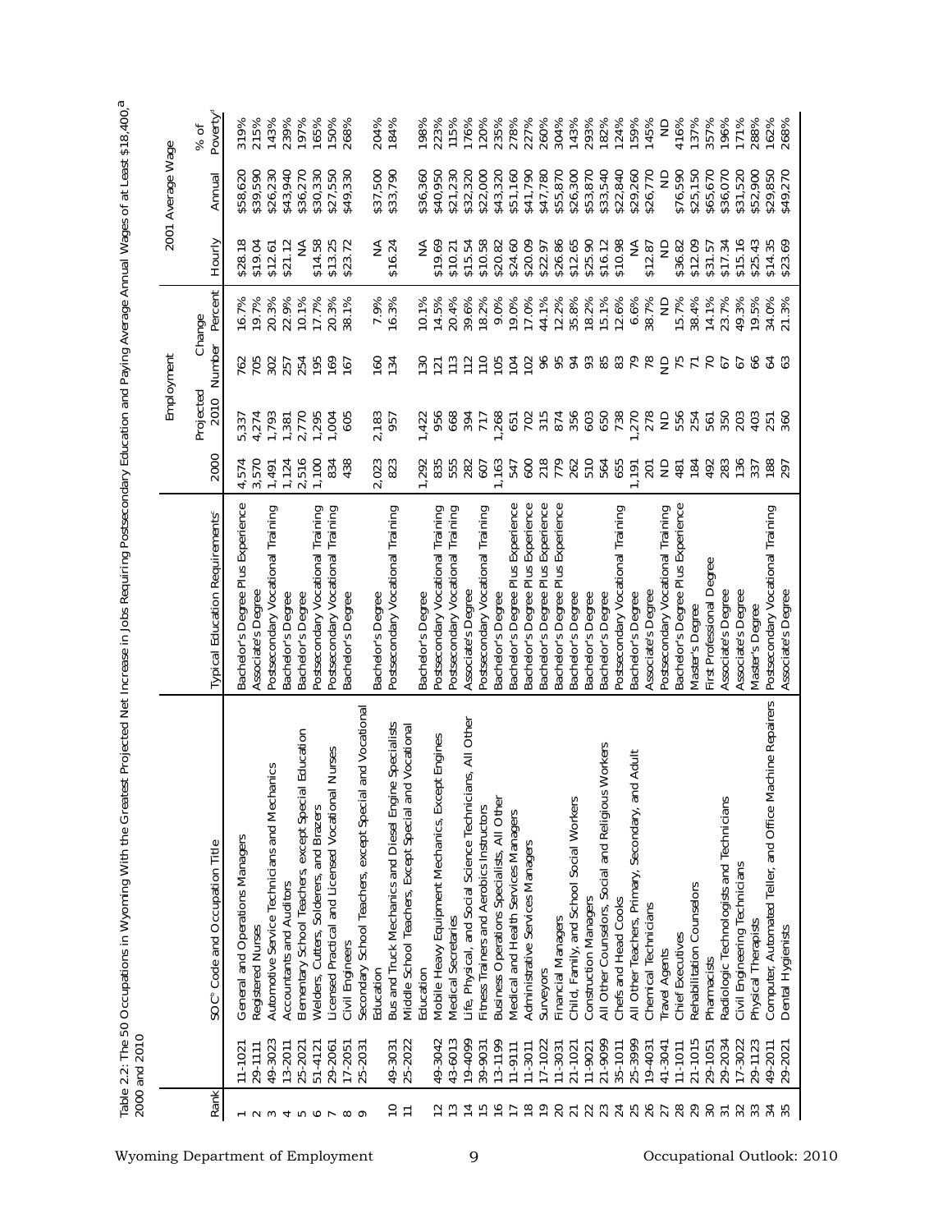Table 2.2: The 50 Occupations in Wyoming With the Greatest Projected Net Increase in Jobs Requiring Postsecondary Education and Paying Average Annual Wages of at Least $18,400,[a] 2000 and 2010

| Rank | SOC[b] Code and Occupation Title | | Typical Education Requirements[c] | Employment | | | | 2001 Average Wage | | |
|---|---|---|---|---|---|---|---|---|---|---|
| | | | | 2000 | Projected 2010 | Change Number | Change Percent | Hourly | Annual | % of Poverty[d] |
| 1 | 11-1021 | General and Operations Managers | Bachelor's Degree Plus Experience | 4,574 | 5,337 | 762 | 16.7% | $28.18 | $58,620 | 319% |
| 2 | 29-1111 | Registered Nurses | Associate's Degree | 3,570 | 4,274 | 705 | 19.7% | $19.04 | $39,590 | 215% |
| 3 | 49-3023 | Automotive Service Technicians and Mechanics | Postsecondary Vocational Training | 1,491 | 1,793 | 302 | 20.3% | $12.61 | $26,230 | 143% |
| 4 | 13-2011 | Accountants and Auditors | Bachelor's Degree | 1,124 | 1,381 | 257 | 22.9% | $21.12 | $43,940 | 239% |
| 5 | 25-2021 | Elementary School Teachers, except Special Education | Bachelor's Degree | 2,516 | 2,770 | 254 | 10.1% | NA | $36,270 | 197% |
| 6 | 51-4121 | Welders, Cutters, Solderers, and Brazers | Postsecondary Vocational Training | 1,100 | 1,295 | 195 | 17.7% | $14.58 | $30,330 | 165% |
| 7 | 29-2061 | Licensed Practical and Licensed Vocational Nurses | Postsecondary Vocational Training | 834 | 1,004 | 169 | 20.3% | $13.25 | $27,550 | 150% |
| 8 | 17-2051 | Civil Engineers | Bachelor's Degree | 438 | 605 | 167 | 38.1% | $23.72 | $49,330 | 268% |
| 9 | 25-2031 | Secondary School Teachers, except Special and Vocational Education | Bachelor's Degree | 2,023 | 2,183 | 160 | 7.9% | NA | $37,500 | 204% |
| 10 | 49-3031 | Bus and Truck Mechanics and Diesel Engine Specialists | Postsecondary Vocational Training | 823 | 957 | 134 | 16.3% | $16.24 | $33,790 | 184% |
| 11 | 25-2022 | Middle School Teachers, Except Special and Vocational Education | Bachelor's Degree | 1,292 | 1,422 | 130 | 10.1% | NA | $36,360 | 198% |
| 12 | 49-3042 | Mobile Heavy Equipment Mechanics, Except Engines | Postsecondary Vocational Training | 835 | 956 | 121 | 14.5% | $19.69 | $40,950 | 223% |
| 13 | 43-6013 | Medical Secretaries | Postsecondary Vocational Training | 555 | 668 | 113 | 20.4% | $10.21 | $21,230 | 115% |
| 14 | 19-4099 | Life, Physical, and Social Science Technicians, All Other | Associate's Degree | 282 | 394 | 112 | 39.6% | $15.54 | $32,320 | 176% |
| 15 | 39-9031 | Fitness Trainers and Aerobics Instructors | Postsecondary Vocational Training | 607 | 717 | 110 | 18.2% | $10.58 | $22,000 | 120% |
| 16 | 13-1199 | Business Operations Specialists, All Other | Bachelor's Degree | 1,163 | 1,268 | 105 | 9.0% | $20.82 | $43,320 | 235% |
| 17 | 11-9111 | Medical and Health Services Managers | Bachelor's Degree Plus Experience | 547 | 651 | 104 | 19.0% | $24.60 | $51,160 | 278% |
| 18 | 11-3011 | Administrative Services Managers | Bachelor's Degree Plus Experience | 600 | 702 | 102 | 17.0% | $20.09 | $41,790 | 227% |
| 19 | 17-1022 | Surveyors | Bachelor's Degree Plus Experience | 218 | 315 | 96 | 44.1% | $22.97 | $47,780 | 260% |
| 20 | 11-3031 | Financial Managers | Bachelor's Degree Plus Experience | 779 | 874 | 95 | 12.2% | $26.86 | $55,870 | 304% |
| 21 | 21-1021 | Child, Family, and School Social Workers | Bachelor's Degree | 262 | 356 | 94 | 35.8% | $12.65 | $26,300 | 143% |
| 22 | 11-9021 | Construction Managers | Bachelor's Degree | 510 | 603 | 93 | 18.2% | $25.90 | $53,870 | 293% |
| 23 | 21-9099 | All Other Counselors, Social and Religious Workers | Bachelor's Degree | 564 | 650 | 85 | 15.1% | $16.12 | $33,540 | 182% |
| 24 | 35-1011 | Chefs and Head Cooks | Postsecondary Vocational Training | 655 | 738 | 83 | 12.6% | $10.98 | $22,840 | 124% |
| 25 | 25-3999 | All Other Teachers, Primary, Secondary, and Adult | Bachelor's Degree | 1,191 | 1,270 | 79 | 6.6% | NA | $29,260 | 159% |
| 26 | 19-4031 | Chemical Technicians | Associate's Degree | 201 | 278 | 78 | 38.7% | $12.87 | $26,770 | 145% |
| 27 | 41-3041 | Travel Agents | Postsecondary Vocational Training | ND | ND | ND | ND | ND | ND | ND |
| 28 | 11-1011 | Chief Executives | Bachelor's Degree Plus Experience | 481 | 556 | 75 | 15.7% | $36.82 | $76,590 | 416% |
| 29 | 21-1015 | Rehabilitation Counselors | Master's Degree | 184 | 254 | 71 | 38.4% | $12.09 | $25,150 | 137% |
| 30 | 29-1051 | Pharmacists | First Professional Degree | 492 | 561 | 70 | 14.1% | $31.57 | $65,670 | 357% |
| 31 | 29-2034 | Radiologic Technologists and Technicians | Associate's Degree | 283 | 350 | 67 | 23.7% | $17.34 | $36,070 | 196% |
| 32 | 17-3022 | Civil Engineering Technicians | Associate's Degree | 136 | 203 | 67 | 49.3% | $15.16 | $31,520 | 171% |
| 33 | 29-1123 | Physical Therapists | Master's Degree | 337 | 403 | 66 | 19.5% | $25.43 | $52,900 | 288% |
| 34 | 49-2011 | Computer, Automated Teller, and Office Machine Repairers | Postsecondary Vocational Training | 188 | 251 | 64 | 34.0% | $14.35 | $29,850 | 162% |
| 35 | 29-2021 | Dental Hygienists | Associate's Degree | 297 | 360 | 63 | 21.3% | $23.69 | $49,270 | 268% |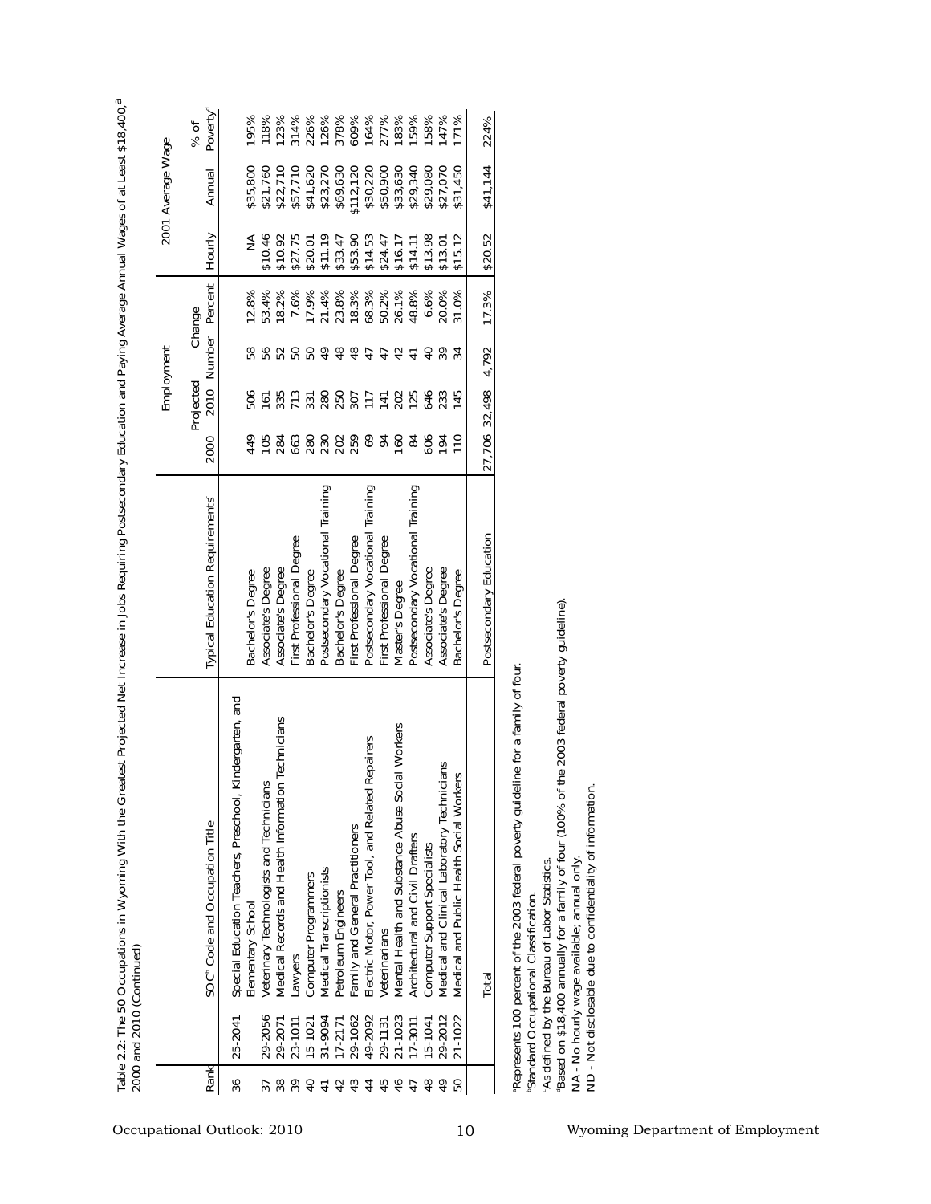Table 2.2: The 50 Occupations in Wyoming With the Greatest Projected Net Increase in Jobs Requiring Postsecondary Education and Paying Average Annual Wages of at Least $18,400,[a] 2000 and 2010 (Continued)

| Rank | SOC[b] Code and Occupation Title | | Typical Education Requirements[c] | Employment | | | | 2001 Average Wage | | |
|---|---|---|---|---|---|---|---|---|---|---|
| | | | | 2000 | Projected 2010 | Change Number | Change Percent | Hourly | Annual | % of Poverty[d] |
| 36 | 25-2041 | Special Education Teachers, Preschool, Kindergarten, and Elementary School | Bachelor's Degree | 449 | 506 | 58 | 12.8% | NA | $35,800 | 195% |
| 37 | 29-2056 | Veterinary Technologists and Technicians | Associate's Degree | 105 | 161 | 56 | 53.4% | $10.46 | $21,760 | 118% |
| 38 | 29-2071 | Medical Records and Health Information Technicians | Associate's Degree | 284 | 335 | 52 | 18.2% | $10.92 | $22,710 | 123% |
| 39 | 23-1011 | Lawyers | First Professional Degree | 663 | 713 | 50 | 7.6% | $27.75 | $57,710 | 314% |
| 40 | 15-1021 | Computer Programmers | Bachelor's Degree | 280 | 331 | 50 | 17.9% | $20.01 | $41,620 | 226% |
| 41 | 31-9094 | Medical Transcriptionists | Postsecondary Vocational Training | 230 | 280 | 49 | 21.4% | $11.19 | $23,270 | 126% |
| 42 | 17-2171 | Petroleum Engineers | Bachelor's Degree | 202 | 250 | 48 | 23.8% | $33.47 | $69,630 | 378% |
| 43 | 29-1062 | Family and General Practitioners | First Professional Degree | 259 | 307 | 48 | 18.3% | $53.90 | $112,120 | 609% |
| 44 | 49-2092 | Electric Motor, Power Tool, and Related Repairers | Postsecondary Vocational Training | 69 | 117 | 47 | 68.3% | $14.53 | $30,220 | 164% |
| 45 | 29-1131 | Veterinarians | First Professional Degree | 94 | 141 | 47 | 50.2% | $24.47 | $50,900 | 277% |
| 46 | 21-1023 | Mental Health and Substance Abuse Social Workers | Master's Degree | 160 | 202 | 42 | 26.1% | $16.17 | $33,630 | 183% |
| 47 | 17-3011 | Architectural and Civil Drafters | Postsecondary Vocational Training | 84 | 125 | 41 | 48.8% | $14.11 | $29,340 | 159% |
| 48 | 15-1041 | Computer Support Specialists | Associate's Degree | 606 | 646 | 40 | 6.6% | $13.98 | $29,080 | 158% |
| 49 | 29-2012 | Medical and Clinical Laboratory Technicians | Associate's Degree | 194 | 233 | 39 | 20.0% | $13.01 | $27,070 | 147% |
| 50 | 21-1022 | Medical and Public Health Social Workers | Bachelor's Degree | 110 | 145 | 34 | 31.0% | $15.12 | $31,450 | 171% |
| | | Total | Postsecondary Education | 27,706 | 32,498 | 4,792 | 17.3% | $20.52 | $41,144 | 224% |

[a]Represents 100 percent of the 2003 federal poverty guideline for a family of four.
[b]Standard Occupational Classification.
[c]As defined by the Bureau of Labor Statistics.
[d]Based on $18,400 annually for a family of four (100% of the 2003 federal poverty guideline).
NA - No hourly wage available; annual only.
ND - Not disclosable due to confidentiality of information.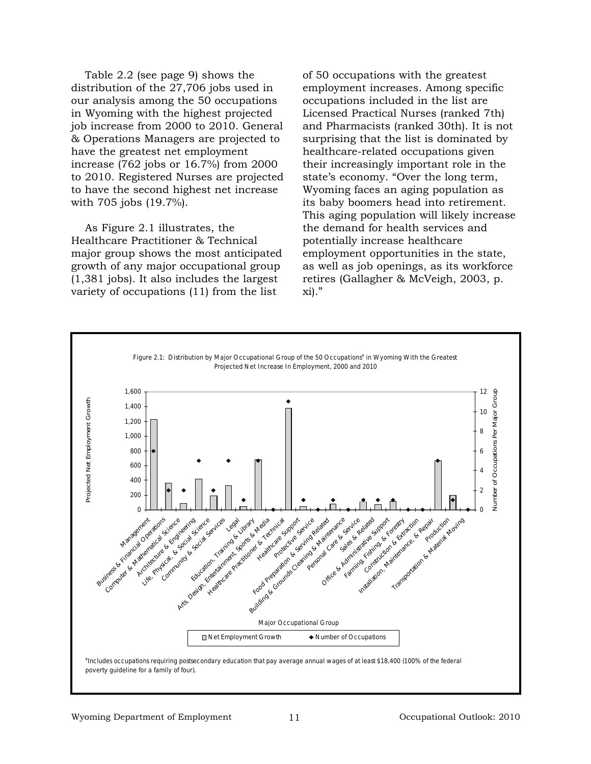Table 2.2 (see page 9) shows the distribution of the 27,706 jobs used in our analysis among the 50 occupations in Wyoming with the highest projected job increase from 2000 to 2010. General & Operations Managers are projected to have the greatest net employment increase (762 jobs or 16.7%) from 2000 to 2010. Registered Nurses are projected to have the second highest net increase with 705 jobs (19.7%).

As Figure 2.1 illustrates, the Healthcare Practitioner & Technical major group shows the most anticipated growth of any major occupational group (1,381 jobs). It also includes the largest variety of occupations (11) from the list of 50 occupations with the greatest employment increases. Among specific occupations included in the list are Licensed Practical Nurses (ranked 7th) and Pharmacists (ranked 30th). It is not surprising that the list is dominated by healthcare-related occupations given their increasingly important role in the state's economy. "Over the long term, Wyoming faces an aging population as its baby boomers head into retirement. This aging population will likely increase the demand for health services and potentially increase healthcare employment opportunities in the state, as well as job openings, as its workforce retires (Gallagher & McVeigh, 2003, p. xi)."

Figure 2.1: Distribution by Major Occupational Group of the 50 Occupations[a] in Wyoming With the Greatest Projected Net Increase In Employment, 2000 and 2010

[a]Includes occupations requiring postsecondary education that pay average annual wages of at least $18,400 (100% of the federal poverty guideline for a family of four).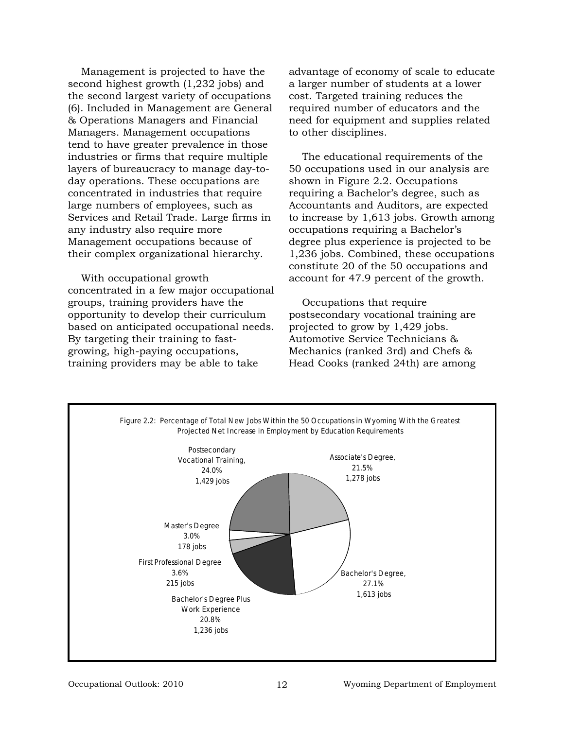Management is projected to have the second highest growth (1,232 jobs) and the second largest variety of occupations (6). Included in Management are General & Operations Managers and Financial Managers. Management occupations tend to have greater prevalence in those industries or firms that require multiple layers of bureaucracy to manage day-to-day operations. These occupations are concentrated in industries that require large numbers of employees, such as Services and Retail Trade. Large firms in any industry also require more Management occupations because of their complex organizational hierarchy.

With occupational growth concentrated in a few major occupational groups, training providers have the opportunity to develop their curriculum based on anticipated occupational needs. By targeting their training to fast-growing, high-paying occupations, training providers may be able to take advantage of economy of scale to educate a larger number of students at a lower cost. Targeted training reduces the required number of educators and the need for equipment and supplies related to other disciplines.

The educational requirements of the 50 occupations used in our analysis are shown in Figure 2.2. Occupations requiring a Bachelor's degree, such as Accountants and Auditors, are expected to increase by 1,613 jobs. Growth among occupations requiring a Bachelor's degree plus experience is projected to be 1,236 jobs. Combined, these occupations constitute 20 of the 50 occupations and account for 47.9 percent of the growth.

Occupations that require postsecondary vocational training are projected to grow by 1,429 jobs. Automotive Service Technicians & Mechanics (ranked 3rd) and Chefs & Head Cooks (ranked 24th) are among

Figure 2.2: Percentage of Total New Jobs Within the 50 Occupations in Wyoming With the Greatest Projected Net Increase in Employment by Education Requirements

| Education Requirement | Percentage | Jobs |
|---|---|---|
| Postsecondary Vocational Training | 24.0% | 1,429 jobs |
| Associate's Degree | 21.5% | 1,278 jobs |
| Bachelor's Degree | 27.1% | 1,613 jobs |
| Bachelor's Degree Plus Work Experience | 20.8% | 1,236 jobs |
| First Professional Degree | 3.6% | 215 jobs |
| Master's Degree | 3.0% | 178 jobs |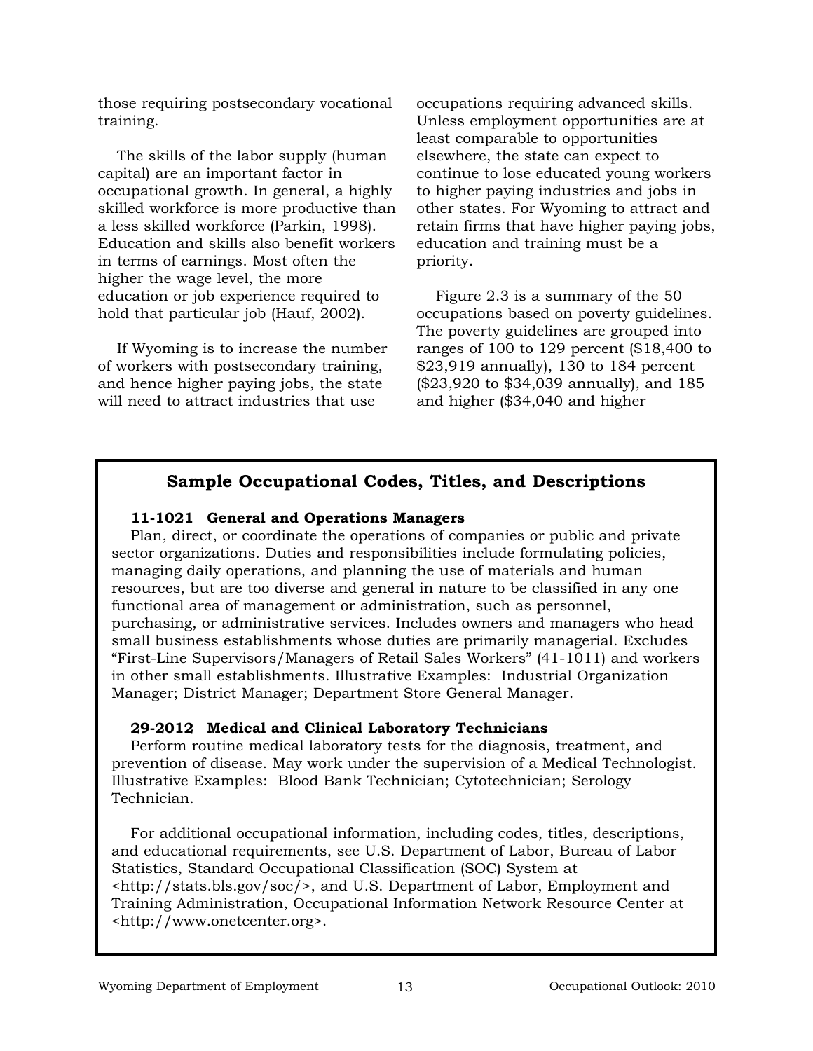those requiring postsecondary vocational training.

The skills of the labor supply (human capital) are an important factor in occupational growth. In general, a highly skilled workforce is more productive than a less skilled workforce (Parkin, 1998). Education and skills also benefit workers in terms of earnings. Most often the higher the wage level, the more education or job experience required to hold that particular job (Hauf, 2002).

If Wyoming is to increase the number of workers with postsecondary training, and hence higher paying jobs, the state will need to attract industries that use occupations requiring advanced skills. Unless employment opportunities are at least comparable to opportunities elsewhere, the state can expect to continue to lose educated young workers to higher paying industries and jobs in other states. For Wyoming to attract and retain firms that have higher paying jobs, education and training must be a priority.

Figure 2.3 is a summary of the 50 occupations based on poverty guidelines. The poverty guidelines are grouped into ranges of 100 to 129 percent ($18,400 to $23,919 annually), 130 to 184 percent ($23,920 to $34,039 annually), and 185 and higher ($34,040 and higher

## Sample Occupational Codes, Titles, and Descriptions

**11-1021 General and Operations Managers**

Plan, direct, or coordinate the operations of companies or public and private sector organizations. Duties and responsibilities include formulating policies, managing daily operations, and planning the use of materials and human resources, but are too diverse and general in nature to be classified in any one functional area of management or administration, such as personnel, purchasing, or administrative services. Includes owners and managers who head small business establishments whose duties are primarily managerial. Excludes "First-Line Supervisors/Managers of Retail Sales Workers" (41-1011) and workers in other small establishments. Illustrative Examples: Industrial Organization Manager; District Manager; Department Store General Manager.

**29-2012 Medical and Clinical Laboratory Technicians**

Perform routine medical laboratory tests for the diagnosis, treatment, and prevention of disease. May work under the supervision of a Medical Technologist. Illustrative Examples: Blood Bank Technician; Cytotechnician; Serology Technician.

For additional occupational information, including codes, titles, descriptions, and educational requirements, see U.S. Department of Labor, Bureau of Labor Statistics, Standard Occupational Classification (SOC) System at <http://stats.bls.gov/soc/>, and U.S. Department of Labor, Employment and Training Administration, Occupational Information Network Resource Center at <http://www.onetcenter.org>.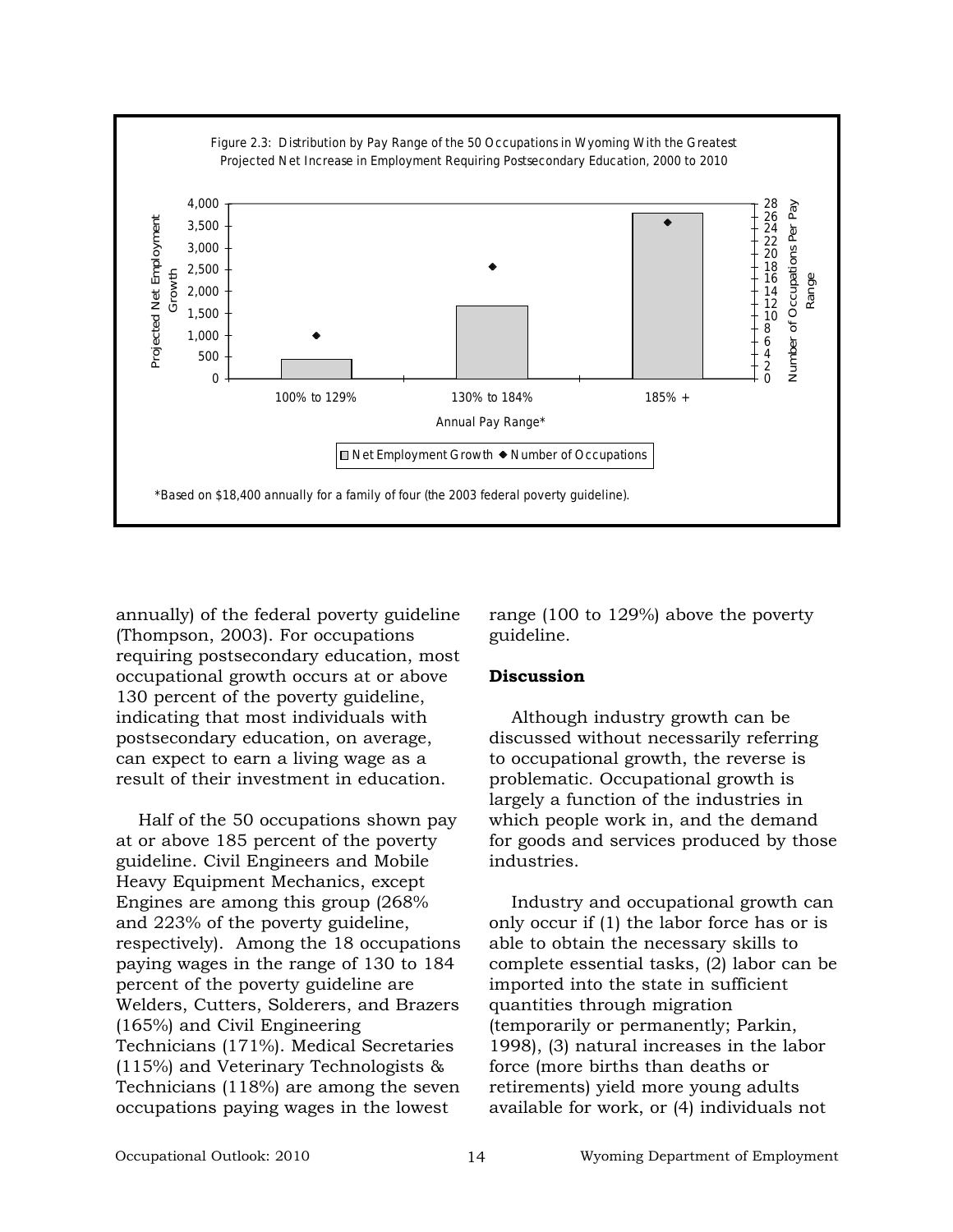Figure 2.3: Distribution by Pay Range of the 50 Occupations in Wyoming With the Greatest Projected Net Increase in Employment Requiring Postsecondary Education, 2000 to 2010

*Based on $18,400 annually for a family of four (the 2003 federal poverty guideline).

annually) of the federal poverty guideline (Thompson, 2003). For occupations requiring postsecondary education, most occupational growth occurs at or above 130 percent of the poverty guideline, indicating that most individuals with postsecondary education, on average, can expect to earn a living wage as a result of their investment in education.

Half of the 50 occupations shown pay at or above 185 percent of the poverty guideline. Civil Engineers and Mobile Heavy Equipment Mechanics, except Engines are among this group (268% and 223% of the poverty guideline, respectively). Among the 18 occupations paying wages in the range of 130 to 184 percent of the poverty guideline are Welders, Cutters, Solderers, and Brazers (165%) and Civil Engineering Technicians (171%). Medical Secretaries (115%) and Veterinary Technologists & Technicians (118%) are among the seven occupations paying wages in the lowest range (100 to 129%) above the poverty guideline.

## Discussion

Although industry growth can be discussed without necessarily referring to occupational growth, the reverse is problematic. Occupational growth is largely a function of the industries in which people work in, and the demand for goods and services produced by those industries.

Industry and occupational growth can only occur if (1) the labor force has or is able to obtain the necessary skills to complete essential tasks, (2) labor can be imported into the state in sufficient quantities through migration (temporarily or permanently; Parkin, 1998), (3) natural increases in the labor force (more births than deaths or retirements) yield more young adults available for work, or (4) individuals not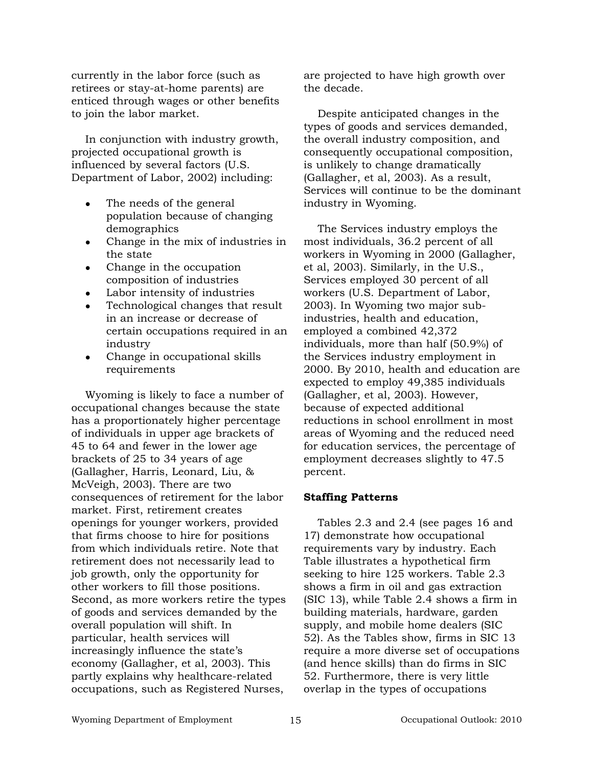currently in the labor force (such as retirees or stay-at-home parents) are enticed through wages or other benefits to join the labor market.

In conjunction with industry growth, projected occupational growth is influenced by several factors (U.S. Department of Labor, 2002) including:

- The needs of the general population because of changing demographics
- Change in the mix of industries in the state
- Change in the occupation composition of industries
- Labor intensity of industries
- Technological changes that result in an increase or decrease of certain occupations required in an industry
- Change in occupational skills requirements

Wyoming is likely to face a number of occupational changes because the state has a proportionately higher percentage of individuals in upper age brackets of 45 to 64 and fewer in the lower age brackets of 25 to 34 years of age (Gallagher, Harris, Leonard, Liu, & McVeigh, 2003). There are two consequences of retirement for the labor market. First, retirement creates openings for younger workers, provided that firms choose to hire for positions from which individuals retire. Note that retirement does not necessarily lead to job growth, only the opportunity for other workers to fill those positions. Second, as more workers retire the types of goods and services demanded by the overall population will shift. In particular, health services will increasingly influence the state's economy (Gallagher, et al, 2003). This partly explains why healthcare-related occupations, such as Registered Nurses, are projected to have high growth over the decade.

Despite anticipated changes in the types of goods and services demanded, the overall industry composition, and consequently occupational composition, is unlikely to change dramatically (Gallagher, et al, 2003). As a result, Services will continue to be the dominant industry in Wyoming.

The Services industry employs the most individuals, 36.2 percent of all workers in Wyoming in 2000 (Gallagher, et al, 2003). Similarly, in the U.S., Services employed 30 percent of all workers (U.S. Department of Labor, 2003). In Wyoming two major sub-industries, health and education, employed a combined 42,372 individuals, more than half (50.9%) of the Services industry employment in 2000. By 2010, health and education are expected to employ 49,385 individuals (Gallagher, et al, 2003). However, because of expected additional reductions in school enrollment in most areas of Wyoming and the reduced need for education services, the percentage of employment decreases slightly to 47.5 percent.

**Staffing Patterns**

Tables 2.3 and 2.4 (see pages 16 and 17) demonstrate how occupational requirements vary by industry. Each Table illustrates a hypothetical firm seeking to hire 125 workers. Table 2.3 shows a firm in oil and gas extraction (SIC 13), while Table 2.4 shows a firm in building materials, hardware, garden supply, and mobile home dealers (SIC 52). As the Tables show, firms in SIC 13 require a more diverse set of occupations (and hence skills) than do firms in SIC 52. Furthermore, there is very little overlap in the types of occupations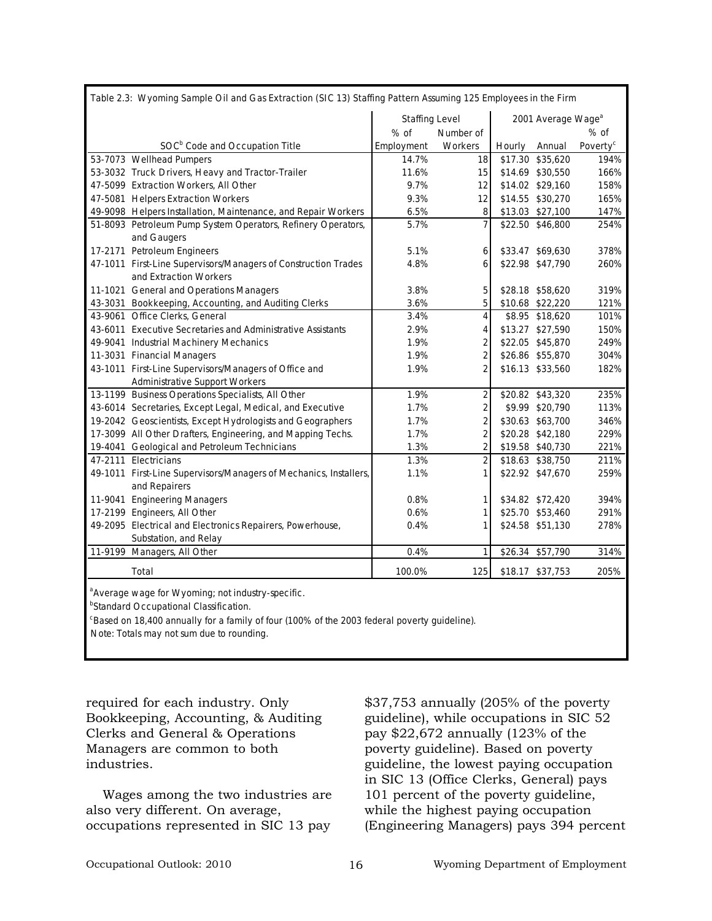Table 2.3: Wyoming Sample Oil and Gas Extraction (SIC 13) Staffing Pattern Assuming 125 Employees in the Firm

| SOC[b] Code and Occupation Title | Staffing Level | | 2001 Average Wage[a] | | |
|---|---|---|---|---|---|
| | % of Employment | Number of Workers | Hourly | Annual | % of Poverty[c] |
| 53-7073 Wellhead Pumpers | 14.7% | 18 | $17.30 | $35,620 | 194% |
| 53-3032 Truck Drivers, Heavy and Tractor-Trailer | 11.6% | 15 | $14.69 | $30,550 | 166% |
| 47-5099 Extraction Workers, All Other | 9.7% | 12 | $14.02 | $29,160 | 158% |
| 47-5081 Helpers Extraction Workers | 9.3% | 12 | $14.55 | $30,270 | 165% |
| 49-9098 Helpers Installation, Maintenance, and Repair Workers | 6.5% | 8 | $13.03 | $27,100 | 147% |
| 51-8093 Petroleum Pump System Operators, Refinery Operators, and Gaugers | 5.7% | 7 | $22.50 | $46,800 | 254% |
| 17-2171 Petroleum Engineers | 5.1% | 6 | $33.47 | $69,630 | 378% |
| 47-1011 First-Line Supervisors/Managers of Construction Trades and Extraction Workers | 4.8% | 6 | $22.98 | $47,790 | 260% |
| 11-1021 General and Operations Managers | 3.8% | 5 | $28.18 | $58,620 | 319% |
| 43-3031 Bookkeeping, Accounting, and Auditing Clerks | 3.6% | 5 | $10.68 | $22,220 | 121% |
| 43-9061 Office Clerks, General | 3.4% | 4 | $8.95 | $18,620 | 101% |
| 43-6011 Executive Secretaries and Administrative Assistants | 2.9% | 4 | $13.27 | $27,590 | 150% |
| 49-9041 Industrial Machinery Mechanics | 1.9% | 2 | $22.05 | $45,870 | 249% |
| 11-3031 Financial Managers | 1.9% | 2 | $26.86 | $55,870 | 304% |
| 43-1011 First-Line Supervisors/Managers of Office and Administrative Support Workers | 1.9% | 2 | $16.13 | $33,560 | 182% |
| 13-1199 Business Operations Specialists, All Other | 1.9% | 2 | $20.82 | $43,320 | 235% |
| 43-6014 Secretaries, Except Legal, Medical, and Executive | 1.7% | 2 | $9.99 | $20,790 | 113% |
| 19-2042 Geoscientists, Except Hydrologists and Geographers | 1.7% | 2 | $30.63 | $63,700 | 346% |
| 17-3099 All Other Drafters, Engineering, and Mapping Techs. | 1.7% | 2 | $20.28 | $42,180 | 229% |
| 19-4041 Geological and Petroleum Technicians | 1.3% | 2 | $19.58 | $40,730 | 221% |
| 47-2111 Electricians | 1.3% | 2 | $18.63 | $38,750 | 211% |
| 49-1011 First-Line Supervisors/Managers of Mechanics, Installers, and Repairers | 1.1% | 1 | $22.92 | $47,670 | 259% |
| 11-9041 Engineering Managers | 0.8% | 1 | $34.82 | $72,420 | 394% |
| 17-2199 Engineers, All Other | 0.6% | 1 | $25.70 | $53,460 | 291% |
| 49-2095 Electrical and Electronics Repairers, Powerhouse, Substation, and Relay | 0.4% | 1 | $24.58 | $51,130 | 278% |
| 11-9199 Managers, All Other | 0.4% | 1 | $26.34 | $57,790 | 314% |
| Total | 100.0% | 125 | $18.17 | $37,753 | 205% |

[a]Average wage for Wyoming; not industry-specific.
[b]Standard Occupational Classification.
[c]Based on 18,400 annually for a family of four (100% of the 2003 federal poverty guideline).
Note: Totals may not sum due to rounding.

required for each industry. Only Bookkeeping, Accounting, & Auditing Clerks and General & Operations Managers are common to both industries.

Wages among the two industries are also very different. On average, occupations represented in SIC 13 pay $37,753 annually (205% of the poverty guideline), while occupations in SIC 52 pay $22,672 annually (123% of the poverty guideline). Based on poverty guideline, the lowest paying occupation in SIC 13 (Office Clerks, General) pays 101 percent of the poverty guideline, while the highest paying occupation (Engineering Managers) pays 394 percent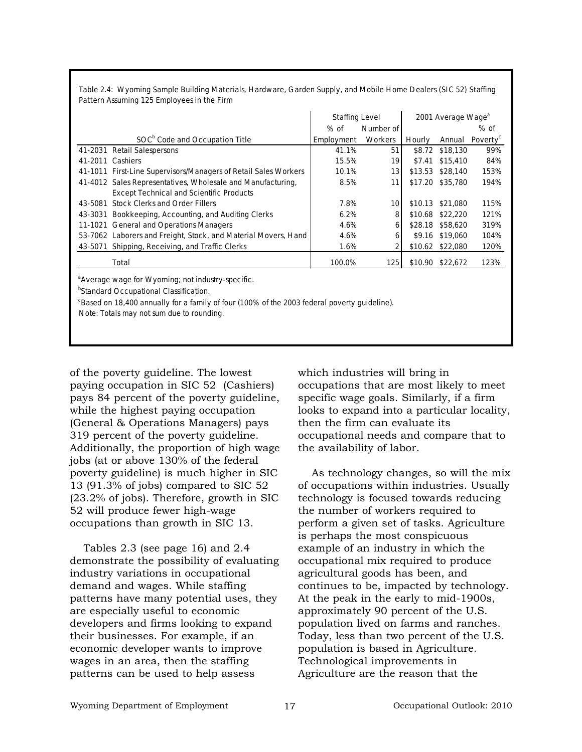Table 2.4: Wyoming Sample Building Materials, Hardware, Garden Supply, and Mobile Home Dealers (SIC 52) Staffing Pattern Assuming 125 Employees in the Firm

| | Staffing Level | | 2001 Average Wage[a] | | |
|---|---|---|---|---|---|
| | % of | Number of | | | % of |
| SOC[b] Code and Occupation Title | Employment | Workers | Hourly | Annual | Poverty[c] |
| 41-2031 Retail Salespersons | 41.1% | 51 | $8.72 | $18,130 | 99% |
| 41-2011 Cashiers | 15.5% | 19 | $7.41 | $15,410 | 84% |
| 41-1011 First-Line Supervisors/Managers of Retail Sales Workers | 10.1% | 13 | $13.53 | $28,140 | 153% |
| 41-4012 Sales Representatives, Wholesale and Manufacturing, Except Technical and Scientific Products | 8.5% | 11 | $17.20 | $35,780 | 194% |
| 43-5081 Stock Clerks and Order Fillers | 7.8% | 10 | $10.13 | $21,080 | 115% |
| 43-3031 Bookkeeping, Accounting, and Auditing Clerks | 6.2% | 8 | $10.68 | $22,220 | 121% |
| 11-1021 General and Operations Managers | 4.6% | 6 | $28.18 | $58,620 | 319% |
| 53-7062 Laborers and Freight, Stock, and Material Movers, Hand | 4.6% | 6 | $9.16 | $19,060 | 104% |
| 43-5071 Shipping, Receiving, and Traffic Clerks | 1.6% | 2 | $10.62 | $22,080 | 120% |
| Total | 100.0% | 125 | $10.90 | $22,672 | 123% |

[a]Average wage for Wyoming; not industry-specific.

[b]Standard Occupational Classification.

[c]Based on 18,400 annually for a family of four (100% of the 2003 federal poverty guideline).

Note: Totals may not sum due to rounding.

of the poverty guideline. The lowest paying occupation in SIC 52 (Cashiers) pays 84 percent of the poverty guideline, while the highest paying occupation (General & Operations Managers) pays 319 percent of the poverty guideline. Additionally, the proportion of high wage jobs (at or above 130% of the federal poverty guideline) is much higher in SIC 13 (91.3% of jobs) compared to SIC 52 (23.2% of jobs). Therefore, growth in SIC 52 will produce fewer high-wage occupations than growth in SIC 13.

Tables 2.3 (see page 16) and 2.4 demonstrate the possibility of evaluating industry variations in occupational demand and wages. While staffing patterns have many potential uses, they are especially useful to economic developers and firms looking to expand their businesses. For example, if an economic developer wants to improve wages in an area, then the staffing patterns can be used to help assess which industries will bring in occupations that are most likely to meet specific wage goals. Similarly, if a firm looks to expand into a particular locality, then the firm can evaluate its occupational needs and compare that to the availability of labor.

As technology changes, so will the mix of occupations within industries. Usually technology is focused towards reducing the number of workers required to perform a given set of tasks. Agriculture is perhaps the most conspicuous example of an industry in which the occupational mix required to produce agricultural goods has been, and continues to be, impacted by technology. At the peak in the early to mid-1900s, approximately 90 percent of the U.S. population lived on farms and ranches. Today, less than two percent of the U.S. population is based in Agriculture. Technological improvements in Agriculture are the reason that the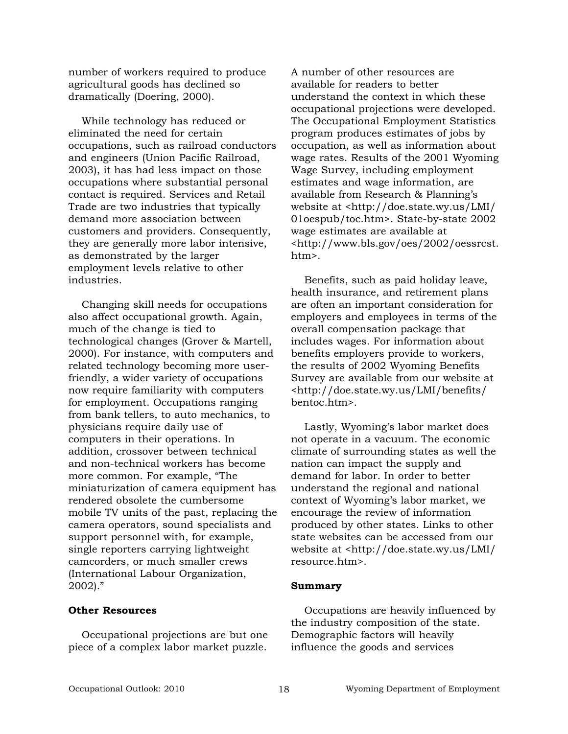number of workers required to produce agricultural goods has declined so dramatically (Doering, 2000).

While technology has reduced or eliminated the need for certain occupations, such as railroad conductors and engineers (Union Pacific Railroad, 2003), it has had less impact on those occupations where substantial personal contact is required. Services and Retail Trade are two industries that typically demand more association between customers and providers. Consequently, they are generally more labor intensive, as demonstrated by the larger employment levels relative to other industries.

Changing skill needs for occupations also affect occupational growth. Again, much of the change is tied to technological changes (Grover & Martell, 2000). For instance, with computers and related technology becoming more user-friendly, a wider variety of occupations now require familiarity with computers for employment. Occupations ranging from bank tellers, to auto mechanics, to physicians require daily use of computers in their operations. In addition, crossover between technical and non-technical workers has become more common. For example, "The miniaturization of camera equipment has rendered obsolete the cumbersome mobile TV units of the past, replacing the camera operators, sound specialists and support personnel with, for example, single reporters carrying lightweight camcorders, or much smaller crews (International Labour Organization, 2002)."

**Other Resources**

Occupational projections are but one piece of a complex labor market puzzle. A number of other resources are available for readers to better understand the context in which these occupational projections were developed. The Occupational Employment Statistics program produces estimates of jobs by occupation, as well as information about wage rates. Results of the 2001 Wyoming Wage Survey, including employment estimates and wage information, are available from Research & Planning's website at <http://doe.state.wy.us/LMI/01oespub/toc.htm>. State-by-state 2002 wage estimates are available at <http://www.bls.gov/oes/2002/oessrcst.htm>.

Benefits, such as paid holiday leave, health insurance, and retirement plans are often an important consideration for employers and employees in terms of the overall compensation package that includes wages. For information about benefits employers provide to workers, the results of 2002 Wyoming Benefits Survey are available from our website at <http://doe.state.wy.us/LMI/benefits/bentoc.htm>.

Lastly, Wyoming's labor market does not operate in a vacuum. The economic climate of surrounding states as well the nation can impact the supply and demand for labor. In order to better understand the regional and national context of Wyoming's labor market, we encourage the review of information produced by other states. Links to other state websites can be accessed from our website at <http://doe.state.wy.us/LMI/resource.htm>.

**Summary**

Occupations are heavily influenced by the industry composition of the state. Demographic factors will heavily influence the goods and services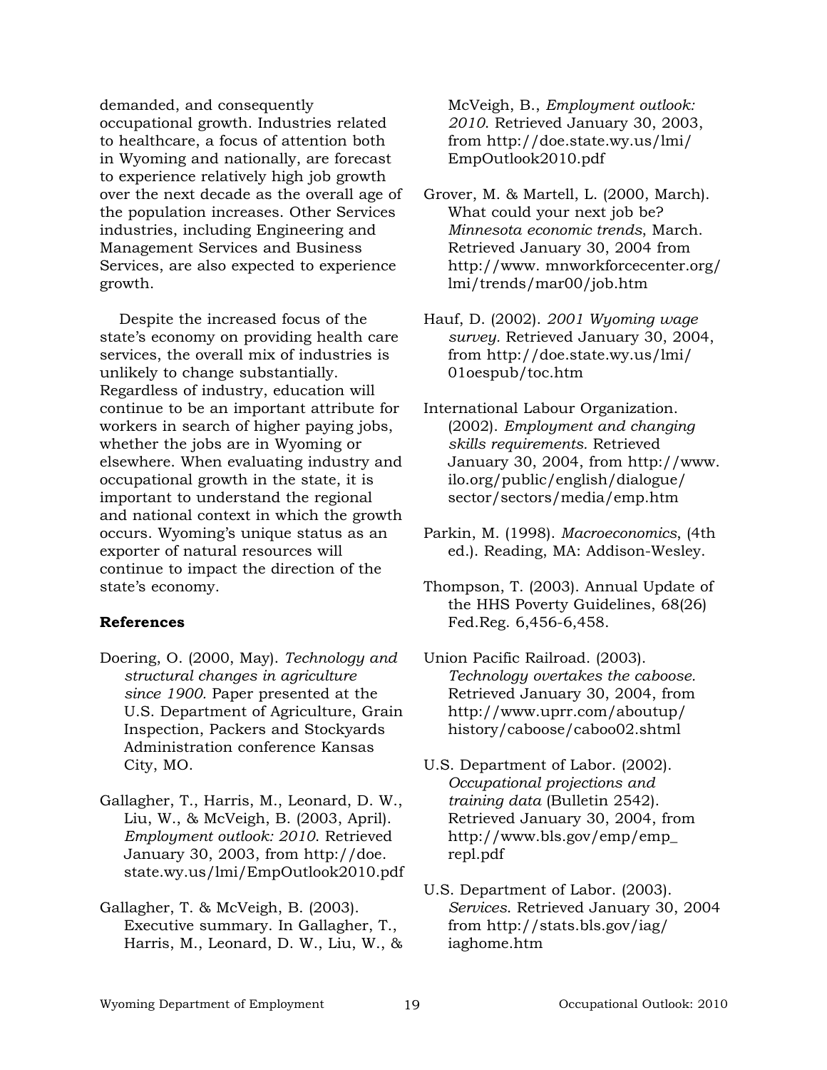demanded, and consequently occupational growth. Industries related to healthcare, a focus of attention both in Wyoming and nationally, are forecast to experience relatively high job growth over the next decade as the overall age of the population increases. Other Services industries, including Engineering and Management Services and Business Services, are also expected to experience growth.

Despite the increased focus of the state's economy on providing health care services, the overall mix of industries is unlikely to change substantially. Regardless of industry, education will continue to be an important attribute for workers in search of higher paying jobs, whether the jobs are in Wyoming or elsewhere. When evaluating industry and occupational growth in the state, it is important to understand the regional and national context in which the growth occurs. Wyoming's unique status as an exporter of natural resources will continue to impact the direction of the state's economy.

**References**

Doering, O. (2000, May). *Technology and structural changes in agriculture since 1900.* Paper presented at the U.S. Department of Agriculture, Grain Inspection, Packers and Stockyards Administration conference Kansas City, MO.

Gallagher, T., Harris, M., Leonard, D. W., Liu, W., & McVeigh, B. (2003, April). *Employment outlook: 2010*. Retrieved January 30, 2003, from http://doe.state.wy.us/lmi/EmpOutlook2010.pdf

Gallagher, T. & McVeigh, B. (2003). Executive summary. In Gallagher, T., Harris, M., Leonard, D. W., Liu, W., & McVeigh, B., *Employment outlook: 2010*. Retrieved January 30, 2003, from http://doe.state.wy.us/lmi/EmpOutlook2010.pdf

Grover, M. & Martell, L. (2000, March). What could your next job be? *Minnesota economic trends*, March. Retrieved January 30, 2004 from http://www. mnworkforcecenter.org/lmi/trends/mar00/job.htm

Hauf, D. (2002). *2001 Wyoming wage survey*. Retrieved January 30, 2004, from http://doe.state.wy.us/lmi/01oespub/toc.htm

International Labour Organization. (2002). *Employment and changing skills requirements*. Retrieved January 30, 2004, from http://www.ilo.org/public/english/dialogue/sector/sectors/media/emp.htm

Parkin, M. (1998). *Macroeconomics*, (4th ed.). Reading, MA: Addison-Wesley.

Thompson, T. (2003). Annual Update of the HHS Poverty Guidelines, 68(26) Fed.Reg. 6,456-6,458.

Union Pacific Railroad. (2003). *Technology overtakes the caboose.* Retrieved January 30, 2004, from http://www.uprr.com/aboutup/history/caboose/caboo02.shtml

U.S. Department of Labor. (2002). *Occupational projections and training data* (Bulletin 2542). Retrieved January 30, 2004, from http://www.bls.gov/emp/emp_repl.pdf

U.S. Department of Labor. (2003). *Services*. Retrieved January 30, 2004 from http://stats.bls.gov/iag/iaghome.htm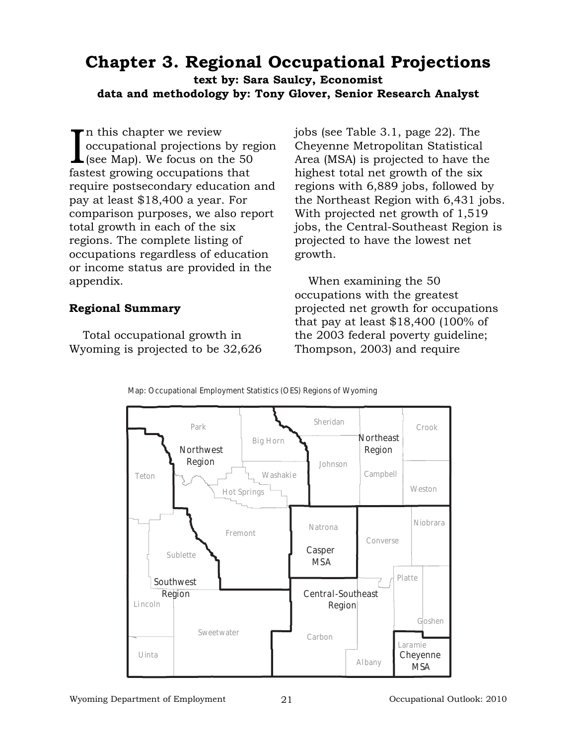# Chapter 3. Regional Occupational Projections

**text by: Sara Saulcy, Economist**
**data and methodology by: Tony Glover, Senior Research Analyst**

In this chapter we review occupational projections by region (see Map). We focus on the 50 fastest growing occupations that require postsecondary education and pay at least $18,400 a year. For comparison purposes, we also report total growth in each of the six regions. The complete listing of occupations regardless of education or income status are provided in the appendix.

### Regional Summary

Total occupational growth in Wyoming is projected to be 32,626 jobs (see Table 3.1, page 22). The Cheyenne Metropolitan Statistical Area (MSA) is projected to have the highest total net growth of the six regions with 6,889 jobs, followed by the Northeast Region with 6,431 jobs. With projected net growth of 1,519 jobs, the Central-Southeast Region is projected to have the lowest net growth.

When examining the 50 occupations with the greatest projected net growth for occupations that pay at least $18,400 (100% of the 2003 federal poverty guideline; Thompson, 2003) and require

Map: Occupational Employment Statistics (OES) Regions of Wyoming

Park, Big Horn, Sheridan, Crook, Northwest Region, Northeast Region, Teton, Washakie, Johnson, Campbell, Hot Springs, Weston, Natrona, Niobrara, Fremont, Converse, Casper MSA, Sublette, Platte, Southwest Region, Central-Southeast Region, Lincoln, Goshen, Sweetwater, Carbon, Laramie, Uinta, Cheyenne MSA, Albany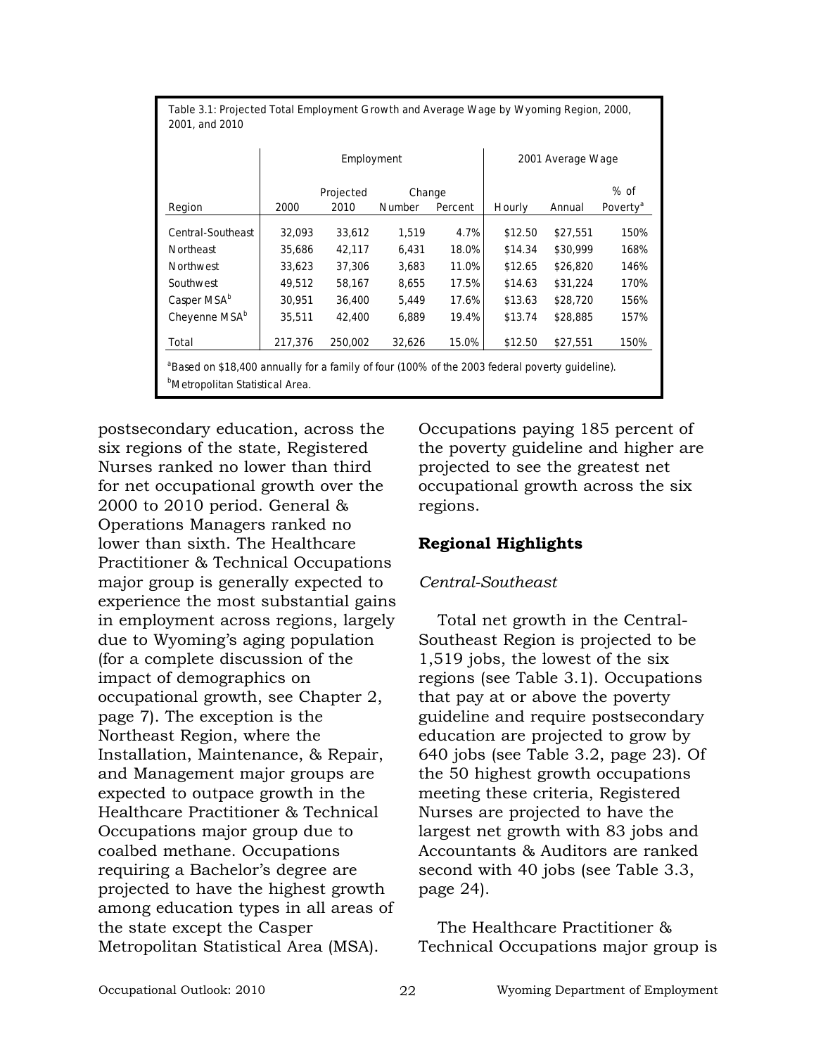Table 3.1: Projected Total Employment Growth and Average Wage by Wyoming Region, 2000, 2001, and 2010

| | Employment | | | | 2001 Average Wage | | |
|---|---|---|---|---|---|---|---|
| Region | 2000 | Projected 2010 | Change Number | Change Percent | Hourly | Annual | % of Poverty[a] |
| Central-Southeast | 32,093 | 33,612 | 1,519 | 4.7% | $12.50 | $27,551 | 150% |
| Northeast | 35,686 | 42,117 | 6,431 | 18.0% | $14.34 | $30,999 | 168% |
| Northwest | 33,623 | 37,306 | 3,683 | 11.0% | $12.65 | $26,820 | 146% |
| Southwest | 49,512 | 58,167 | 8,655 | 17.5% | $14.63 | $31,224 | 170% |
| Casper MSA[b] | 30,951 | 36,400 | 5,449 | 17.6% | $13.63 | $28,720 | 156% |
| Cheyenne MSA[b] | 35,511 | 42,400 | 6,889 | 19.4% | $13.74 | $28,885 | 157% |
| Total | 217,376 | 250,002 | 32,626 | 15.0% | $12.50 | $27,551 | 150% |

[a]Based on $18,400 annually for a family of four (100% of the 2003 federal poverty guideline).
[b]Metropolitan Statistical Area.

postsecondary education, across the six regions of the state, Registered Nurses ranked no lower than third for net occupational growth over the 2000 to 2010 period. General & Operations Managers ranked no lower than sixth. The Healthcare Practitioner & Technical Occupations major group is generally expected to experience the most substantial gains in employment across regions, largely due to Wyoming's aging population (for a complete discussion of the impact of demographics on occupational growth, see Chapter 2, page 7). The exception is the Northeast Region, where the Installation, Maintenance, & Repair, and Management major groups are expected to outpace growth in the Healthcare Practitioner & Technical Occupations major group due to coalbed methane. Occupations requiring a Bachelor's degree are projected to have the highest growth among education types in all areas of the state except the Casper Metropolitan Statistical Area (MSA).

Occupations paying 185 percent of the poverty guideline and higher are projected to see the greatest net occupational growth across the six regions.

## Regional Highlights

### *Central-Southeast*

Total net growth in the Central-Southeast Region is projected to be 1,519 jobs, the lowest of the six regions (see Table 3.1). Occupations that pay at or above the poverty guideline and require postsecondary education are projected to grow by 640 jobs (see Table 3.2, page 23). Of the 50 highest growth occupations meeting these criteria, Registered Nurses are projected to have the largest net growth with 83 jobs and Accountants & Auditors are ranked second with 40 jobs (see Table 3.3, page 24).

The Healthcare Practitioner & Technical Occupations major group is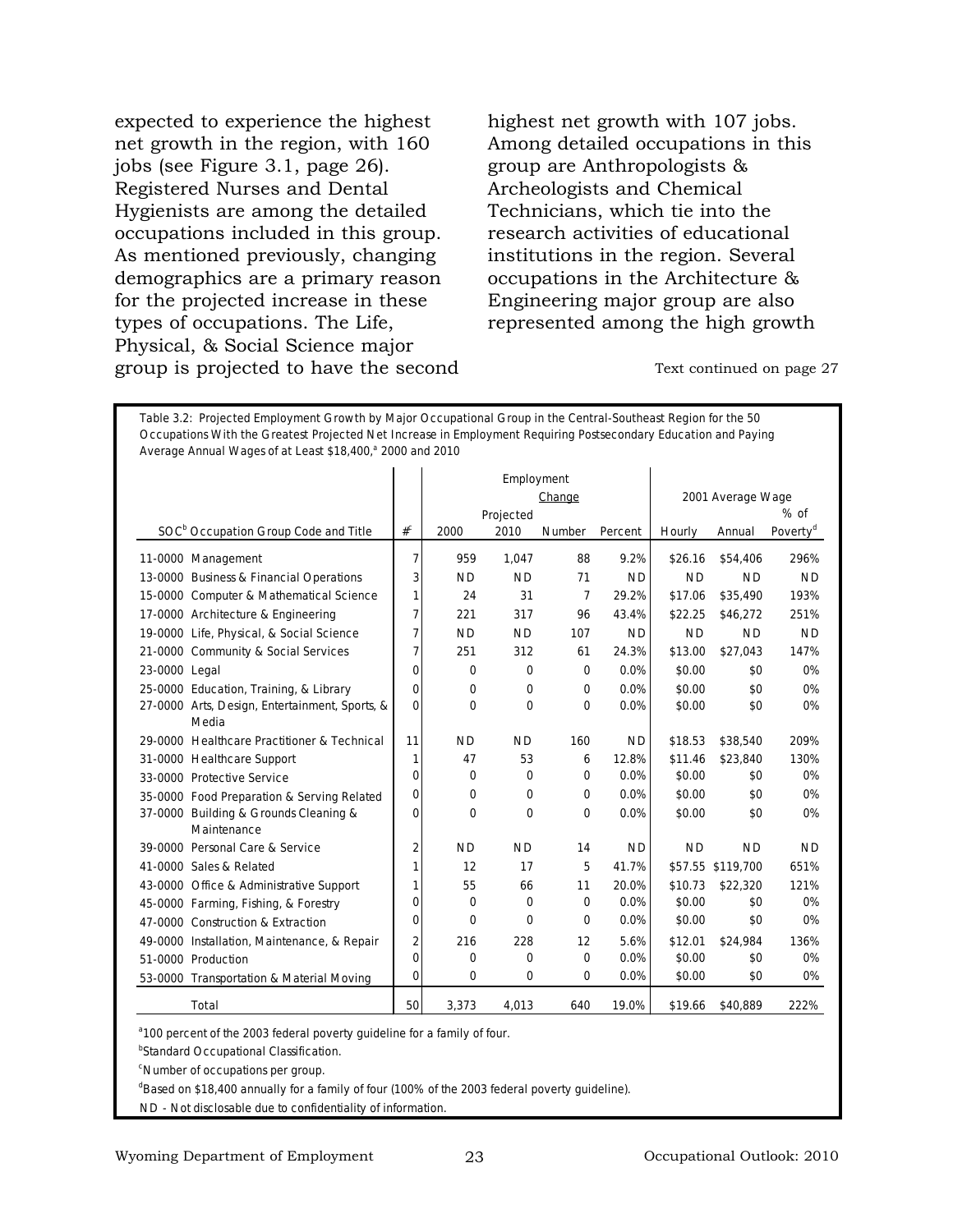expected to experience the highest net growth in the region, with 160 jobs (see Figure 3.1, page 26). Registered Nurses and Dental Hygienists are among the detailed occupations included in this group. As mentioned previously, changing demographics are a primary reason for the projected increase in these types of occupations. The Life, Physical, & Social Science major group is projected to have the second highest net growth with 107 jobs. Among detailed occupations in this group are Anthropologists & Archeologists and Chemical Technicians, which tie into the research activities of educational institutions in the region. Several occupations in the Architecture & Engineering major group are also represented among the high growth

Text continued on page 27

Table 3.2: Projected Employment Growth by Major Occupational Group in the Central-Southeast Region for the 50 Occupations With the Greatest Projected Net Increase in Employment Requiring Postsecondary Education and Paying Average Annual Wages of at Least $18,400,[a] 2000 and 2010

| SOC[b] Occupation Group Code and Title | #[c] | Employment 2000 | Projected 2010 | Change Number | Change Percent | 2001 Average Wage Hourly | Annual | % of Poverty[d] |
|---|---|---|---|---|---|---|---|---|
| 11-0000 Management | 7 | 959 | 1,047 | 88 | 9.2% | $26.16 | $54,406 | 296% |
| 13-0000 Business & Financial Operations | 3 | ND | ND | 71 | ND | ND | ND | ND |
| 15-0000 Computer & Mathematical Science | 1 | 24 | 31 | 7 | 29.2% | $17.06 | $35,490 | 193% |
| 17-0000 Architecture & Engineering | 7 | 221 | 317 | 96 | 43.4% | $22.25 | $46,272 | 251% |
| 19-0000 Life, Physical, & Social Science | 7 | ND | ND | 107 | ND | ND | ND | ND |
| 21-0000 Community & Social Services | 7 | 251 | 312 | 61 | 24.3% | $13.00 | $27,043 | 147% |
| 23-0000 Legal | 0 | 0 | 0 | 0 | 0.0% | $0.00 | $0 | 0% |
| 25-0000 Education, Training, & Library | 0 | 0 | 0 | 0 | 0.0% | $0.00 | $0 | 0% |
| 27-0000 Arts, Design, Entertainment, Sports, & Media | 0 | 0 | 0 | 0 | 0.0% | $0.00 | $0 | 0% |
| 29-0000 Healthcare Practitioner & Technical | 11 | ND | ND | 160 | ND | $18.53 | $38,540 | 209% |
| 31-0000 Healthcare Support | 1 | 47 | 53 | 6 | 12.8% | $11.46 | $23,840 | 130% |
| 33-0000 Protective Service | 0 | 0 | 0 | 0 | 0.0% | $0.00 | $0 | 0% |
| 35-0000 Food Preparation & Serving Related | 0 | 0 | 0 | 0 | 0.0% | $0.00 | $0 | 0% |
| 37-0000 Building & Grounds Cleaning & Maintenance | 0 | 0 | 0 | 0 | 0.0% | $0.00 | $0 | 0% |
| 39-0000 Personal Care & Service | 2 | ND | ND | 14 | ND | ND | ND | ND |
| 41-0000 Sales & Related | 1 | 12 | 17 | 5 | 41.7% | $57.55 | $119,700 | 651% |
| 43-0000 Office & Administrative Support | 1 | 55 | 66 | 11 | 20.0% | $10.73 | $22,320 | 121% |
| 45-0000 Farming, Fishing, & Forestry | 0 | 0 | 0 | 0 | 0.0% | $0.00 | $0 | 0% |
| 47-0000 Construction & Extraction | 0 | 0 | 0 | 0 | 0.0% | $0.00 | $0 | 0% |
| 49-0000 Installation, Maintenance, & Repair | 2 | 216 | 228 | 12 | 5.6% | $12.01 | $24,984 | 136% |
| 51-0000 Production | 0 | 0 | 0 | 0 | 0.0% | $0.00 | $0 | 0% |
| 53-0000 Transportation & Material Moving | 0 | 0 | 0 | 0 | 0.0% | $0.00 | $0 | 0% |
| Total | 50 | 3,373 | 4,013 | 640 | 19.0% | $19.66 | $40,889 | 222% |

[a]100 percent of the 2003 federal poverty guideline for a family of four.

[b]Standard Occupational Classification.

[c]Number of occupations per group.

[d]Based on $18,400 annually for a family of four (100% of the 2003 federal poverty guideline).

ND - Not disclosable due to confidentiality of information.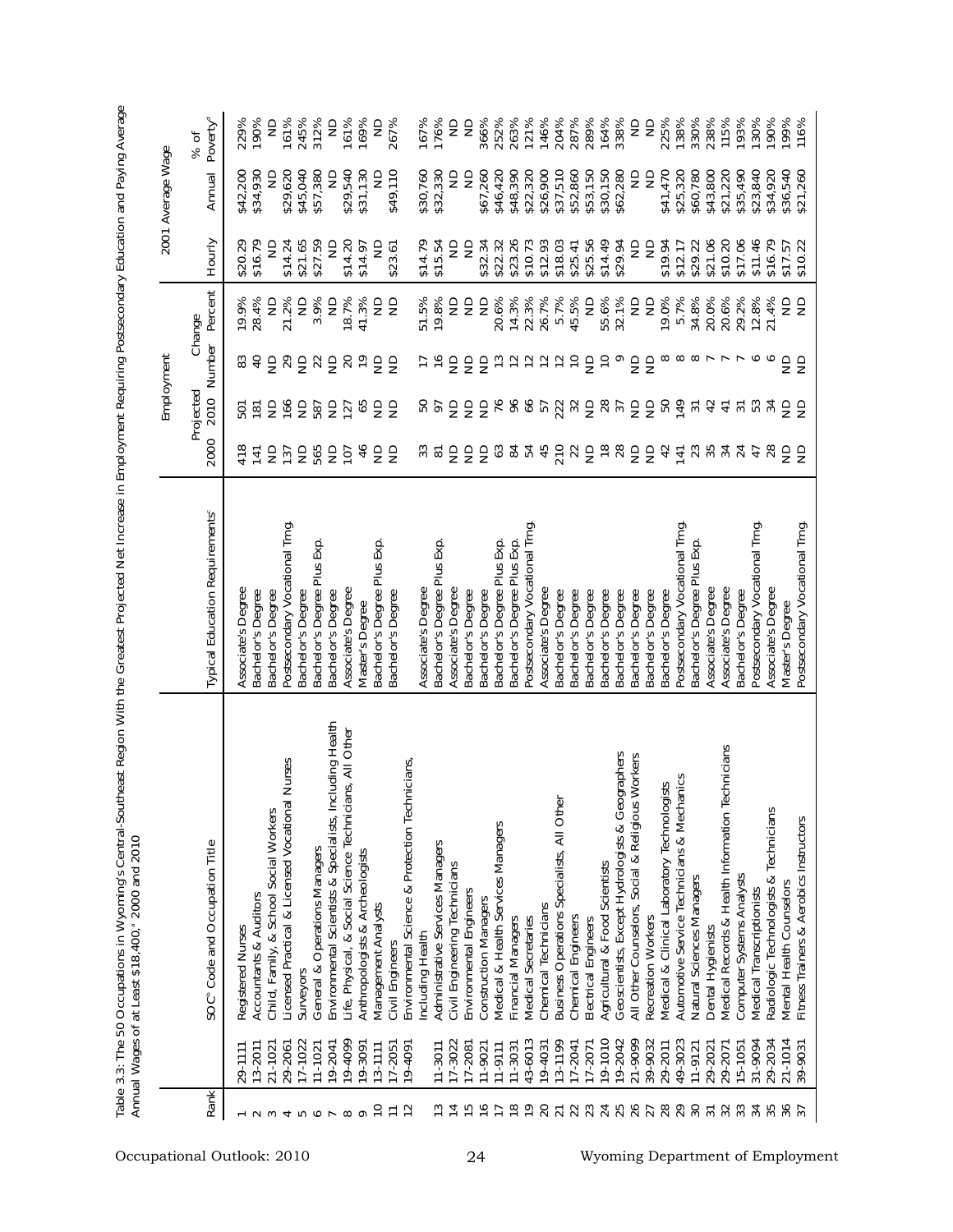Table 3.3: The 50 Occupations in Wyoming's Central-Southeast Region With the Greatest Projected Net Increase in Employment Requiring Postsecondary Education and Paying Average Annual Wages of at Least $18,400,[a] 2000 and 2010

| Rank | SOC[b] Code and Occupation Title | | Typical Education Requirements[c] | Employment | | | | 2001 Average Wage | | |
|---|---|---|---|---|---|---|---|---|---|---|
| | | | | 2000 | Projected 2010 | Change Number | Change Percent | Hourly | Annual | % of Poverty[d] |
| 1 | 29-1111 | Registered Nurses | Associate's Degree | 418 | 501 | 83 | 19.9% | $20.29 | $42,200 | 229% |
| 2 | 13-2011 | Accountants & Auditors | Bachelor's Degree | 141 | 181 | 40 | 28.4% | $16.79 | $34,930 | 190% |
| 3 | 21-1021 | Child, Family, & School Social Workers | Bachelor's Degree | ND | ND | ND | ND | ND | ND | ND |
| 4 | 29-2061 | Licensed Practical & Licensed Vocational Nurses | Postsecondary Vocational Trng. | 137 | 166 | 29 | 21.2% | $14.24 | $29,620 | 161% |
| 5 | 17-1022 | Surveyors | Bachelor's Degree | ND | ND | ND | ND | $21.65 | $45,040 | 245% |
| 6 | 11-1021 | General & Operations Managers | Bachelor's Degree Plus Exp. | 565 | 587 | 22 | 3.9% | $27.59 | $57,380 | 312% |
| 7 | 19-2041 | Environmental Scientists & Specialists, Including Health | Bachelor's Degree | ND | ND | ND | ND | ND | ND | ND |
| 8 | 19-4099 | Life, Physical, & Social Science Technicians, All Other | Associate's Degree | 107 | 127 | 20 | 18.7% | $14.20 | $29,540 | 161% |
| 9 | 19-3091 | Anthropologists & Archeologists | Master's Degree | 46 | 65 | 19 | 41.3% | $14.97 | $31,130 | 169% |
| 10 | 13-1111 | Management Analysts | Bachelor's Degree Plus Exp. | ND | ND | ND | ND | ND | ND | ND |
| 11 | 17-2051 | Civil Engineers | Bachelor's Degree | ND | ND | ND | ND | $23.61 | $49,110 | 267% |
| 12 | 19-4091 | Environmental Science & Protection Technicians, Including Health | Associate's Degree | 33 | 50 | 17 | 51.5% | $14.79 | $30,760 | 167% |
| 13 | 11-3011 | Administrative Services Managers | Bachelor's Degree Plus Exp. | 81 | 97 | 16 | 19.8% | $15.54 | $32,330 | 176% |
| 14 | 17-3022 | Civil Engineering Technicians | Associate's Degree | ND | ND | ND | ND | ND | ND | ND |
| 15 | 17-2081 | Environmental Engineers | Bachelor's Degree | ND | ND | ND | ND | ND | ND | ND |
| 16 | 11-9021 | Construction Managers | Bachelor's Degree | ND | ND | ND | ND | $32.34 | $67,260 | 366% |
| 17 | 11-9111 | Medical & Health Services Managers | Bachelor's Degree Plus Exp. | 63 | 76 | 13 | 20.6% | $22.32 | $46,420 | 252% |
| 18 | 11-3031 | Financial Managers | Bachelor's Degree Plus Exp. | 84 | 96 | 12 | 14.3% | $23.26 | $48,390 | 263% |
| 19 | 43-6013 | Medical Secretaries | Postsecondary Vocational Trng. | 54 | 66 | 12 | 22.3% | $10.73 | $22,320 | 121% |
| 20 | 19-4031 | Chemical Technicians | Associate's Degree | 45 | 57 | 12 | 26.7% | $12.93 | $26,900 | 146% |
| 21 | 13-1199 | Business Operations Specialists, All Other | Bachelor's Degree | 210 | 222 | 12 | 5.7% | $18.03 | $37,510 | 204% |
| 22 | 17-2041 | Chemical Engineers | Bachelor's Degree | 22 | 32 | 10 | 45.5% | $25.41 | $52,860 | 287% |
| 23 | 17-2071 | Electrical Engineers | Bachelor's Degree | ND | ND | ND | ND | $25.56 | $53,150 | 289% |
| 24 | 19-1010 | Agricultural & Food Scientists | Bachelor's Degree | 18 | 28 | 10 | 55.6% | $14.49 | $30,150 | 164% |
| 25 | 19-2042 | Geoscientists, Except Hydrologists & Geographers | Bachelor's Degree | 28 | 37 | 9 | 32.1% | $29.94 | $62,280 | 338% |
| 26 | 21-1099 | All Other Counselors, Social & Religious Workers | Bachelor's Degree | ND | ND | ND | ND | ND | ND | ND |
| 27 | 39-9032 | Recreation Workers | Bachelor's Degree | ND | ND | ND | ND | ND | ND | ND |
| 28 | 29-2011 | Medical & Clinical Laboratory Technologists | Bachelor's Degree | 42 | 50 | 8 | 19.0% | $19.94 | $41,470 | 225% |
| 29 | 49-3023 | Automotive Service Technicians & Mechanics | Postsecondary Vocational Trng. | 141 | 149 | 8 | 5.7% | $12.17 | $25,320 | 138% |
| 30 | 11-9121 | Natural Sciences Managers | Bachelor's Degree Plus Exp. | 23 | 31 | 8 | 34.8% | $29.22 | $60,780 | 330% |
| 31 | 29-2021 | Dental Hygienists | Associate's Degree | 35 | 42 | 7 | 20.0% | $21.06 | $43,800 | 238% |
| 32 | 29-2071 | Medical Records & Health Information Technicians | Associate's Degree | 34 | 41 | 7 | 20.6% | $10.20 | $21,220 | 115% |
| 33 | 15-1051 | Computer Systems Analysts | Bachelor's Degree | 24 | 31 | 7 | 29.2% | $17.06 | $35,490 | 193% |
| 34 | 31-9094 | Medical Transcriptionists | Postsecondary Vocational Trng. | 47 | 53 | 6 | 12.8% | $11.46 | $23,840 | 130% |
| 35 | 29-2034 | Radiologic Technologists & Technicians | Associate's Degree | 28 | 34 | 6 | 21.4% | $16.79 | $34,920 | 190% |
| 36 | 21-1014 | Mental Health Counselors | Master's Degree | ND | ND | ND | ND | $17.57 | $36,540 | 199% |
| 37 | 39-9031 | Fitness Trainers & Aerobics Instructors | Postsecondary Vocational Trng. | ND | ND | ND | ND | $10.22 | $21,260 | 116% |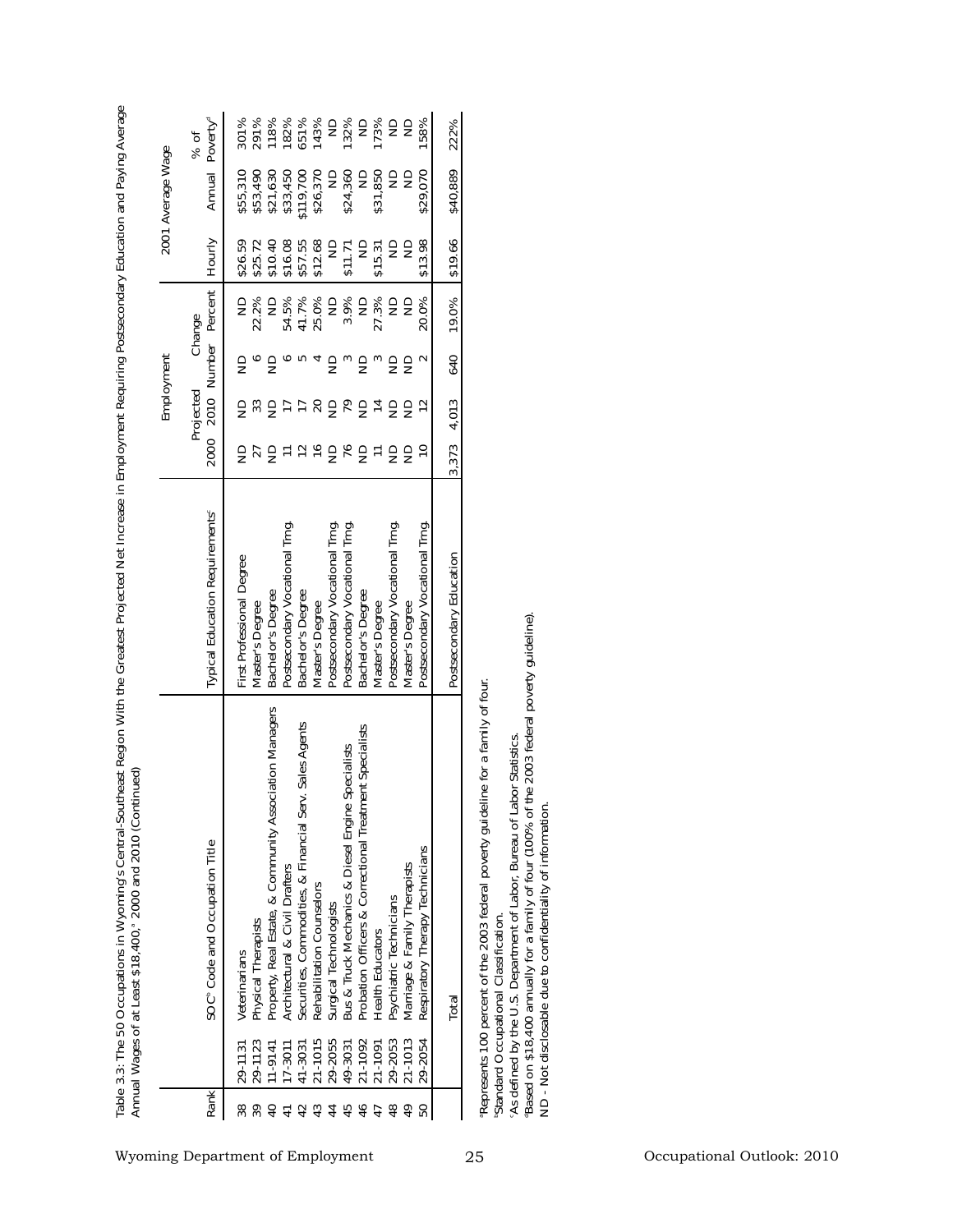Table 3.3: The 50 Occupations in Wyoming's Central-Southeast Region With the Greatest Projected Net Increase in Employment Requiring Postsecondary Education and Paying Average Annual Wages of at Least $18,400,[a] 2000 and 2010 (Continued)

| Rank | SOC[b] Code and Occupation Title | | Typical Education Requirements[c] | Employment | | | | 2001 Average Wage | | |
|---|---|---|---|---|---|---|---|---|---|---|
| | | | | 2000 | Projected 2010 | Change Number | Change Percent | Hourly | Annual | % of Poverty[d] |
| 38 | 29-1131 | Veterinarians | First Professional Degree | ND | ND | ND | ND | $26.59 | $55,310 | 301% |
| 39 | 29-1123 | Physical Therapists | Master's Degree | 27 | 33 | 6 | 22.2% | $25.72 | $53,490 | 291% |
| 40 | 11-9141 | Property, Real Estate, & Community Association Managers | Bachelor's Degree | ND | ND | ND | ND | $10.40 | $21,630 | 118% |
| 41 | 17-3011 | Architectural & Civil Drafters | Postsecondary Vocational Trng. | 11 | 17 | 6 | 54.5% | $16.08 | $33,450 | 182% |
| 42 | 41-3031 | Securities, Commodities, & Financial Serv. Sales Agents | Bachelor's Degree | 12 | 17 | 5 | 41.7% | $57.55 | $119,700 | 651% |
| 43 | 21-1015 | Rehabilitation Counselors | Master's Degree | 16 | 20 | 4 | 25.0% | $12.68 | $26,370 | 143% |
| 44 | 29-2055 | Surgical Technologists | Postsecondary Vocational Trng. | ND | ND | ND | ND | ND | ND | ND |
| 45 | 49-3031 | Bus & Truck Mechanics & Diesel Engine Specialists | Postsecondary Vocational Trng. | 76 | 79 | 3 | 3.9% | $11.71 | $24,360 | 132% |
| 46 | 21-1092 | Probation Officers & Correctional Treatment Specialists | Bachelor's Degree | ND | ND | ND | ND | ND | ND | ND |
| 47 | 21-1091 | Health Educators | Master's Degree | 11 | 14 | 3 | 27.3% | $15.31 | $31,850 | 173% |
| 48 | 29-2053 | Psychiatric Technicians | Postsecondary Vocational Trng. | ND | ND | ND | ND | ND | ND | ND |
| 49 | 21-1013 | Marriage & Family Therapists | Master's Degree | ND | ND | ND | ND | ND | ND | ND |
| 50 | 29-2054 | Respiratory Therapy Technicians | Postsecondary Vocational Trng. | 10 | 12 | 2 | 20.0% | $13.98 | $29,070 | 158% |
| | | Total | Postsecondary Education | 3,373 | 4,013 | 640 | 19.0% | $19.66 | $40,889 | 222% |

[a]Represents 100 percent of the 2003 federal poverty guideline for a family of four.
[b]Standard Occupational Classification.
[c]As defined by the U.S. Department of Labor, Bureau of Labor Statistics.
[d]Based on $18,400 annually for a family of four (100% of the 2003 federal poverty guideline).
ND - Not disclosable due to confidentiality of information.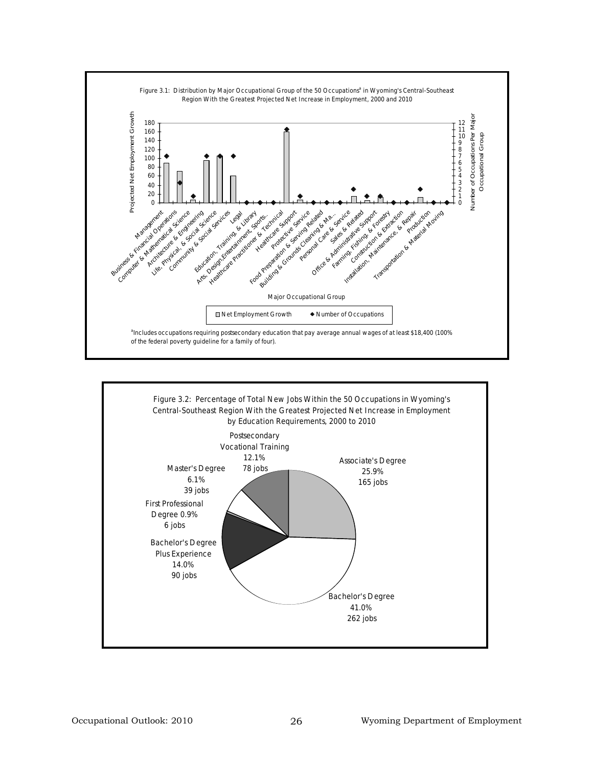Figure 3.1: Distribution by Major Occupational Group of the 50 Occupations[a] in Wyoming's Central-Southeast Region With the Greatest Projected Net Increase in Employment, 2000 and 2010

Projected Net Employment Growth

Number of Occupations Per Major Occupational Group

Major Occupational Group

Management, Business & Financial Operations, Computer & Mathematical Science, Architecture & Engineering, Life, Physical, & Social Science, Community & Social Services, Legal, Education, Training, & Library, Arts, Design, Entertainment, Sports..., Healthcare Practitioner & Technical, Healthcare Support, Protective Service, Food Preparation & Serving Related, Building & Grounds Cleaning & Ma..., Personal Care & Service, Sales & Related, Office & Administrative Support, Farming, Fishing, & Forestry, Construction & Extraction, Installation, Maintenance, & Repair, Production, Transportation & Material Moving

Net Employment Growth ◆ Number of Occupations

[a]Includes occupations requiring postsecondary education that pay average annual wages of at least $18,400 (100% of the federal poverty guideline for a family of four).

Figure 3.2: Percentage of Total New Jobs Within the 50 Occupations in Wyoming's Central-Southeast Region With the Greatest Projected Net Increase in Employment by Education Requirements, 2000 to 2010

| Education Requirement | Percentage | Jobs |
|---|---|---|
| Associate's Degree | 25.9% | 165 jobs |
| Bachelor's Degree | 41.0% | 262 jobs |
| Bachelor's Degree Plus Experience | 14.0% | 90 jobs |
| First Professional Degree | 0.9% | 6 jobs |
| Master's Degree | 6.1% | 39 jobs |
| Postsecondary Vocational Training | 12.1% | 78 jobs |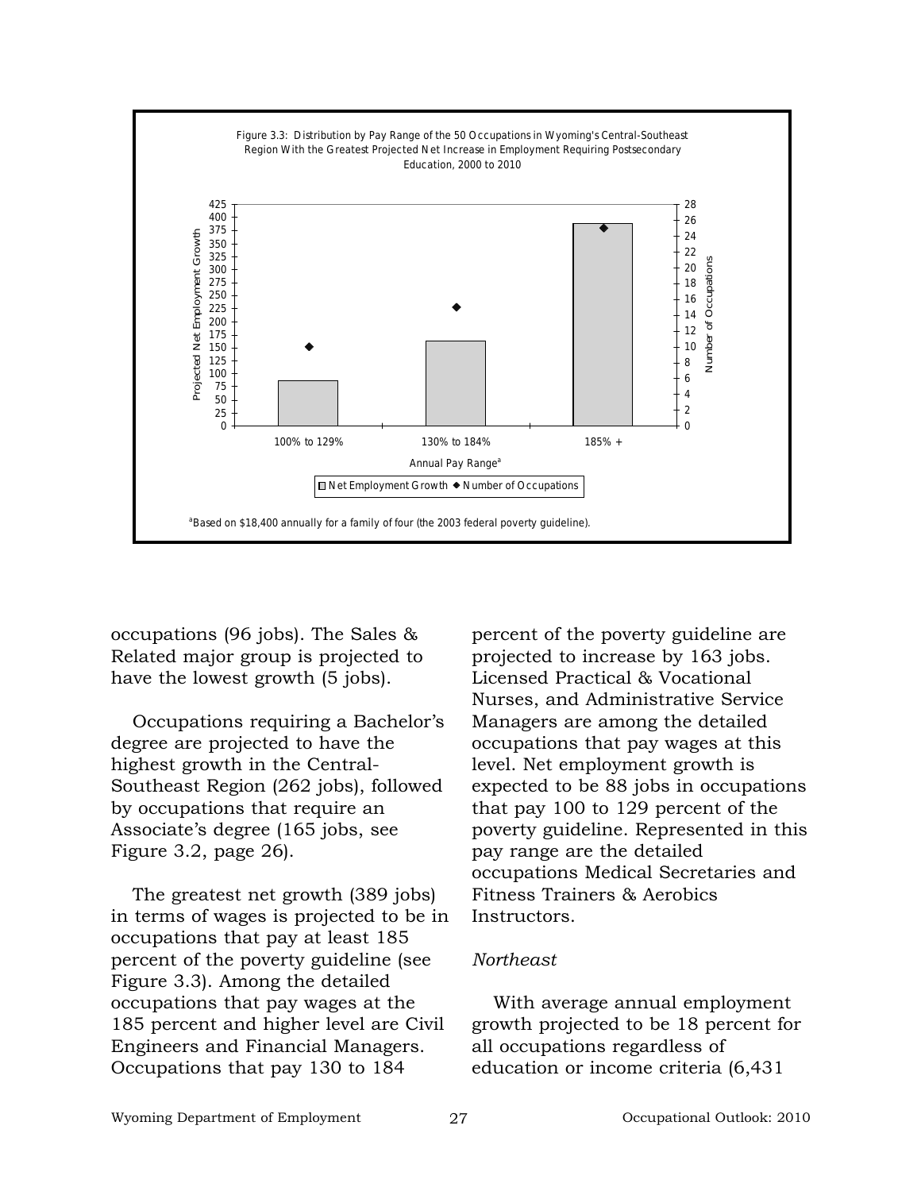Figure 3.3: Distribution by Pay Range of the 50 Occupations in Wyoming's Central-Southeast Region With the Greatest Projected Net Increase in Employment Requiring Postsecondary Education, 2000 to 2010

[a]Based on $18,400 annually for a family of four (the 2003 federal poverty guideline).

occupations (96 jobs). The Sales & Related major group is projected to have the lowest growth (5 jobs).

Occupations requiring a Bachelor's degree are projected to have the highest growth in the Central-Southeast Region (262 jobs), followed by occupations that require an Associate's degree (165 jobs, see Figure 3.2, page 26).

The greatest net growth (389 jobs) in terms of wages is projected to be in occupations that pay at least 185 percent of the poverty guideline (see Figure 3.3). Among the detailed occupations that pay wages at the 185 percent and higher level are Civil Engineers and Financial Managers. Occupations that pay 130 to 184 percent of the poverty guideline are projected to increase by 163 jobs. Licensed Practical & Vocational Nurses, and Administrative Service Managers are among the detailed occupations that pay wages at this level. Net employment growth is expected to be 88 jobs in occupations that pay 100 to 129 percent of the poverty guideline. Represented in this pay range are the detailed occupations Medical Secretaries and Fitness Trainers & Aerobics Instructors.

*Northeast*

With average annual employment growth projected to be 18 percent for all occupations regardless of education or income criteria (6,431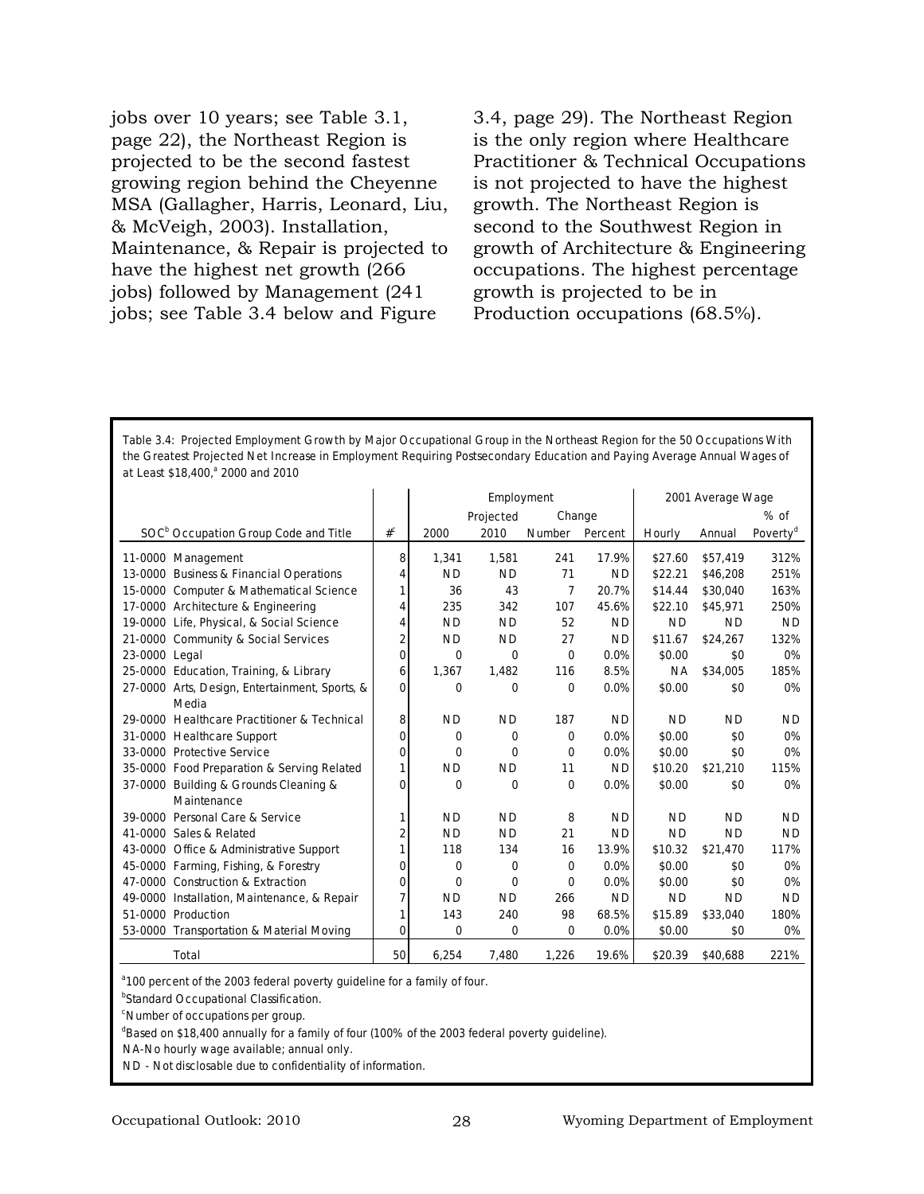jobs over 10 years; see Table 3.1, page 22), the Northeast Region is projected to be the second fastest growing region behind the Cheyenne MSA (Gallagher, Harris, Leonard, Liu, & McVeigh, 2003). Installation, Maintenance, & Repair is projected to have the highest net growth (266 jobs) followed by Management (241 jobs; see Table 3.4 below and Figure 3.4, page 29). The Northeast Region is the only region where Healthcare Practitioner & Technical Occupations is not projected to have the highest growth. The Northeast Region is second to the Southwest Region in growth of Architecture & Engineering occupations. The highest percentage growth is projected to be in Production occupations (68.5%).

Table 3.4: Projected Employment Growth by Major Occupational Group in the Northeast Region for the 50 Occupations With the Greatest Projected Net Increase in Employment Requiring Postsecondary Education and Paying Average Annual Wages of at Least $18,400,[a] 2000 and 2010

| | | Employment | | | | 2001 Average Wage | | |
|---|---|---|---|---|---|---|---|---|
| | | | Projected | Change | | | | % of |
| SOC[b] Occupation Group Code and Title | #[c] | 2000 | 2010 | Number | Percent | Hourly | Annual | Poverty[d] |
| 11-0000 Management | 8 | 1,341 | 1,581 | 241 | 17.9% | $27.60 | $57,419 | 312% |
| 13-0000 Business & Financial Operations | 4 | ND | ND | 71 | ND | $22.21 | $46,208 | 251% |
| 15-0000 Computer & Mathematical Science | 1 | 36 | 43 | 7 | 20.7% | $14.44 | $30,040 | 163% |
| 17-0000 Architecture & Engineering | 4 | 235 | 342 | 107 | 45.6% | $22.10 | $45,971 | 250% |
| 19-0000 Life, Physical, & Social Science | 4 | ND | ND | 52 | ND | ND | ND | ND |
| 21-0000 Community & Social Services | 2 | ND | ND | 27 | ND | $11.67 | $24,267 | 132% |
| 23-0000 Legal | 0 | 0 | 0 | 0 | 0.0% | $0.00 | $0 | 0% |
| 25-0000 Education, Training, & Library | 6 | 1,367 | 1,482 | 116 | 8.5% | NA | $34,005 | 185% |
| 27-0000 Arts, Design, Entertainment, Sports, & Media | 0 | 0 | 0 | 0 | 0.0% | $0.00 | $0 | 0% |
| 29-0000 Healthcare Practitioner & Technical | 8 | ND | ND | 187 | ND | ND | ND | ND |
| 31-0000 Healthcare Support | 0 | 0 | 0 | 0 | 0.0% | $0.00 | $0 | 0% |
| 33-0000 Protective Service | 0 | 0 | 0 | 0 | 0.0% | $0.00 | $0 | 0% |
| 35-0000 Food Preparation & Serving Related | 1 | ND | ND | 11 | ND | $10.20 | $21,210 | 115% |
| 37-0000 Building & Grounds Cleaning & Maintenance | 0 | 0 | 0 | 0 | 0.0% | $0.00 | $0 | 0% |
| 39-0000 Personal Care & Service | 1 | ND | ND | 8 | ND | ND | ND | ND |
| 41-0000 Sales & Related | 2 | ND | ND | 21 | ND | ND | ND | ND |
| 43-0000 Office & Administrative Support | 1 | 118 | 134 | 16 | 13.9% | $10.32 | $21,470 | 117% |
| 45-0000 Farming, Fishing, & Forestry | 0 | 0 | 0 | 0 | 0.0% | $0.00 | $0 | 0% |
| 47-0000 Construction & Extraction | 0 | 0 | 0 | 0 | 0.0% | $0.00 | $0 | 0% |
| 49-0000 Installation, Maintenance, & Repair | 7 | ND | ND | 266 | ND | ND | ND | ND |
| 51-0000 Production | 1 | 143 | 240 | 98 | 68.5% | $15.89 | $33,040 | 180% |
| 53-0000 Transportation & Material Moving | 0 | 0 | 0 | 0 | 0.0% | $0.00 | $0 | 0% |
| Total | 50 | 6,254 | 7,480 | 1,226 | 19.6% | $20.39 | $40,688 | 221% |

[a]100 percent of the 2003 federal poverty guideline for a family of four.

[b]Standard Occupational Classification.

[c]Number of occupations per group.

[d]Based on $18,400 annually for a family of four (100% of the 2003 federal poverty guideline).

NA-No hourly wage available; annual only.

ND - Not disclosable due to confidentiality of information.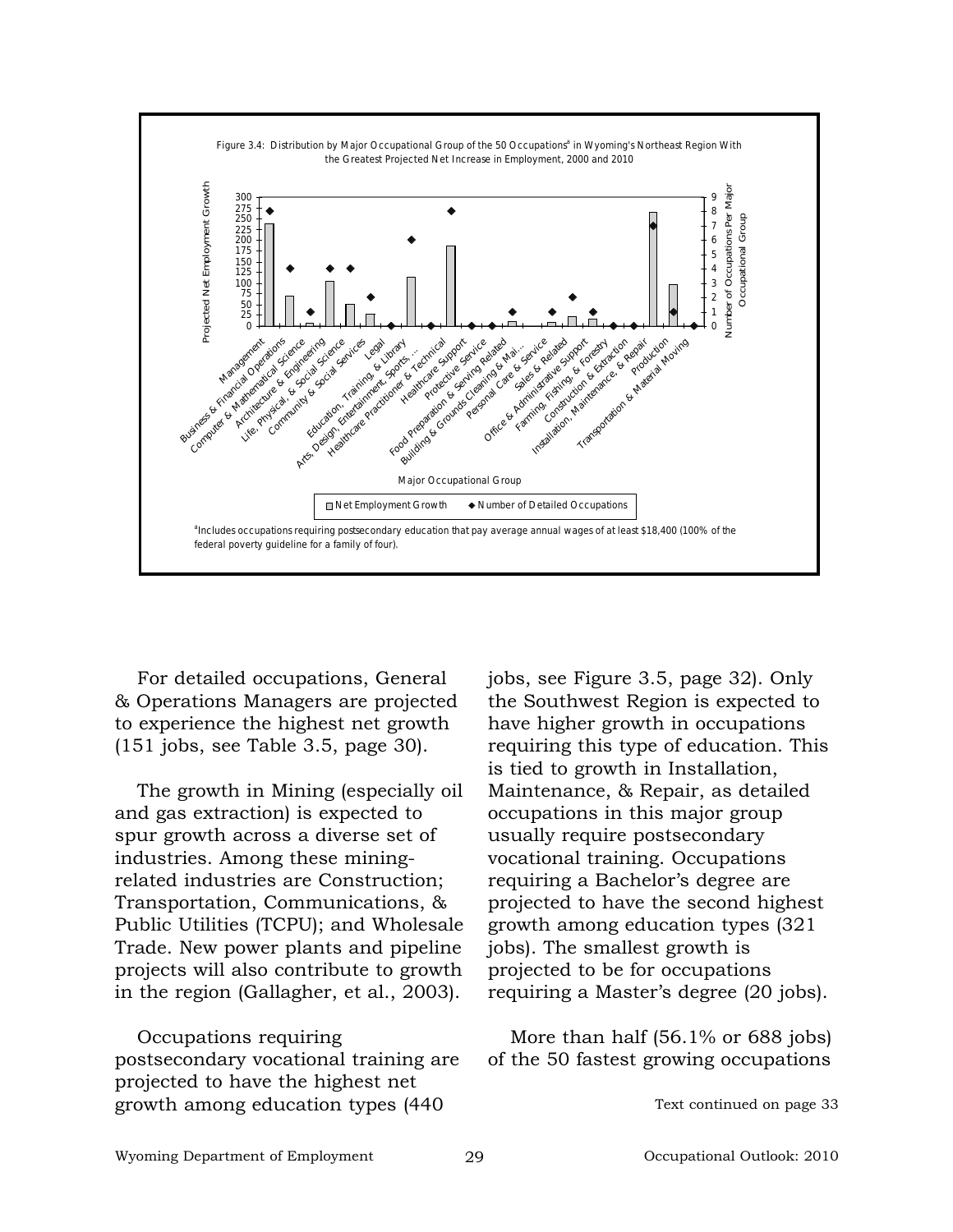Figure 3.4: Distribution by Major Occupational Group of the 50 Occupations[a] in Wyoming's Northeast Region With the Greatest Projected Net Increase in Employment, 2000 and 2010

[a]Includes occupations requiring postsecondary education that pay average annual wages of at least $18,400 (100% of the federal poverty guideline for a family of four).

For detailed occupations, General & Operations Managers are projected to experience the highest net growth (151 jobs, see Table 3.5, page 30).

The growth in Mining (especially oil and gas extraction) is expected to spur growth across a diverse set of industries. Among these mining-related industries are Construction; Transportation, Communications, & Public Utilities (TCPU); and Wholesale Trade. New power plants and pipeline projects will also contribute to growth in the region (Gallagher, et al., 2003).

Occupations requiring postsecondary vocational training are projected to have the highest net growth among education types (440 jobs, see Figure 3.5, page 32). Only the Southwest Region is expected to have higher growth in occupations requiring this type of education. This is tied to growth in Installation, Maintenance, & Repair, as detailed occupations in this major group usually require postsecondary vocational training. Occupations requiring a Bachelor's degree are projected to have the second highest growth among education types (321 jobs). The smallest growth is projected to be for occupations requiring a Master's degree (20 jobs).

More than half (56.1% or 688 jobs) of the 50 fastest growing occupations

Text continued on page 33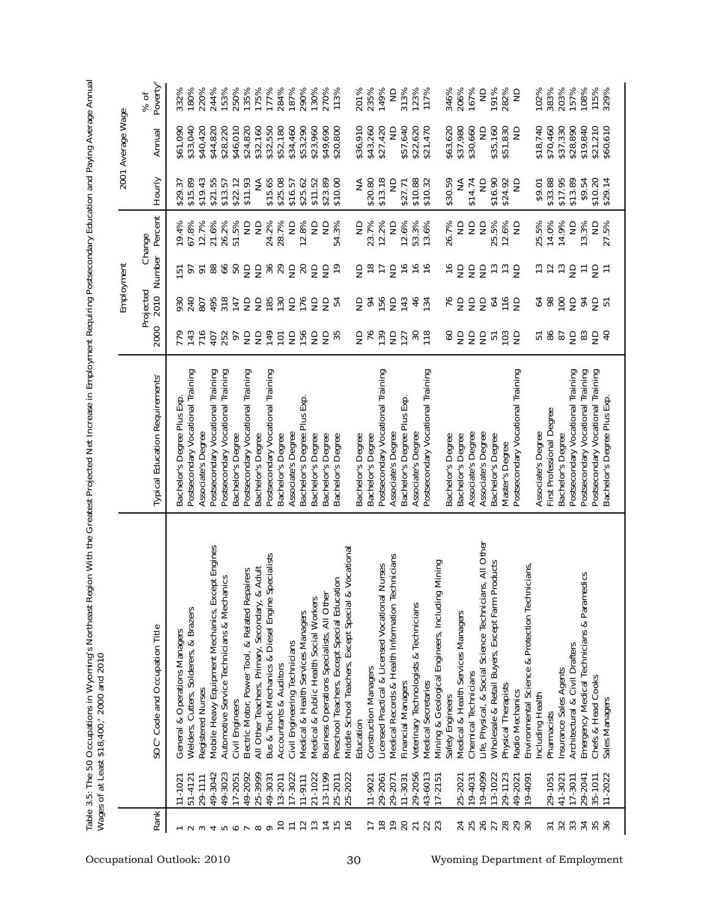Table 3.5: The 50 Occupations in Wyoming's Northeast Region With the Greatest Projected Net Increase in Employment Requiring Postsecondary Education and Paying Average Annual Wages of at Least $18,400,[a] 2000 and 2010

| Rank | SOC[b] Code and Occupation Title | | Typical Education Requirements[c] | Employment | | | | 2001 Average Wage | | |
|---|---|---|---|---|---|---|---|---|---|---|
| | | | | 2000 | Projected 2010 | Change Number | Change Percent | Hourly | Annual | % of Poverty[d] |
| 1 | 11-1021 | General & Operations Managers | Bachelor's Degree Plus Exp. | 779 | 930 | 151 | 19.4% | $29.37 | $61,090 | 332% |
| 2 | 51-4121 | Welders, Cutters, Solderers, & Brazers | Postsecondary Vocational Training | 143 | 240 | 97 | 67.8% | $15.89 | $33,040 | 180% |
| 3 | 29-1111 | Registered Nurses | Associate's Degree | 716 | 807 | 91 | 12.7% | $19.43 | $40,420 | 220% |
| 4 | 49-3042 | Mobile Heavy Equipment Mechanics, Except Engines | Postsecondary Vocational Training | 407 | 495 | 88 | 21.6% | $21.55 | $44,820 | 244% |
| 5 | 49-3023 | Automotive Service Technicians & Mechanics | Postsecondary Vocational Training | 252 | 318 | 66 | 26.2% | $13.57 | $28,220 | 153% |
| 6 | 17-2051 | Civil Engineers | Bachelor's Degree | 97 | 147 | 50 | 51.5% | $22.12 | $46,010 | 250% |
| 7 | 49-2092 | Electric Motor, Power Tool, & Related Repairers | Postsecondary Vocational Training | ND | ND | ND | ND | $11.93 | $24,820 | 135% |
| 8 | 25-3999 | All Other Teachers, Primary, Secondary, & Adult | Bachelor's Degree | ND | ND | ND | ND | NA | $32,160 | 175% |
| 9 | 49-3031 | Bus & Truck Mechanics & Diesel Engine Specialists | Postsecondary Vocational Training | 149 | 185 | 36 | 24.2% | $15.65 | $32,550 | 177% |
| 10 | 13-2011 | Accountants & Auditors | Bachelor's Degree | 101 | 130 | 29 | 28.7% | $25.08 | $52,180 | 284% |
| 11 | 17-3022 | Civil Engineering Technicians | Associate's Degree | ND | ND | ND | ND | $16.57 | $34,460 | 187% |
| 12 | 11-9111 | Medical & Health Services Managers | Bachelor's Degree Plus Exp. | 156 | 176 | 20 | 12.8% | $25.62 | $53,290 | 290% |
| 13 | 21-1022 | Medical & Public Health Social Workers | Bachelor's Degree | ND | ND | ND | ND | $11.52 | $23,960 | 130% |
| 14 | 13-1199 | Business Operations Specialists, All Other | Bachelor's Degree | ND | ND | ND | ND | $23.89 | $49,690 | 270% |
| 15 | 25-2011 | Preschool Teachers, Except Special Education | Bachelor's Degree | 35 | 54 | 19 | 54.3% | $10.00 | $20,800 | 113% |
| 16 | 25-2022 | Middle School Teachers, Except Special & Vocational Education | Bachelor's Degree | ND | ND | ND | ND | NA | $36,910 | 201% |
| 17 | 11-9021 | Construction Managers | Bachelor's Degree | 76 | 94 | 18 | 23.7% | $20.80 | $43,260 | 235% |
| 18 | 29-2061 | Licensed Practical & Licensed Vocational Nurses | Postsecondary Vocational Training | 139 | 156 | 17 | 12.2% | $13.18 | $27,420 | 149% |
| 19 | 29-2071 | Medical Records & Health Information Technicians | Associate's Degree | ND | ND | ND | ND | ND | ND | ND |
| 20 | 11-3031 | Financial Managers | Bachelor's Degree Plus Exp. | 127 | 143 | 16 | 12.6% | $27.71 | $57,640 | 313% |
| 21 | 29-2056 | Veterinary Technologists & Technicians | Associate's Degree | 30 | 46 | 16 | 53.3% | $10.88 | $22,620 | 123% |
| 22 | 43-6013 | Medical Secretaries | Postsecondary Vocational Training | 118 | 134 | 16 | 13.6% | $10.32 | $21,470 | 117% |
| 23 | 17-2151 | Mining & Geological Engineers, Including Mining Safety Engineers | Bachelor's Degree | 60 | 76 | 16 | 26.7% | $30.59 | $63,620 | 346% |
| 24 | 25-2021 | Medical & Health Services Managers | Bachelor's Degree | ND | ND | ND | ND | NA | $37,980 | 206% |
| 25 | 19-4031 | Chemical Technicians | Associate's Degree | ND | ND | ND | ND | $14.74 | $30,660 | 167% |
| 26 | 19-4099 | Life, Physical, & Social Science Technicians, All Other | Associate's Degree | ND | ND | ND | ND | ND | ND | ND |
| 27 | 13-1022 | Wholesale & Retail Buyers, Except Farm Products | Bachelor's Degree | 51 | 64 | 13 | 25.5% | $16.90 | $35,160 | 191% |
| 28 | 29-1123 | Physical Therapists | Master's Degree | 103 | 116 | 13 | 12.6% | $24.92 | $51,830 | 282% |
| 29 | 49-2021 | Radio Mechanics | Postsecondary Vocational Training | ND | ND | ND | ND | ND | ND | ND |
| 30 | 19-4091 | Environmental Science & Protection Technicians, Including Health | Associate's Degree | 51 | 64 | 13 | 25.5% | $9.01 | $18,740 | 102% |
| 31 | 29-1051 | Pharmacists | First Professional Degree | 86 | 98 | 12 | 14.0% | $33.88 | $70,460 | 383% |
| 32 | 41-3021 | Insurance Sales Agents | Bachelor's Degree | 87 | 100 | 13 | 14.9% | $17.95 | $37,330 | 203% |
| 33 | 17-3011 | Architectural & Civil Drafters | Postsecondary Vocational Training | ND | ND | ND | ND | $13.89 | $28,890 | 157% |
| 34 | 29-2041 | Emergency Medical Technicians & Paramedics | Postsecondary Vocational Training | 83 | 94 | 11 | 13.3% | $9.54 | $19,840 | 108% |
| 35 | 35-1011 | Chefs & Head Cooks | Postsecondary Vocational Training | ND | ND | ND | ND | $10.20 | $21,210 | 115% |
| 36 | 11-2022 | Sales Managers | Bachelor's Degree Plus Exp. | 40 | 51 | 11 | 27.5% | $29.14 | $60,610 | 329% |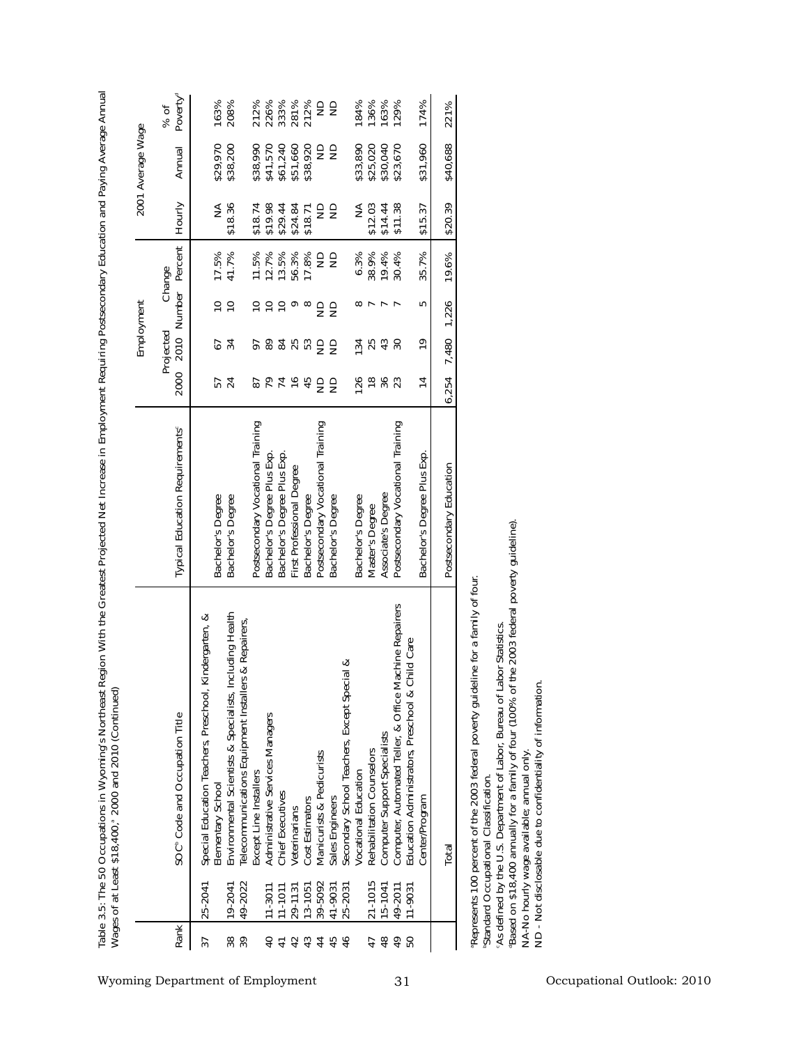Table 3.5: The 50 Occupations in Wyoming's Northeast Region With the Greatest Projected Net Increase in Employment Requiring Postsecondary Education and Paying Average Annual Wages of at Least $18,400,[a] 2000 and 2010 (Continued)

| Rank | SOC[b] Code and Occupation Title | | Typical Education Requirements[c] | Employment | | | | 2001 Average Wage | | |
|---|---|---|---|---|---|---|---|---|---|---|
| | | | | 2000 | Projected 2010 | Change Number | Change Percent | Hourly | Annual | % of Poverty[d] |
| 37 | 25-2041 | Special Education Teachers, Preschool, Kindergarten, & Elementary School | Bachelor's Degree | 57 | 67 | 10 | 17.5% | NA | $29,970 | 163% |
| 38 | 19-2041 | Environmental Scientists & Specialists, Including Health | Bachelor's Degree | 24 | 34 | 10 | 41.7% | $18.36 | $38,200 | 208% |
| 39 | 49-2022 | Telecommunications Equipment Installers & Repairers, Except Line Installers | Postsecondary Vocational Training | 87 | 97 | 10 | 11.5% | $18.74 | $38,990 | 212% |
| 40 | 11-3011 | Administrative Services Managers | Bachelor's Degree Plus Exp. | 79 | 89 | 10 | 12.7% | $19.98 | $41,570 | 226% |
| 41 | 11-1011 | Chief Executives | Bachelor's Degree Plus Exp. | 74 | 84 | 10 | 13.5% | $29.44 | $61,240 | 333% |
| 42 | 29-1131 | Veterinarians | First Professional Degree | 16 | 25 | 9 | 56.3% | $24.84 | $51,660 | 281% |
| 43 | 13-1051 | Cost Estimators | Bachelor's Degree | 45 | 53 | 8 | 17.8% | $18.71 | $38,920 | 212% |
| 44 | 39-5092 | Manicurists & Pedicurists | Postsecondary Vocational Training | ND | ND | ND | ND | ND | ND | ND |
| 45 | 41-9031 | Sales Engineers | Bachelor's Degree | ND | ND | ND | ND | ND | ND | ND |
| 46 | 25-2031 | Secondary School Teachers, Except Special & Vocational Education | Bachelor's Degree | 126 | 134 | 8 | 6.3% | NA | $33,890 | 184% |
| 47 | 21-1015 | Rehabilitation Counselors | Master's Degree | 18 | 25 | 7 | 38.9% | $12.03 | $25,020 | 136% |
| 48 | 15-1041 | Computer Support Specialists | Associate's Degree | 36 | 43 | 7 | 19.4% | $14.44 | $30,040 | 163% |
| 49 | 49-2011 | Computer, Automated Teller, & Office Machine Repairers | Postsecondary Vocational Training | 23 | 30 | 7 | 30.4% | $11.38 | $23,670 | 129% |
| 50 | 11-9031 | Education Administrators, Preschool & Child Care Center/Program | Bachelor's Degree Plus Exp. | 14 | 19 | 5 | 35.7% | $15.37 | $31,960 | 174% |
| | | Total | Postsecondary Education | 6,254 | 7,480 | 1,226 | 19.6% | $20.39 | $40,688 | 221% |

[a]Represents 100 percent of the 2003 federal poverty guideline for a family of four.
[b]Standard Occupational Classification.
[c]As defined by the U.S. Department of Labor, Bureau of Labor Statistics.
[d]Based on $18,400 annually for a family of four (100% of the 2003 federal poverty guideline).
NA-No hourly wage available; annual only.
ND - Not disclosable due to confidentiality of information.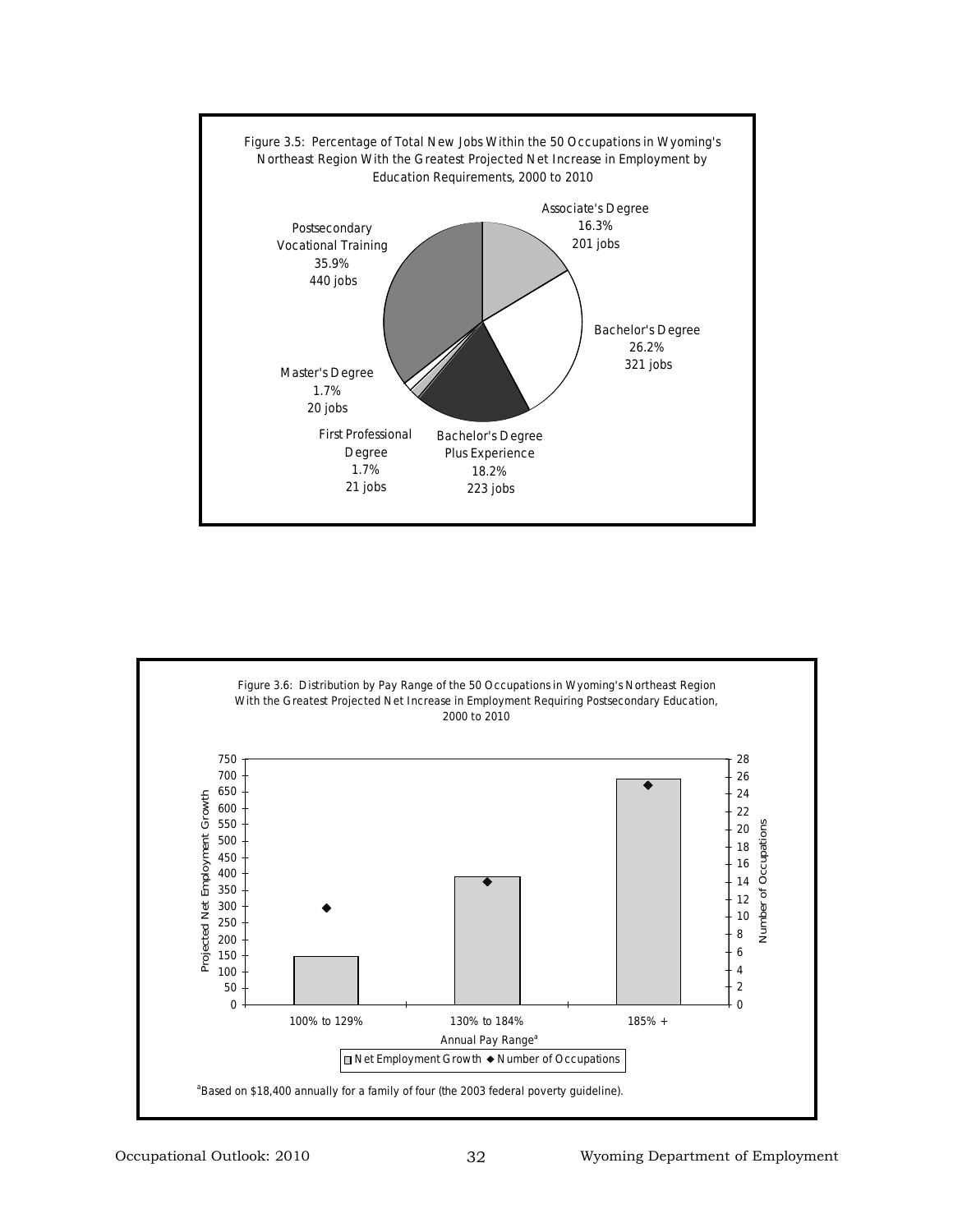Figure 3.5: Percentage of Total New Jobs Within the 50 Occupations in Wyoming's Northeast Region With the Greatest Projected Net Increase in Employment by Education Requirements, 2000 to 2010

| Education Requirement | Percentage | Jobs |
|---|---|---|
| Associate's Degree | 16.3% | 201 jobs |
| Bachelor's Degree | 26.2% | 321 jobs |
| Bachelor's Degree Plus Experience | 18.2% | 223 jobs |
| First Professional Degree | 1.7% | 21 jobs |
| Master's Degree | 1.7% | 20 jobs |
| Postsecondary Vocational Training | 35.9% | 440 jobs |

Figure 3.6: Distribution by Pay Range of the 50 Occupations in Wyoming's Northeast Region With the Greatest Projected Net Increase in Employment Requiring Postsecondary Education, 2000 to 2010

| Annual Pay Range[a] | Net Employment Growth (approx.) | Number of Occupations (approx.) |
|---|---|---|
| 100% to 129% | 148 | 11 |
| 130% to 184% | 391 | 14 |
| 185% + | 690 | 25 |

[a]Based on $18,400 annually for a family of four (the 2003 federal poverty guideline).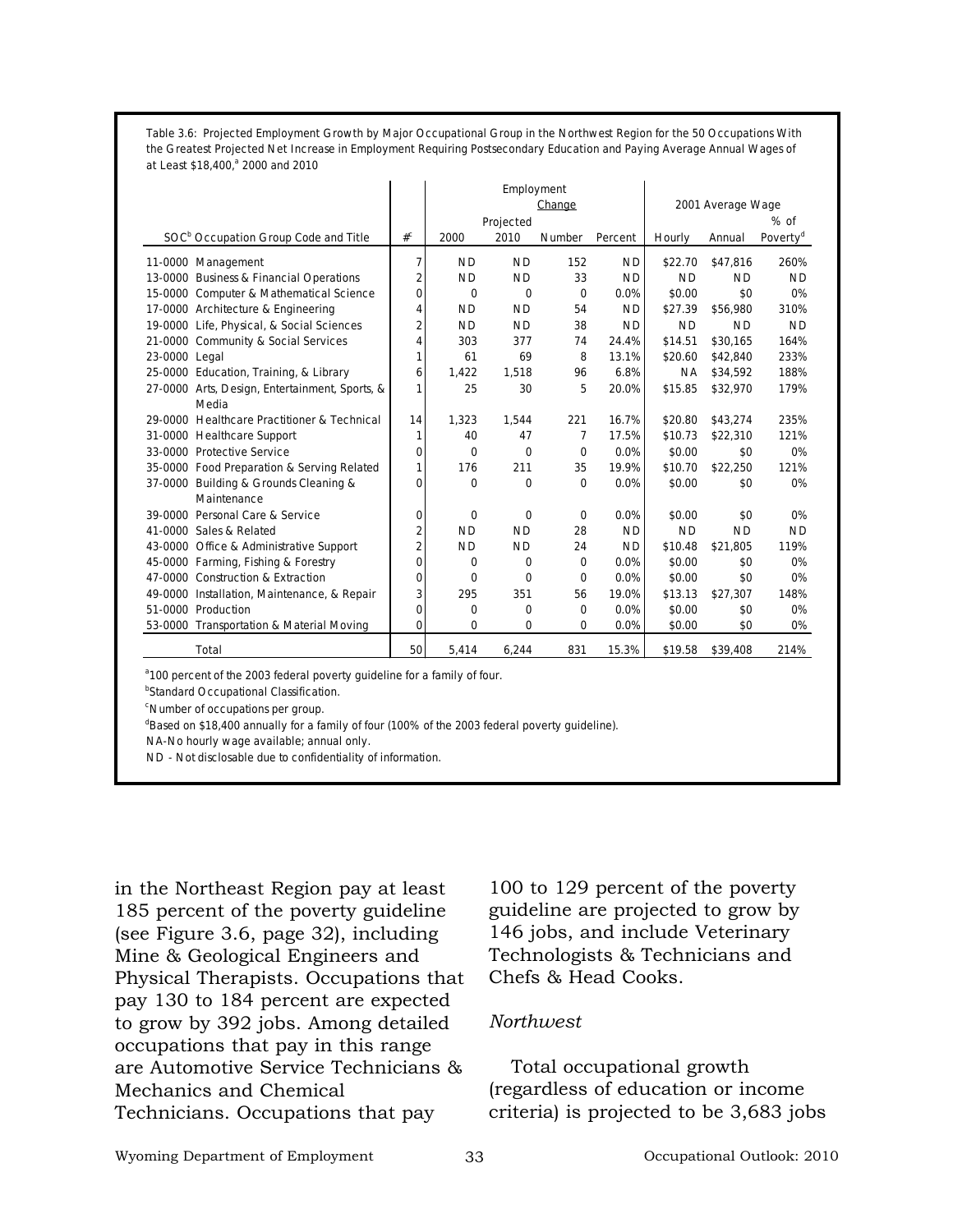Table 3.6: Projected Employment Growth by Major Occupational Group in the Northwest Region for the 50 Occupations With the Greatest Projected Net Increase in Employment Requiring Postsecondary Education and Paying Average Annual Wages of at Least $18,400,[a] 2000 and 2010

| | | Employment | | | | 2001 Average Wage | | |
|---|---|---|---|---|---|---|---|---|
| | | | | Change | | | | |
| SOC[b] Occupation Group Code and Title | #[c] | 2000 | Projected 2010 | Number | Percent | Hourly | Annual | % of Poverty[d] |
| 11-0000 Management | 7 | ND | ND | 152 | ND | $22.70 | $47,816 | 260% |
| 13-0000 Business & Financial Operations | 2 | ND | ND | 33 | ND | ND | ND | ND |
| 15-0000 Computer & Mathematical Science | 0 | 0 | 0 | 0 | 0.0% | $0.00 | $0 | 0% |
| 17-0000 Architecture & Engineering | 4 | ND | ND | 54 | ND | $27.39 | $56,980 | 310% |
| 19-0000 Life, Physical, & Social Sciences | 2 | ND | ND | 38 | ND | ND | ND | ND |
| 21-0000 Community & Social Services | 4 | 303 | 377 | 74 | 24.4% | $14.51 | $30,165 | 164% |
| 23-0000 Legal | 1 | 61 | 69 | 8 | 13.1% | $20.60 | $42,840 | 233% |
| 25-0000 Education, Training, & Library | 6 | 1,422 | 1,518 | 96 | 6.8% | NA | $34,592 | 188% |
| 27-0000 Arts, Design, Entertainment, Sports, & Media | 1 | 25 | 30 | 5 | 20.0% | $15.85 | $32,970 | 179% |
| 29-0000 Healthcare Practitioner & Technical | 14 | 1,323 | 1,544 | 221 | 16.7% | $20.80 | $43,274 | 235% |
| 31-0000 Healthcare Support | 1 | 40 | 47 | 7 | 17.5% | $10.73 | $22,310 | 121% |
| 33-0000 Protective Service | 0 | 0 | 0 | 0 | 0.0% | $0.00 | $0 | 0% |
| 35-0000 Food Preparation & Serving Related | 1 | 176 | 211 | 35 | 19.9% | $10.70 | $22,250 | 121% |
| 37-0000 Building & Grounds Cleaning & Maintenance | 0 | 0 | 0 | 0 | 0.0% | $0.00 | $0 | 0% |
| 39-0000 Personal Care & Service | 0 | 0 | 0 | 0 | 0.0% | $0.00 | $0 | 0% |
| 41-0000 Sales & Related | 2 | ND | ND | 28 | ND | ND | ND | ND |
| 43-0000 Office & Administrative Support | 2 | ND | ND | 24 | ND | $10.48 | $21,805 | 119% |
| 45-0000 Farming, Fishing & Forestry | 0 | 0 | 0 | 0 | 0.0% | $0.00 | $0 | 0% |
| 47-0000 Construction & Extraction | 0 | 0 | 0 | 0 | 0.0% | $0.00 | $0 | 0% |
| 49-0000 Installation, Maintenance, & Repair | 3 | 295 | 351 | 56 | 19.0% | $13.13 | $27,307 | 148% |
| 51-0000 Production | 0 | 0 | 0 | 0 | 0.0% | $0.00 | $0 | 0% |
| 53-0000 Transportation & Material Moving | 0 | 0 | 0 | 0 | 0.0% | $0.00 | $0 | 0% |
| Total | 50 | 5,414 | 6,244 | 831 | 15.3% | $19.58 | $39,408 | 214% |

[a]100 percent of the 2003 federal poverty guideline for a family of four.
[b]Standard Occupational Classification.
[c]Number of occupations per group.
[d]Based on $18,400 annually for a family of four (100% of the 2003 federal poverty guideline).
NA-No hourly wage available; annual only.
ND - Not disclosable due to confidentiality of information.

in the Northeast Region pay at least 185 percent of the poverty guideline (see Figure 3.6, page 32), including Mine & Geological Engineers and Physical Therapists. Occupations that pay 130 to 184 percent are expected to grow by 392 jobs. Among detailed occupations that pay in this range are Automotive Service Technicians & Mechanics and Chemical Technicians. Occupations that pay 100 to 129 percent of the poverty guideline are projected to grow by 146 jobs, and include Veterinary Technologists & Technicians and Chefs & Head Cooks.

*Northwest*

Total occupational growth (regardless of education or income criteria) is projected to be 3,683 jobs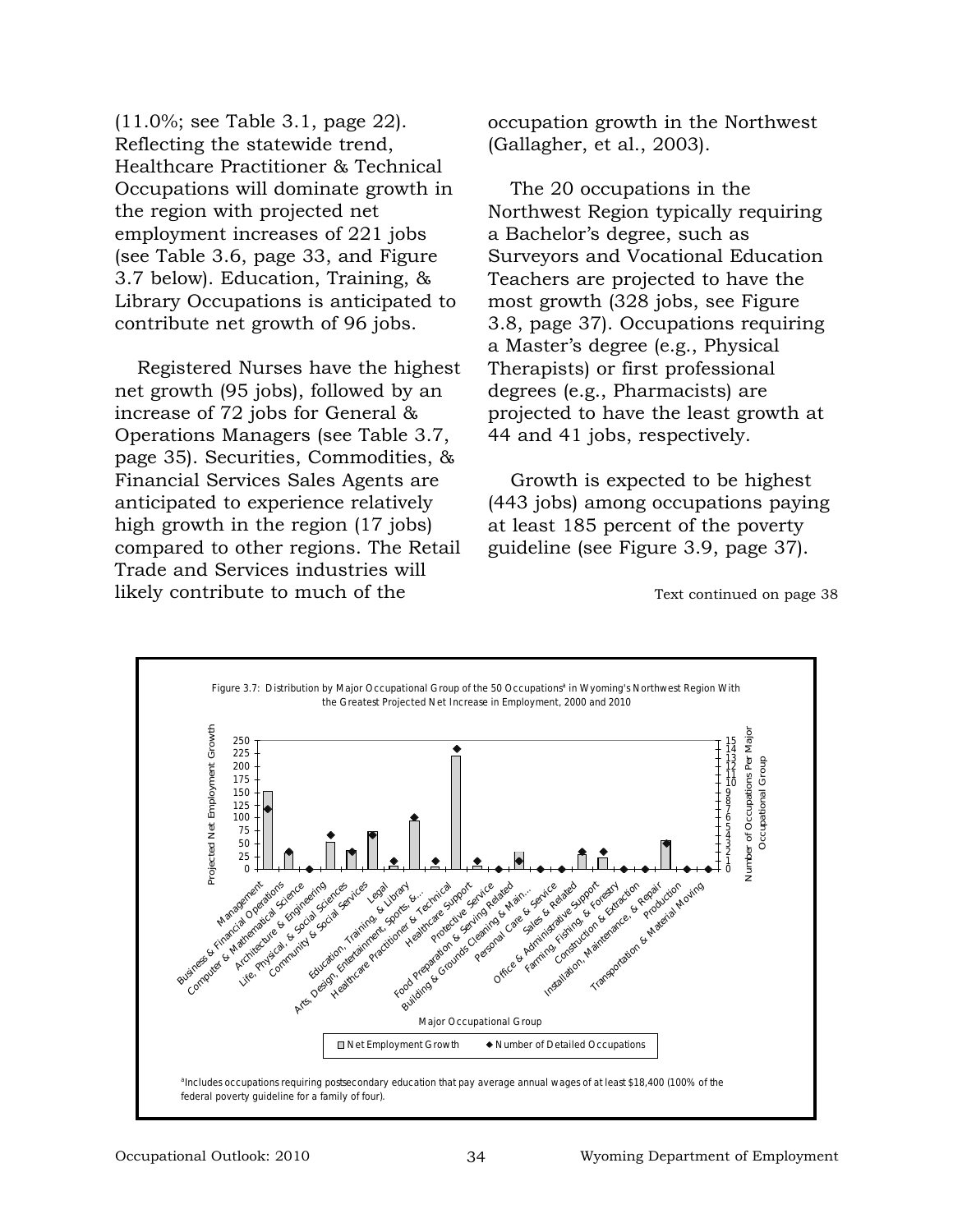(11.0%; see Table 3.1, page 22). Reflecting the statewide trend, Healthcare Practitioner & Technical Occupations will dominate growth in the region with projected net employment increases of 221 jobs (see Table 3.6, page 33, and Figure 3.7 below). Education, Training, & Library Occupations is anticipated to contribute net growth of 96 jobs.

Registered Nurses have the highest net growth (95 jobs), followed by an increase of 72 jobs for General & Operations Managers (see Table 3.7, page 35). Securities, Commodities, & Financial Services Sales Agents are anticipated to experience relatively high growth in the region (17 jobs) compared to other regions. The Retail Trade and Services industries will likely contribute to much of the occupation growth in the Northwest (Gallagher, et al., 2003).

The 20 occupations in the Northwest Region typically requiring a Bachelor's degree, such as Surveyors and Vocational Education Teachers are projected to have the most growth (328 jobs, see Figure 3.8, page 37). Occupations requiring a Master's degree (e.g., Physical Therapists) or first professional degrees (e.g., Pharmacists) are projected to have the least growth at 44 and 41 jobs, respectively.

Growth is expected to be highest (443 jobs) among occupations paying at least 185 percent of the poverty guideline (see Figure 3.9, page 37).

Text continued on page 38

Figure 3.7: Distribution by Major Occupational Group of the 50 Occupations[a] in Wyoming's Northwest Region With the Greatest Projected Net Increase in Employment, 2000 and 2010

[a]Includes occupations requiring postsecondary education that pay average annual wages of at least $18,400 (100% of the federal poverty guideline for a family of four).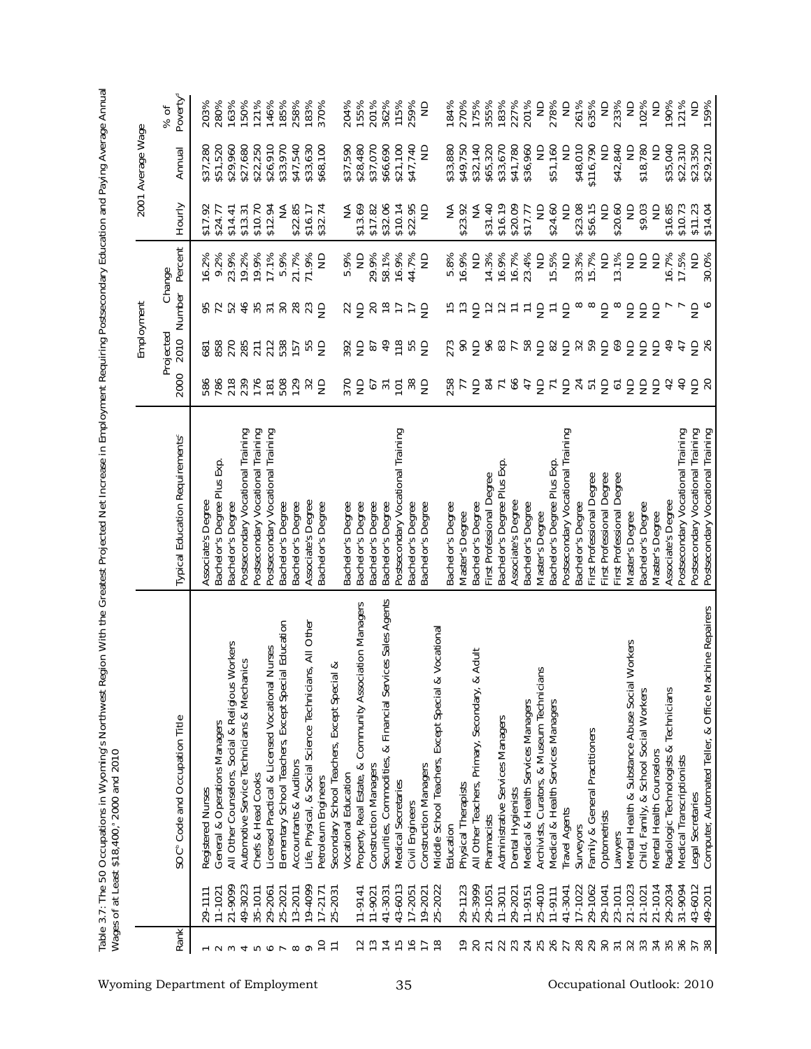Table 3.7: The 50 Occupations in Wyoming's Northwest Region With the Greatest Projected Net Increase in Employment Requiring Postsecondary Education and Paying Average Annual Wages of at Least $18,400,[a] 2000 and 2010

| Rank | SOC[b] Code and Occupation Title | | Typical Education Requirements[c] | Employment | | | | 2001 Average Wage | | |
|---|---|---|---|---|---|---|---|---|---|---|
| | | | | 2000 | Projected 2010 | Change Number | Change Percent | Hourly | Annual | % of Poverty[d] |
| 1 | 29-1111 | Registered Nurses | Associate's Degree | 586 | 681 | 95 | 16.2% | $17.92 | $37,280 | 203% |
| 2 | 11-1021 | General & Operations Managers | Bachelor's Degree Plus Exp. | 786 | 858 | 72 | 9.2% | $24.77 | $51,520 | 280% |
| 3 | 21-9099 | All Other Counselors, Social & Religious Workers | Bachelor's Degree | 218 | 270 | 52 | 23.9% | $14.41 | $29,960 | 163% |
| 4 | 49-3023 | Automotive Service Technicians & Mechanics | Postsecondary Vocational Training | 239 | 285 | 46 | 19.2% | $13.31 | $27,680 | 150% |
| 5 | 35-1011 | Chefs & Head Cooks | Postsecondary Vocational Training | 176 | 211 | 35 | 19.9% | $10.70 | $22,250 | 121% |
| 6 | 29-2061 | Licensed Practical & Licensed Vocational Nurses | Postsecondary Vocational Training | 181 | 212 | 31 | 17.1% | $12.94 | $26,910 | 146% |
| 7 | 25-2021 | Elementary School Teachers, Except Special Education | Bachelor's Degree | 508 | 538 | 30 | 5.9% | NA | $33,970 | 185% |
| 8 | 13-2011 | Accountants & Auditors | Bachelor's Degree | 129 | 157 | 28 | 21.7% | $22.85 | $47,540 | 258% |
| 9 | 19-4099 | Life, Physical, & Social Science Technicians, All Other | Associate's Degree | 32 | 55 | 23 | 71.9% | $16.17 | $33,630 | 183% |
| 10 | 17-2171 | Petroleum Engineers | Bachelor's Degree | ND | ND | ND | ND | $32.74 | $68,100 | 370% |
| 11 | 25-2031 | Secondary School Teachers, Except Special & Vocational Education | Bachelor's Degree | 370 | 392 | 22 | 5.9% | NA | $37,590 | 204% |
| 12 | 11-9141 | Property, Real Estate, & Community Association Managers | Bachelor's Degree | ND | ND | ND | ND | $13.69 | $28,480 | 155% |
| 13 | 11-9021 | Construction Managers | Bachelor's Degree | 67 | 87 | 20 | 29.9% | $17.82 | $37,070 | 201% |
| 14 | 41-3031 | Securities, Commodities, & Financial Services Sales Agents | Bachelor's Degree | 31 | 49 | 18 | 58.1% | $32.06 | $66,690 | 362% |
| 15 | 43-6013 | Medical Secretaries | Postsecondary Vocational Training | 101 | 118 | 17 | 16.9% | $10.14 | $21,100 | 115% |
| 16 | 17-2051 | Civil Engineers | Bachelor's Degree | 38 | 55 | 17 | 44.7% | $22.95 | $47,740 | 259% |
| 17 | 19-2021 | Construction Managers | Bachelor's Degree | ND | ND | ND | ND | ND | ND | ND |
| 18 | 25-2022 | Middle School Teachers, Except Special & Vocational Education | Bachelor's Degree | 258 | 273 | 15 | 5.8% | NA | $33,880 | 184% |
| 19 | 29-1123 | Physical Therapists | Master's Degree | 77 | 90 | 13 | 16.9% | $23.92 | $49,750 | 270% |
| 20 | 25-3999 | All Other Teachers, Primary, Secondary, & Adult | Bachelor's Degree | ND | ND | ND | ND | NA | $32,140 | 175% |
| 21 | 29-1051 | Pharmacists | First Professional Degree | 84 | 96 | 12 | 14.3% | $31.40 | $65,320 | 355% |
| 22 | 11-3011 | Administrative Services Managers | Bachelor's Degree Plus Exp. | 71 | 83 | 12 | 16.9% | $16.19 | $33,670 | 183% |
| 23 | 29-2021 | Dental Hygienists | Associate's Degree | 66 | 77 | 11 | 16.7% | $20.09 | $41,780 | 227% |
| 24 | 11-9151 | Medical & Health Services Managers | Bachelor's Degree | 47 | 58 | 11 | 23.4% | $17.77 | $36,960 | 201% |
| 25 | 25-4010 | Archivists, Curators, & Museum Technicians | Master's Degree | ND | ND | ND | ND | ND | ND | ND |
| 26 | 11-9111 | Medical & Health Services Managers | Bachelor's Degree Plus Exp. | 71 | 82 | 11 | 15.5% | $24.60 | $51,160 | 278% |
| 27 | 41-3041 | Travel Agents | Postsecondary Vocational Training | ND | ND | ND | ND | ND | ND | ND |
| 28 | 17-1022 | Surveyors | Bachelor's Degree | 24 | 32 | 8 | 33.3% | $23.08 | $48,010 | 261% |
| 29 | 29-1062 | Family & General Practitioners | First Professional Degree | 51 | 59 | 8 | 15.7% | $56.15 | $116,790 | 635% |
| 30 | 29-1041 | Optometrists | First Professional Degree | ND | ND | ND | ND | ND | ND | ND |
| 31 | 23-1011 | Lawyers | First Professional Degree | 61 | 69 | 8 | 13.1% | $20.60 | $42,840 | 233% |
| 32 | 21-1023 | Mental Health & Substance Abuse Social Workers | Master's Degree | ND | ND | ND | ND | ND | ND | ND |
| 33 | 21-1021 | Child, Family, & School Social Workers | Bachelor's Degree | ND | ND | ND | ND | $9.03 | $18,780 | 102% |
| 34 | 21-1014 | Mental Health Counselors | Master's Degree | ND | ND | ND | ND | ND | ND | ND |
| 35 | 29-2034 | Radiologic Technologists & Technicians | Associate's Degree | 42 | 49 | 7 | 16.7% | $16.85 | $35,040 | 190% |
| 36 | 31-9094 | Medical Transcriptionists | Postsecondary Vocational Training | 40 | 47 | 7 | 17.5% | $10.73 | $22,310 | 121% |
| 37 | 43-6012 | Legal Secretaries | Postsecondary Vocational Training | ND | ND | ND | ND | $11.23 | $23,350 | ND |
| 38 | 49-2011 | Computer, Automated Teller, & Office Machine Repairers | Postsecondary Vocational Training | 20 | 26 | 6 | 30.0% | $14.04 | $29,210 | 159% |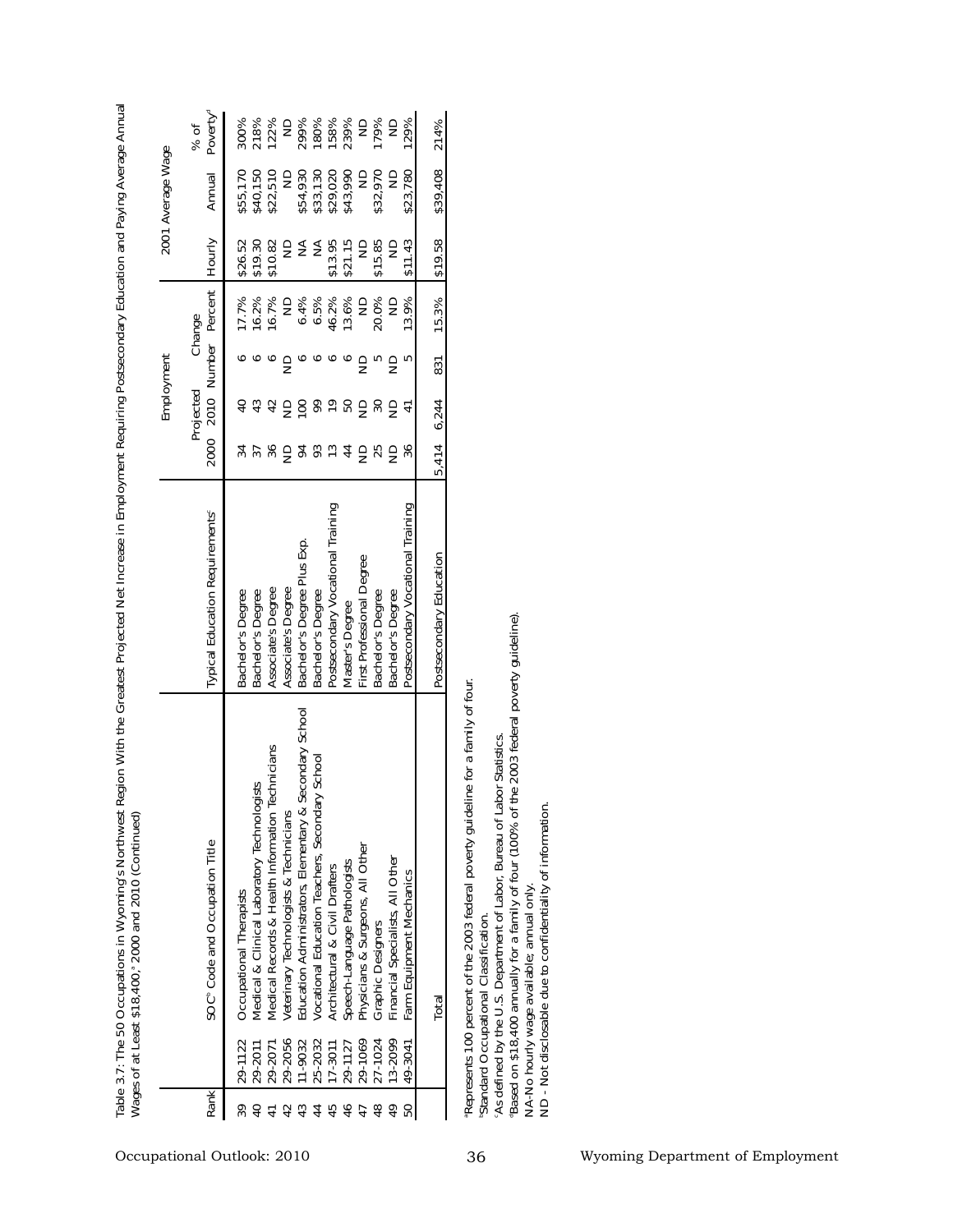Table 3.7: The 50 Occupations in Wyoming's Northwest Region With the Greatest Projected Net Increase in Employment Requiring Postsecondary Education and Paying Average Annual Wages of at Least $18,400,[a] 2000 and 2010 (Continued)

| Rank | SOC[b] Code and Occupation Title | | Typical Education Requirements[c] | Employment | | | | 2001 Average Wage | | |
|---|---|---|---|---|---|---|---|---|---|---|
| | | | | 2000 | Projected 2010 | Change Number | Change Percent | Hourly | Annual | % of Poverty[d] |
| 39 | 29-1122 | Occupational Therapists | Bachelor's Degree | 34 | 40 | 6 | 17.7% | $26.52 | $55,170 | 300% |
| 40 | 29-2011 | Medical & Clinical Laboratory Technologists | Bachelor's Degree | 37 | 43 | 6 | 16.2% | $19.30 | $40,150 | 218% |
| 41 | 29-2071 | Medical Records & Health Information Technicians | Associate's Degree | 36 | 42 | 6 | 16.7% | $10.82 | $22,510 | 122% |
| 42 | 29-2056 | Veterinary Technologists & Technicians | Associate's Degree | ND | ND | ND | ND | ND | ND | ND |
| 43 | 11-9032 | Education Administrators, Elementary & Secondary School | Bachelor's Degree Plus Exp. | 94 | 100 | 6 | 6.4% | NA | $54,930 | 299% |
| 44 | 25-2032 | Vocational Education Teachers, Secondary School | Bachelor's Degree | 93 | 99 | 6 | 6.5% | NA | $33,130 | 180% |
| 45 | 17-3011 | Architectural & Civil Drafters | Postsecondary Vocational Training | 13 | 19 | 6 | 46.2% | $13.95 | $29,020 | 158% |
| 46 | 29-1127 | Speech-Language Pathologists | Master's Degree | 44 | 50 | 6 | 13.6% | $21.15 | $43,990 | 239% |
| 47 | 29-1069 | Physicians & Surgeons, All Other | First Professional Degree | ND | ND | ND | ND | ND | ND | ND |
| 48 | 27-1024 | Graphic Designers | Bachelor's Degree | 25 | 30 | 5 | 20.0% | $15.85 | $32,970 | 179% |
| 49 | 13-2099 | Financial Specialists, All Other | Bachelor's Degree | ND | ND | ND | ND | ND | ND | ND |
| 50 | 49-3041 | Farm Equipment Mechanics | Postsecondary Vocational Training | 36 | 41 | 5 | 13.9% | $11.43 | $23,780 | 129% |
| | Total | | Postsecondary Education | 5,414 | 6,244 | 831 | 15.3% | $19.58 | $39,408 | 214% |

[a]Represents 100 percent of the 2003 federal poverty guideline for a family of four.
[b]Standard Occupational Classification.
[c]As defined by the U.S. Department of Labor, Bureau of Labor Statistics.
[d]Based on $18,400 annually for a family of four (100% of the 2003 federal poverty guideline).
NA-No hourly wage available; annual only.
ND - Not disclosable due to confidentiality of information.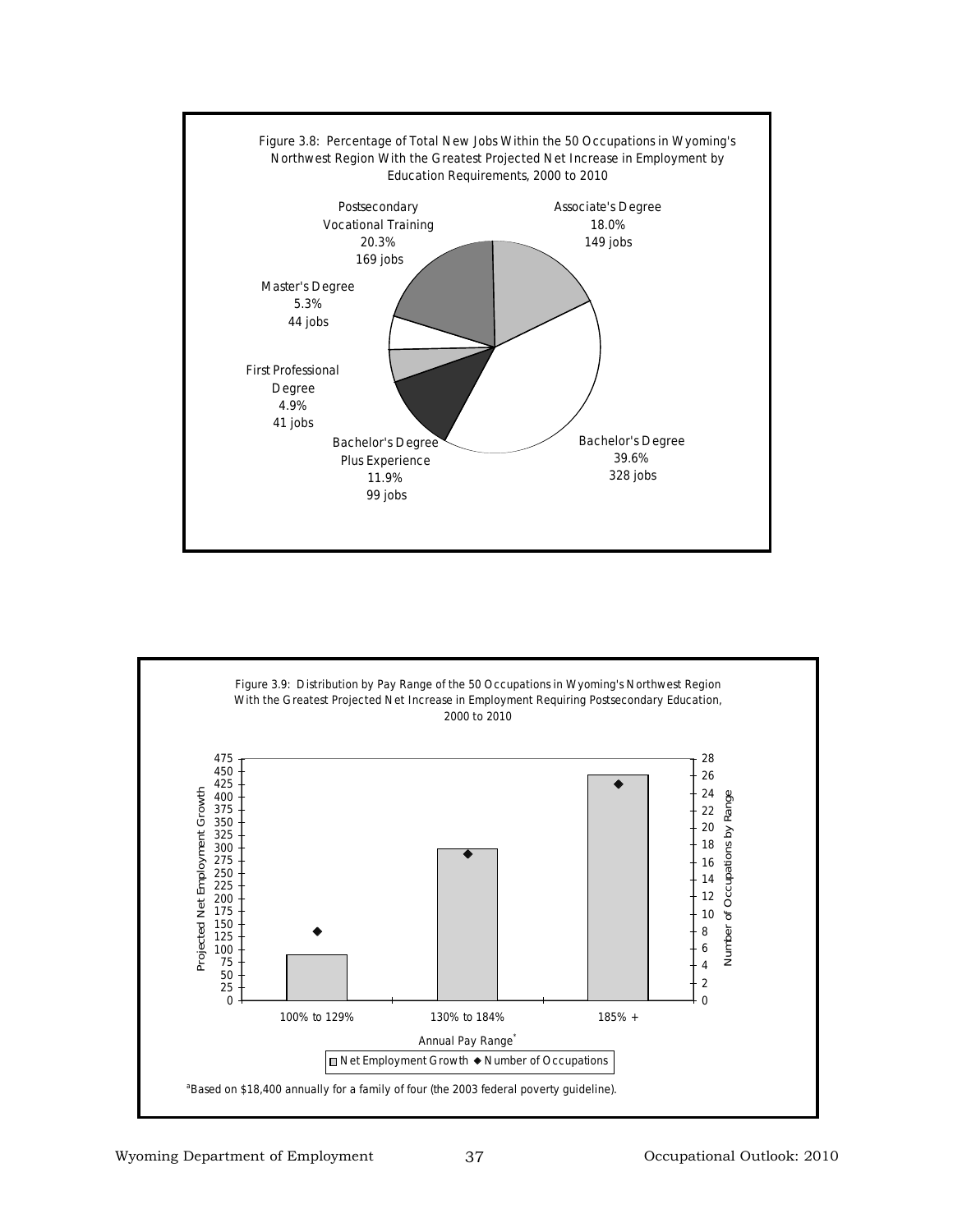Figure 3.8: Percentage of Total New Jobs Within the 50 Occupations in Wyoming's Northwest Region With the Greatest Projected Net Increase in Employment by Education Requirements, 2000 to 2010

| Education Requirement | Percentage | Jobs |
|---|---|---|
| Associate's Degree | 18.0% | 149 jobs |
| Bachelor's Degree | 39.6% | 328 jobs |
| Bachelor's Degree Plus Experience | 11.9% | 99 jobs |
| First Professional Degree | 4.9% | 41 jobs |
| Master's Degree | 5.3% | 44 jobs |
| Postsecondary Vocational Training | 20.3% | 169 jobs |

Figure 3.9: Distribution by Pay Range of the 50 Occupations in Wyoming's Northwest Region With the Greatest Projected Net Increase in Employment Requiring Postsecondary Education, 2000 to 2010

Projected Net Employment Growth / Number of Occupations by Range

Annual Pay Range[a]: 100% to 129%; 130% to 184%; 185% +

Net Employment Growth ◆ Number of Occupations

[a]Based on $18,400 annually for a family of four (the 2003 federal poverty guideline).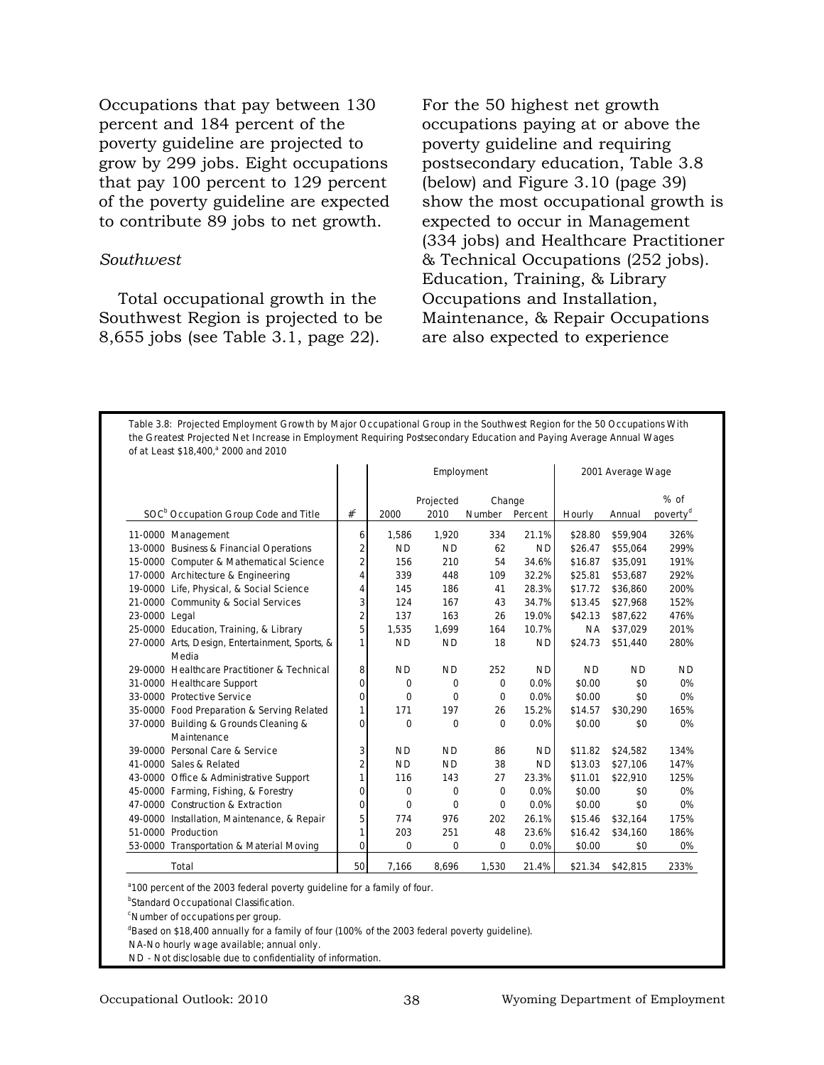Occupations that pay between 130 percent and 184 percent of the poverty guideline are projected to grow by 299 jobs. Eight occupations that pay 100 percent to 129 percent of the poverty guideline are expected to contribute 89 jobs to net growth.

*Southwest*

Total occupational growth in the Southwest Region is projected to be 8,655 jobs (see Table 3.1, page 22). For the 50 highest net growth occupations paying at or above the poverty guideline and requiring postsecondary education, Table 3.8 (below) and Figure 3.10 (page 39) show the most occupational growth is expected to occur in Management (334 jobs) and Healthcare Practitioner & Technical Occupations (252 jobs). Education, Training, & Library Occupations and Installation, Maintenance, & Repair Occupations are also expected to experience

Table 3.8: Projected Employment Growth by Major Occupational Group in the Southwest Region for the 50 Occupations With the Greatest Projected Net Increase in Employment Requiring Postsecondary Education and Paying Average Annual Wages of at Least $18,400,[a] 2000 and 2010

| SOC[b] Occupation Group Code and Title | #[c] | Employment | | | | 2001 Average Wage | | |
|---|---|---|---|---|---|---|---|---|
| | | 2000 | Projected 2010 | Change Number | Change Percent | Hourly | Annual | % of poverty[d] |
| 11-0000 Management | 6 | 1,586 | 1,920 | 334 | 21.1% | $28.80 | $59,904 | 326% |
| 13-0000 Business & Financial Operations | 2 | ND | ND | 62 | ND | $26.47 | $55,064 | 299% |
| 15-0000 Computer & Mathematical Science | 2 | 156 | 210 | 54 | 34.6% | $16.87 | $35,091 | 191% |
| 17-0000 Architecture & Engineering | 4 | 339 | 448 | 109 | 32.2% | $25.81 | $53,687 | 292% |
| 19-0000 Life, Physical, & Social Science | 4 | 145 | 186 | 41 | 28.3% | $17.72 | $36,860 | 200% |
| 21-0000 Community & Social Services | 3 | 124 | 167 | 43 | 34.7% | $13.45 | $27,968 | 152% |
| 23-0000 Legal | 2 | 137 | 163 | 26 | 19.0% | $42.13 | $87,622 | 476% |
| 25-0000 Education, Training, & Library | 5 | 1,535 | 1,699 | 164 | 10.7% | NA | $37,029 | 201% |
| 27-0000 Arts, Design, Entertainment, Sports, & Media | 1 | ND | ND | 18 | ND | $24.73 | $51,440 | 280% |
| 29-0000 Healthcare Practitioner & Technical | 8 | ND | ND | 252 | ND | ND | ND | ND |
| 31-0000 Healthcare Support | 0 | 0 | 0 | 0 | 0.0% | $0.00 | $0 | 0% |
| 33-0000 Protective Service | 0 | 0 | 0 | 0 | 0.0% | $0.00 | $0 | 0% |
| 35-0000 Food Preparation & Serving Related | 1 | 171 | 197 | 26 | 15.2% | $14.57 | $30,290 | 165% |
| 37-0000 Building & Grounds Cleaning & Maintenance | 0 | 0 | 0 | 0 | 0.0% | $0.00 | $0 | 0% |
| 39-0000 Personal Care & Service | 3 | ND | ND | 86 | ND | $11.82 | $24,582 | 134% |
| 41-0000 Sales & Related | 2 | ND | ND | 38 | ND | $13.03 | $27,106 | 147% |
| 43-0000 Office & Administrative Support | 1 | 116 | 143 | 27 | 23.3% | $11.01 | $22,910 | 125% |
| 45-0000 Farming, Fishing, & Forestry | 0 | 0 | 0 | 0 | 0.0% | $0.00 | $0 | 0% |
| 47-0000 Construction & Extraction | 0 | 0 | 0 | 0 | 0.0% | $0.00 | $0 | 0% |
| 49-0000 Installation, Maintenance, & Repair | 5 | 774 | 976 | 202 | 26.1% | $15.46 | $32,164 | 175% |
| 51-0000 Production | 1 | 203 | 251 | 48 | 23.6% | $16.42 | $34,160 | 186% |
| 53-0000 Transportation & Material Moving | 0 | 0 | 0 | 0 | 0.0% | $0.00 | $0 | 0% |
| Total | 50 | 7,166 | 8,696 | 1,530 | 21.4% | $21.34 | $42,815 | 233% |

[a]100 percent of the 2003 federal poverty guideline for a family of four.

[b]Standard Occupational Classification.

[c]Number of occupations per group.

[d]Based on $18,400 annually for a family of four (100% of the 2003 federal poverty guideline).

NA-No hourly wage available; annual only.

ND - Not disclosable due to confidentiality of information.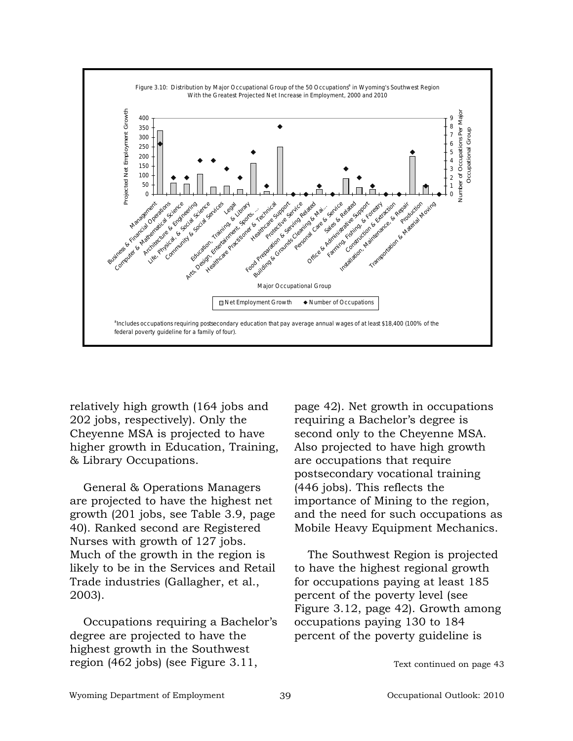Figure 3.10: Distribution by Major Occupational Group of the 50 Occupations[a] in Wyoming's Southwest Region With the Greatest Projected Net Increase in Employment, 2000 and 2010

[a]Includes occupations requiring postsecondary education that pay average annual wages of at least $18,400 (100% of the federal poverty guideline for a family of four).

relatively high growth (164 jobs and 202 jobs, respectively). Only the Cheyenne MSA is projected to have higher growth in Education, Training, & Library Occupations.

General & Operations Managers are projected to have the highest net growth (201 jobs, see Table 3.9, page 40). Ranked second are Registered Nurses with growth of 127 jobs. Much of the growth in the region is likely to be in the Services and Retail Trade industries (Gallagher, et al., 2003).

Occupations requiring a Bachelor's degree are projected to have the highest growth in the Southwest region (462 jobs) (see Figure 3.11, page 42). Net growth in occupations requiring a Bachelor's degree is second only to the Cheyenne MSA. Also projected to have high growth are occupations that require postsecondary vocational training (446 jobs). This reflects the importance of Mining to the region, and the need for such occupations as Mobile Heavy Equipment Mechanics.

The Southwest Region is projected to have the highest regional growth for occupations paying at least 185 percent of the poverty level (see Figure 3.12, page 42). Growth among occupations paying 130 to 184 percent of the poverty guideline is

Text continued on page 43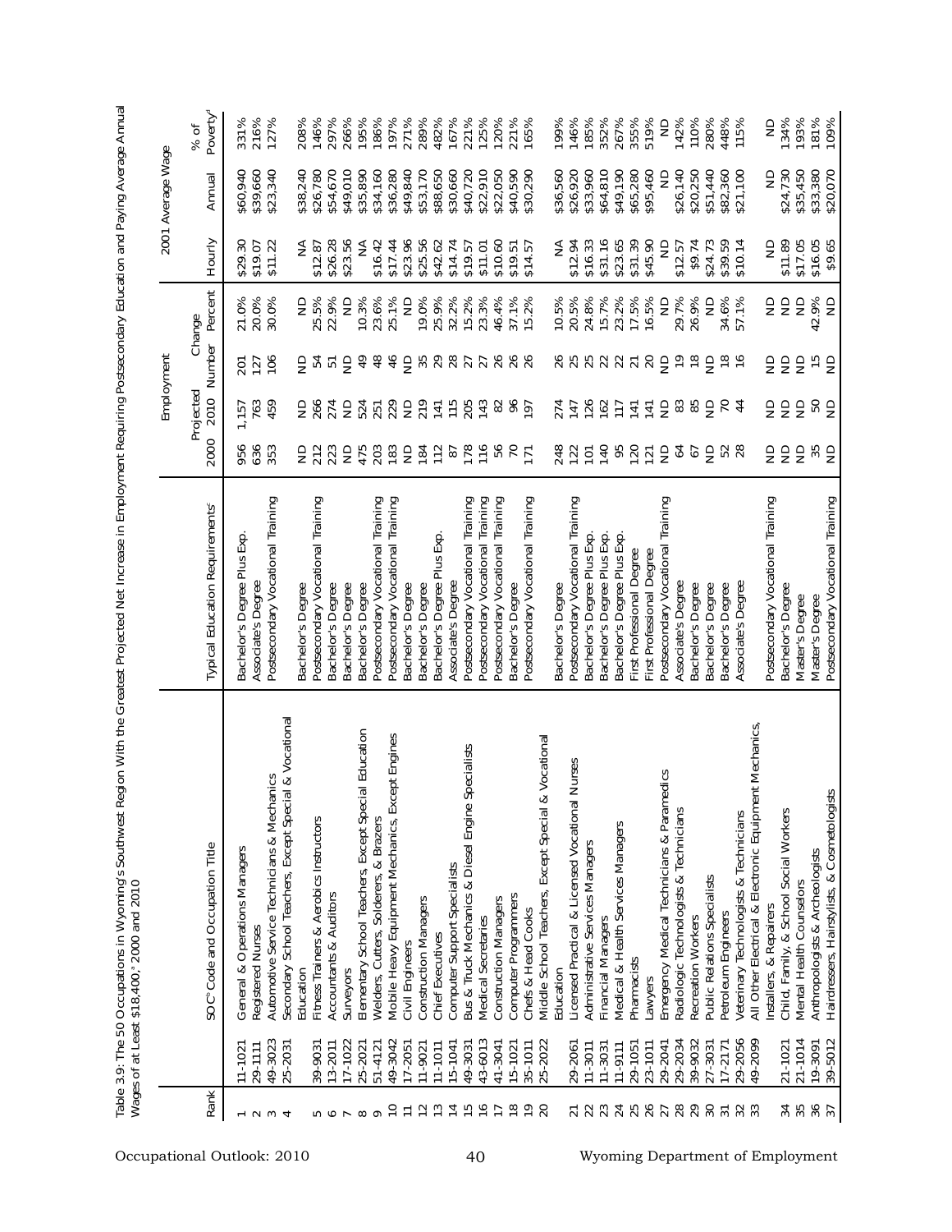Table 3.9: The 50 Occupations in Wyoming's Southwest Region With the Greatest Projected Net Increase in Employment Requiring Postsecondary Education and Paying Average Annual Wages of at Least $18,400,[a] 2000 and 2010

| Rank | SOC[b] Code and Occupation Title | | Typical Education Requirements[c] | Employment | | | | 2001 Average Wage | | |
|---|---|---|---|---|---|---|---|---|---|---|
| | | | | 2000 | Projected 2010 | Change Number | Change Percent | Hourly | Annual | % of Poverty[d] |
| 1 | 11-1021 | General & Operations Managers | Bachelor's Degree Plus Exp. | 956 | 1,157 | 201 | 21.0% | $29.30 | $60,940 | 331% |
| 2 | 29-1111 | Registered Nurses | Associate's Degree | 636 | 763 | 127 | 20.0% | $19.07 | $39,660 | 216% |
| 3 | 49-3023 | Automotive Service Technicians & Mechanics | Postsecondary Vocational Training | 353 | 459 | 106 | 30.0% | $11.22 | $23,340 | 127% |
| 4 | 25-2031 | Secondary School Teachers, Except Special & Vocational Education | Bachelor's Degree | ND | ND | ND | ND | NA | $38,240 | 208% |
| 5 | 39-9031 | Fitness Trainers & Aerobics Instructors | Postsecondary Vocational Training | 212 | 266 | 54 | 25.5% | $12.87 | $26,780 | 146% |
| 6 | 13-2011 | Accountants & Auditors | Bachelor's Degree | 223 | 274 | 51 | 22.9% | $26.28 | $54,670 | 297% |
| 7 | 17-1022 | Surveyors | Bachelor's Degree | ND | ND | ND | ND | $23.56 | $49,010 | 266% |
| 8 | 25-2021 | Elementary School Teachers, Except Special Education | Bachelor's Degree | 475 | 524 | 49 | 10.3% | NA | $35,890 | 195% |
| 9 | 51-4121 | Welders, Cutters, Solderers, & Brazers | Postsecondary Vocational Training | 203 | 251 | 48 | 23.6% | $16.42 | $34,160 | 186% |
| 10 | 49-3042 | Mobile Heavy Equipment Mechanics, Except Engines | Postsecondary Vocational Training | 183 | 229 | 46 | 25.1% | $17.44 | $36,280 | 197% |
| 11 | 17-2051 | Civil Engineers | Bachelor's Degree | ND | ND | ND | ND | $23.96 | $49,840 | 271% |
| 12 | 11-9021 | Construction Managers | Bachelor's Degree | 184 | 219 | 35 | 19.0% | $25.56 | $53,170 | 289% |
| 13 | 11-1011 | Chief Executives | Bachelor's Degree Plus Exp. | 112 | 141 | 29 | 25.9% | $42.62 | $88,650 | 482% |
| 14 | 15-1041 | Computer Support Specialists | Associate's Degree | 87 | 115 | 28 | 32.2% | $14.74 | $30,660 | 167% |
| 15 | 49-3031 | Bus & Truck Mechanics & Diesel Engine Specialists | Postsecondary Vocational Training | 178 | 205 | 27 | 15.2% | $19.57 | $40,720 | 221% |
| 16 | 43-6013 | Medical Secretaries | Postsecondary Vocational Training | 116 | 143 | 27 | 23.3% | $11.01 | $22,910 | 125% |
| 17 | 41-3041 | Construction Managers | Postsecondary Vocational Training | 56 | 82 | 26 | 46.4% | $10.60 | $22,050 | 120% |
| 18 | 15-1021 | Computer Programmers | Bachelor's Degree | 70 | 96 | 26 | 37.1% | $19.51 | $40,590 | 221% |
| 19 | 35-1011 | Chefs & Head Cooks | Postsecondary Vocational Training | 171 | 197 | 26 | 15.2% | $14.57 | $30,290 | 165% |
| 20 | 25-2022 | Middle School Teachers, Except Special & Vocational Education | Bachelor's Degree | 248 | 274 | 26 | 10.5% | NA | $36,560 | 199% |
| 21 | 29-2061 | Licensed Practical & Licensed Vocational Nurses | Postsecondary Vocational Training | 122 | 147 | 25 | 20.5% | $12.94 | $26,920 | 146% |
| 22 | 11-3011 | Administrative Services Managers | Bachelor's Degree Plus Exp. | 101 | 126 | 25 | 24.8% | $16.33 | $33,960 | 185% |
| 23 | 11-3031 | Financial Managers | Bachelor's Degree Plus Exp. | 140 | 162 | 22 | 15.7% | $31.16 | $64,810 | 352% |
| 24 | 11-9111 | Medical & Health Services Managers | Bachelor's Degree Plus Exp. | 95 | 117 | 22 | 23.2% | $23.65 | $49,190 | 267% |
| 25 | 29-1051 | Pharmacists | First Professional Degree | 120 | 141 | 21 | 17.5% | $31.39 | $65,280 | 355% |
| 26 | 23-1011 | Lawyers | First Professional Degree | 121 | 141 | 20 | 16.5% | $45.90 | $95,460 | 519% |
| 27 | 29-2041 | Emergency Medical Technicians & Paramedics | Postsecondary Vocational Training | ND | ND | ND | ND | ND | ND | ND |
| 28 | 29-2034 | Radiologic Technologists & Technicians | Associate's Degree | 64 | 83 | 19 | 29.7% | $12.57 | $26,140 | 142% |
| 29 | 39-9032 | Recreation Workers | Bachelor's Degree | 67 | 85 | 18 | 26.9% | $9.74 | $20,250 | 110% |
| 30 | 27-3031 | Public Relations Specialists | Bachelor's Degree | ND | ND | ND | ND | $24.73 | $51,440 | 280% |
| 31 | 17-2171 | Petroleum Engineers | Bachelor's Degree | 52 | 70 | 18 | 34.6% | $39.59 | $82,360 | 448% |
| 32 | 29-2056 | Veterinary Technologists & Technicians | Associate's Degree | 28 | 44 | 16 | 57.1% | $10.14 | $21,100 | 115% |
| 33 | 49-2099 | All Other Electrical & Electronic Equipment Mechanics, Installers, & Repairers | Postsecondary Vocational Training | ND | ND | ND | ND | ND | ND | ND |
| 34 | 21-1021 | Child, Family, & School Social Workers | Bachelor's Degree | ND | ND | ND | ND | $11.89 | $24,730 | 134% |
| 35 | 21-1014 | Mental Health Counselors | Master's Degree | ND | ND | ND | ND | $17.05 | $35,450 | 193% |
| 36 | 19-3091 | Anthropologists & Archeologists | Master's Degree | 35 | 50 | 15 | 42.9% | $16.05 | $33,380 | 181% |
| 37 | 39-5012 | Hairdressers, Hairstylists, & Cosmetologists | Postsecondary Vocational Training | ND | ND | ND | ND | $9.65 | $20,070 | 109% |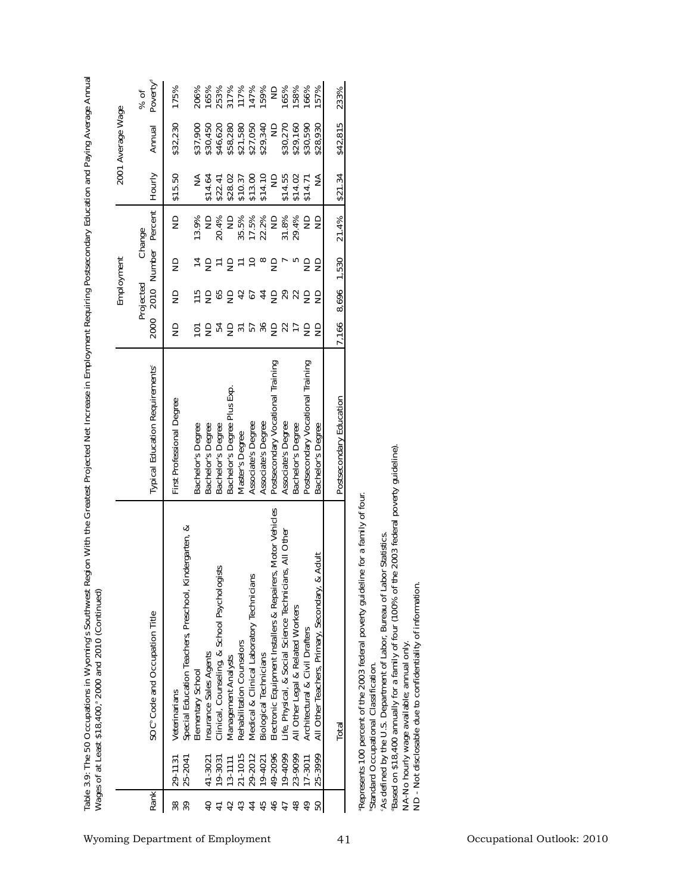Table 3.9: The 50 Occupations in Wyoming's Southwest Region With the Greatest Projected Net Increase in Employment Requiring Postsecondary Education and Paying Average Annual Wages of at Least $18,400,[a] 2000 and 2010 (Continued)

| Rank | SOC[b] Code and Occupation Title | | Typical Education Requirements[c] | Employment | | | | 2001 Average Wage | | |
|---|---|---|---|---|---|---|---|---|---|---|
| | | | | 2000 | Projected 2010 | Change Number | Change Percent | Hourly | Annual | % of Poverty[d] |
| 38 | 29-1131 | Veterinarians | First Professional Degree | ND | ND | ND | ND | $15.50 | $32,230 | 175% |
| 39 | 25-2041 | Special Education Teachers, Preschool, Kindergarten, & Elementary School | Bachelor's Degree | 101 | 115 | 14 | 13.9% | NA | $37,900 | 206% |
| 40 | 41-3021 | Insurance Sales Agents | Bachelor's Degree | ND | ND | ND | ND | $14.64 | $30,450 | 165% |
| 41 | 19-3031 | Clinical, Counseling, & School Psychologists | Bachelor's Degree | 54 | 65 | 11 | 20.4% | $22.41 | $46,620 | 253% |
| 42 | 13-1111 | Management Analysts | Bachelor's Degree Plus Exp. | ND | ND | ND | ND | $28.02 | $58,280 | 317% |
| 43 | 21-1015 | Rehabilitation Counselors | Master's Degree | 31 | 42 | 11 | 35.5% | $10.37 | $21,580 | 117% |
| 44 | 29-2012 | Medical & Clinical Laboratory Technicians | Associate's Degree | 57 | 67 | 10 | 17.5% | $13.00 | $27,050 | 147% |
| 45 | 19-4021 | Biological Technicians | Associate's Degree | 36 | 44 | 8 | 22.2% | $14.10 | $29,340 | 159% |
| 46 | 49-2096 | Electronic Equipment Installers & Repairers, Motor Vehicles | Postsecondary Vocational Training | ND | ND | ND | ND | ND | ND | ND |
| 47 | 19-4099 | Life, Physical, & Social Science Technicians, All Other | Associate's Degree | 22 | 29 | 7 | 31.8% | $14.55 | $30,270 | 165% |
| 48 | 23-9099 | All Other Legal & Related Workers | Bachelor's Degree | 17 | 22 | 5 | 29.4% | $14.02 | $29,160 | 158% |
| 49 | 17-3011 | Architectural & Civil Drafters | Postsecondary Vocational Training | ND | ND | ND | ND | $14.71 | $30,590 | 166% |
| 50 | 25-3999 | All Other Teachers, Primary, Secondary, & Adult | Bachelor's Degree | ND | ND | ND | ND | NA | $28,930 | 157% |
| | | Total | Postsecondary Education | 7,166 | 8,696 | 1,530 | 21.4% | $21.34 | $42,815 | 233% |

[a]Represents 100 percent of the 2003 federal poverty guideline for a family of four.
[b]Standard Occupational Classification.
[c]As defined by the U.S. Department of Labor, Bureau of Labor Statistics.
[d]Based on $18,400 annually for a family of four (100% of the 2003 federal poverty guideline).
NA-No hourly wage available; annual only.
ND - Not disclosable due to confidentiality of information.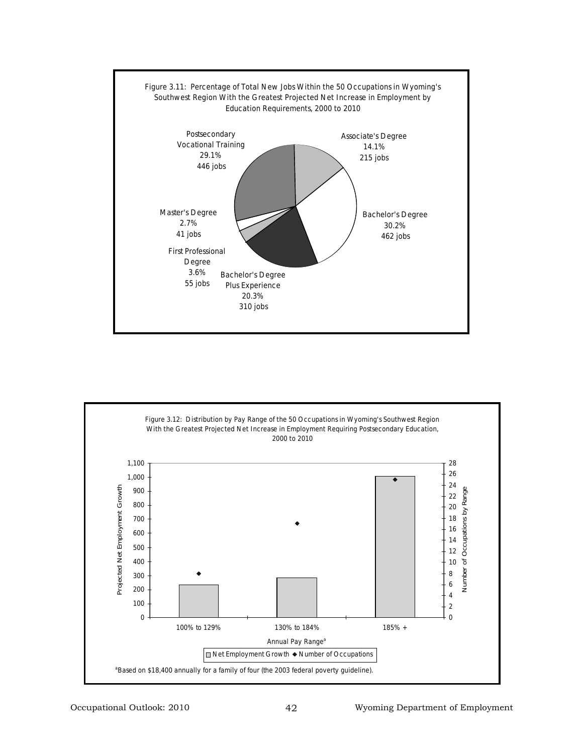Figure 3.11: Percentage of Total New Jobs Within the 50 Occupations in Wyoming's Southwest Region With the Greatest Projected Net Increase in Employment by Education Requirements, 2000 to 2010

| Education Requirement | Percentage | Jobs |
|---|---|---|
| Associate's Degree | 14.1% | 215 jobs |
| Bachelor's Degree | 30.2% | 462 jobs |
| Bachelor's Degree Plus Experience | 20.3% | 310 jobs |
| First Professional Degree | 3.6% | 55 jobs |
| Master's Degree | 2.7% | 41 jobs |
| Postsecondary Vocational Training | 29.1% | 446 jobs |

Figure 3.12: Distribution by Pay Range of the 50 Occupations in Wyoming's Southwest Region With the Greatest Projected Net Increase in Employment Requiring Postsecondary Education, 2000 to 2010

Projected Net Employment Growth / Number of Occupations by Range

Annual Pay Range[a]: 100% to 129%, 130% to 184%, 185% +

Net Employment Growth ◆ Number of Occupations

[a]Based on $18,400 annually for a family of four (the 2003 federal poverty guideline).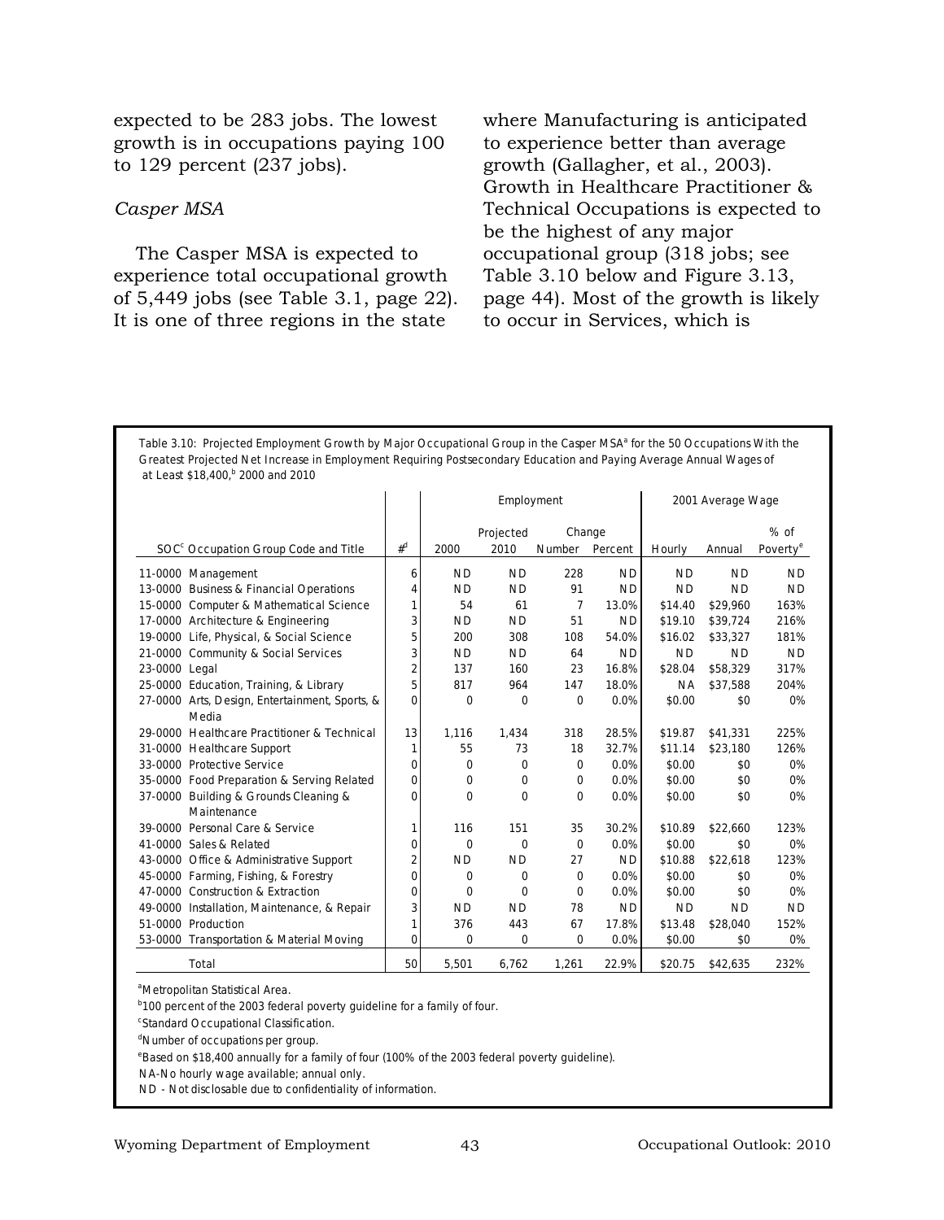expected to be 283 jobs. The lowest growth is in occupations paying 100 to 129 percent (237 jobs).

### *Casper MSA*

The Casper MSA is expected to experience total occupational growth of 5,449 jobs (see Table 3.1, page 22). It is one of three regions in the state where Manufacturing is anticipated to experience better than average growth (Gallagher, et al., 2003). Growth in Healthcare Practitioner & Technical Occupations is expected to be the highest of any major occupational group (318 jobs; see Table 3.10 below and Figure 3.13, page 44). Most of the growth is likely to occur in Services, which is

Table 3.10: Projected Employment Growth by Major Occupational Group in the Casper MSA[a] for the 50 Occupations With the Greatest Projected Net Increase in Employment Requiring Postsecondary Education and Paying Average Annual Wages of at Least $18,400,[b] 2000 and 2010

| SOC[c] Occupation Group Code and Title | #[d] | Employment | | | | 2001 Average Wage | | |
|---|---|---|---|---|---|---|---|---|
| | | 2000 | Projected 2010 | Change Number | Change Percent | Hourly | Annual | % of Poverty[e] |
| 11-0000 Management | 6 | ND | ND | 228 | ND | ND | ND | ND |
| 13-0000 Business & Financial Operations | 4 | ND | ND | 91 | ND | ND | ND | ND |
| 15-0000 Computer & Mathematical Science | 1 | 54 | 61 | 7 | 13.0% | $14.40 | $29,960 | 163% |
| 17-0000 Architecture & Engineering | 3 | ND | ND | 51 | ND | $19.10 | $39,724 | 216% |
| 19-0000 Life, Physical, & Social Science | 5 | 200 | 308 | 108 | 54.0% | $16.02 | $33,327 | 181% |
| 21-0000 Community & Social Services | 3 | ND | ND | 64 | ND | ND | ND | ND |
| 23-0000 Legal | 2 | 137 | 160 | 23 | 16.8% | $28.04 | $58,329 | 317% |
| 25-0000 Education, Training, & Library | 5 | 817 | 964 | 147 | 18.0% | NA | $37,588 | 204% |
| 27-0000 Arts, Design, Entertainment, Sports, & Media | 0 | 0 | 0 | 0 | 0.0% | $0.00 | $0 | 0% |
| 29-0000 Healthcare Practitioner & Technical | 13 | 1,116 | 1,434 | 318 | 28.5% | $19.87 | $41,331 | 225% |
| 31-0000 Healthcare Support | 1 | 55 | 73 | 18 | 32.7% | $11.14 | $23,180 | 126% |
| 33-0000 Protective Service | 0 | 0 | 0 | 0 | 0.0% | $0.00 | $0 | 0% |
| 35-0000 Food Preparation & Serving Related | 0 | 0 | 0 | 0 | 0.0% | $0.00 | $0 | 0% |
| 37-0000 Building & Grounds Cleaning & Maintenance | 0 | 0 | 0 | 0 | 0.0% | $0.00 | $0 | 0% |
| 39-0000 Personal Care & Service | 1 | 116 | 151 | 35 | 30.2% | $10.89 | $22,660 | 123% |
| 41-0000 Sales & Related | 0 | 0 | 0 | 0 | 0.0% | $0.00 | $0 | 0% |
| 43-0000 Office & Administrative Support | 2 | ND | ND | 27 | ND | $10.88 | $22,618 | 123% |
| 45-0000 Farming, Fishing, & Forestry | 0 | 0 | 0 | 0 | 0.0% | $0.00 | $0 | 0% |
| 47-0000 Construction & Extraction | 0 | 0 | 0 | 0 | 0.0% | $0.00 | $0 | 0% |
| 49-0000 Installation, Maintenance, & Repair | 3 | ND | ND | 78 | ND | ND | ND | ND |
| 51-0000 Production | 1 | 376 | 443 | 67 | 17.8% | $13.48 | $28,040 | 152% |
| 53-0000 Transportation & Material Moving | 0 | 0 | 0 | 0 | 0.0% | $0.00 | $0 | 0% |
| Total | 50 | 5,501 | 6,762 | 1,261 | 22.9% | $20.75 | $42,635 | 232% |

[a]Metropolitan Statistical Area.

[b]100 percent of the 2003 federal poverty guideline for a family of four.

[c]Standard Occupational Classification.

[d]Number of occupations per group.

[e]Based on $18,400 annually for a family of four (100% of the 2003 federal poverty guideline).

NA-No hourly wage available; annual only.

ND - Not disclosable due to confidentiality of information.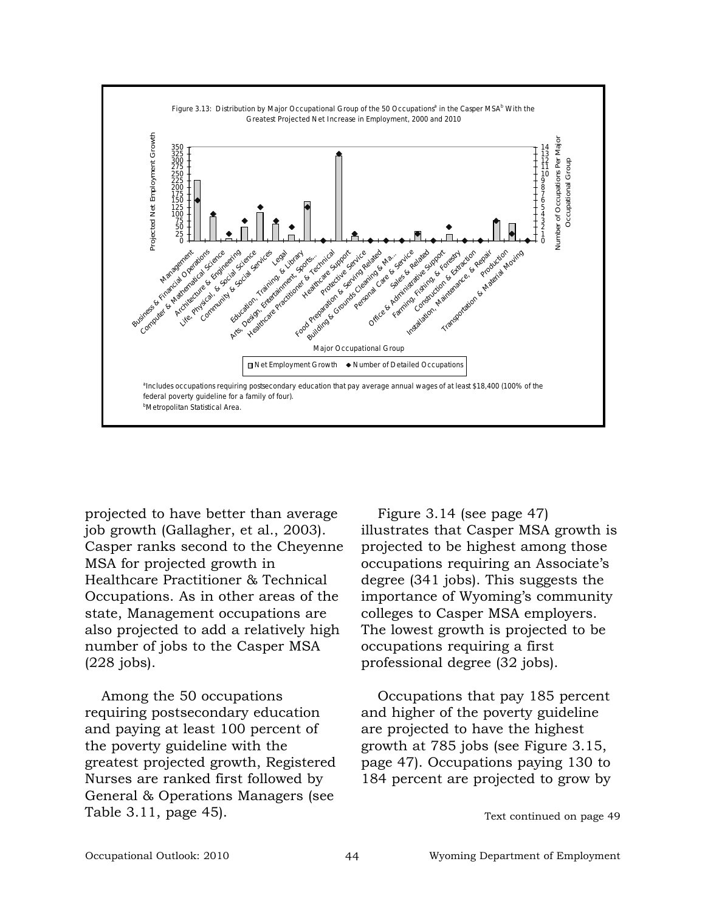Figure 3.13: Distribution by Major Occupational Group of the 50 Occupations[a] in the Casper MSA[b] With the Greatest Projected Net Increase in Employment, 2000 and 2010

[a]Includes occupations requiring postsecondary education that pay average annual wages of at least $18,400 (100% of the federal poverty guideline for a family of four).

[b]Metropolitan Statistical Area.

projected to have better than average job growth (Gallagher, et al., 2003). Casper ranks second to the Cheyenne MSA for projected growth in Healthcare Practitioner & Technical Occupations. As in other areas of the state, Management occupations are also projected to add a relatively high number of jobs to the Casper MSA (228 jobs).

Among the 50 occupations requiring postsecondary education and paying at least 100 percent of the poverty guideline with the greatest projected growth, Registered Nurses are ranked first followed by General & Operations Managers (see Table 3.11, page 45).

Figure 3.14 (see page 47) illustrates that Casper MSA growth is projected to be highest among those occupations requiring an Associate's degree (341 jobs). This suggests the importance of Wyoming's community colleges to Casper MSA employers. The lowest growth is projected to be occupations requiring a first professional degree (32 jobs).

Occupations that pay 185 percent and higher of the poverty guideline are projected to have the highest growth at 785 jobs (see Figure 3.15, page 47). Occupations paying 130 to 184 percent are projected to grow by

Text continued on page 49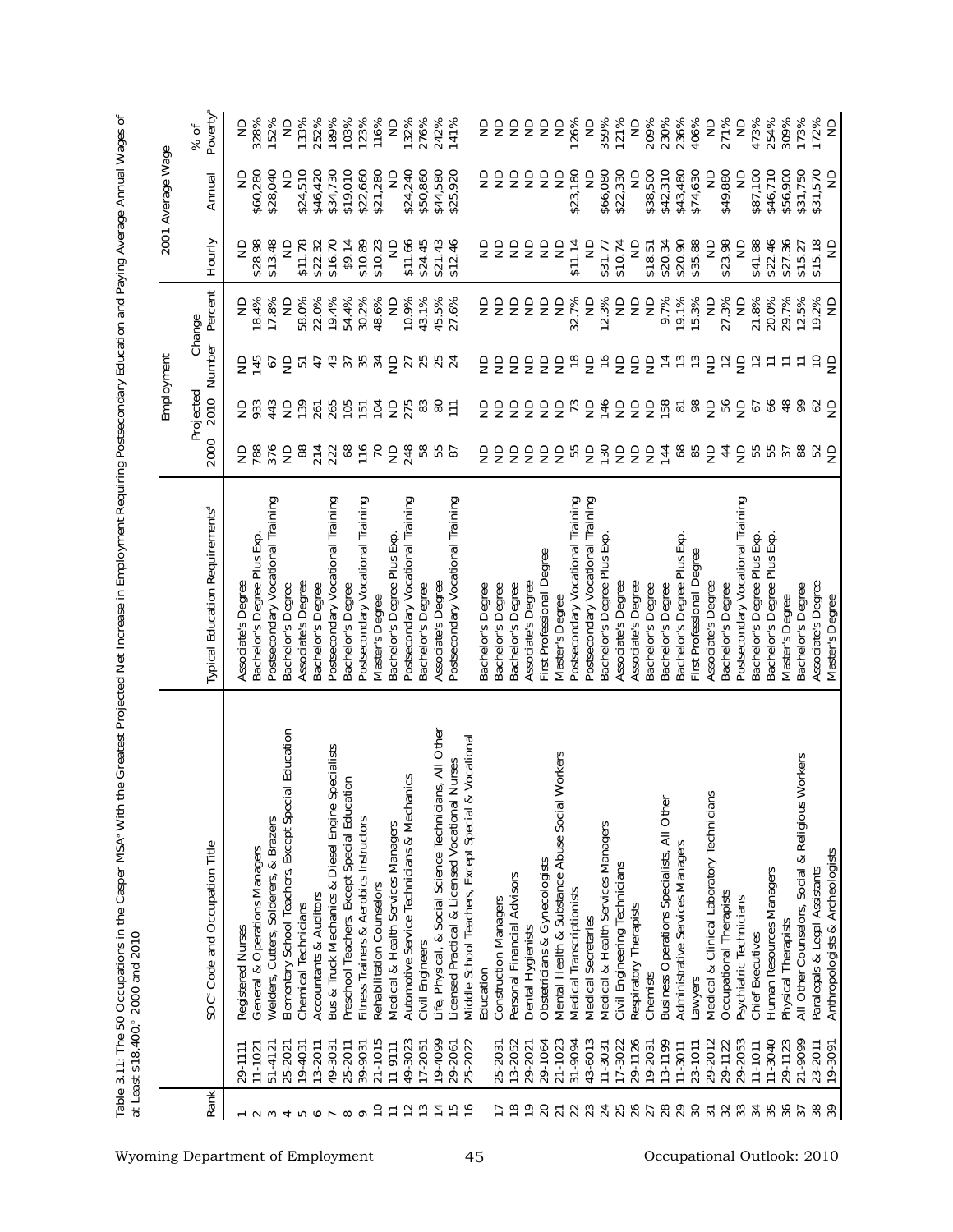Table 3.11: The 50 Occupations in the Casper MSA[a] With the Greatest Projected Net Increase in Employment Requiring Postsecondary Education and Paying Average Annual Wages of at Least $18,400,[b] 2000 and 2010

| Rank | SOC[c] Code | Occupation Title | Typical Education Requirements[d] | Employment 2000 | Employment Projected 2010 | Change Number | Change Percent | 2001 Average Wage Hourly | 2001 Average Wage Annual | % of Poverty[e] |
|---|---|---|---|---|---|---|---|---|---|---|
| 1 | 29-1111 | Registered Nurses | Associate's Degree | ND | ND | ND | ND | ND | ND | ND |
| 2 | 11-1021 | General & Operations Managers | Bachelor's Degree Plus Exp. | 788 | 933 | 145 | 18.4% | $28.98 | $60,280 | 328% |
| 3 | 51-4121 | Welders, Cutters, Solderers, & Brazers | Postsecondary Vocational Training | 376 | 443 | 67 | 17.8% | $13.48 | $28,040 | 152% |
| 4 | 25-2021 | Elementary School Teachers, Except Special Education | Bachelor's Degree | ND | ND | ND | ND | ND | ND | ND |
| 5 | 19-4031 | Chemical Technicians | Associate's Degree | 88 | 139 | 51 | 58.0% | $11.78 | $24,510 | 133% |
| 6 | 13-2011 | Accountants & Auditors | Bachelor's Degree | 214 | 261 | 47 | 22.0% | $22.32 | $46,420 | 252% |
| 7 | 49-3031 | Bus & Truck Mechanics & Diesel Engine Specialists | Postsecondary Vocational Training | 222 | 265 | 43 | 19.4% | $16.70 | $34,730 | 189% |
| 8 | 25-2011 | Preschool Teachers, Except Special Education | Bachelor's Degree | 68 | 105 | 37 | 54.4% | $9.14 | $19,010 | 103% |
| 9 | 39-9031 | Fitness Trainers & Aerobics Instructors | Postsecondary Vocational Training | 116 | 151 | 35 | 30.2% | $10.89 | $22,660 | 123% |
| 10 | 21-1015 | Rehabilitation Counselors | Master's Degree | 70 | 104 | 34 | 48.6% | $10.23 | $21,280 | 116% |
| 11 | 11-9111 | Medical & Health Services Managers | Bachelor's Degree Plus Exp. | ND | ND | ND | ND | ND | ND | ND |
| 12 | 49-3023 | Automotive Service Technicians & Mechanics | Postsecondary Vocational Training | 248 | 275 | 27 | 10.9% | $11.66 | $24,240 | 132% |
| 13 | 17-2051 | Civil Engineers | Bachelor's Degree | 58 | 83 | 25 | 43.1% | $24.45 | $50,860 | 276% |
| 14 | 19-4099 | Life, Physical, & Social Science Technicians, All Other | Associate's Degree | 55 | 80 | 25 | 45.5% | $21.43 | $44,580 | 242% |
| 15 | 29-2061 | Licensed Practical & Licensed Vocational Nurses | Postsecondary Vocational Training | 87 | 111 | 24 | 27.6% | $12.46 | $25,920 | 141% |
| 16 | 25-2022 | Middle School Teachers, Except Special & Vocational Education | Bachelor's Degree | ND | ND | ND | ND | ND | ND | ND |
| 17 | 25-2031 | Construction Managers | Bachelor's Degree | ND | ND | ND | ND | ND | ND | ND |
| 18 | 13-2052 | Personal Financial Advisors | Bachelor's Degree | ND | ND | ND | ND | ND | ND | ND |
| 19 | 29-2021 | Dental Hygienists | Associate's Degree | ND | ND | ND | ND | ND | ND | ND |
| 20 | 29-1064 | Obstetricians & Gynecologists | First Professional Degree | ND | ND | ND | ND | ND | ND | ND |
| 21 | 21-1023 | Mental Health & Substance Abuse Social Workers | Master's Degree | ND | ND | ND | ND | ND | ND | ND |
| 22 | 31-9094 | Medical Transcriptionists | Postsecondary Vocational Training | 55 | 73 | 18 | 32.7% | $11.14 | $23,180 | 126% |
| 23 | 43-6013 | Medical Secretaries | Postsecondary Vocational Training | ND | ND | ND | ND | ND | ND | ND |
| 24 | 11-3031 | Medical & Health Services Managers | Bachelor's Degree Plus Exp. | 130 | 146 | 16 | 12.3% | $31.77 | $66,080 | 359% |
| 25 | 17-3022 | Civil Engineering Technicians | Associate's Degree | ND | ND | ND | ND | $10.74 | $22,330 | 121% |
| 26 | 29-1126 | Respiratory Therapists | Associate's Degree | ND | ND | ND | ND | ND | ND | ND |
| 27 | 19-2031 | Chemists | Bachelor's Degree | ND | ND | ND | ND | $18.51 | $38,500 | 209% |
| 28 | 13-1199 | Business Operations Specialists, All Other | Bachelor's Degree | 144 | 158 | 14 | 9.7% | $20.34 | $42,310 | 230% |
| 29 | 11-3011 | Administrative Services Managers | Bachelor's Degree Plus Exp. | 68 | 81 | 13 | 19.1% | $20.90 | $43,480 | 236% |
| 30 | 23-1011 | Lawyers | First Professional Degree | 85 | 98 | 13 | 15.3% | $35.88 | $74,630 | 406% |
| 31 | 29-2012 | Medical & Clinical Laboratory Technicians | Associate's Degree | ND | ND | ND | ND | ND | ND | ND |
| 32 | 29-1122 | Occupational Therapists | Bachelor's Degree | 44 | 56 | 12 | 27.3% | $23.98 | $49,880 | 271% |
| 33 | 29-2053 | Psychiatric Technicians | Postsecondary Vocational Training | ND | ND | ND | ND | ND | ND | ND |
| 34 | 11-1011 | Chief Executives | Bachelor's Degree Plus Exp. | 55 | 67 | 12 | 21.8% | $41.88 | $87,100 | 473% |
| 35 | 11-3040 | Human Resources Managers | Bachelor's Degree Plus Exp. | 55 | 66 | 11 | 20.0% | $22.46 | $46,710 | 254% |
| 36 | 29-1123 | Physical Therapists | Master's Degree | 37 | 48 | 11 | 29.7% | $27.36 | $56,900 | 309% |
| 37 | 21-2099 | All Other Counselors, Social & Religious Workers | Bachelor's Degree | 88 | 99 | 11 | 12.5% | $15.27 | $31,750 | 173% |
| 38 | 23-2011 | Paralegals & Legal Assistants | Associate's Degree | 52 | 62 | 10 | 19.2% | $15.18 | $31,570 | 172% |
| 39 | 19-3091 | Anthropologists & Archeologists | Master's Degree | ND | ND | ND | ND | ND | ND | ND |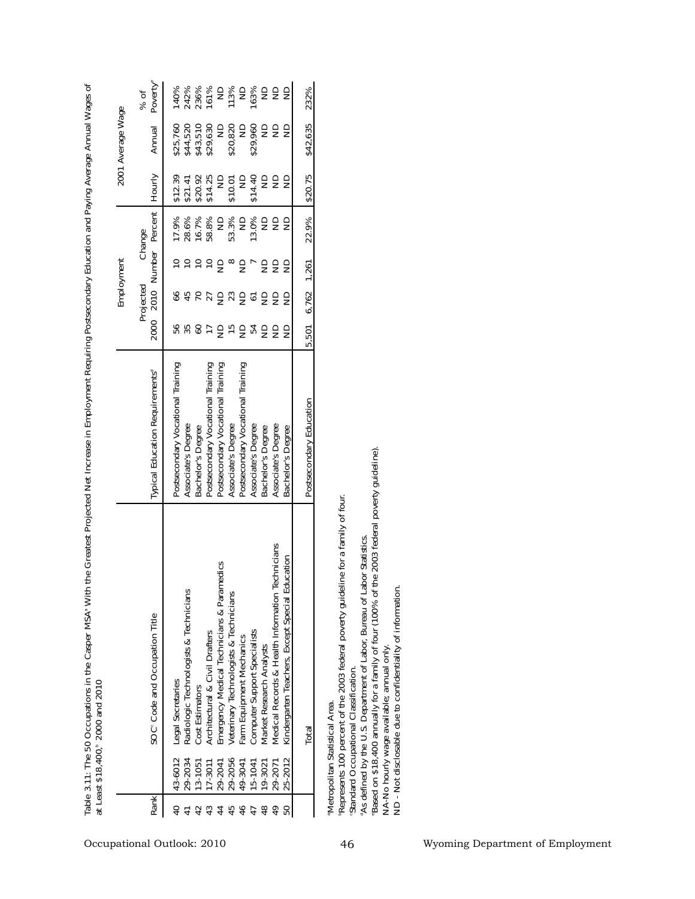Table 3.11: The 50 Occupations in the Casper MSA[a] With the Greatest Projected Net Increase in Employment Requiring Postsecondary Education and Paying Average Annual Wages of at Least $18,400,[b] 2000 and 2010

| Rank | SOC[c] Code and Occupation Title | | Typical Education Requirements[d] | Employment | | | | 2001 Average Wage | | |
|---|---|---|---|---|---|---|---|---|---|---|
| | | | | 2000 | Projected 2010 | Change Number | Change Percent | Hourly | Annual | % of Poverty[e] |
| 40 | 43-6012 | Legal Secretaries | Postsecondary Vocational Training | 56 | 66 | 10 | 17.9% | $12.39 | $25,760 | 140% |
| 41 | 29-2034 | Radiologic Technologists & Technicians | Associate's Degree | 35 | 45 | 10 | 28.6% | $21.41 | $44,520 | 242% |
| 42 | 13-1051 | Cost Estimators | Bachelor's Degree | 60 | 70 | 10 | 16.7% | $20.92 | $43,510 | 236% |
| 43 | 17-3011 | Architectural & Civil Drafters | Postsecondary Vocational Training | 17 | 27 | 10 | 58.8% | $14.25 | $29,630 | 161% |
| 44 | 29-2041 | Emergency Medical Technicians & Paramedics | Postsecondary Vocational Training | ND | ND | ND | ND | ND | ND | ND |
| 45 | 29-2056 | Veterinary Technologists & Technicians | Associate's Degree | 15 | 23 | 8 | 53.3% | $10.01 | $20,820 | 113% |
| 46 | 49-3041 | Farm Equipment Mechanics | Postsecondary Vocational Training | ND | ND | ND | ND | ND | ND | ND |
| 47 | 15-1041 | Computer Support Specialists | Associate's Degree | 54 | 61 | 7 | 13.0% | $14.40 | $29,960 | 163% |
| 48 | 19-3021 | Market Research Analysts | Bachelor's Degree | ND | ND | ND | ND | ND | ND | ND |
| 49 | 29-2071 | Medical Records & Health Information Technicians | Associate's Degree | ND | ND | ND | ND | ND | ND | ND |
| 50 | 25-2012 | Kindergarten Teachers, Except Special Education | Bachelor's Degree | ND | ND | ND | ND | ND | ND | ND |
| | | Total | Postsecondary Education | 5,501 | 6,762 | 1,261 | 22.9% | $20.75 | $42,635 | 232% |

[a]Metropolitan Statistical Area.
[b]Represents 100 percent of the 2003 federal poverty guideline for a family of four.
[c]Standard Occupational Classification.
[d]As defined by the U.S. Department of Labor, Bureau of Labor Statistics.
[e]Based on $18,400 annually for a family of four (100% of the 2003 federal poverty guideline).
NA-No hourly wage available; annual only.
ND - Not disclosable due to confidentiality of information.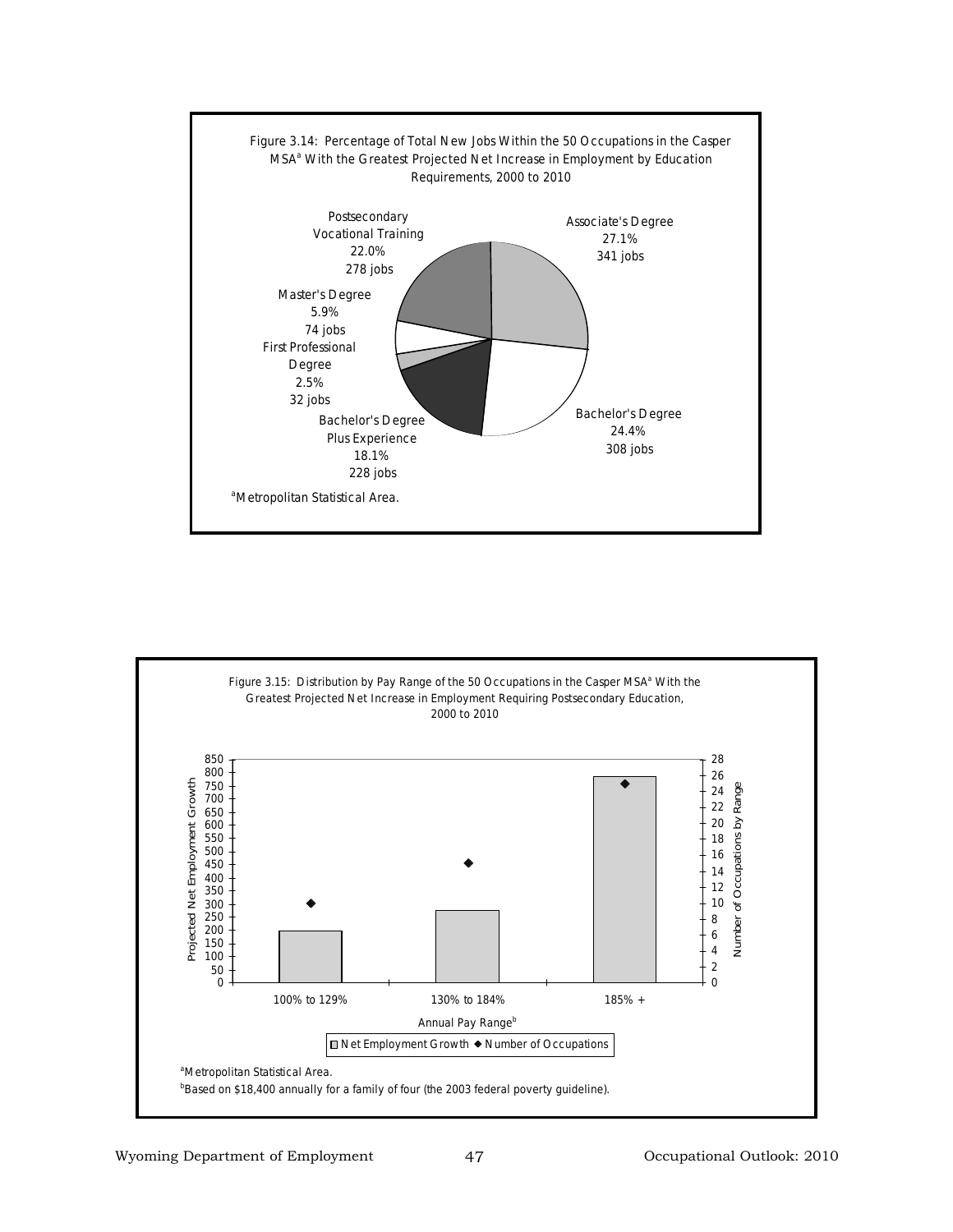Figure 3.14: Percentage of Total New Jobs Within the 50 Occupations in the Casper MSA[a] With the Greatest Projected Net Increase in Employment by Education Requirements, 2000 to 2010

| Education Requirement | Percentage | Jobs |
|---|---|---|
| Associate's Degree | 27.1% | 341 jobs |
| Bachelor's Degree | 24.4% | 308 jobs |
| Bachelor's Degree Plus Experience | 18.1% | 228 jobs |
| First Professional Degree | 2.5% | 32 jobs |
| Master's Degree | 5.9% | 74 jobs |
| Postsecondary Vocational Training | 22.0% | 278 jobs |

[a]Metropolitan Statistical Area.

Figure 3.15: Distribution by Pay Range of the 50 Occupations in the Casper MSA[a] With the Greatest Projected Net Increase in Employment Requiring Postsecondary Education, 2000 to 2010

| Annual Pay Range[b] | Net Employment Growth (approx.) | Number of Occupations (approx.) |
|---|---|---|
| 100% to 129% | 200 | 10 |
| 130% to 184% | 280 | 15 |
| 185% + | 785 | 25 |

[a]Metropolitan Statistical Area.

[b]Based on $18,400 annually for a family of four (the 2003 federal poverty guideline).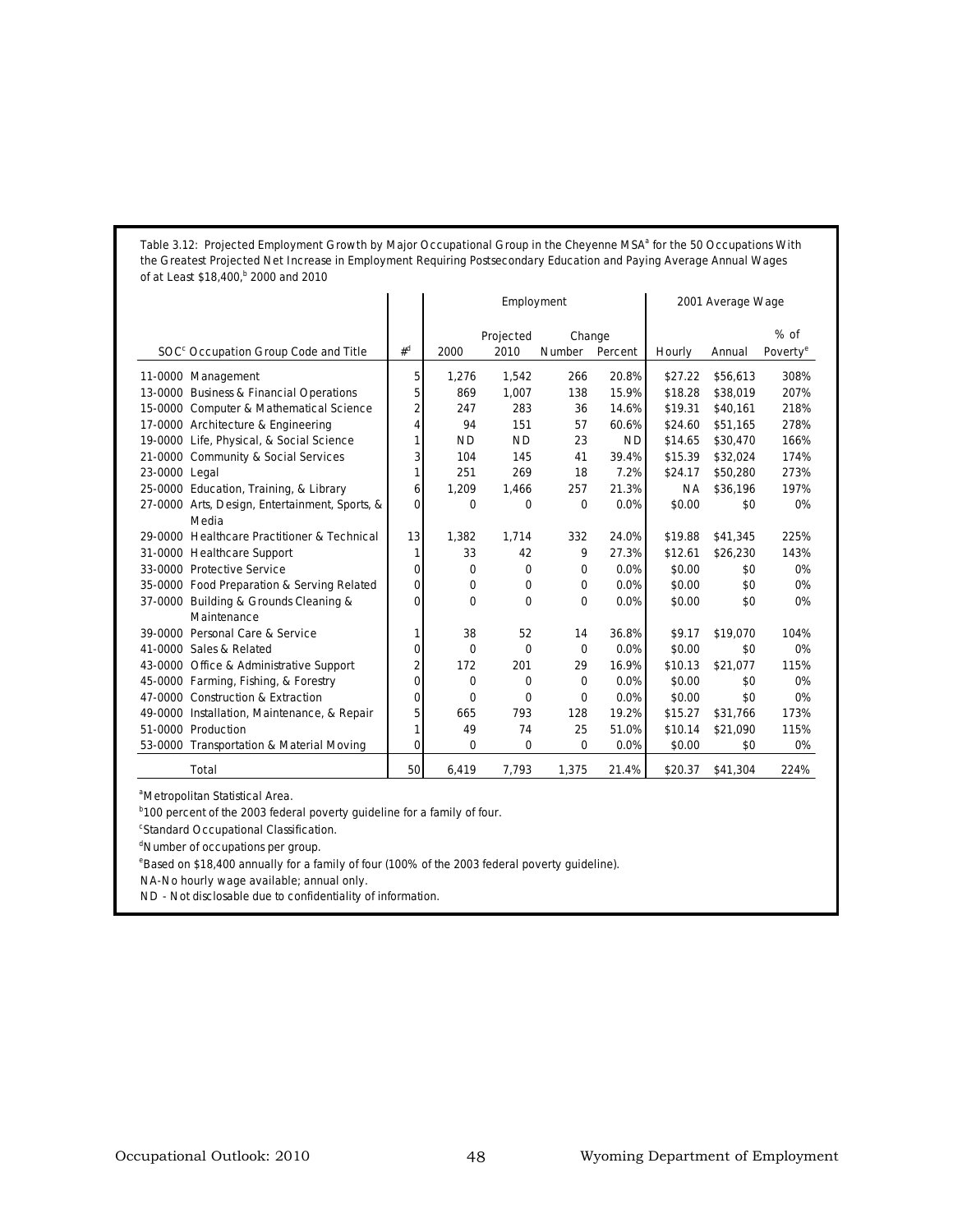Table 3.12: Projected Employment Growth by Major Occupational Group in the Cheyenne MSA[a] for the 50 Occupations With the Greatest Projected Net Increase in Employment Requiring Postsecondary Education and Paying Average Annual Wages of at Least $18,400,[b] 2000 and 2010

| SOC[c] Occupation Group Code and Title | #[d] | Employment | | | | 2001 Average Wage | | |
|---|---|---|---|---|---|---|---|---|
| | | 2000 | Projected 2010 | Change Number | Change Percent | Hourly | Annual | % of Poverty[e] |
| 11-0000 Management | 5 | 1,276 | 1,542 | 266 | 20.8% | $27.22 | $56,613 | 308% |
| 13-0000 Business & Financial Operations | 5 | 869 | 1,007 | 138 | 15.9% | $18.28 | $38,019 | 207% |
| 15-0000 Computer & Mathematical Science | 2 | 247 | 283 | 36 | 14.6% | $19.31 | $40,161 | 218% |
| 17-0000 Architecture & Engineering | 4 | 94 | 151 | 57 | 60.6% | $24.60 | $51,165 | 278% |
| 19-0000 Life, Physical, & Social Science | 1 | ND | ND | 23 | ND | $14.65 | $30,470 | 166% |
| 21-0000 Community & Social Services | 3 | 104 | 145 | 41 | 39.4% | $15.39 | $32,024 | 174% |
| 23-0000 Legal | 1 | 251 | 269 | 18 | 7.2% | $24.17 | $50,280 | 273% |
| 25-0000 Education, Training, & Library | 6 | 1,209 | 1,466 | 257 | 21.3% | NA | $36,196 | 197% |
| 27-0000 Arts, Design, Entertainment, Sports, & Media | 0 | 0 | 0 | 0 | 0.0% | $0.00 | $0 | 0% |
| 29-0000 Healthcare Practitioner & Technical | 13 | 1,382 | 1,714 | 332 | 24.0% | $19.88 | $41,345 | 225% |
| 31-0000 Healthcare Support | 1 | 33 | 42 | 9 | 27.3% | $12.61 | $26,230 | 143% |
| 33-0000 Protective Service | 0 | 0 | 0 | 0 | 0.0% | $0.00 | $0 | 0% |
| 35-0000 Food Preparation & Serving Related | 0 | 0 | 0 | 0 | 0.0% | $0.00 | $0 | 0% |
| 37-0000 Building & Grounds Cleaning & Maintenance | 0 | 0 | 0 | 0 | 0.0% | $0.00 | $0 | 0% |
| 39-0000 Personal Care & Service | 1 | 38 | 52 | 14 | 36.8% | $9.17 | $19,070 | 104% |
| 41-0000 Sales & Related | 0 | 0 | 0 | 0 | 0.0% | $0.00 | $0 | 0% |
| 43-0000 Office & Administrative Support | 2 | 172 | 201 | 29 | 16.9% | $10.13 | $21,077 | 115% |
| 45-0000 Farming, Fishing, & Forestry | 0 | 0 | 0 | 0 | 0.0% | $0.00 | $0 | 0% |
| 47-0000 Construction & Extraction | 0 | 0 | 0 | 0 | 0.0% | $0.00 | $0 | 0% |
| 49-0000 Installation, Maintenance, & Repair | 5 | 665 | 793 | 128 | 19.2% | $15.27 | $31,766 | 173% |
| 51-0000 Production | 1 | 49 | 74 | 25 | 51.0% | $10.14 | $21,090 | 115% |
| 53-0000 Transportation & Material Moving | 0 | 0 | 0 | 0 | 0.0% | $0.00 | $0 | 0% |
| Total | 50 | 6,419 | 7,793 | 1,375 | 21.4% | $20.37 | $41,304 | 224% |

[a]Metropolitan Statistical Area.

[b]100 percent of the 2003 federal poverty guideline for a family of four.

[c]Standard Occupational Classification.

[d]Number of occupations per group.

[e]Based on $18,400 annually for a family of four (100% of the 2003 federal poverty guideline).

NA-No hourly wage available; annual only.

ND - Not disclosable due to confidentiality of information.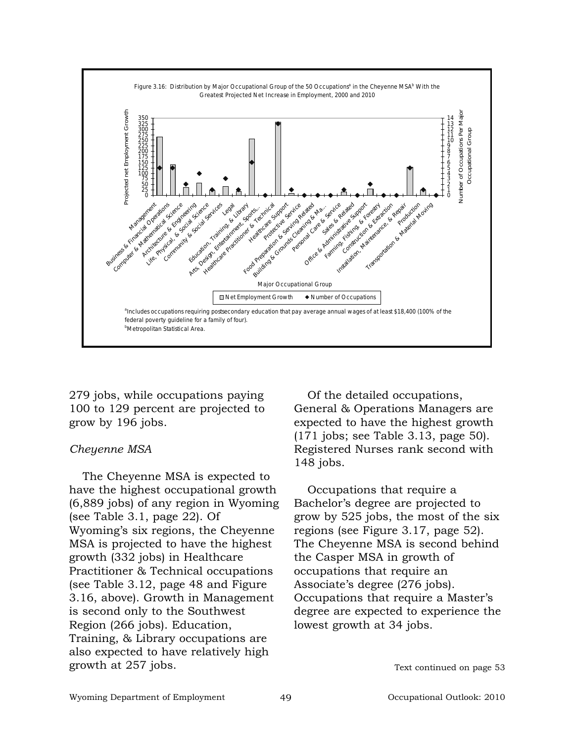Figure 3.16: Distribution by Major Occupational Group of the 50 Occupations[a] in the Cheyenne MSA[b] With the Greatest Projected Net Increase in Employment, 2000 and 2010

[a]Includes occupations requiring postsecondary education that pay average annual wages of at least $18,400 (100% of the federal poverty guideline for a family of four).
[b]Metropolitan Statistical Area.

279 jobs, while occupations paying 100 to 129 percent are projected to grow by 196 jobs.

*Cheyenne MSA*

The Cheyenne MSA is expected to have the highest occupational growth (6,889 jobs) of any region in Wyoming (see Table 3.1, page 22). Of Wyoming's six regions, the Cheyenne MSA is projected to have the highest growth (332 jobs) in Healthcare Practitioner & Technical occupations (see Table 3.12, page 48 and Figure 3.16, above). Growth in Management is second only to the Southwest Region (266 jobs). Education, Training, & Library occupations are also expected to have relatively high growth at 257 jobs.

Of the detailed occupations, General & Operations Managers are expected to have the highest growth (171 jobs; see Table 3.13, page 50). Registered Nurses rank second with 148 jobs.

Occupations that require a Bachelor's degree are projected to grow by 525 jobs, the most of the six regions (see Figure 3.17, page 52). The Cheyenne MSA is second behind the Casper MSA in growth of occupations that require an Associate's degree (276 jobs). Occupations that require a Master's degree are expected to experience the lowest growth at 34 jobs.

Text continued on page 53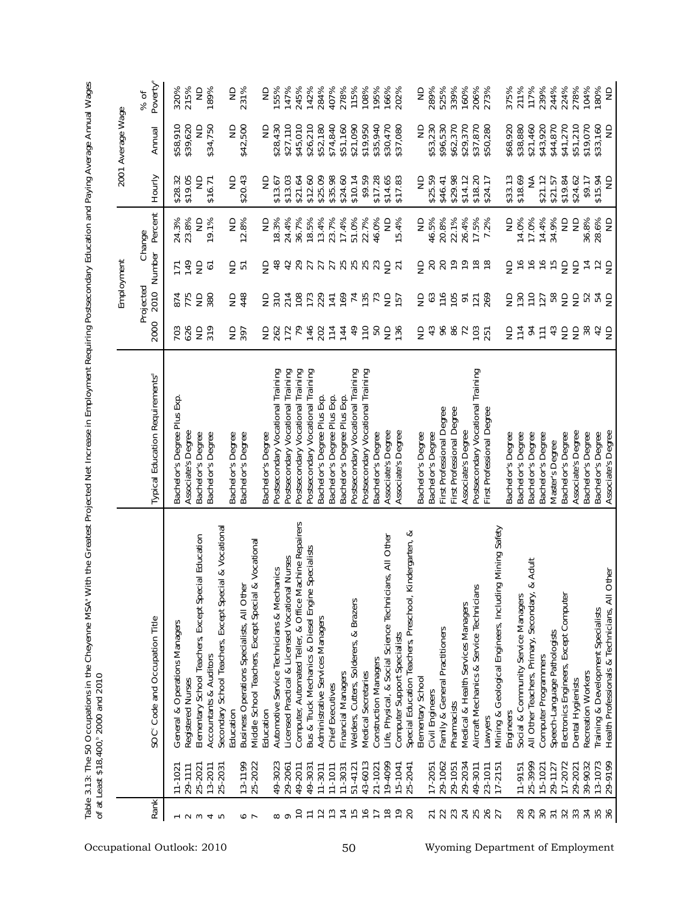Table 3.13: The 50 Occupations in the Cheyenne MSA[a] With the Greatest Projected Net Increase in Employment Requiring Postsecondary Education and Paying Average Annual Wages of at Least $18,400,[b] 2000 and 2010

| Rank | SOC[c] Code and Occupation Title | | Typical Education Requirements[d] | Employment | | | | 2001 Average Wage | | |
|---|---|---|---|---|---|---|---|---|---|---|
| | | | | 2000 | Projected 2010 | Change Number | Change Percent | Hourly | Annual | % of Poverty[e] |
| 1 | 11-1021 | General & Operations Managers | Bachelor's Degree Plus Exp. | 703 | 874 | 171 | 24.3% | $28.32 | $58,910 | 320% |
| 2 | 29-1111 | Registered Nurses | Associate's Degree | 626 | 775 | 149 | 23.8% | $19.05 | $39,620 | 215% |
| 3 | 25-2021 | Elementary School Teachers, Except Special Education | Bachelor's Degree | ND | ND | ND | ND | ND | ND | ND |
| 4 | 13-2011 | Accountants & Auditors | Bachelor's Degree | 319 | 380 | 61 | 19.1% | $16.71 | $34,750 | 189% |
| 5 | 25-2031 | Secondary School Teachers, Except Special & Vocational Education | Bachelor's Degree | ND | ND | ND | ND | ND | ND | ND |
| 6 | 13-1199 | Business Operations Specialists, All Other | Bachelor's Degree | 397 | 448 | 51 | 12.8% | $20.43 | $42,500 | 231% |
| 7 | 25-2022 | Middle School Teachers, Except Special & Vocational Education | Bachelor's Degree | ND | ND | ND | ND | ND | ND | ND |
| 8 | 49-3023 | Automotive Service Technicians & Mechanics | Postsecondary Vocational Training | 262 | 310 | 48 | 18.3% | $13.67 | $28,430 | 155% |
| 9 | 29-2061 | Licensed Practical & Licensed Vocational Nurses | Postsecondary Vocational Training | 172 | 214 | 42 | 24.4% | $13.03 | $27,110 | 147% |
| 10 | 49-2011 | Computer, Automated Teller, & Office Machine Repairers | Postsecondary Vocational Training | 79 | 108 | 29 | 36.7% | $21.64 | $45,010 | 245% |
| 11 | 49-3031 | Bus & Truck Mechanics & Diesel Engine Specialists | Postsecondary Vocational Training | 146 | 173 | 27 | 18.5% | $12.60 | $26,210 | 142% |
| 12 | 11-3011 | Administrative Services Managers | Bachelor's Degree Plus Exp. | 202 | 229 | 27 | 13.4% | $25.09 | $52,180 | 284% |
| 13 | 11-1011 | Chief Executives | Bachelor's Degree Plus Exp. | 114 | 141 | 27 | 23.7% | $35.98 | $74,840 | 407% |
| 14 | 11-3031 | Financial Managers | Bachelor's Degree Plus Exp. | 144 | 169 | 25 | 17.4% | $24.60 | $51,160 | 278% |
| 15 | 51-4121 | Welders, Cutters, Solderers, & Brazers | Postsecondary Vocational Training | 49 | 74 | 25 | 51.0% | $10.14 | $21,090 | 115% |
| 16 | 43-6013 | Medical Secretaries | Postsecondary Vocational Training | 110 | 135 | 25 | 22.7% | $9.59 | $19,950 | 108% |
| 17 | 21-1021 | Construction Managers | Bachelor's Degree | 50 | 73 | 23 | 46.0% | $17.28 | $35,940 | 195% |
| 18 | 19-4099 | Life, Physical, & Social Science Technicians, All Other | Associate's Degree | ND | ND | ND | ND | $14.65 | $30,470 | 166% |
| 19 | 15-1041 | Computer Support Specialists | Associate's Degree | 136 | 157 | 21 | 15.4% | $17.83 | $37,080 | 202% |
| 20 | 25-2041 | Special Education Teachers, Preschool, Kindergarten, & Elementary School | Bachelor's Degree | ND | ND | ND | ND | ND | ND | ND |
| 21 | 17-2051 | Civil Engineers | Bachelor's Degree | 43 | 63 | 20 | 46.5% | $25.59 | $53,230 | 289% |
| 22 | 29-1062 | Family & General Practitioners | First Professional Degree | 96 | 116 | 20 | 20.8% | $46.41 | $96,530 | 525% |
| 23 | 29-1051 | Pharmacists | First Professional Degree | 86 | 105 | 19 | 22.1% | $29.98 | $62,370 | 339% |
| 24 | 29-2034 | Medical & Health Services Managers | Associate's Degree | 72 | 91 | 19 | 26.4% | $14.12 | $29,370 | 160% |
| 25 | 49-3011 | Aircraft Mechanics & Service Technicians | Postsecondary Vocational Training | 103 | 121 | 18 | 17.5% | $18.20 | $37,870 | 206% |
| 26 | 23-1011 | Lawyers | First Professional Degree | 251 | 269 | 18 | 7.2% | $24.17 | $50,280 | 273% |
| 27 | 17-2151 | Mining & Geological Engineers, Including Mining Safety Engineers | Bachelor's Degree | ND | ND | ND | ND | $33.13 | $68,920 | 375% |
| 28 | 11-9151 | Social & Community Service Managers | Bachelor's Degree | 114 | 130 | 16 | 14.0% | $18.69 | $38,880 | 211% |
| 29 | 25-3999 | All Other Teachers, Primary, Secondary, & Adult | Bachelor's Degree | 94 | 110 | 16 | 17.0% | NA | $21,460 | 117% |
| 30 | 15-1021 | Computer Programmers | Bachelor's Degree | 111 | 127 | 16 | 14.4% | $21.12 | $43,920 | 239% |
| 31 | 29-1127 | Speech-Language Pathologists | Master's Degree | 43 | 58 | 15 | 34.9% | $21.57 | $44,870 | 244% |
| 32 | 17-2072 | Electronics Engineers, Except Computer | Bachelor's Degree | ND | ND | ND | ND | $19.84 | $41,270 | 224% |
| 33 | 29-2021 | Dental Hygienists | Associate's Degree | ND | ND | ND | ND | $24.62 | $51,210 | 278% |
| 34 | 39-9032 | Recreation Workers | Bachelor's Degree | 38 | 52 | 14 | 36.8% | $9.17 | $19,070 | 104% |
| 35 | 13-1073 | Training & Development Specialists | Bachelor's Degree | 42 | 54 | 12 | 28.6% | $15.94 | $33,160 | 180% |
| 36 | 29-9199 | Health Professionals & Technicians, All Other | Associate's Degree | ND | ND | ND | ND | ND | ND | ND |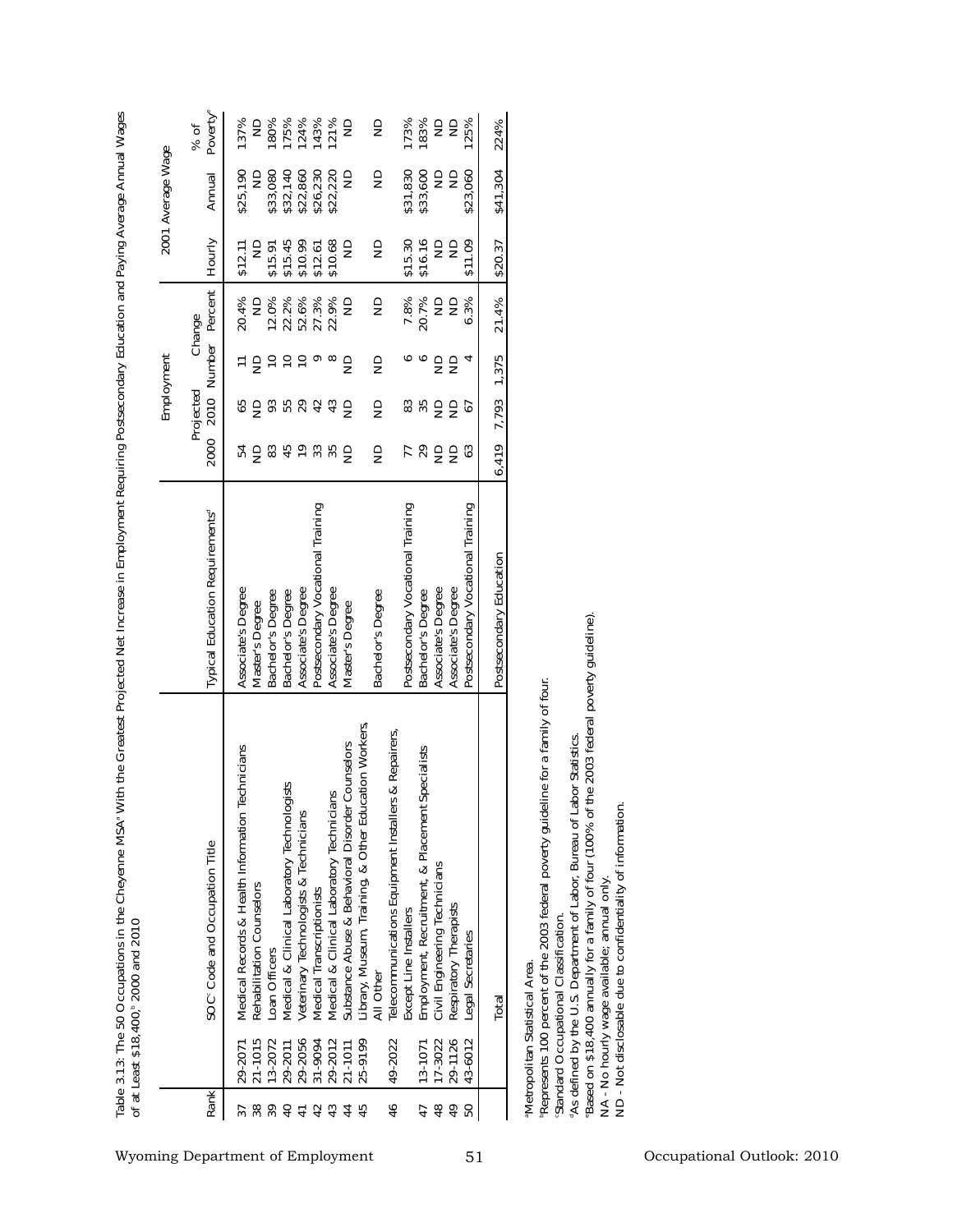Table 3.13: The 50 Occupations in the Cheyenne MSA[a] With the Greatest Projected Net Increase in Employment Requiring Postsecondary Education and Paying Average Annual Wages of at Least $18,400,[b] 2000 and 2010

| Rank | SOC[c] Code and Occupation Title | | Typical Education Requirements[d] | Employment | | | | 2001 Average Wage | | |
|---|---|---|---|---|---|---|---|---|---|---|
| | | | | 2000 | Projected 2010 | Change Number | Change Percent | Hourly | Annual | % of Poverty[e] |
| 37 | 29-2071 | Medical Records & Health Information Technicians | Associate's Degree | 54 | 65 | 11 | 20.4% | $12.11 | $25,190 | 137% |
| 38 | 21-1015 | Rehabilitation Counselors | Master's Degree | ND | ND | ND | ND | ND | ND | ND |
| 39 | 13-2072 | Loan Officers | Bachelor's Degree | 83 | 93 | 10 | 12.0% | $15.91 | $33,080 | 180% |
| 40 | 29-2011 | Medical & Clinical Laboratory Technologists | Bachelor's Degree | 45 | 55 | 10 | 22.2% | $15.45 | $32,140 | 175% |
| 41 | 29-2056 | Veterinary Technologists & Technicians | Associate's Degree | 19 | 29 | 10 | 52.6% | $10.99 | $22,860 | 124% |
| 42 | 31-9094 | Medical Transcriptionists | Postsecondary Vocational Training | 33 | 42 | 9 | 27.3% | $12.61 | $26,230 | 143% |
| 43 | 29-2012 | Medical & Clinical Laboratory Technicians | Associate's Degree | 35 | 43 | 8 | 22.9% | $10.68 | $22,220 | 121% |
| 44 | 21-1011 | Substance Abuse & Behavioral Disorder Counselors | Master's Degree | ND | ND | ND | ND | ND | ND | ND |
| 45 | 25-9199 | Library, Museum, Training, & Other Education Workers, All Other | Bachelor's Degree | ND | ND | ND | ND | ND | ND | ND |
| 46 | 49-2022 | Telecommunications Equipment Installers & Repairers, Except Line Installers | Postsecondary Vocational Training | 77 | 83 | 6 | 7.8% | $15.30 | $31,830 | 173% |
| 47 | 13-1071 | Employment, Recruitment, & Placement Specialists | Bachelor's Degree | 29 | 35 | 6 | 20.7% | $16.16 | $33,600 | 183% |
| 48 | 17-3022 | Civil Engineering Technicians | Associate's Degree | ND | ND | ND | ND | ND | ND | ND |
| 49 | 29-1126 | Respiratory Therapists | Associate's Degree | ND | ND | ND | ND | ND | ND | ND |
| 50 | 43-6012 | Legal Secretaries | Postsecondary Vocational Training | 63 | 67 | 4 | 6.3% | $11.09 | $23,060 | 125% |
| | | Total | Postsecondary Education | 6,419 | 7,793 | 1,375 | 21.4% | $20.37 | $41,304 | 224% |

[a]Metropolitan Statistical Area.
[b]Represents 100 percent of the 2003 federal poverty guideline for a family of four.
[c]Standard Occupational Classification.
[d]As defined by the U.S. Department of Labor, Bureau of Labor Statistics.
[e]Based on $18,400 annually for a family of four (100% of the 2003 federal poverty guideline).
NA - No hourly wage available; annual only.
ND - Not disclosable due to confidentiality of information.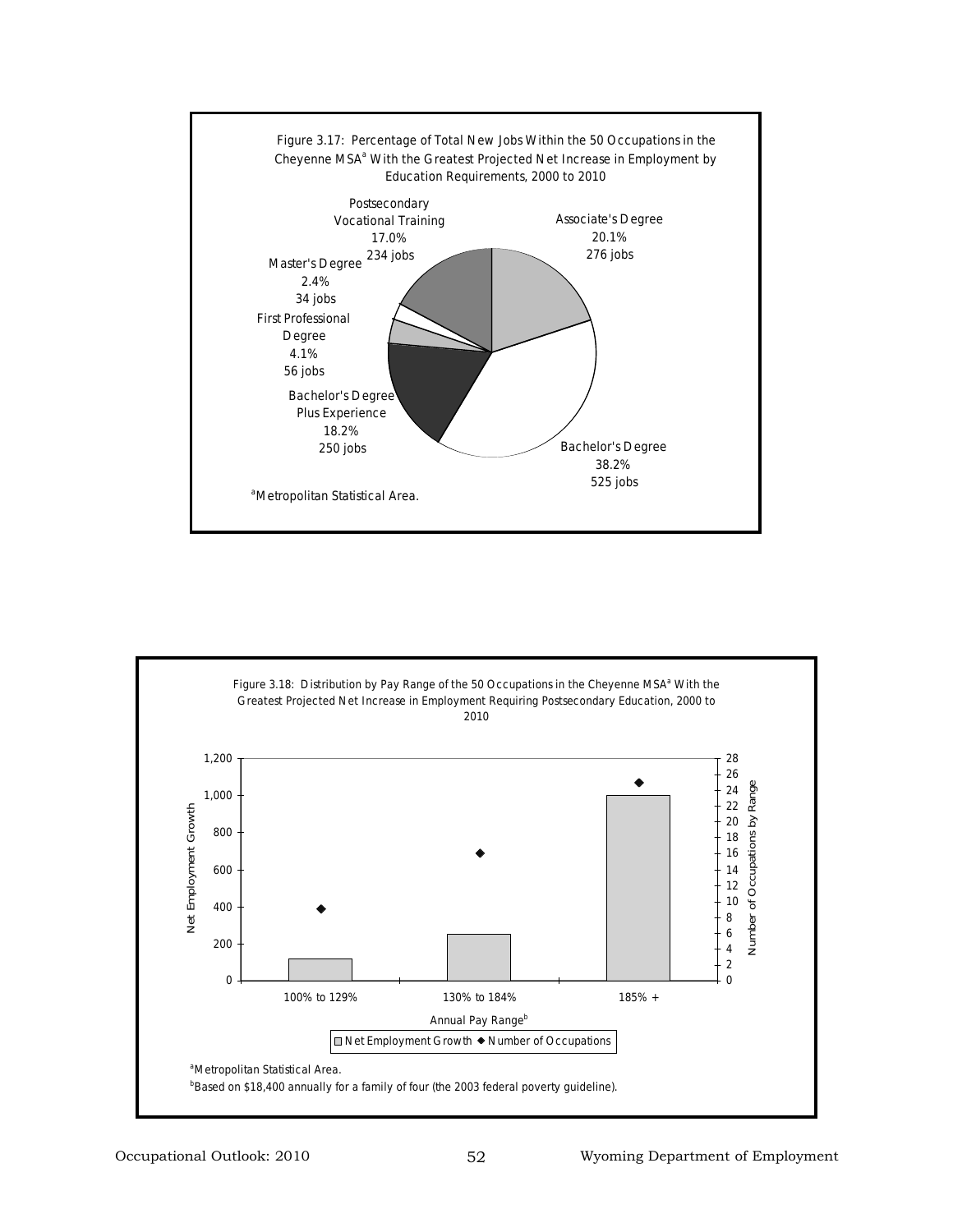Figure 3.17: Percentage of Total New Jobs Within the 50 Occupations in the Cheyenne MSA[a] With the Greatest Projected Net Increase in Employment by Education Requirements, 2000 to 2010

| Education Requirement | Percentage | Jobs |
|---|---|---|
| Associate's Degree | 20.1% | 276 jobs |
| Bachelor's Degree | 38.2% | 525 jobs |
| Bachelor's Degree Plus Experience | 18.2% | 250 jobs |
| First Professional Degree | 4.1% | 56 jobs |
| Master's Degree | 2.4% | 34 jobs |
| Postsecondary Vocational Training | 17.0% | 234 jobs |

[a]Metropolitan Statistical Area.

Figure 3.18: Distribution by Pay Range of the 50 Occupations in the Cheyenne MSA[a] With the Greatest Projected Net Increase in Employment Requiring Postsecondary Education, 2000 to 2010

| Annual Pay Range[b] | Net Employment Growth | Number of Occupations |
|---|---|---|
| 100% to 129% | ~120 | ~9 |
| 130% to 184% | ~250 | ~16 |
| 185% + | ~1,000 | ~25 |

[a]Metropolitan Statistical Area.

[b]Based on $18,400 annually for a family of four (the 2003 federal poverty guideline).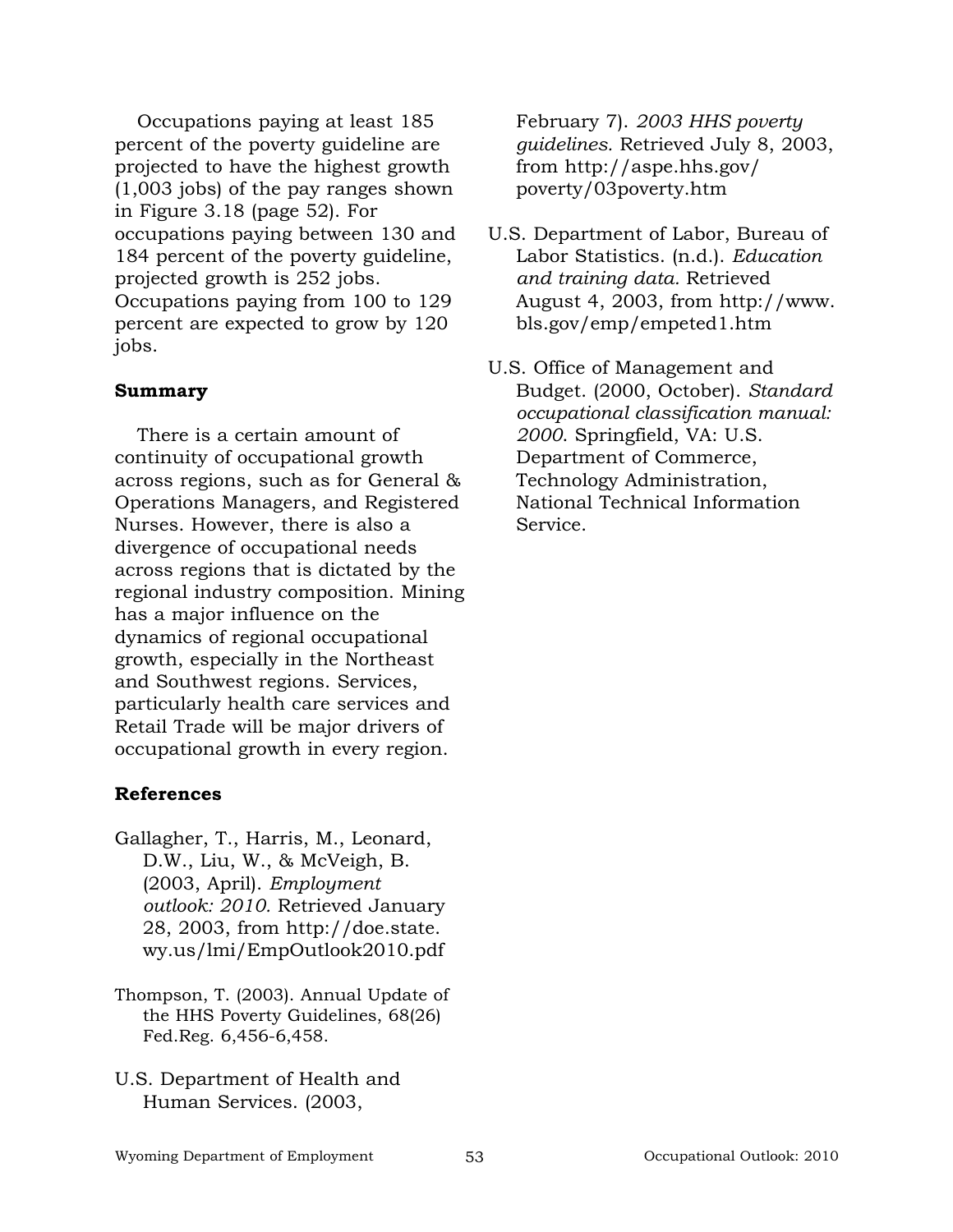Occupations paying at least 185 percent of the poverty guideline are projected to have the highest growth (1,003 jobs) of the pay ranges shown in Figure 3.18 (page 52). For occupations paying between 130 and 184 percent of the poverty guideline, projected growth is 252 jobs. Occupations paying from 100 to 129 percent are expected to grow by 120 jobs.

**Summary**

There is a certain amount of continuity of occupational growth across regions, such as for General & Operations Managers, and Registered Nurses. However, there is also a divergence of occupational needs across regions that is dictated by the regional industry composition. Mining has a major influence on the dynamics of regional occupational growth, especially in the Northeast and Southwest regions. Services, particularly health care services and Retail Trade will be major drivers of occupational growth in every region.

**References**

Gallagher, T., Harris, M., Leonard, D.W., Liu, W., & McVeigh, B. (2003, April). *Employment outlook: 2010.* Retrieved January 28, 2003, from http://doe.state.wy.us/lmi/EmpOutlook2010.pdf

Thompson, T. (2003). Annual Update of the HHS Poverty Guidelines, 68(26) Fed.Reg. 6,456-6,458.

U.S. Department of Health and Human Services. (2003, February 7). *2003 HHS poverty guidelines.* Retrieved July 8, 2003, from http://aspe.hhs.gov/poverty/03poverty.htm

U.S. Department of Labor, Bureau of Labor Statistics. (n.d.). *Education and training data.* Retrieved August 4, 2003, from http://www.bls.gov/emp/empeted1.htm

U.S. Office of Management and Budget. (2000, October). *Standard occupational classification manual: 2000*. Springfield, VA: U.S. Department of Commerce, Technology Administration, National Technical Information Service.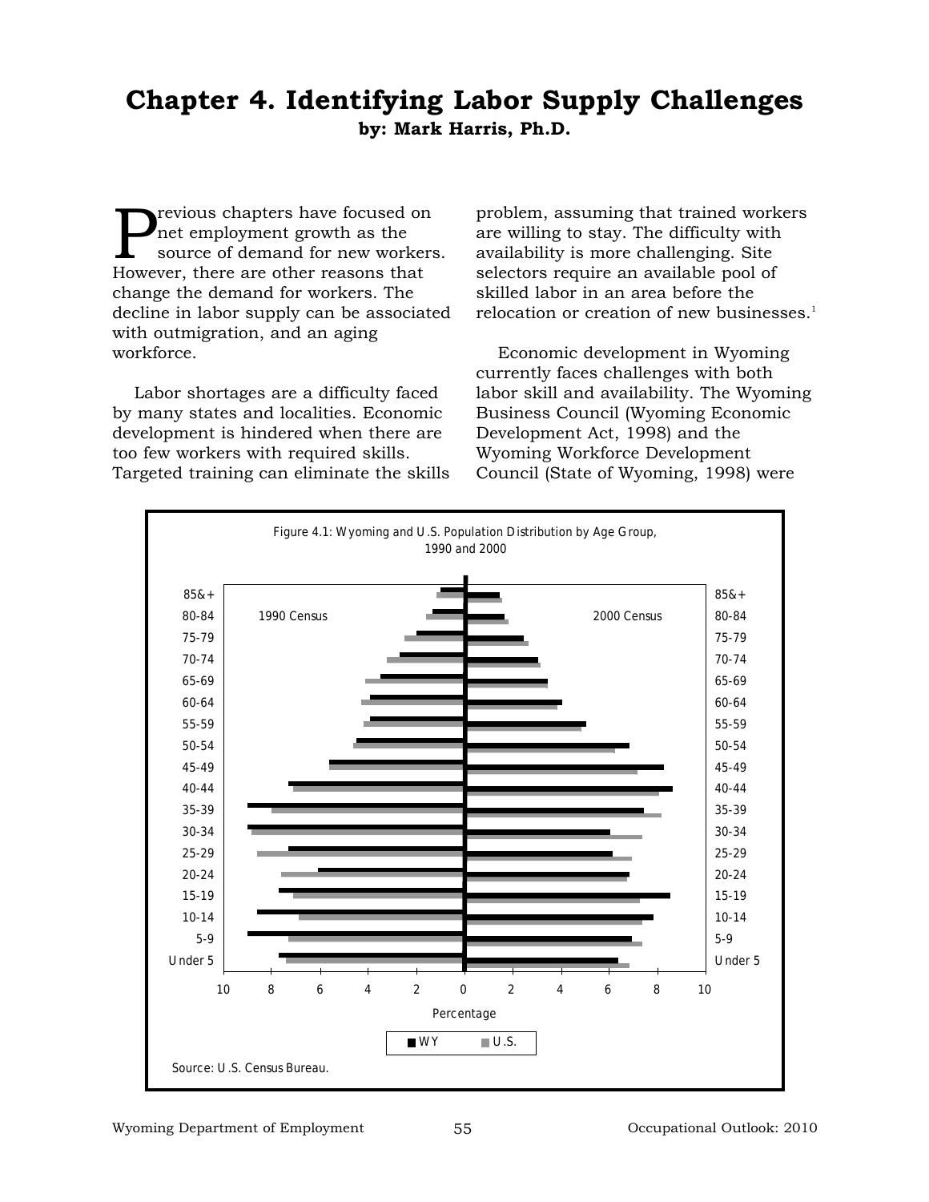# Chapter 4. Identifying Labor Supply Challenges

**by: Mark Harris, Ph.D.**

Previous chapters have focused on net employment growth as the source of demand for new workers. However, there are other reasons that change the demand for workers. The decline in labor supply can be associated with outmigration, and an aging workforce.

Labor shortages are a difficulty faced by many states and localities. Economic development is hindered when there are too few workers with required skills. Targeted training can eliminate the skills problem, assuming that trained workers are willing to stay. The difficulty with availability is more challenging. Site selectors require an available pool of skilled labor in an area before the relocation or creation of new businesses.[1]

Economic development in Wyoming currently faces challenges with both labor skill and availability. The Wyoming Business Council (Wyoming Economic Development Act, 1998) and the Wyoming Workforce Development Council (State of Wyoming, 1998) were

Figure 4.1: Wyoming and U.S. Population Distribution by Age Group, 1990 and 2000

Source: U.S. Census Bureau.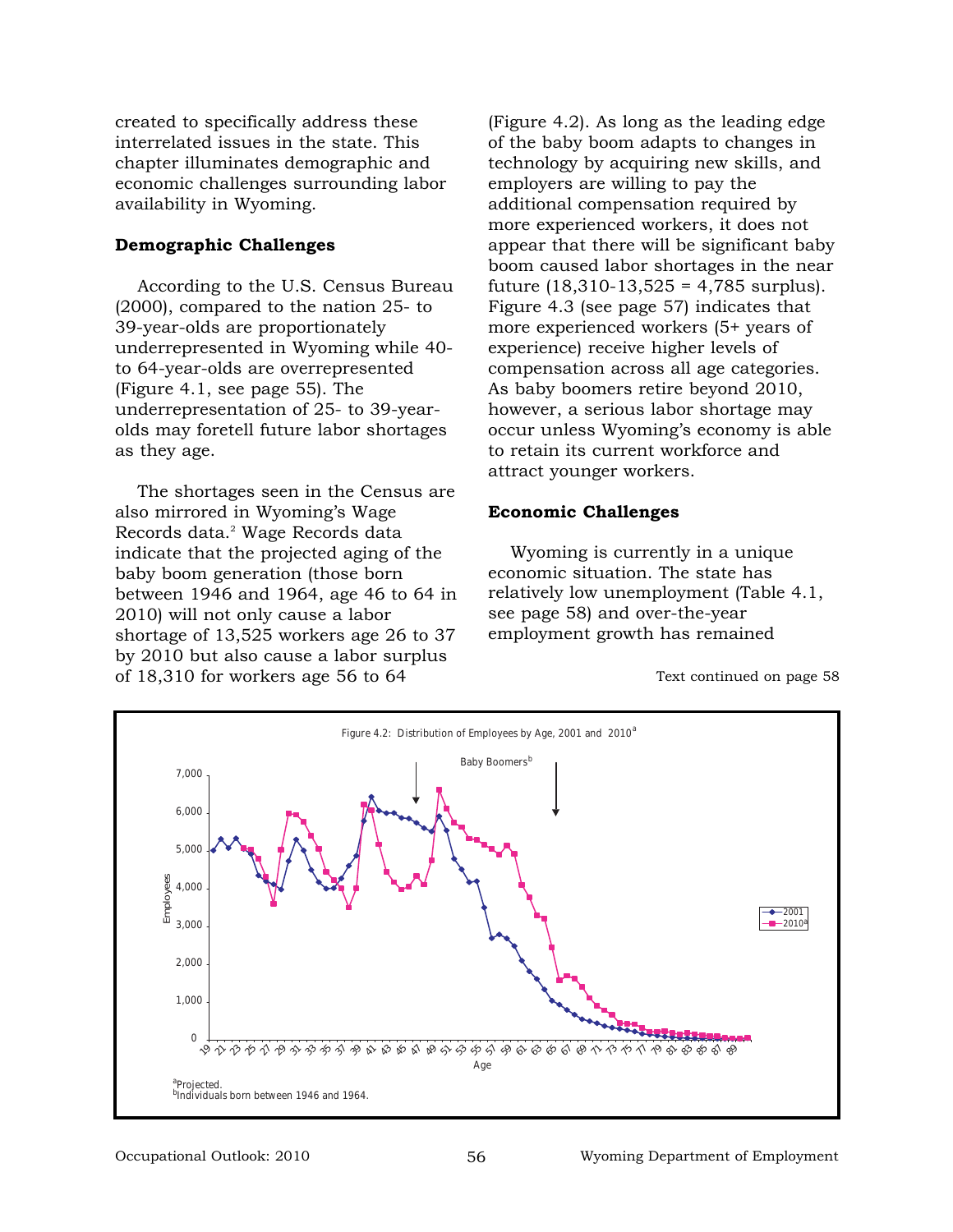created to specifically address these interrelated issues in the state. This chapter illuminates demographic and economic challenges surrounding labor availability in Wyoming.

### Demographic Challenges

According to the U.S. Census Bureau (2000), compared to the nation 25- to 39-year-olds are proportionately underrepresented in Wyoming while 40- to 64-year-olds are overrepresented (Figure 4.1, see page 55). The underrepresentation of 25- to 39-year-olds may foretell future labor shortages as they age.

The shortages seen in the Census are also mirrored in Wyoming's Wage Records data.[2] Wage Records data indicate that the projected aging of the baby boom generation (those born between 1946 and 1964, age 46 to 64 in 2010) will not only cause a labor shortage of 13,525 workers age 26 to 37 by 2010 but also cause a labor surplus of 18,310 for workers age 56 to 64 (Figure 4.2). As long as the leading edge of the baby boom adapts to changes in technology by acquiring new skills, and employers are willing to pay the additional compensation required by more experienced workers, it does not appear that there will be significant baby boom caused labor shortages in the near future (18,310-13,525 = 4,785 surplus). Figure 4.3 (see page 57) indicates that more experienced workers (5+ years of experience) receive higher levels of compensation across all age categories. As baby boomers retire beyond 2010, however, a serious labor shortage may occur unless Wyoming's economy is able to retain its current workforce and attract younger workers.

### Economic Challenges

Wyoming is currently in a unique economic situation. The state has relatively low unemployment (Table 4.1, see page 58) and over-the-year employment growth has remained

Text continued on page 58

Figure 4.2: Distribution of Employees by Age, 2001 and 2010[a]

[a]Projected.
[b]Individuals born between 1946 and 1964.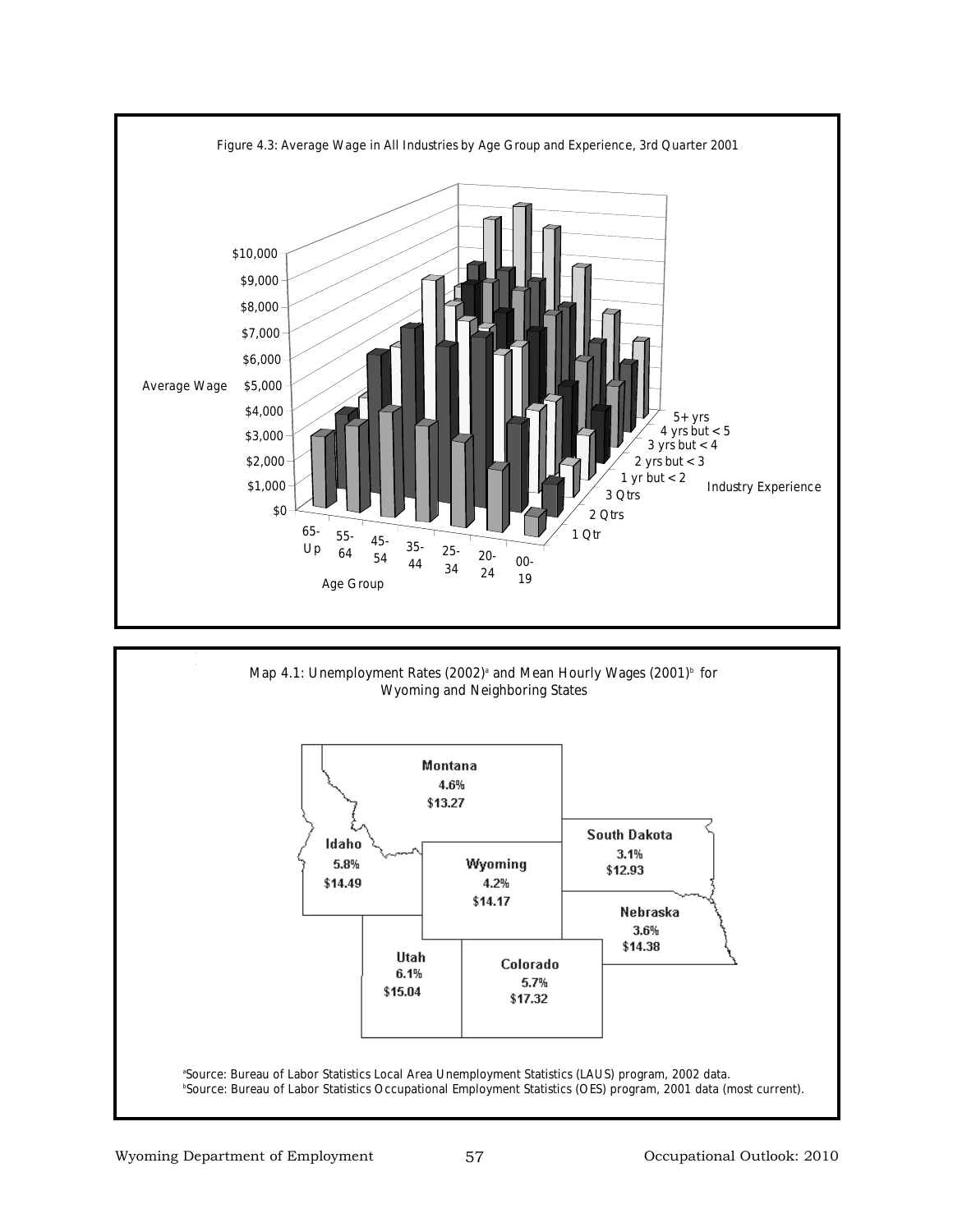Figure 4.3: Average Wage in All Industries by Age Group and Experience, 3rd Quarter 2001

Map 4.1: Unemployment Rates (2002)[a] and Mean Hourly Wages (2001)[b] for Wyoming and Neighboring States

| State | Unemployment Rate (2002) | Mean Hourly Wage (2001) |
|---|---|---|
| Montana | 4.6% | $13.27 |
| Idaho | 5.8% | $14.49 |
| Wyoming | 4.2% | $14.17 |
| South Dakota | 3.1% | $12.93 |
| Nebraska | 3.6% | $14.38 |
| Utah | 6.1% | $15.04 |
| Colorado | 5.7% | $17.32 |

[a]Source: Bureau of Labor Statistics Local Area Unemployment Statistics (LAUS) program, 2002 data.
[b]Source: Bureau of Labor Statistics Occupational Employment Statistics (OES) program, 2001 data (most current).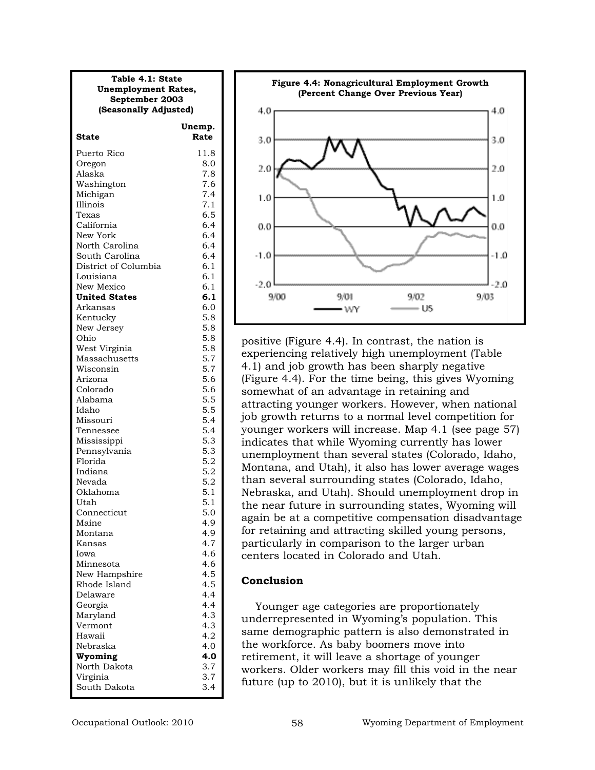**Table 4.1: State Unemployment Rates, September 2003 (Seasonally Adjusted)**

| State | Unemp. Rate |
|---|---|
| Puerto Rico | 11.8 |
| Oregon | 8.0 |
| Alaska | 7.8 |
| Washington | 7.6 |
| Michigan | 7.4 |
| Illinois | 7.1 |
| Texas | 6.5 |
| California | 6.4 |
| New York | 6.4 |
| North Carolina | 6.4 |
| South Carolina | 6.4 |
| District of Columbia | 6.1 |
| Louisiana | 6.1 |
| New Mexico | 6.1 |
| **United States** | **6.1** |
| Arkansas | 6.0 |
| Kentucky | 5.8 |
| New Jersey | 5.8 |
| Ohio | 5.8 |
| West Virginia | 5.8 |
| Massachusetts | 5.7 |
| Wisconsin | 5.7 |
| Arizona | 5.6 |
| Colorado | 5.6 |
| Alabama | 5.5 |
| Idaho | 5.5 |
| Missouri | 5.4 |
| Tennessee | 5.4 |
| Mississippi | 5.3 |
| Pennsylvania | 5.3 |
| Florida | 5.2 |
| Indiana | 5.2 |
| Nevada | 5.2 |
| Oklahoma | 5.1 |
| Utah | 5.1 |
| Connecticut | 5.0 |
| Maine | 4.9 |
| Montana | 4.9 |
| Kansas | 4.7 |
| Iowa | 4.6 |
| Minnesota | 4.6 |
| New Hampshire | 4.5 |
| Rhode Island | 4.5 |
| Delaware | 4.4 |
| Georgia | 4.4 |
| Maryland | 4.3 |
| Vermont | 4.3 |
| Hawaii | 4.2 |
| Nebraska | 4.0 |
| **Wyoming** | **4.0** |
| North Dakota | 3.7 |
| Virginia | 3.7 |
| South Dakota | 3.4 |

**Figure 4.4: Nonagricultural Employment Growth (Percent Change Over Previous Year)**

positive (Figure 4.4). In contrast, the nation is experiencing relatively high unemployment (Table 4.1) and job growth has been sharply negative (Figure 4.4). For the time being, this gives Wyoming somewhat of an advantage in retaining and attracting younger workers. However, when national job growth returns to a normal level competition for younger workers will increase. Map 4.1 (see page 57) indicates that while Wyoming currently has lower unemployment than several states (Colorado, Idaho, Montana, and Utah), it also has lower average wages than several surrounding states (Colorado, Idaho, Nebraska, and Utah). Should unemployment drop in the near future in surrounding states, Wyoming will again be at a competitive compensation disadvantage for retaining and attracting skilled young persons, particularly in comparison to the larger urban centers located in Colorado and Utah.

## Conclusion

Younger age categories are proportionately underrepresented in Wyoming's population. This same demographic pattern is also demonstrated in the workforce. As baby boomers move into retirement, it will leave a shortage of younger workers. Older workers may fill this void in the near future (up to 2010), but it is unlikely that the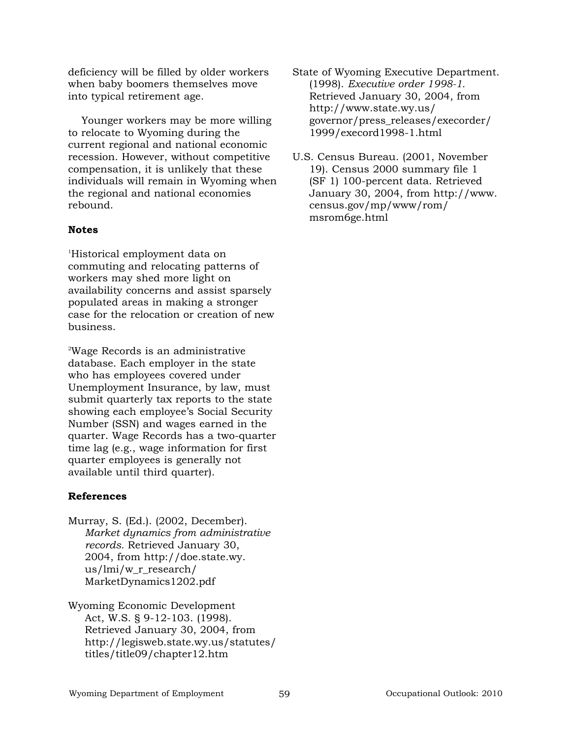deficiency will be filled by older workers when baby boomers themselves move into typical retirement age.

Younger workers may be more willing to relocate to Wyoming during the current regional and national economic recession. However, without competitive compensation, it is unlikely that these individuals will remain in Wyoming when the regional and national economies rebound.

**Notes**

[1]Historical employment data on commuting and relocating patterns of workers may shed more light on availability concerns and assist sparsely populated areas in making a stronger case for the relocation or creation of new business.

[2]Wage Records is an administrative database. Each employer in the state who has employees covered under Unemployment Insurance, by law, must submit quarterly tax reports to the state showing each employee's Social Security Number (SSN) and wages earned in the quarter. Wage Records has a two-quarter time lag (e.g., wage information for first quarter employees is generally not available until third quarter).

**References**

Murray, S. (Ed.). (2002, December). *Market dynamics from administrative records.* Retrieved January 30, 2004, from http://doe.state.wy.us/lmi/w_r_research/MarketDynamics1202.pdf

Wyoming Economic Development Act, W.S. § 9-12-103. (1998). Retrieved January 30, 2004, from http://legisweb.state.wy.us/statutes/titles/title09/chapter12.htm

State of Wyoming Executive Department. (1998). *Executive order 1998-1.* Retrieved January 30, 2004, from http://www.state.wy.us/governor/press_releases/execorder/1999/execord1998-1.html

U.S. Census Bureau. (2001, November 19). Census 2000 summary file 1 (SF 1) 100-percent data. Retrieved January 30, 2004, from http://www.census.gov/mp/www/rom/msrom6ge.html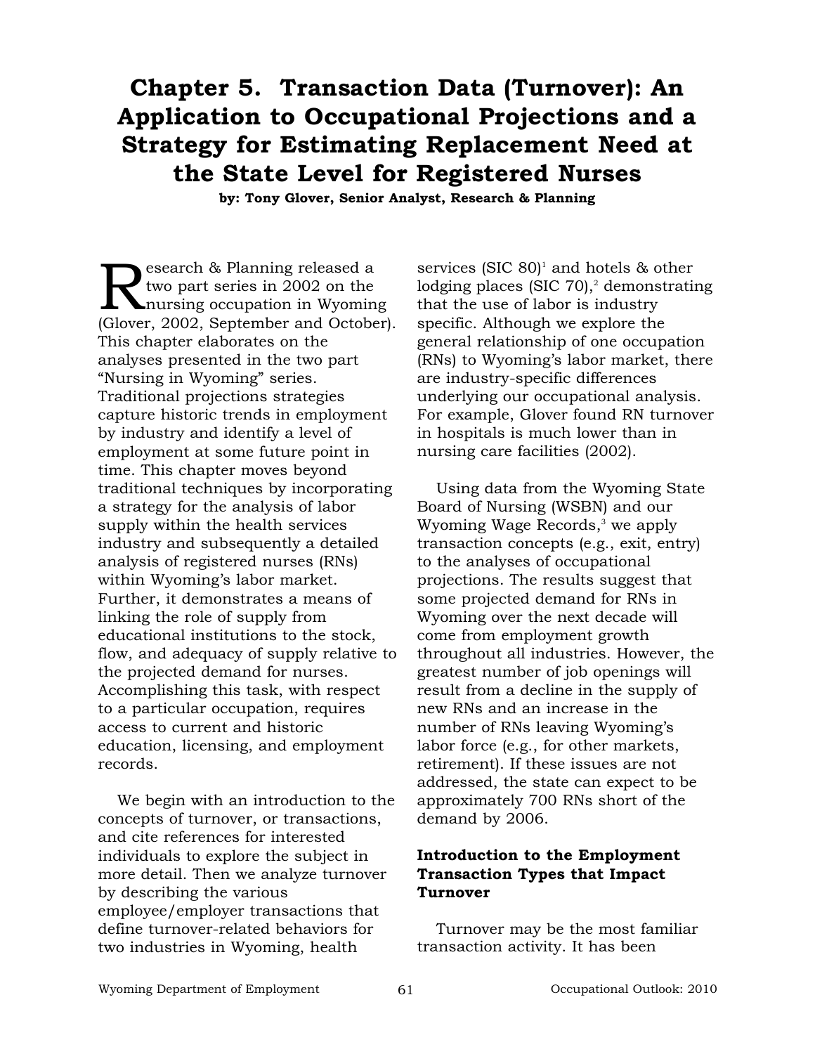# Chapter 5. Transaction Data (Turnover): An Application to Occupational Projections and a Strategy for Estimating Replacement Need at the State Level for Registered Nurses

**by: Tony Glover, Senior Analyst, Research & Planning**

Research & Planning released a two part series in 2002 on the nursing occupation in Wyoming (Glover, 2002, September and October). This chapter elaborates on the analyses presented in the two part "Nursing in Wyoming" series. Traditional projections strategies capture historic trends in employment by industry and identify a level of employment at some future point in time. This chapter moves beyond traditional techniques by incorporating a strategy for the analysis of labor supply within the health services industry and subsequently a detailed analysis of registered nurses (RNs) within Wyoming's labor market. Further, it demonstrates a means of linking the role of supply from educational institutions to the stock, flow, and adequacy of supply relative to the projected demand for nurses. Accomplishing this task, with respect to a particular occupation, requires access to current and historic education, licensing, and employment records.

We begin with an introduction to the concepts of turnover, or transactions, and cite references for interested individuals to explore the subject in more detail. Then we analyze turnover by describing the various employee/employer transactions that define turnover-related behaviors for two industries in Wyoming, health services (SIC 80)[1] and hotels & other lodging places (SIC 70),[2] demonstrating that the use of labor is industry specific. Although we explore the general relationship of one occupation (RNs) to Wyoming's labor market, there are industry-specific differences underlying our occupational analysis. For example, Glover found RN turnover in hospitals is much lower than in nursing care facilities (2002).

Using data from the Wyoming State Board of Nursing (WSBN) and our Wyoming Wage Records,[3] we apply transaction concepts (e.g., exit, entry) to the analyses of occupational projections. The results suggest that some projected demand for RNs in Wyoming over the next decade will come from employment growth throughout all industries. However, the greatest number of job openings will result from a decline in the supply of new RNs and an increase in the number of RNs leaving Wyoming's labor force (e.g., for other markets, retirement). If these issues are not addressed, the state can expect to be approximately 700 RNs short of the demand by 2006.

### Introduction to the Employment Transaction Types that Impact Turnover

Turnover may be the most familiar transaction activity. It has been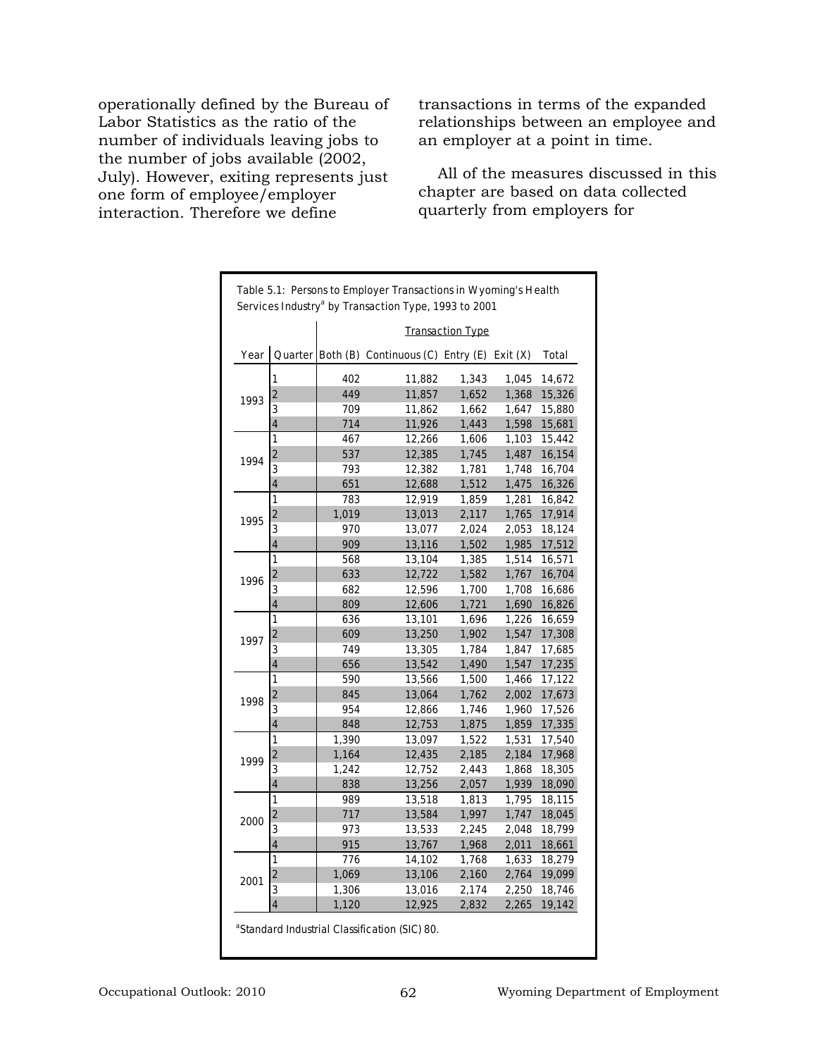operationally defined by the Bureau of Labor Statistics as the ratio of the number of individuals leaving jobs to the number of jobs available (2002, July). However, exiting represents just one form of employee/employer interaction. Therefore we define transactions in terms of the expanded relationships between an employee and an employer at a point in time.

All of the measures discussed in this chapter are based on data collected quarterly from employers for

Table 5.1: Persons to Employer Transactions in Wyoming's Health Services Industry[a] by Transaction Type, 1993 to 2001

| | | Transaction Type | | | | |
|---|---|---|---|---|---|---|
| Year | Quarter | Both (B) | Continuous (C) | Entry (E) | Exit (X) | Total |
| 1993 | 1 | 402 | 11,882 | 1,343 | 1,045 | 14,672 |
| | 2 | 449 | 11,857 | 1,652 | 1,368 | 15,326 |
| | 3 | 709 | 11,862 | 1,662 | 1,647 | 15,880 |
| | 4 | 714 | 11,926 | 1,443 | 1,598 | 15,681 |
| 1994 | 1 | 467 | 12,266 | 1,606 | 1,103 | 15,442 |
| | 2 | 537 | 12,385 | 1,745 | 1,487 | 16,154 |
| | 3 | 793 | 12,382 | 1,781 | 1,748 | 16,704 |
| | 4 | 651 | 12,688 | 1,512 | 1,475 | 16,326 |
| 1995 | 1 | 783 | 12,919 | 1,859 | 1,281 | 16,842 |
| | 2 | 1,019 | 13,013 | 2,117 | 1,765 | 17,914 |
| | 3 | 970 | 13,077 | 2,024 | 2,053 | 18,124 |
| | 4 | 909 | 13,116 | 1,502 | 1,985 | 17,512 |
| 1996 | 1 | 568 | 13,104 | 1,385 | 1,514 | 16,571 |
| | 2 | 633 | 12,722 | 1,582 | 1,767 | 16,704 |
| | 3 | 682 | 12,596 | 1,700 | 1,708 | 16,686 |
| | 4 | 809 | 12,606 | 1,721 | 1,690 | 16,826 |
| 1997 | 1 | 636 | 13,101 | 1,696 | 1,226 | 16,659 |
| | 2 | 609 | 13,250 | 1,902 | 1,547 | 17,308 |
| | 3 | 749 | 13,305 | 1,784 | 1,847 | 17,685 |
| | 4 | 656 | 13,542 | 1,490 | 1,547 | 17,235 |
| 1998 | 1 | 590 | 13,566 | 1,500 | 1,466 | 17,122 |
| | 2 | 845 | 13,064 | 1,762 | 2,002 | 17,673 |
| | 3 | 954 | 12,866 | 1,746 | 1,960 | 17,526 |
| | 4 | 848 | 12,753 | 1,875 | 1,859 | 17,335 |
| 1999 | 1 | 1,390 | 13,097 | 1,522 | 1,531 | 17,540 |
| | 2 | 1,164 | 12,435 | 2,185 | 2,184 | 17,968 |
| | 3 | 1,242 | 12,752 | 2,443 | 1,868 | 18,305 |
| | 4 | 838 | 13,256 | 2,057 | 1,939 | 18,090 |
| 2000 | 1 | 989 | 13,518 | 1,813 | 1,795 | 18,115 |
| | 2 | 717 | 13,584 | 1,997 | 1,747 | 18,045 |
| | 3 | 973 | 13,533 | 2,245 | 2,048 | 18,799 |
| | 4 | 915 | 13,767 | 1,968 | 2,011 | 18,661 |
| 2001 | 1 | 776 | 14,102 | 1,768 | 1,633 | 18,279 |
| | 2 | 1,069 | 13,106 | 2,160 | 2,764 | 19,099 |
| | 3 | 1,306 | 13,016 | 2,174 | 2,250 | 18,746 |
| | 4 | 1,120 | 12,925 | 2,832 | 2,265 | 19,142 |

[a]Standard Industrial Classification (SIC) 80.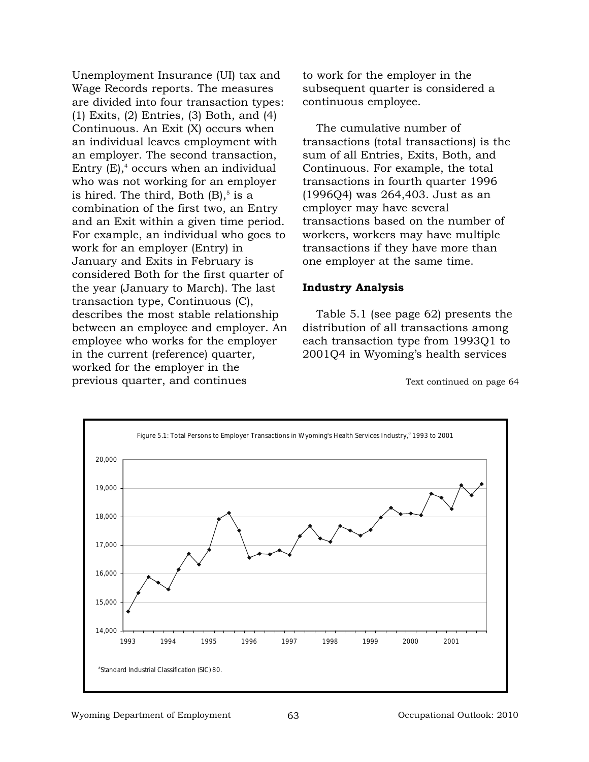Unemployment Insurance (UI) tax and Wage Records reports. The measures are divided into four transaction types: (1) Exits, (2) Entries, (3) Both, and (4) Continuous. An Exit (X) occurs when an individual leaves employment with an employer. The second transaction, Entry (E),[4] occurs when an individual who was not working for an employer is hired. The third, Both (B),[5] is a combination of the first two, an Entry and an Exit within a given time period. For example, an individual who goes to work for an employer (Entry) in January and Exits in February is considered Both for the first quarter of the year (January to March). The last transaction type, Continuous (C), describes the most stable relationship between an employee and employer. An employee who works for the employer in the current (reference) quarter, worked for the employer in the previous quarter, and continues to work for the employer in the subsequent quarter is considered a continuous employee.

The cumulative number of transactions (total transactions) is the sum of all Entries, Exits, Both, and Continuous. For example, the total transactions in fourth quarter 1996 (1996Q4) was 264,403. Just as an employer may have several transactions based on the number of workers, workers may have multiple transactions if they have more than one employer at the same time.

**Industry Analysis**

Table 5.1 (see page 62) presents the distribution of all transactions among each transaction type from 1993Q1 to 2001Q4 in Wyoming's health services

Text continued on page 64

Figure 5.1: Total Persons to Employer Transactions in Wyoming's Health Services Industry,[a] 1993 to 2001

[a]Standard Industrial Classification (SIC) 80.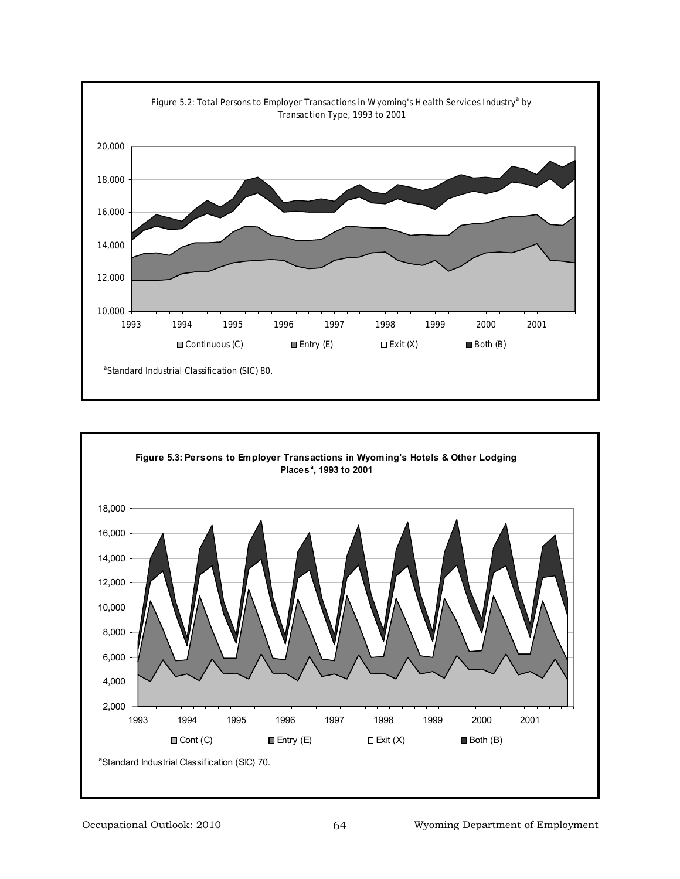Figure 5.2: Total Persons to Employer Transactions in Wyoming's Health Services Industry[a] by Transaction Type, 1993 to 2001

[a]Standard Industrial Classification (SIC) 80.

**Figure 5.3: Persons to Employer Transactions in Wyoming's Hotels & Other Lodging Places[a], 1993 to 2001**

[a]Standard Industrial Classification (SIC) 70.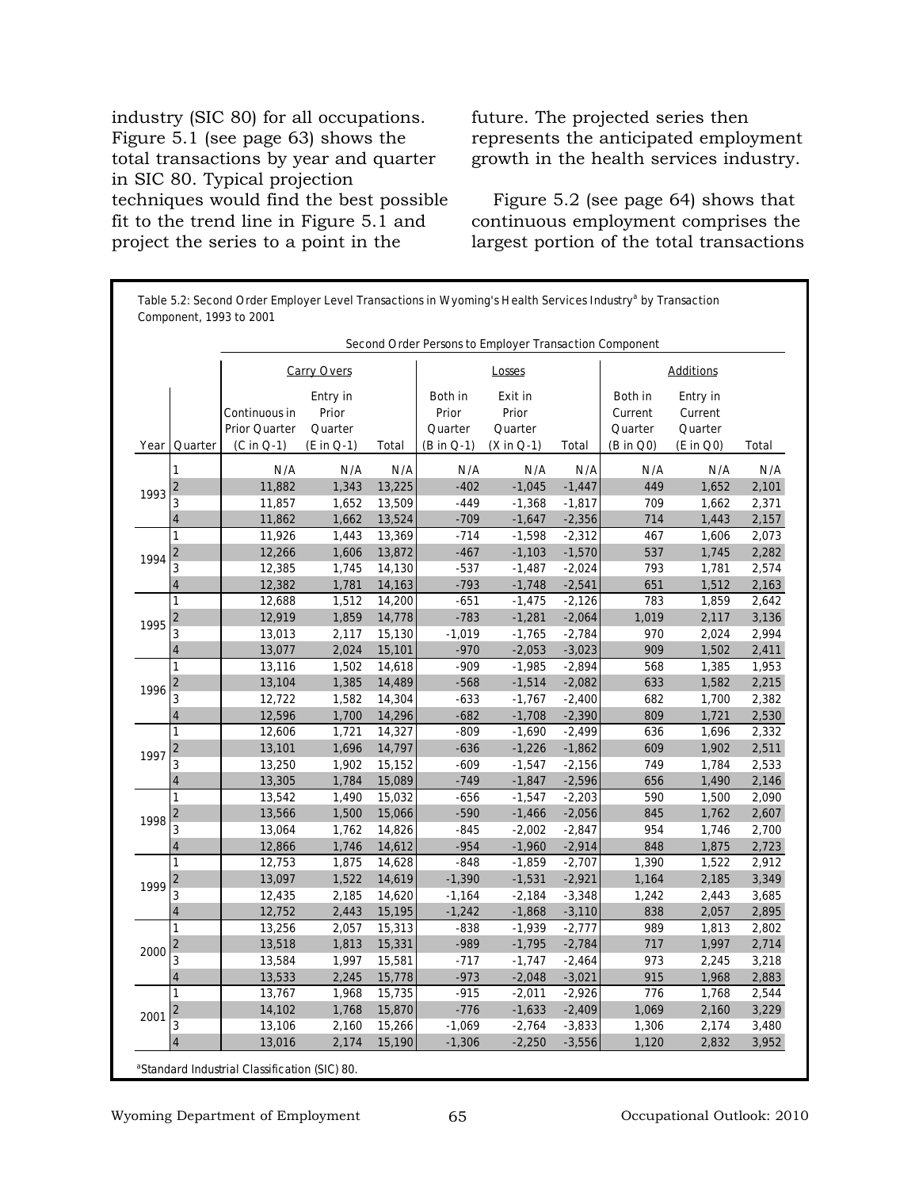industry (SIC 80) for all occupations. Figure 5.1 (see page 63) shows the total transactions by year and quarter in SIC 80. Typical projection techniques would find the best possible fit to the trend line in Figure 5.1 and project the series to a point in the future. The projected series then represents the anticipated employment growth in the health services industry.

Figure 5.2 (see page 64) shows that continuous employment comprises the largest portion of the total transactions

Table 5.2: Second Order Employer Level Transactions in Wyoming's Health Services Industry[a] by Transaction Component, 1993 to 2001

| | | Second Order Persons to Employer Transaction Component | | | | | | | | |
|---|---|---|---|---|---|---|---|---|---|---|
| | | Carry Overs | | | Losses | | | Additions | | |
| Year | Quarter | Continuous in Prior Quarter (C in Q-1) | Entry in Prior Quarter (E in Q-1) | Total | Both in Prior Quarter (B in Q-1) | Exit in Prior Quarter (X in Q-1) | Total | Both in Current Quarter (B in Q0) | Entry in Current Quarter (E in Q0) | Total |
| 1993 | 1 | N/A | N/A | N/A | N/A | N/A | N/A | N/A | N/A | N/A |
| | 2 | 11,882 | 1,343 | 13,225 | -402 | -1,045 | -1,447 | 449 | 1,652 | 2,101 |
| | 3 | 11,857 | 1,652 | 13,509 | -449 | -1,368 | -1,817 | 709 | 1,662 | 2,371 |
| | 4 | 11,862 | 1,662 | 13,524 | -709 | -1,647 | -2,356 | 714 | 1,443 | 2,157 |
| 1994 | 1 | 11,926 | 1,443 | 13,369 | -714 | -1,598 | -2,312 | 467 | 1,606 | 2,073 |
| | 2 | 12,266 | 1,606 | 13,872 | -467 | -1,103 | -1,570 | 537 | 1,745 | 2,282 |
| | 3 | 12,385 | 1,745 | 14,130 | -537 | -1,487 | -2,024 | 793 | 1,781 | 2,574 |
| | 4 | 12,382 | 1,781 | 14,163 | -793 | -1,748 | -2,541 | 651 | 1,512 | 2,163 |
| 1995 | 1 | 12,688 | 1,512 | 14,200 | -651 | -1,475 | -2,126 | 783 | 1,859 | 2,642 |
| | 2 | 12,919 | 1,859 | 14,778 | -783 | -1,281 | -2,064 | 1,019 | 2,117 | 3,136 |
| | 3 | 13,013 | 2,117 | 15,130 | -1,019 | -1,765 | -2,784 | 970 | 2,024 | 2,994 |
| | 4 | 13,077 | 2,024 | 15,101 | -970 | -2,053 | -3,023 | 909 | 1,502 | 2,411 |
| 1996 | 1 | 13,116 | 1,502 | 14,618 | -909 | -1,985 | -2,894 | 568 | 1,385 | 1,953 |
| | 2 | 13,104 | 1,385 | 14,489 | -568 | -1,514 | -2,082 | 633 | 1,582 | 2,215 |
| | 3 | 12,722 | 1,582 | 14,304 | -633 | -1,767 | -2,400 | 682 | 1,700 | 2,382 |
| | 4 | 12,596 | 1,700 | 14,296 | -682 | -1,708 | -2,390 | 809 | 1,721 | 2,530 |
| 1997 | 1 | 12,606 | 1,721 | 14,327 | -809 | -1,690 | -2,499 | 636 | 1,696 | 2,332 |
| | 2 | 13,101 | 1,696 | 14,797 | -636 | -1,226 | -1,862 | 609 | 1,902 | 2,511 |
| | 3 | 13,250 | 1,902 | 15,152 | -609 | -1,547 | -2,156 | 749 | 1,784 | 2,533 |
| | 4 | 13,305 | 1,784 | 15,089 | -749 | -1,847 | -2,596 | 656 | 1,490 | 2,146 |
| 1998 | 1 | 13,542 | 1,490 | 15,032 | -656 | -1,547 | -2,203 | 590 | 1,500 | 2,090 |
| | 2 | 13,566 | 1,500 | 15,066 | -590 | -1,466 | -2,056 | 845 | 1,762 | 2,607 |
| | 3 | 13,064 | 1,762 | 14,826 | -845 | -2,002 | -2,847 | 954 | 1,746 | 2,700 |
| | 4 | 12,866 | 1,746 | 14,612 | -954 | -1,960 | -2,914 | 848 | 1,875 | 2,723 |
| 1999 | 1 | 12,753 | 1,875 | 14,628 | -848 | -1,859 | -2,707 | 1,390 | 1,522 | 2,912 |
| | 2 | 13,097 | 1,522 | 14,619 | -1,390 | -1,531 | -2,921 | 1,164 | 2,185 | 3,349 |
| | 3 | 12,435 | 2,185 | 14,620 | -1,164 | -2,184 | -3,348 | 1,242 | 2,443 | 3,685 |
| | 4 | 12,752 | 2,443 | 15,195 | -1,242 | -1,868 | -3,110 | 838 | 2,057 | 2,895 |
| 2000 | 1 | 13,256 | 2,057 | 15,313 | -838 | -1,939 | -2,777 | 989 | 1,813 | 2,802 |
| | 2 | 13,518 | 1,813 | 15,331 | -989 | -1,795 | -2,784 | 717 | 1,997 | 2,714 |
| | 3 | 13,584 | 1,997 | 15,581 | -717 | -1,747 | -2,464 | 973 | 2,245 | 3,218 |
| | 4 | 13,533 | 2,245 | 15,778 | -973 | -2,048 | -3,021 | 915 | 1,968 | 2,883 |
| 2001 | 1 | 13,767 | 1,968 | 15,735 | -915 | -2,011 | -2,926 | 776 | 1,768 | 2,544 |
| | 2 | 14,102 | 1,768 | 15,870 | -776 | -1,633 | -2,409 | 1,069 | 2,160 | 3,229 |
| | 3 | 13,106 | 2,160 | 15,266 | -1,069 | -2,764 | -3,833 | 1,306 | 2,174 | 3,480 |
| | 4 | 13,016 | 2,174 | 15,190 | -1,306 | -2,250 | -3,556 | 1,120 | 2,832 | 3,952 |

[a]Standard Industrial Classification (SIC) 80.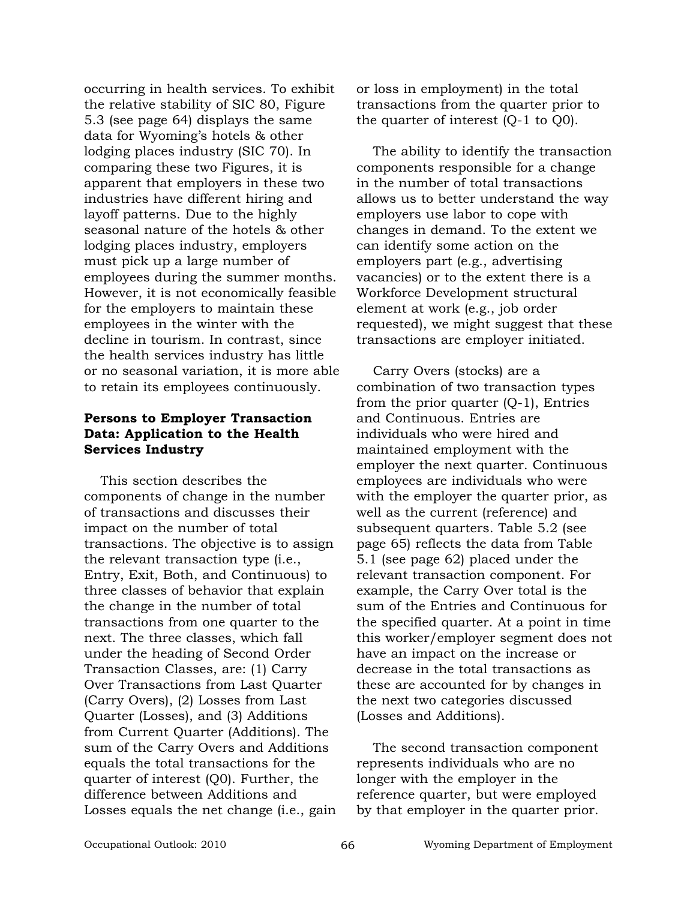occurring in health services. To exhibit the relative stability of SIC 80, Figure 5.3 (see page 64) displays the same data for Wyoming's hotels & other lodging places industry (SIC 70). In comparing these two Figures, it is apparent that employers in these two industries have different hiring and layoff patterns. Due to the highly seasonal nature of the hotels & other lodging places industry, employers must pick up a large number of employees during the summer months. However, it is not economically feasible for the employers to maintain these employees in the winter with the decline in tourism. In contrast, since the health services industry has little or no seasonal variation, it is more able to retain its employees continuously.

### Persons to Employer Transaction Data: Application to the Health Services Industry

This section describes the components of change in the number of transactions and discusses their impact on the number of total transactions. The objective is to assign the relevant transaction type (i.e., Entry, Exit, Both, and Continuous) to three classes of behavior that explain the change in the number of total transactions from one quarter to the next. The three classes, which fall under the heading of Second Order Transaction Classes, are: (1) Carry Over Transactions from Last Quarter (Carry Overs), (2) Losses from Last Quarter (Losses), and (3) Additions from Current Quarter (Additions). The sum of the Carry Overs and Additions equals the total transactions for the quarter of interest (Q0). Further, the difference between Additions and Losses equals the net change (i.e., gain or loss in employment) in the total transactions from the quarter prior to the quarter of interest (Q-1 to Q0).

The ability to identify the transaction components responsible for a change in the number of total transactions allows us to better understand the way employers use labor to cope with changes in demand. To the extent we can identify some action on the employers part (e.g., advertising vacancies) or to the extent there is a Workforce Development structural element at work (e.g., job order requested), we might suggest that these transactions are employer initiated.

Carry Overs (stocks) are a combination of two transaction types from the prior quarter (Q-1), Entries and Continuous. Entries are individuals who were hired and maintained employment with the employer the next quarter. Continuous employees are individuals who were with the employer the quarter prior, as well as the current (reference) and subsequent quarters. Table 5.2 (see page 65) reflects the data from Table 5.1 (see page 62) placed under the relevant transaction component. For example, the Carry Over total is the sum of the Entries and Continuous for the specified quarter. At a point in time this worker/employer segment does not have an impact on the increase or decrease in the total transactions as these are accounted for by changes in the next two categories discussed (Losses and Additions).

The second transaction component represents individuals who are no longer with the employer in the reference quarter, but were employed by that employer in the quarter prior.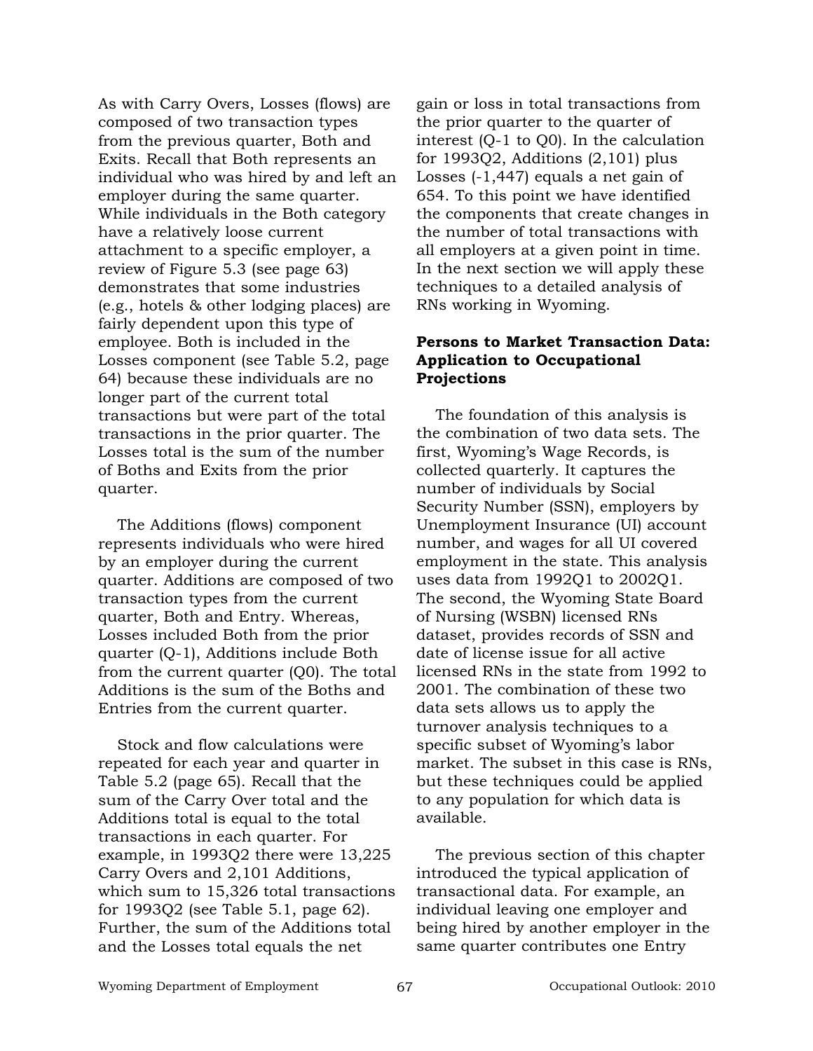As with Carry Overs, Losses (flows) are composed of two transaction types from the previous quarter, Both and Exits. Recall that Both represents an individual who was hired by and left an employer during the same quarter. While individuals in the Both category have a relatively loose current attachment to a specific employer, a review of Figure 5.3 (see page 63) demonstrates that some industries (e.g., hotels & other lodging places) are fairly dependent upon this type of employee. Both is included in the Losses component (see Table 5.2, page 64) because these individuals are no longer part of the current total transactions but were part of the total transactions in the prior quarter. The Losses total is the sum of the number of Boths and Exits from the prior quarter.

The Additions (flows) component represents individuals who were hired by an employer during the current quarter. Additions are composed of two transaction types from the current quarter, Both and Entry. Whereas, Losses included Both from the prior quarter (Q-1), Additions include Both from the current quarter (Q0). The total Additions is the sum of the Boths and Entries from the current quarter.

Stock and flow calculations were repeated for each year and quarter in Table 5.2 (page 65). Recall that the sum of the Carry Over total and the Additions total is equal to the total transactions in each quarter. For example, in 1993Q2 there were 13,225 Carry Overs and 2,101 Additions, which sum to 15,326 total transactions for 1993Q2 (see Table 5.1, page 62). Further, the sum of the Additions total and the Losses total equals the net gain or loss in total transactions from the prior quarter to the quarter of interest (Q-1 to Q0). In the calculation for 1993Q2, Additions (2,101) plus Losses (-1,447) equals a net gain of 654. To this point we have identified the components that create changes in the number of total transactions with all employers at a given point in time. In the next section we will apply these techniques to a detailed analysis of RNs working in Wyoming.

**Persons to Market Transaction Data: Application to Occupational Projections**

The foundation of this analysis is the combination of two data sets. The first, Wyoming's Wage Records, is collected quarterly. It captures the number of individuals by Social Security Number (SSN), employers by Unemployment Insurance (UI) account number, and wages for all UI covered employment in the state. This analysis uses data from 1992Q1 to 2002Q1. The second, the Wyoming State Board of Nursing (WSBN) licensed RNs dataset, provides records of SSN and date of license issue for all active licensed RNs in the state from 1992 to 2001. The combination of these two data sets allows us to apply the turnover analysis techniques to a specific subset of Wyoming's labor market. The subset in this case is RNs, but these techniques could be applied to any population for which data is available.

The previous section of this chapter introduced the typical application of transactional data. For example, an individual leaving one employer and being hired by another employer in the same quarter contributes one Entry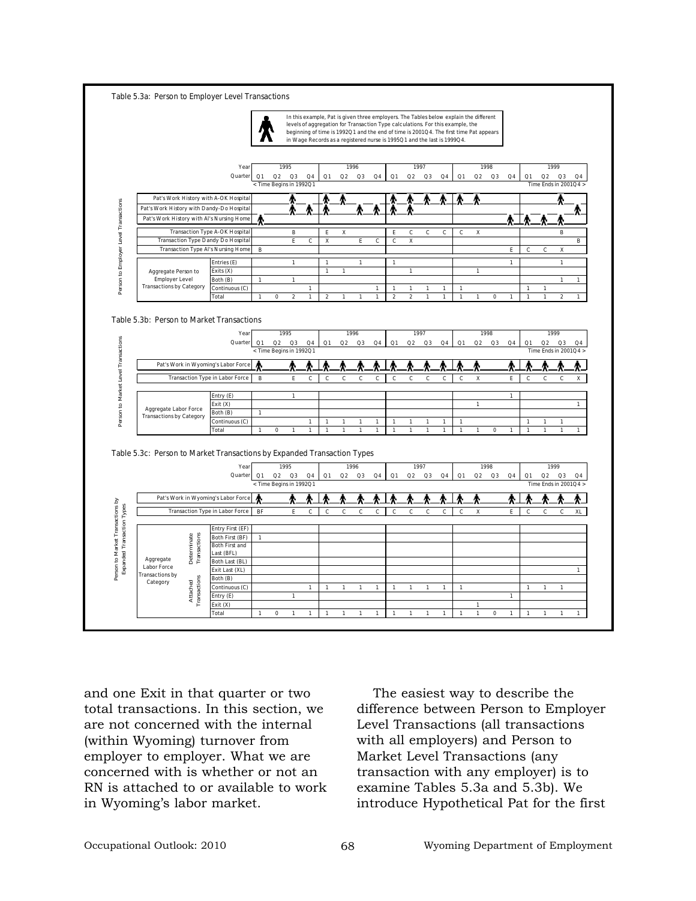**Table 5.3a: Person to Employer Level Transactions**

In this example, Pat is given three employers. The Tables below explain the different levels of aggregation for Transaction Type calculations. For this example, the beginning of time is 1992Q1 and the end of time is 2001Q4. The first time Pat appears in Wage Records as a registered nurse is 1995Q1 and the last is 1999Q4.

(● = quarter in which Pat appears in the work history; time begins in 1992Q1 and ends in 2001Q4.)

*Person to Employer Level Transactions*

| Year | | 1995 | | | | 1996 | | | | 1997 | | | | 1998 | | | | 1999 | | | |
|---|---|---|---|---|---|---|---|---|---|---|---|---|---|---|---|---|---|---|---|---|---|
| Quarter | | Q1 | Q2 | Q3 | Q4 | Q1 | Q2 | Q3 | Q4 | Q1 | Q2 | Q3 | Q4 | Q1 | Q2 | Q3 | Q4 | Q1 | Q2 | Q3 | Q4 |
| Pat's Work History with A-OK Hospital | | | | ● | | ● | ● | | | ● | ● | ● | ● | ● | ● | | | | | ● | |
| Pat's Work History with Dandy-Do Hospital | | | | ● | ● | ● | | ● | ● | ● | ● | | | | | | | | | | ● |
| Pat's Work History with Al's Nursing Home | | ● | | | | | | | | | | | | | | | ● | ● | ● | ● | |
| Transaction Type A-OK Hospital | | | | B | | E | X | | | E | C | C | C | C | X | | | | | B | |
| Transaction Type Dandy Do Hospital | | | | E | C | X | | E | C | C | X | | | | | | | | | | B |
| Transaction Type Al's Nursing Home | | B | | | | | | | | | | | | | | | E | C | C | X | |
| Aggregate Person to Employer Level Transactions by Category | Entries (E) | | | 1 | | 1 | | 1 | | 1 | | | | | | | 1 | | | 1 | |
| | Exits (X) | | | | | 1 | 1 | | | | 1 | | | | 1 | | | | | | |
| | Both (B) | 1 | | 1 | | | | | | | | | | | | | | | | 1 | 1 |
| | Continuous (C) | | | | 1 | | | | 1 | 1 | 1 | 1 | 1 | 1 | | | | 1 | 1 | | |
| | Total | 1 | 0 | 2 | 1 | 2 | 1 | 1 | 1 | 2 | 2 | 1 | 1 | 1 | 1 | 0 | 1 | 1 | 1 | 2 | 1 |

**Table 5.3b: Person to Market Transactions**

*Person to Market Level Transactions*

| Year | | 1995 | | | | 1996 | | | | 1997 | | | | 1998 | | | | 1999 | | | |
|---|---|---|---|---|---|---|---|---|---|---|---|---|---|---|---|---|---|---|---|---|---|
| Quarter | | Q1 | Q2 | Q3 | Q4 | Q1 | Q2 | Q3 | Q4 | Q1 | Q2 | Q3 | Q4 | Q1 | Q2 | Q3 | Q4 | Q1 | Q2 | Q3 | Q4 |
| Pat's Work in Wyoming's Labor Force | | ● | | ● | ● | ● | ● | ● | ● | ● | ● | ● | ● | ● | ● | | ● | ● | ● | ● | ● |
| Transaction Type in Labor Force | | B | | E | C | C | C | C | C | C | C | C | C | C | X | | E | C | C | C | X |
| Aggregate Labor Force Transactions by Category | Entry (E) | | | 1 | | | | | | | | | | | | | 1 | | | | |
| | Exit (X) | | | | | | | | | | | | | | 1 | | | | | | 1 |
| | Both (B) | 1 | | | | | | | | | | | | | | | | | | | |
| | Continuous (C) | | | | 1 | 1 | 1 | 1 | 1 | 1 | 1 | 1 | 1 | 1 | | | | 1 | 1 | 1 | |
| | Total | 1 | 0 | 1 | 1 | 1 | 1 | 1 | 1 | 1 | 1 | 1 | 1 | 1 | 1 | 0 | 1 | 1 | 1 | 1 | 1 |

**Table 5.3c: Person to Market Transactions by Expanded Transaction Types**

*Person to Market Transactions by Expanded Transaction Types*

| Year | | | 1995 | | | | 1996 | | | | 1997 | | | | 1998 | | | | 1999 | | | |
|---|---|---|---|---|---|---|---|---|---|---|---|---|---|---|---|---|---|---|---|---|---|---|
| Quarter | | | Q1 | Q2 | Q3 | Q4 | Q1 | Q2 | Q3 | Q4 | Q1 | Q2 | Q3 | Q4 | Q1 | Q2 | Q3 | Q4 | Q1 | Q2 | Q3 | Q4 |
| Pat's Work in Wyoming's Labor Force | | | ● | | ● | ● | ● | ● | ● | ● | ● | ● | ● | ● | ● | ● | | ● | ● | ● | ● | ● |
| Transaction Type in Labor Force | | | BF | | E | C | C | C | C | C | C | C | C | C | C | X | | E | C | C | C | XL |
| Aggregate Labor Force Transactions by Category | Determinate Transactions | Entry First (EF) | | | | | | | | | | | | | | | | | | | | |
| | | Both First (BF) | 1 | | | | | | | | | | | | | | | | | | | |
| | | Both First and Last (BFL) | | | | | | | | | | | | | | | | | | | | |
| | | Both Last (BL) | | | | | | | | | | | | | | | | | | | | |
| | | Exit Last (XL) | | | | | | | | | | | | | | | | | | | | 1 |
| | Attached Transactions | Both (B) | | | | | | | | | | | | | | | | | | | | |
| | | Continuous (C) | | | | 1 | 1 | 1 | 1 | 1 | 1 | 1 | 1 | 1 | 1 | | | | 1 | 1 | 1 | |
| | | Entry (E) | | | 1 | | | | | | | | | | | | | 1 | | | | |
| | | Exit (X) | | | | | | | | | | | | | | 1 | | | | | | |
| | | Total | 1 | 0 | 1 | 1 | 1 | 1 | 1 | 1 | 1 | 1 | 1 | 1 | 1 | 1 | 0 | 1 | 1 | 1 | 1 | 1 |

and one Exit in that quarter or two total transactions. In this section, we are not concerned with the internal (within Wyoming) turnover from employer to employer. What we are concerned with is whether or not an RN is attached to or available to work in Wyoming's labor market.

The easiest way to describe the difference between Person to Employer Level Transactions (all transactions with all employers) and Person to Market Level Transactions (any transaction with any employer) is to examine Tables 5.3a and 5.3b). We introduce Hypothetical Pat for the first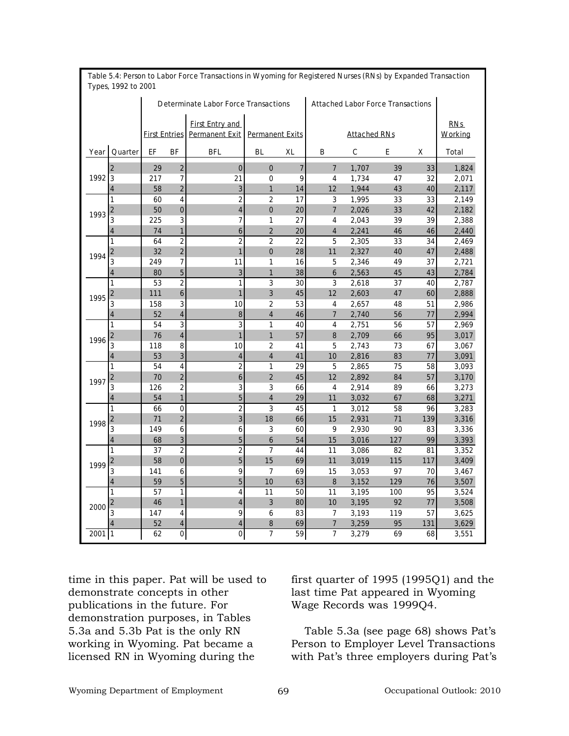Table 5.4: Person to Labor Force Transactions in Wyoming for Registered Nurses (RNs) by Expanded Transaction Types, 1992 to 2001

| | | Determinate Labor Force Transactions | | | | | Attached Labor Force Transactions | | | | |
|---|---|---|---|---|---|---|---|---|---|---|---|
| | | First Entries | | First Entry and Permanent Exit | Permanent Exits | | Attached RNs | | | | RNs Working |
| Year | Quarter | EF | BF | BFL | BL | XL | B | C | E | X | Total |
| 1992 | 2 | 29 | 2 | 0 | 0 | 7 | 7 | 1,707 | 39 | 33 | 1,824 |
| | 3 | 217 | 7 | 21 | 0 | 9 | 4 | 1,734 | 47 | 32 | 2,071 |
| | 4 | 58 | 2 | 3 | 1 | 14 | 12 | 1,944 | 43 | 40 | 2,117 |
| 1993 | 1 | 60 | 4 | 2 | 2 | 17 | 3 | 1,995 | 33 | 33 | 2,149 |
| | 2 | 50 | 0 | 4 | 0 | 20 | 7 | 2,026 | 33 | 42 | 2,182 |
| | 3 | 225 | 3 | 7 | 1 | 27 | 4 | 2,043 | 39 | 39 | 2,388 |
| | 4 | 74 | 1 | 6 | 2 | 20 | 4 | 2,241 | 46 | 46 | 2,440 |
| 1994 | 1 | 64 | 2 | 2 | 2 | 22 | 5 | 2,305 | 33 | 34 | 2,469 |
| | 2 | 32 | 2 | 1 | 0 | 28 | 11 | 2,327 | 40 | 47 | 2,488 |
| | 3 | 249 | 7 | 11 | 1 | 16 | 5 | 2,346 | 49 | 37 | 2,721 |
| | 4 | 80 | 5 | 3 | 1 | 38 | 6 | 2,563 | 45 | 43 | 2,784 |
| 1995 | 1 | 53 | 2 | 1 | 3 | 30 | 3 | 2,618 | 37 | 40 | 2,787 |
| | 2 | 111 | 6 | 1 | 3 | 45 | 12 | 2,603 | 47 | 60 | 2,888 |
| | 3 | 158 | 3 | 10 | 2 | 53 | 4 | 2,657 | 48 | 51 | 2,986 |
| | 4 | 52 | 4 | 8 | 4 | 46 | 7 | 2,740 | 56 | 77 | 2,994 |
| 1996 | 1 | 54 | 3 | 3 | 1 | 40 | 4 | 2,751 | 56 | 57 | 2,969 |
| | 2 | 76 | 4 | 1 | 1 | 57 | 8 | 2,709 | 66 | 95 | 3,017 |
| | 3 | 118 | 8 | 10 | 2 | 41 | 5 | 2,743 | 73 | 67 | 3,067 |
| | 4 | 53 | 3 | 4 | 4 | 41 | 10 | 2,816 | 83 | 77 | 3,091 |
| 1997 | 1 | 54 | 4 | 2 | 1 | 29 | 5 | 2,865 | 75 | 58 | 3,093 |
| | 2 | 70 | 2 | 6 | 2 | 45 | 12 | 2,892 | 84 | 57 | 3,170 |
| | 3 | 126 | 2 | 3 | 3 | 66 | 4 | 2,914 | 89 | 66 | 3,273 |
| | 4 | 54 | 1 | 5 | 4 | 29 | 11 | 3,032 | 67 | 68 | 3,271 |
| 1998 | 1 | 66 | 0 | 2 | 3 | 45 | 1 | 3,012 | 58 | 96 | 3,283 |
| | 2 | 71 | 2 | 3 | 18 | 66 | 15 | 2,931 | 71 | 139 | 3,316 |
| | 3 | 149 | 6 | 6 | 3 | 60 | 9 | 2,930 | 90 | 83 | 3,336 |
| | 4 | 68 | 3 | 5 | 6 | 54 | 15 | 3,016 | 127 | 99 | 3,393 |
| 1999 | 1 | 37 | 2 | 2 | 7 | 44 | 11 | 3,086 | 82 | 81 | 3,352 |
| | 2 | 58 | 0 | 5 | 15 | 69 | 11 | 3,019 | 115 | 117 | 3,409 |
| | 3 | 141 | 6 | 9 | 7 | 69 | 15 | 3,053 | 97 | 70 | 3,467 |
| | 4 | 59 | 5 | 5 | 10 | 63 | 8 | 3,152 | 129 | 76 | 3,507 |
| 2000 | 1 | 57 | 1 | 4 | 11 | 50 | 11 | 3,195 | 100 | 95 | 3,524 |
| | 2 | 46 | 1 | 4 | 3 | 80 | 10 | 3,195 | 92 | 77 | 3,508 |
| | 3 | 147 | 4 | 9 | 6 | 83 | 7 | 3,193 | 119 | 57 | 3,625 |
| | 4 | 52 | 4 | 4 | 8 | 69 | 7 | 3,259 | 95 | 131 | 3,629 |
| 2001 | 1 | 62 | 0 | 0 | 7 | 59 | 7 | 3,279 | 69 | 68 | 3,551 |

time in this paper. Pat will be used to demonstrate concepts in other publications in the future. For demonstration purposes, in Tables 5.3a and 5.3b Pat is the only RN working in Wyoming. Pat became a licensed RN in Wyoming during the first quarter of 1995 (1995Q1) and the last time Pat appeared in Wyoming Wage Records was 1999Q4.

Table 5.3a (see page 68) shows Pat's Person to Employer Level Transactions with Pat's three employers during Pat's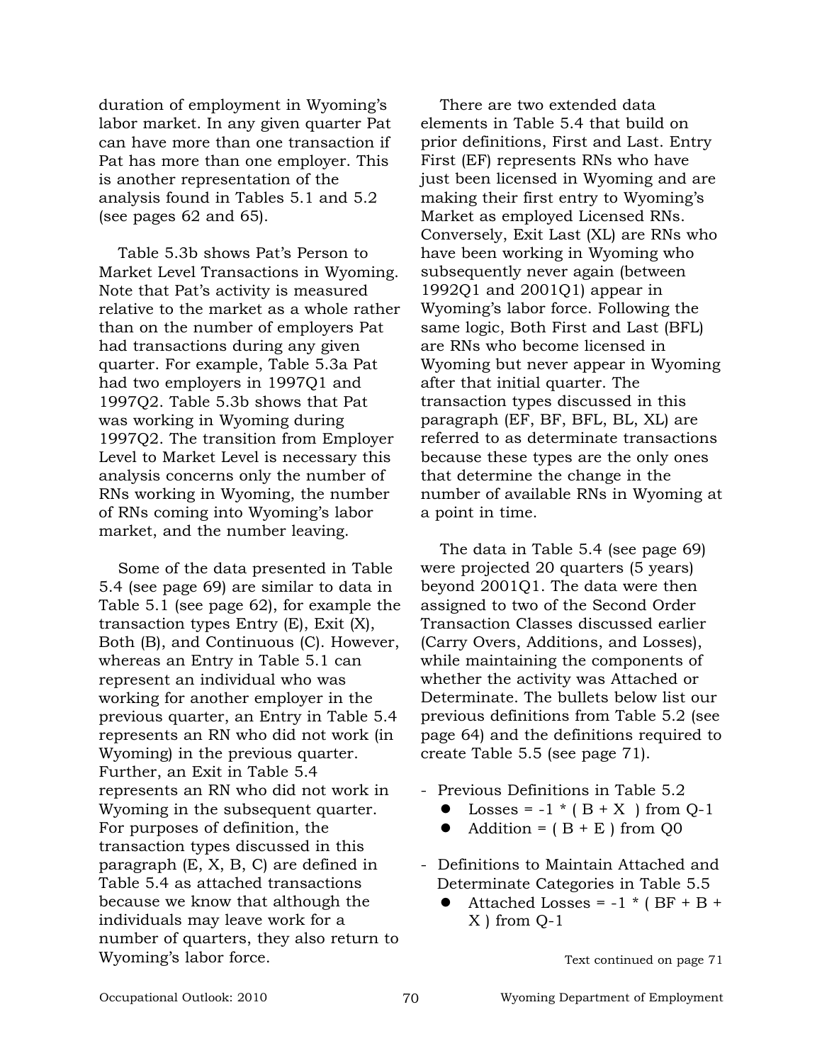duration of employment in Wyoming's labor market. In any given quarter Pat can have more than one transaction if Pat has more than one employer. This is another representation of the analysis found in Tables 5.1 and 5.2 (see pages 62 and 65).

Table 5.3b shows Pat's Person to Market Level Transactions in Wyoming. Note that Pat's activity is measured relative to the market as a whole rather than on the number of employers Pat had transactions during any given quarter. For example, Table 5.3a Pat had two employers in 1997Q1 and 1997Q2. Table 5.3b shows that Pat was working in Wyoming during 1997Q2. The transition from Employer Level to Market Level is necessary this analysis concerns only the number of RNs working in Wyoming, the number of RNs coming into Wyoming's labor market, and the number leaving.

Some of the data presented in Table 5.4 (see page 69) are similar to data in Table 5.1 (see page 62), for example the transaction types Entry (E), Exit (X), Both (B), and Continuous (C). However, whereas an Entry in Table 5.1 can represent an individual who was working for another employer in the previous quarter, an Entry in Table 5.4 represents an RN who did not work (in Wyoming) in the previous quarter. Further, an Exit in Table 5.4 represents an RN who did not work in Wyoming in the subsequent quarter. For purposes of definition, the transaction types discussed in this paragraph (E, X, B, C) are defined in Table 5.4 as attached transactions because we know that although the individuals may leave work for a number of quarters, they also return to Wyoming's labor force.

There are two extended data elements in Table 5.4 that build on prior definitions, First and Last. Entry First (EF) represents RNs who have just been licensed in Wyoming and are making their first entry to Wyoming's Market as employed Licensed RNs. Conversely, Exit Last (XL) are RNs who have been working in Wyoming who subsequently never again (between 1992Q1 and 2001Q1) appear in Wyoming's labor force. Following the same logic, Both First and Last (BFL) are RNs who become licensed in Wyoming but never appear in Wyoming after that initial quarter. The transaction types discussed in this paragraph (EF, BF, BFL, BL, XL) are referred to as determinate transactions because these types are the only ones that determine the change in the number of available RNs in Wyoming at a point in time.

The data in Table 5.4 (see page 69) were projected 20 quarters (5 years) beyond 2001Q1. The data were then assigned to two of the Second Order Transaction Classes discussed earlier (Carry Overs, Additions, and Losses), while maintaining the components of whether the activity was Attached or Determinate. The bullets below list our previous definitions from Table 5.2 (see page 64) and the definitions required to create Table 5.5 (see page 71).

- Previous Definitions in Table 5.2
  - Losses = -1 * ( B + X ) from Q-1
  - Addition = ( B + E ) from Q0

- Definitions to Maintain Attached and Determinate Categories in Table 5.5
  - Attached Losses = -1 * ( BF + B + X ) from Q-1

Text continued on page 71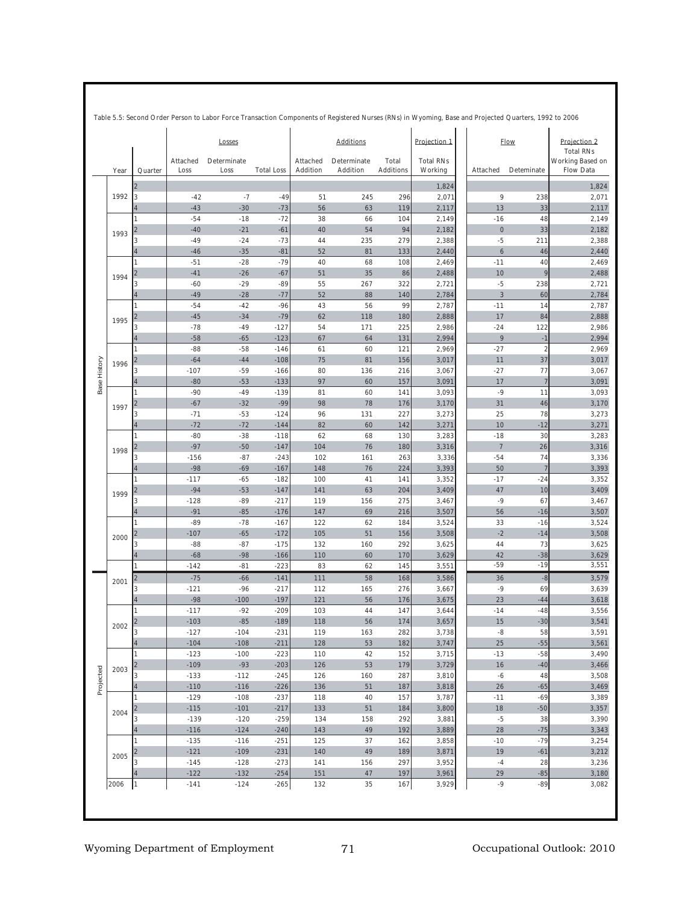Table 5.5: Second Order Person to Labor Force Transaction Components of Registered Nurses (RNs) in Wyoming, Base and Projected Quarters, 1992 to 2006

| | Year | Quarter | Losses | | | Additions | | | Projection 1 | Flow | | Projection 2 |
|---|---|---|---|---|---|---|---|---|---|---|---|---|
| | | | Attached Loss | Determinate Loss | Total Loss | Attached Addition | Determinate Addition | Total Additions | Total RNs Working | Attached | Deteminate | Total RNs Working Based on Flow Data |
| Base History | 1992 | 2 | | | | | | | 1,824 | | | 1,824 |
| | | 3 | -42 | -7 | -49 | 51 | 245 | 296 | 2,071 | 9 | 238 | 2,071 |
| | | 4 | -43 | -30 | -73 | 56 | 63 | 119 | 2,117 | 13 | 33 | 2,117 |
| | 1993 | 1 | -54 | -18 | -72 | 38 | 66 | 104 | 2,149 | -16 | 48 | 2,149 |
| | | 2 | -40 | -21 | -61 | 40 | 54 | 94 | 2,182 | 0 | 33 | 2,182 |
| | | 3 | -49 | -24 | -73 | 44 | 235 | 279 | 2,388 | -5 | 211 | 2,388 |
| | | 4 | -46 | -35 | -81 | 52 | 81 | 133 | 2,440 | 6 | 46 | 2,440 |
| | 1994 | 1 | -51 | -28 | -79 | 40 | 68 | 108 | 2,469 | -11 | 40 | 2,469 |
| | | 2 | -41 | -26 | -67 | 51 | 35 | 86 | 2,488 | 10 | 9 | 2,488 |
| | | 3 | -60 | -29 | -89 | 55 | 267 | 322 | 2,721 | -5 | 238 | 2,721 |
| | | 4 | -49 | -28 | -77 | 52 | 88 | 140 | 2,784 | 3 | 60 | 2,784 |
| | 1995 | 1 | -54 | -42 | -96 | 43 | 56 | 99 | 2,787 | -11 | 14 | 2,787 |
| | | 2 | -45 | -34 | -79 | 62 | 118 | 180 | 2,888 | 17 | 84 | 2,888 |
| | | 3 | -78 | -49 | -127 | 54 | 171 | 225 | 2,986 | -24 | 122 | 2,986 |
| | | 4 | -58 | -65 | -123 | 67 | 64 | 131 | 2,994 | 9 | -1 | 2,994 |
| | 1996 | 1 | -88 | -58 | -146 | 61 | 60 | 121 | 2,969 | -27 | 2 | 2,969 |
| | | 2 | -64 | -44 | -108 | 75 | 81 | 156 | 3,017 | 11 | 37 | 3,017 |
| | | 3 | -107 | -59 | -166 | 80 | 136 | 216 | 3,067 | -27 | 77 | 3,067 |
| | | 4 | -80 | -53 | -133 | 97 | 60 | 157 | 3,091 | 17 | 7 | 3,091 |
| | 1997 | 1 | -90 | -49 | -139 | 81 | 60 | 141 | 3,093 | -9 | 11 | 3,093 |
| | | 2 | -67 | -32 | -99 | 98 | 78 | 176 | 3,170 | 31 | 46 | 3,170 |
| | | 3 | -71 | -53 | -124 | 96 | 131 | 227 | 3,273 | 25 | 78 | 3,273 |
| | | 4 | -72 | -72 | -144 | 82 | 60 | 142 | 3,271 | 10 | -12 | 3,271 |
| | 1998 | 1 | -80 | -38 | -118 | 62 | 68 | 130 | 3,283 | -18 | 30 | 3,283 |
| | | 2 | -97 | -50 | -147 | 104 | 76 | 180 | 3,316 | 7 | 26 | 3,316 |
| | | 3 | -156 | -87 | -243 | 102 | 161 | 263 | 3,336 | -54 | 74 | 3,336 |
| | | 4 | -98 | -69 | -167 | 148 | 76 | 224 | 3,393 | 50 | 7 | 3,393 |
| | 1999 | 1 | -117 | -65 | -182 | 100 | 41 | 141 | 3,352 | -17 | -24 | 3,352 |
| | | 2 | -94 | -53 | -147 | 141 | 63 | 204 | 3,409 | 47 | 10 | 3,409 |
| | | 3 | -128 | -89 | -217 | 119 | 156 | 275 | 3,467 | -9 | 67 | 3,467 |
| | | 4 | -91 | -85 | -176 | 147 | 69 | 216 | 3,507 | 56 | -16 | 3,507 |
| | 2000 | 1 | -89 | -78 | -167 | 122 | 62 | 184 | 3,524 | 33 | -16 | 3,524 |
| | | 2 | -107 | -65 | -172 | 105 | 51 | 156 | 3,508 | -2 | -14 | 3,508 |
| | | 3 | -88 | -87 | -175 | 132 | 160 | 292 | 3,625 | 44 | 73 | 3,625 |
| | | 4 | -68 | -98 | -166 | 110 | 60 | 170 | 3,629 | 42 | -38 | 3,629 |
| | 2001 | 1 | -142 | -81 | -223 | 83 | 62 | 145 | 3,551 | -59 | -19 | 3,551 |
| Projected | | 2 | -75 | -66 | -141 | 111 | 58 | 168 | 3,586 | 36 | -8 | 3,579 |
| | | 3 | -121 | -96 | -217 | 112 | 165 | 276 | 3,667 | -9 | 69 | 3,639 |
| | | 4 | -98 | -100 | -197 | 121 | 56 | 176 | 3,675 | 23 | -44 | 3,618 |
| | 2002 | 1 | -117 | -92 | -209 | 103 | 44 | 147 | 3,644 | -14 | -48 | 3,556 |
| | | 2 | -103 | -85 | -189 | 118 | 56 | 174 | 3,657 | 15 | -30 | 3,541 |
| | | 3 | -127 | -104 | -231 | 119 | 163 | 282 | 3,738 | -8 | 58 | 3,591 |
| | | 4 | -104 | -108 | -211 | 128 | 53 | 182 | 3,747 | 25 | -55 | 3,561 |
| | 2003 | 1 | -123 | -100 | -223 | 110 | 42 | 152 | 3,715 | -13 | -58 | 3,490 |
| | | 2 | -109 | -93 | -203 | 126 | 53 | 179 | 3,729 | 16 | -40 | 3,466 |
| | | 3 | -133 | -112 | -245 | 126 | 160 | 287 | 3,810 | -6 | 48 | 3,508 |
| | | 4 | -110 | -116 | -226 | 136 | 51 | 187 | 3,818 | 26 | -65 | 3,469 |
| | 2004 | 1 | -129 | -108 | -237 | 118 | 40 | 157 | 3,787 | -11 | -69 | 3,389 |
| | | 2 | -115 | -101 | -217 | 133 | 51 | 184 | 3,800 | 18 | -50 | 3,357 |
| | | 3 | -139 | -120 | -259 | 134 | 158 | 292 | 3,881 | -5 | 38 | 3,390 |
| | | 4 | -116 | -124 | -240 | 143 | 49 | 192 | 3,889 | 28 | -75 | 3,343 |
| | 2005 | 1 | -135 | -116 | -251 | 125 | 37 | 162 | 3,858 | -10 | -79 | 3,254 |
| | | 2 | -121 | -109 | -231 | 140 | 49 | 189 | 3,871 | 19 | -61 | 3,212 |
| | | 3 | -145 | -128 | -273 | 141 | 156 | 297 | 3,952 | -4 | 28 | 3,236 |
| | | 4 | -122 | -132 | -254 | 151 | 47 | 197 | 3,961 | 29 | -85 | 3,180 |
| | 2006 | 1 | -141 | -124 | -265 | 132 | 35 | 167 | 3,929 | -9 | -89 | 3,082 |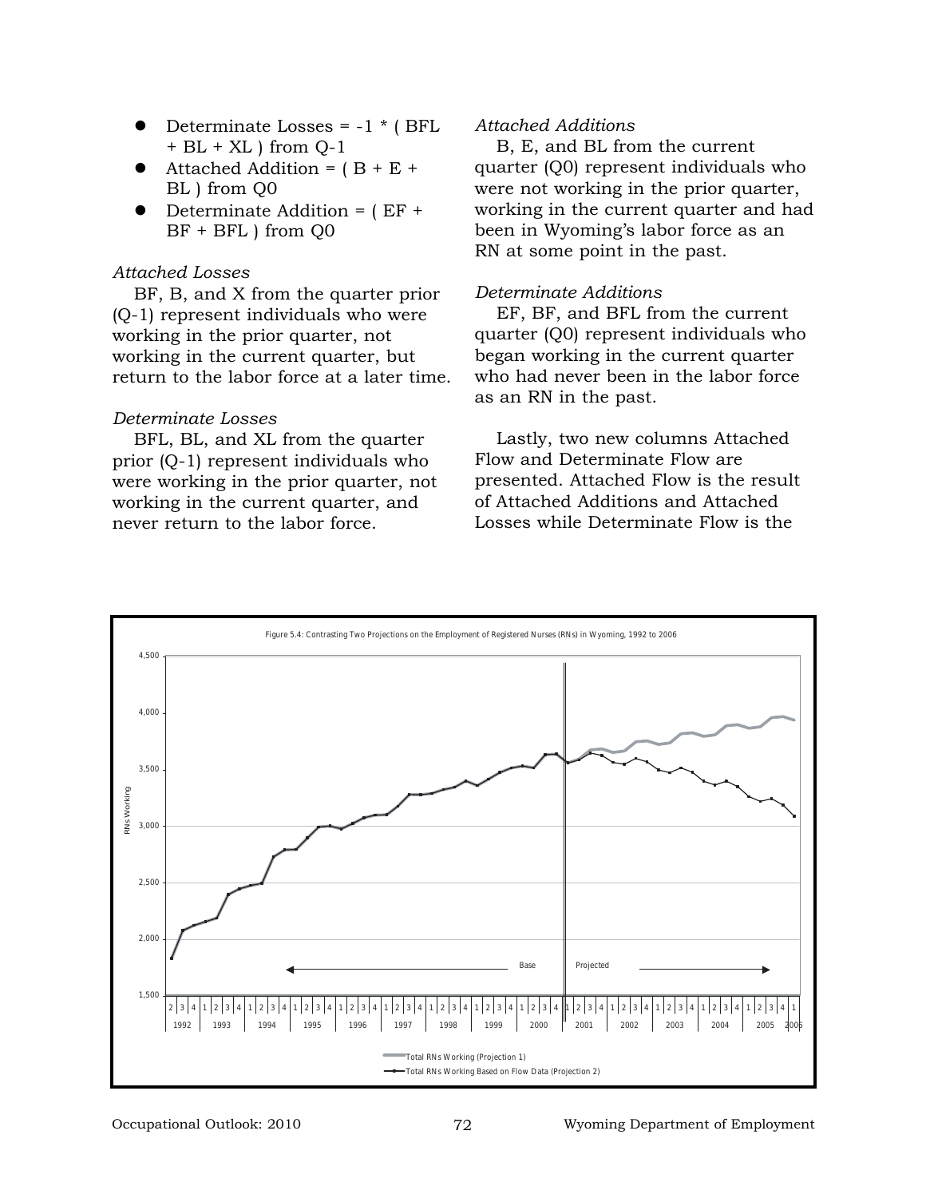- Determinate Losses = -1 * ( BFL + BL + XL ) from Q-1
- Attached Addition = ( B + E + BL ) from Q0
- Determinate Addition = ( EF + BF + BFL ) from Q0

*Attached Losses*

BF, B, and X from the quarter prior (Q-1) represent individuals who were working in the prior quarter, not working in the current quarter, but return to the labor force at a later time.

*Determinate Losses*

BFL, BL, and XL from the quarter prior (Q-1) represent individuals who were working in the prior quarter, not working in the current quarter, and never return to the labor force.

*Attached Additions*

B, E, and BL from the current quarter (Q0) represent individuals who were not working in the prior quarter, working in the current quarter and had been in Wyoming's labor force as an RN at some point in the past.

*Determinate Additions*

EF, BF, and BFL from the current quarter (Q0) represent individuals who began working in the current quarter who had never been in the labor force as an RN in the past.

Lastly, two new columns Attached Flow and Determinate Flow are presented. Attached Flow is the result of Attached Additions and Attached Losses while Determinate Flow is the

Figure 5.4: Contrasting Two Projections on the Employment of Registered Nurses (RNs) in Wyoming, 1992 to 2006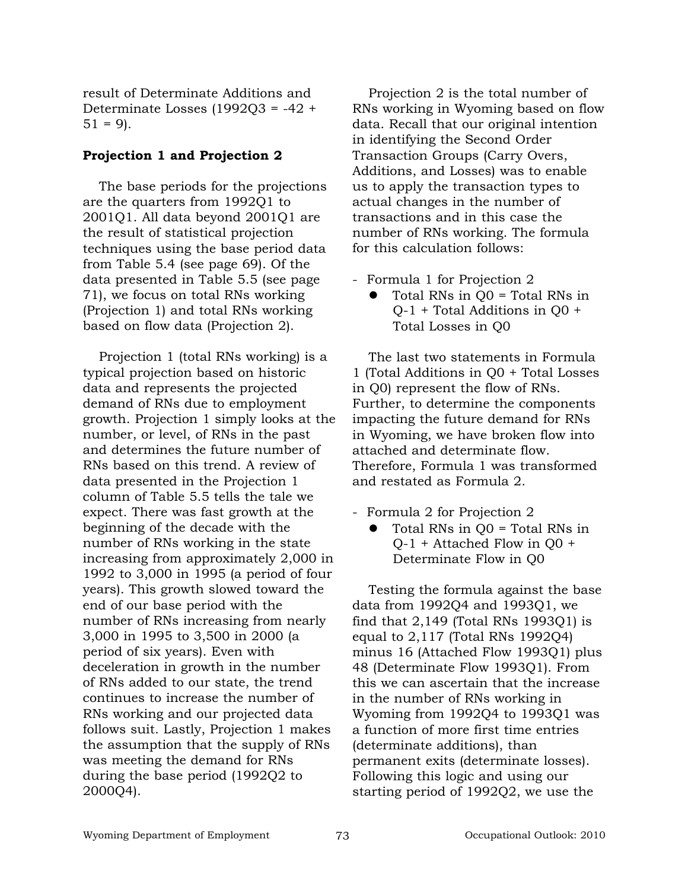result of Determinate Additions and Determinate Losses (1992Q3 = -42 + 51 = 9).

**Projection 1 and Projection 2**

The base periods for the projections are the quarters from 1992Q1 to 2001Q1. All data beyond 2001Q1 are the result of statistical projection techniques using the base period data from Table 5.4 (see page 69). Of the data presented in Table 5.5 (see page 71), we focus on total RNs working (Projection 1) and total RNs working based on flow data (Projection 2).

Projection 1 (total RNs working) is a typical projection based on historic data and represents the projected demand of RNs due to employment growth. Projection 1 simply looks at the number, or level, of RNs in the past and determines the future number of RNs based on this trend. A review of data presented in the Projection 1 column of Table 5.5 tells the tale we expect. There was fast growth at the beginning of the decade with the number of RNs working in the state increasing from approximately 2,000 in 1992 to 3,000 in 1995 (a period of four years). This growth slowed toward the end of our base period with the number of RNs increasing from nearly 3,000 in 1995 to 3,500 in 2000 (a period of six years). Even with deceleration in growth in the number of RNs added to our state, the trend continues to increase the number of RNs working and our projected data follows suit. Lastly, Projection 1 makes the assumption that the supply of RNs was meeting the demand for RNs during the base period (1992Q2 to 2000Q4).

Projection 2 is the total number of RNs working in Wyoming based on flow data. Recall that our original intention in identifying the Second Order Transaction Groups (Carry Overs, Additions, and Losses) was to enable us to apply the transaction types to actual changes in the number of transactions and in this case the number of RNs working. The formula for this calculation follows:

- Formula 1 for Projection 2
  - Total RNs in Q0 = Total RNs in Q-1 + Total Additions in Q0 + Total Losses in Q0

The last two statements in Formula 1 (Total Additions in Q0 + Total Losses in Q0) represent the flow of RNs. Further, to determine the components impacting the future demand for RNs in Wyoming, we have broken flow into attached and determinate flow. Therefore, Formula 1 was transformed and restated as Formula 2.

- Formula 2 for Projection 2
  - Total RNs in Q0 = Total RNs in Q-1 + Attached Flow in Q0 + Determinate Flow in Q0

Testing the formula against the base data from 1992Q4 and 1993Q1, we find that 2,149 (Total RNs 1993Q1) is equal to 2,117 (Total RNs 1992Q4) minus 16 (Attached Flow 1993Q1) plus 48 (Determinate Flow 1993Q1). From this we can ascertain that the increase in the number of RNs working in Wyoming from 1992Q4 to 1993Q1 was a function of more first time entries (determinate additions), than permanent exits (determinate losses). Following this logic and using our starting period of 1992Q2, we use the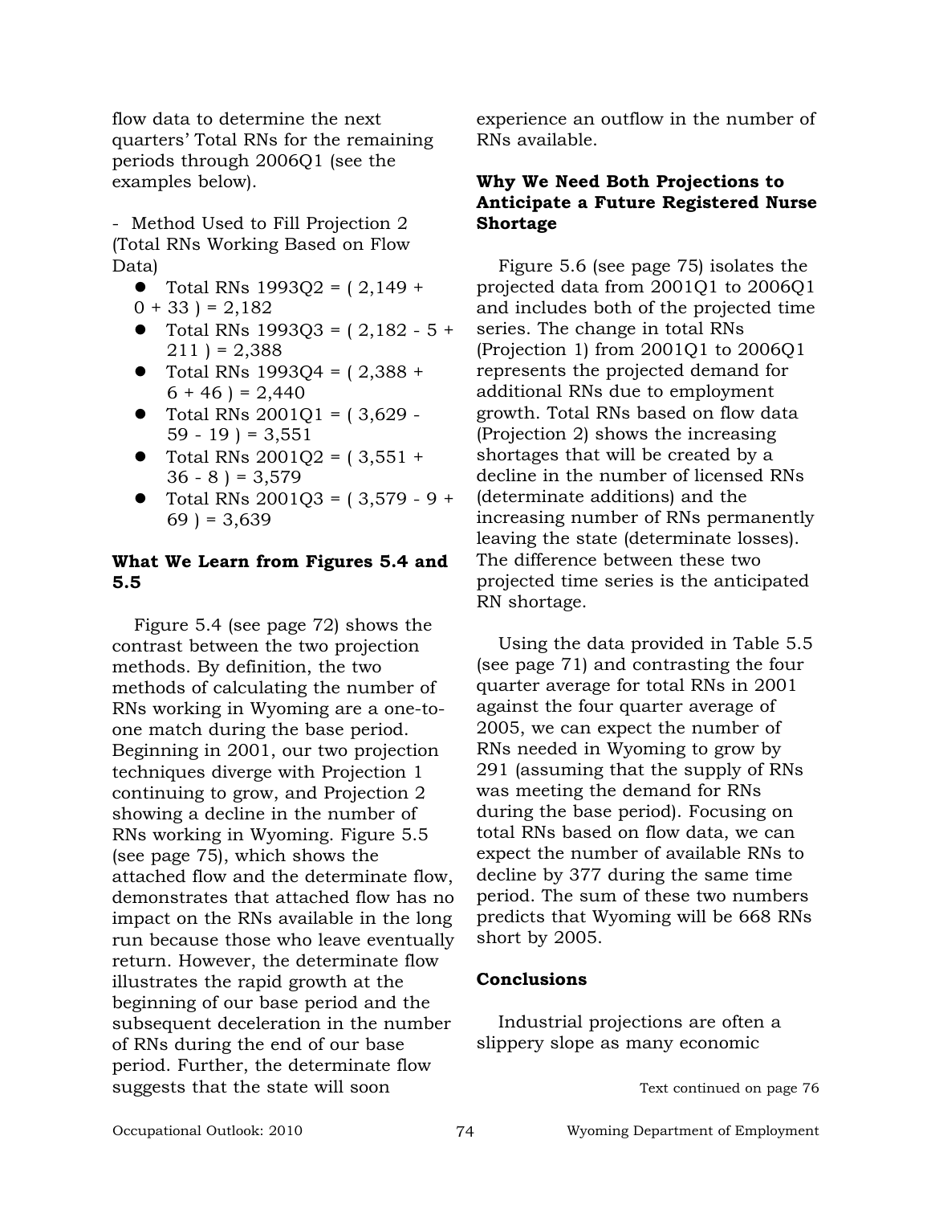flow data to determine the next quarters' Total RNs for the remaining periods through 2006Q1 (see the examples below).

- Method Used to Fill Projection 2 (Total RNs Working Based on Flow Data)

- Total RNs 1993Q2 = ( 2,149 + 0 + 33 ) = 2,182
- Total RNs 1993Q3 = ( 2,182 - 5 + 211 ) = 2,388
- Total RNs 1993Q4 = ( 2,388 + 6 + 46 ) = 2,440
- Total RNs 2001Q1 = ( 3,629 - 59 - 19 ) = 3,551
- Total RNs 2001Q2 = ( 3,551 + 36 - 8 ) = 3,579
- Total RNs 2001Q3 = ( 3,579 - 9 + 69 ) = 3,639

## What We Learn from Figures 5.4 and 5.5

Figure 5.4 (see page 72) shows the contrast between the two projection methods. By definition, the two methods of calculating the number of RNs working in Wyoming are a one-to-one match during the base period. Beginning in 2001, our two projection techniques diverge with Projection 1 continuing to grow, and Projection 2 showing a decline in the number of RNs working in Wyoming. Figure 5.5 (see page 75), which shows the attached flow and the determinate flow, demonstrates that attached flow has no impact on the RNs available in the long run because those who leave eventually return. However, the determinate flow illustrates the rapid growth at the beginning of our base period and the subsequent deceleration in the number of RNs during the end of our base period. Further, the determinate flow suggests that the state will soon experience an outflow in the number of RNs available.

## Why We Need Both Projections to Anticipate a Future Registered Nurse Shortage

Figure 5.6 (see page 75) isolates the projected data from 2001Q1 to 2006Q1 and includes both of the projected time series. The change in total RNs (Projection 1) from 2001Q1 to 2006Q1 represents the projected demand for additional RNs due to employment growth. Total RNs based on flow data (Projection 2) shows the increasing shortages that will be created by a decline in the number of licensed RNs (determinate additions) and the increasing number of RNs permanently leaving the state (determinate losses). The difference between these two projected time series is the anticipated RN shortage.

Using the data provided in Table 5.5 (see page 71) and contrasting the four quarter average for total RNs in 2001 against the four quarter average of 2005, we can expect the number of RNs needed in Wyoming to grow by 291 (assuming that the supply of RNs was meeting the demand for RNs during the base period). Focusing on total RNs based on flow data, we can expect the number of available RNs to decline by 377 during the same time period. The sum of these two numbers predicts that Wyoming will be 668 RNs short by 2005.

## Conclusions

Industrial projections are often a slippery slope as many economic

Text continued on page 76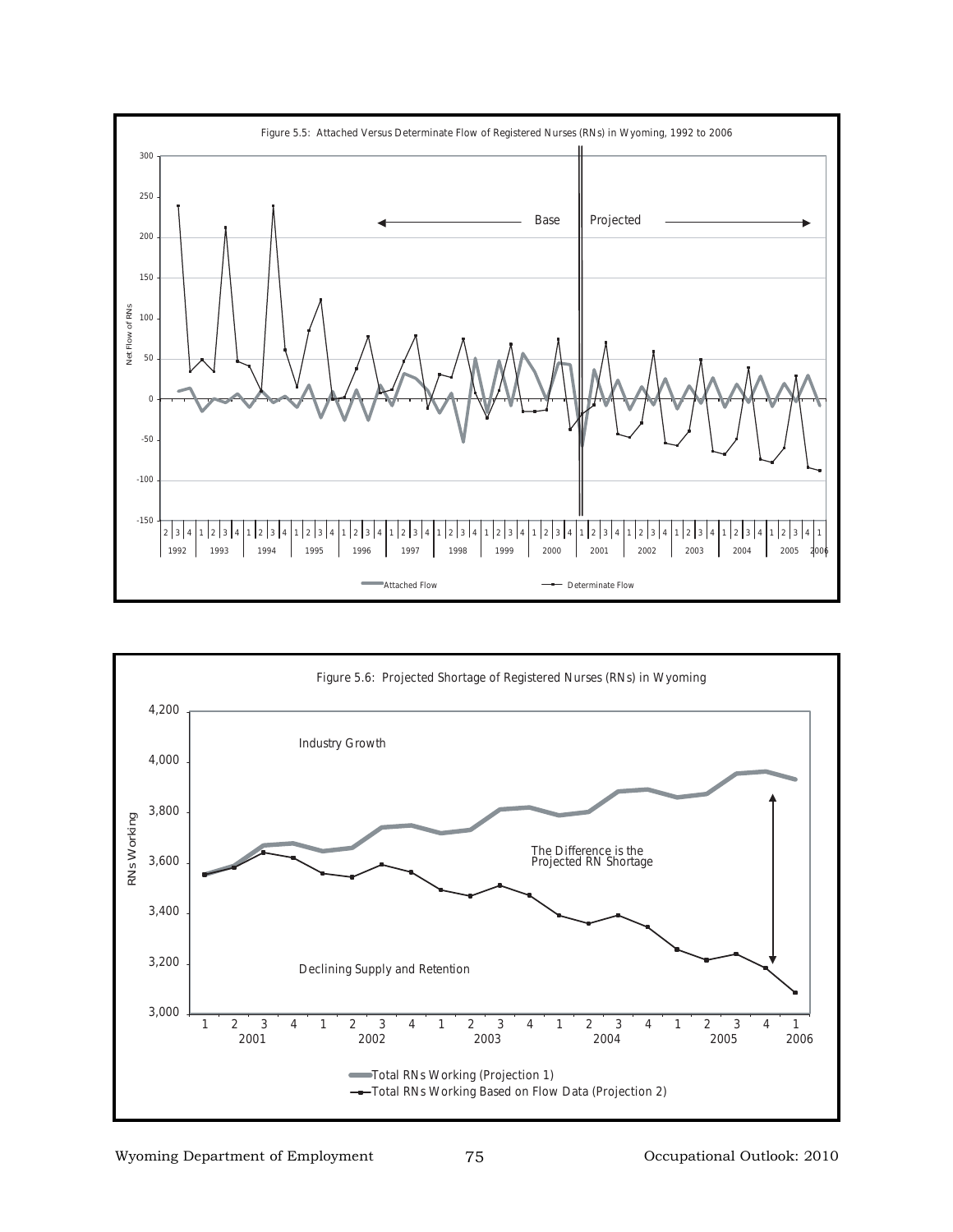Figure 5.5: Attached Versus Determinate Flow of Registered Nurses (RNs) in Wyoming, 1992 to 2006

Figure 5.6: Projected Shortage of Registered Nurses (RNs) in Wyoming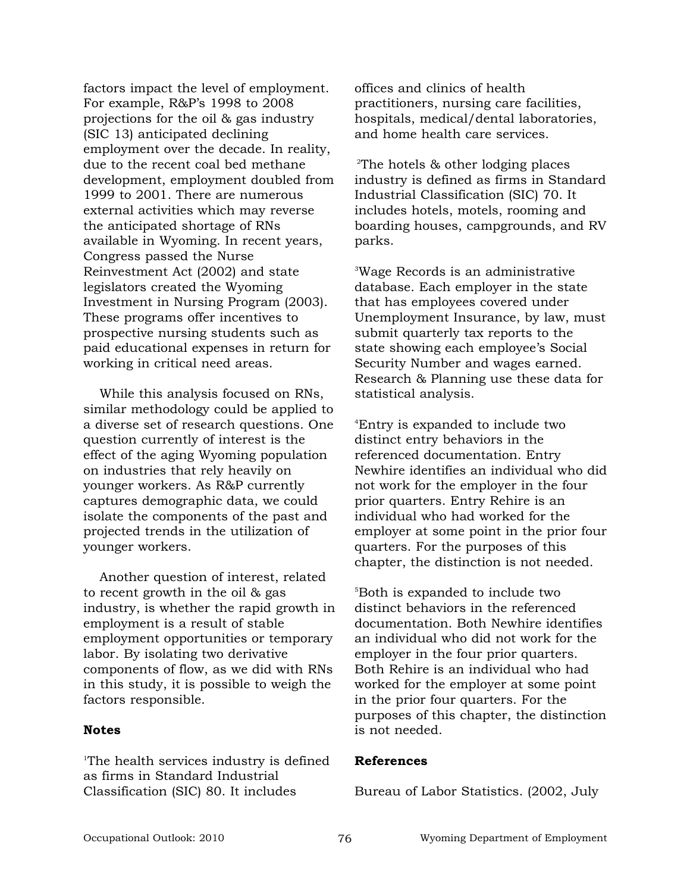factors impact the level of employment. For example, R&P's 1998 to 2008 projections for the oil & gas industry (SIC 13) anticipated declining employment over the decade. In reality, due to the recent coal bed methane development, employment doubled from 1999 to 2001. There are numerous external activities which may reverse the anticipated shortage of RNs available in Wyoming. In recent years, Congress passed the Nurse Reinvestment Act (2002) and state legislators created the Wyoming Investment in Nursing Program (2003). These programs offer incentives to prospective nursing students such as paid educational expenses in return for working in critical need areas.

While this analysis focused on RNs, similar methodology could be applied to a diverse set of research questions. One question currently of interest is the effect of the aging Wyoming population on industries that rely heavily on younger workers. As R&P currently captures demographic data, we could isolate the components of the past and projected trends in the utilization of younger workers.

Another question of interest, related to recent growth in the oil & gas industry, is whether the rapid growth in employment is a result of stable employment opportunities or temporary labor. By isolating two derivative components of flow, as we did with RNs in this study, it is possible to weigh the factors responsible.

**Notes**

[1]The health services industry is defined as firms in Standard Industrial Classification (SIC) 80. It includes offices and clinics of health practitioners, nursing care facilities, hospitals, medical/dental laboratories, and home health care services.

[2]The hotels & other lodging places industry is defined as firms in Standard Industrial Classification (SIC) 70. It includes hotels, motels, rooming and boarding houses, campgrounds, and RV parks.

[3]Wage Records is an administrative database. Each employer in the state that has employees covered under Unemployment Insurance, by law, must submit quarterly tax reports to the state showing each employee's Social Security Number and wages earned. Research & Planning use these data for statistical analysis.

[4]Entry is expanded to include two distinct entry behaviors in the referenced documentation. Entry Newhire identifies an individual who did not work for the employer in the four prior quarters. Entry Rehire is an individual who had worked for the employer at some point in the prior four quarters. For the purposes of this chapter, the distinction is not needed.

[5]Both is expanded to include two distinct behaviors in the referenced documentation. Both Newhire identifies an individual who did not work for the employer in the four prior quarters. Both Rehire is an individual who had worked for the employer at some point in the prior four quarters. For the purposes of this chapter, the distinction is not needed.

**References**

Bureau of Labor Statistics. (2002, July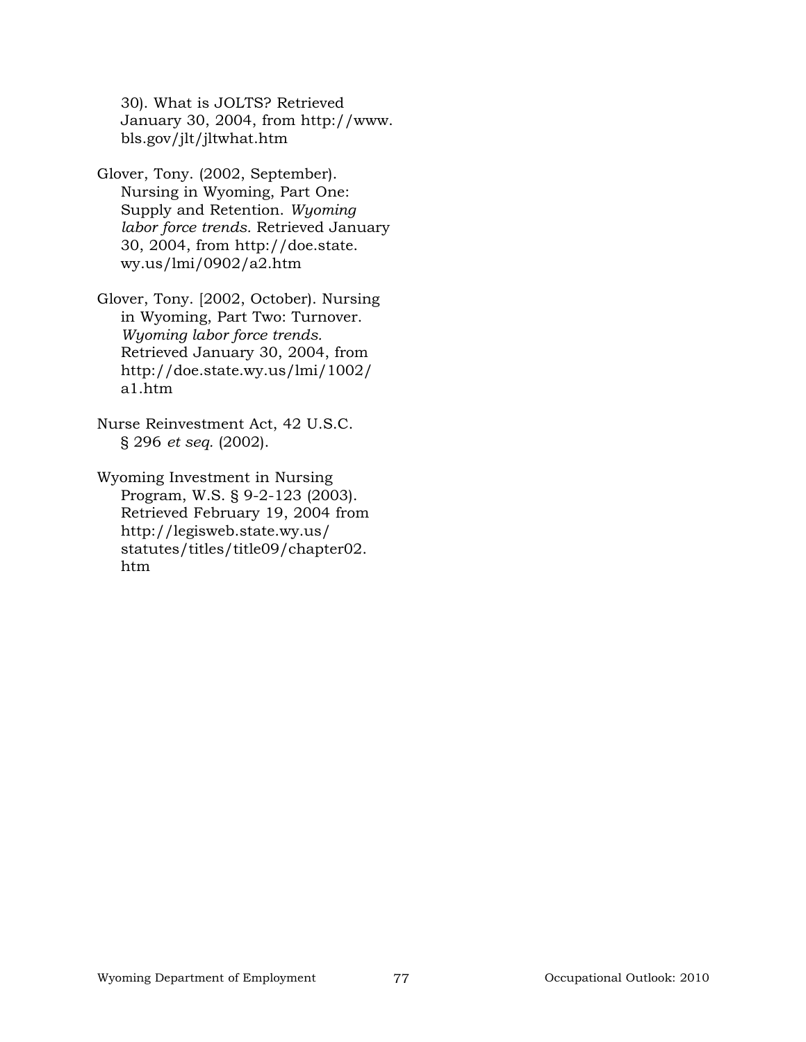30). What is JOLTS? Retrieved January 30, 2004, from http://www.bls.gov/jlt/jltwhat.htm

Glover, Tony. (2002, September). Nursing in Wyoming, Part One: Supply and Retention. *Wyoming labor force trends*. Retrieved January 30, 2004, from http://doe.state.wy.us/lmi/0902/a2.htm

Glover, Tony. [2002, October). Nursing in Wyoming, Part Two: Turnover. *Wyoming labor force trends.* Retrieved January 30, 2004, from http://doe.state.wy.us/lmi/1002/a1.htm

Nurse Reinvestment Act, 42 U.S.C. § 296 *et seq.* (2002).

Wyoming Investment in Nursing Program, W.S. § 9-2-123 (2003). Retrieved February 19, 2004 from http://legisweb.state.wy.us/statutes/titles/title09/chapter02.htm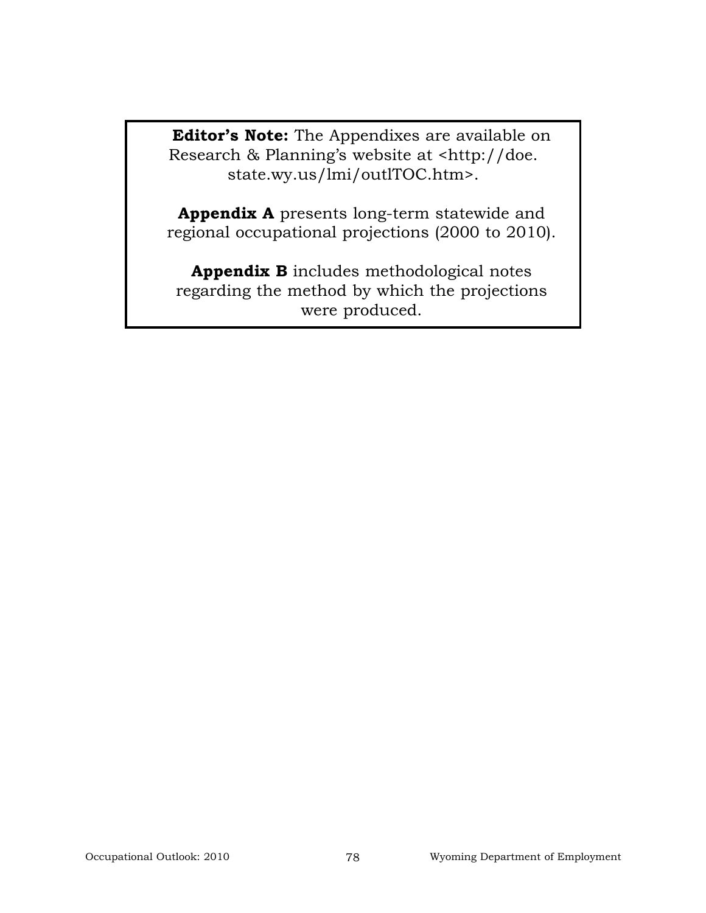**Editor's Note:** The Appendixes are available on Research & Planning's website at <http://doe.state.wy.us/lmi/outlTOC.htm>.

**Appendix A** presents long-term statewide and regional occupational projections (2000 to 2010).

**Appendix B** includes methodological notes regarding the method by which the projections were produced.